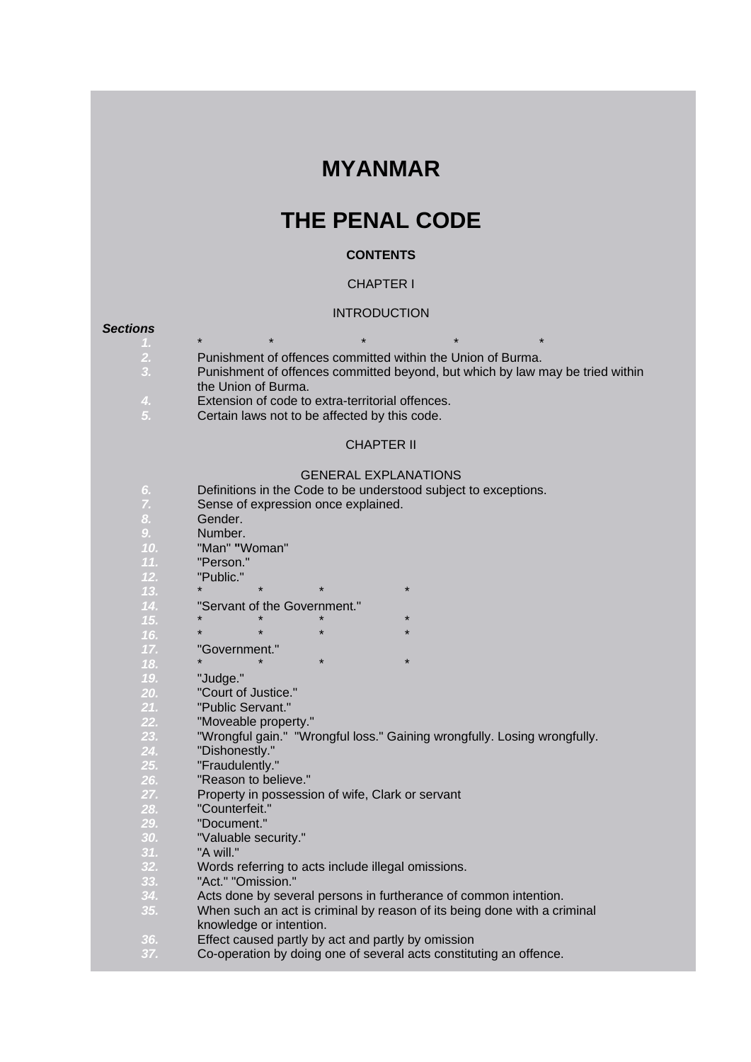# MYANMAR

# THE PENAL CODE

**CONTENTS**

CHAPTER I

INTRODUCTION

***Sections***

- **1.** * * * * *
- **2.** Punishment of offences committed within the Union of Burma.
- **3.** Punishment of offences committed beyond, but which by law may be tried within the Union of Burma.
- **4.** Extension of code to extra-territorial offences.
- **5.** Certain laws not to be affected by this code.

CHAPTER II

GENERAL EXPLANATIONS

- **6.** Definitions in the Code to be understood subject to exceptions.
- **7.** Sense of expression once explained.
- **8.** Gender.
- **9.** Number.
- **10.** "Man" "Woman"
- **11.** "Person."
- **12.** "Public."
- **13.** * * * *
- **14.** "Servant of the Government."
- **15.** * * * *
- **16.** * * * *
- **17.** "Government."
- **18.** * * * *
- **19.** "Judge."
- **20.** "Court of Justice."
- **21.** "Public Servant."
- **22.** "Moveable property."
- **23.** "Wrongful gain." "Wrongful loss." Gaining wrongfully. Losing wrongfully.
- **24.** "Dishonestly."
- **25.** "Fraudulently."
- **26.** "Reason to believe."
- **27.** Property in possession of wife, Clark or servant
- **28.** "Counterfeit."
- **29.** "Document."
- **30.** "Valuable security."
- **31.** "A will."
- **32.** Words referring to acts include illegal omissions.
- **33.** "Act." "Omission."
- **34.** Acts done by several persons in furtherance of common intention.
- **35.** When such an act is criminal by reason of its being done with a criminal knowledge or intention.
- **36.** Effect caused partly by act and partly by omission
- **37.** Co-operation by doing one of several acts constituting an offence.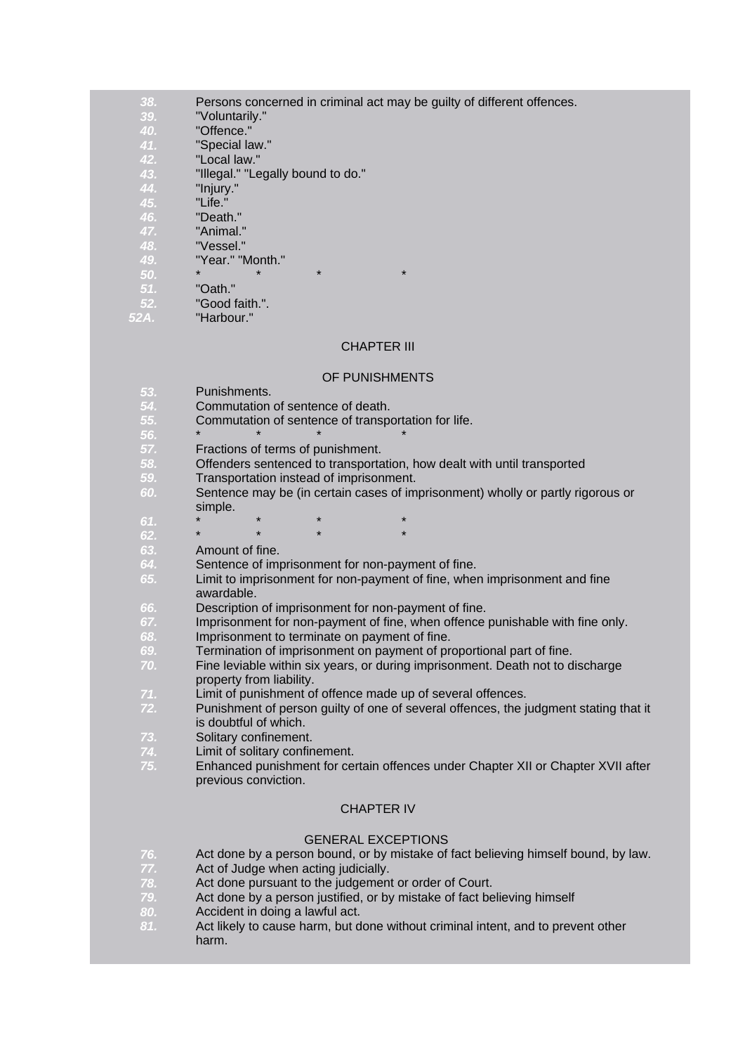38. Persons concerned in criminal act may be guilty of different offences.
39. "Voluntarily."
40. "Offence."
41. "Special law."
42. "Local law."
43. "Illegal." "Legally bound to do."
44. "Injury."
45. "Life."
46. "Death."
47. "Animal."
48. "Vessel."
49. "Year." "Month."
50. * * * *
51. "Oath."
52. "Good faith.".
52A. "Harbour."

## CHAPTER III

## OF PUNISHMENTS

53. Punishments.
54. Commutation of sentence of death.
55. Commutation of sentence of transportation for life.
56. * * * *
57. Fractions of terms of punishment.
58. Offenders sentenced to transportation, how dealt with until transported
59. Transportation instead of imprisonment.
60. Sentence may be (in certain cases of imprisonment) wholly or partly rigorous or simple.
61. * * * *
62. * * * *
63. Amount of fine.
64. Sentence of imprisonment for non-payment of fine.
65. Limit to imprisonment for non-payment of fine, when imprisonment and fine awardable.
66. Description of imprisonment for non-payment of fine.
67. Imprisonment for non-payment of fine, when offence punishable with fine only.
68. Imprisonment to terminate on payment of fine.
69. Termination of imprisonment on payment of proportional part of fine.
70. Fine leviable within six years, or during imprisonment. Death not to discharge property from liability.
71. Limit of punishment of offence made up of several offences.
72. Punishment of person guilty of one of several offences, the judgment stating that it is doubtful of which.
73. Solitary confinement.
74. Limit of solitary confinement.
75. Enhanced punishment for certain offences under Chapter XII or Chapter XVII after previous conviction.

## CHAPTER IV

## GENERAL EXCEPTIONS

76. Act done by a person bound, or by mistake of fact believing himself bound, by law.
77. Act of Judge when acting judicially.
78. Act done pursuant to the judgement or order of Court.
79. Act done by a person justified, or by mistake of fact believing himself
80. Accident in doing a lawful act.
81. Act likely to cause harm, but done without criminal intent, and to prevent other harm.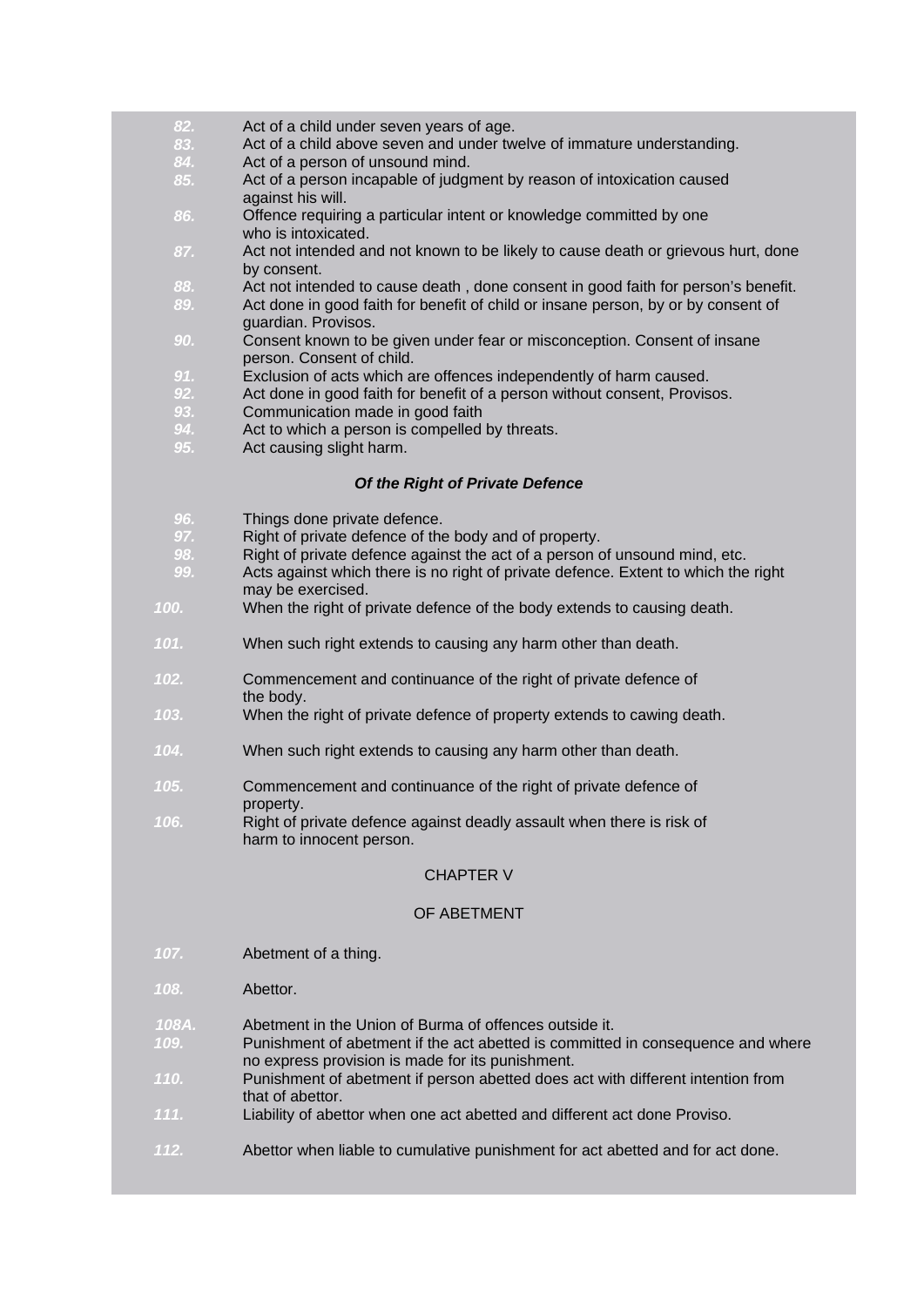82. Act of a child under seven years of age.
83. Act of a child above seven and under twelve of immature understanding.
84. Act of a person of unsound mind.
85. Act of a person incapable of judgment by reason of intoxication caused against his will.
86. Offence requiring a particular intent or knowledge committed by one who is intoxicated.
87. Act not intended and not known to be likely to cause death or grievous hurt, done by consent.
88. Act not intended to cause death , done consent in good faith for person's benefit.
89. Act done in good faith for benefit of child or insane person, by or by consent of guardian. Provisos.
90. Consent known to be given under fear or misconception. Consent of insane person. Consent of child.
91. Exclusion of acts which are offences independently of harm caused.
92. Act done in good faith for benefit of a person without consent, Provisos.
93. Communication made in good faith
94. Act to which a person is compelled by threats.
95. Act causing slight harm.

***Of the Right of Private Defence***

96. Things done private defence.
97. Right of private defence of the body and of property.
98. Right of private defence against the act of a person of unsound mind, etc.
99. Acts against which there is no right of private defence. Extent to which the right may be exercised.
100. When the right of private defence of the body extends to causing death.
101. When such right extends to causing any harm other than death.
102. Commencement and continuance of the right of private defence of the body.
103. When the right of private defence of property extends to cawing death.
104. When such right extends to causing any harm other than death.
105. Commencement and continuance of the right of private defence of property.
106. Right of private defence against deadly assault when there is risk of harm to innocent person.

## CHAPTER V

## OF ABETMENT

107. Abetment of a thing.

108. Abettor.

108A. Abetment in the Union of Burma of offences outside it.

109. Punishment of abetment if the act abetted is committed in consequence and where no express provision is made for its punishment.

110. Punishment of abetment if person abetted does act with different intention from that of abettor.

111. Liability of abettor when one act abetted and different act done Proviso.

112. Abettor when liable to cumulative punishment for act abetted and for act done.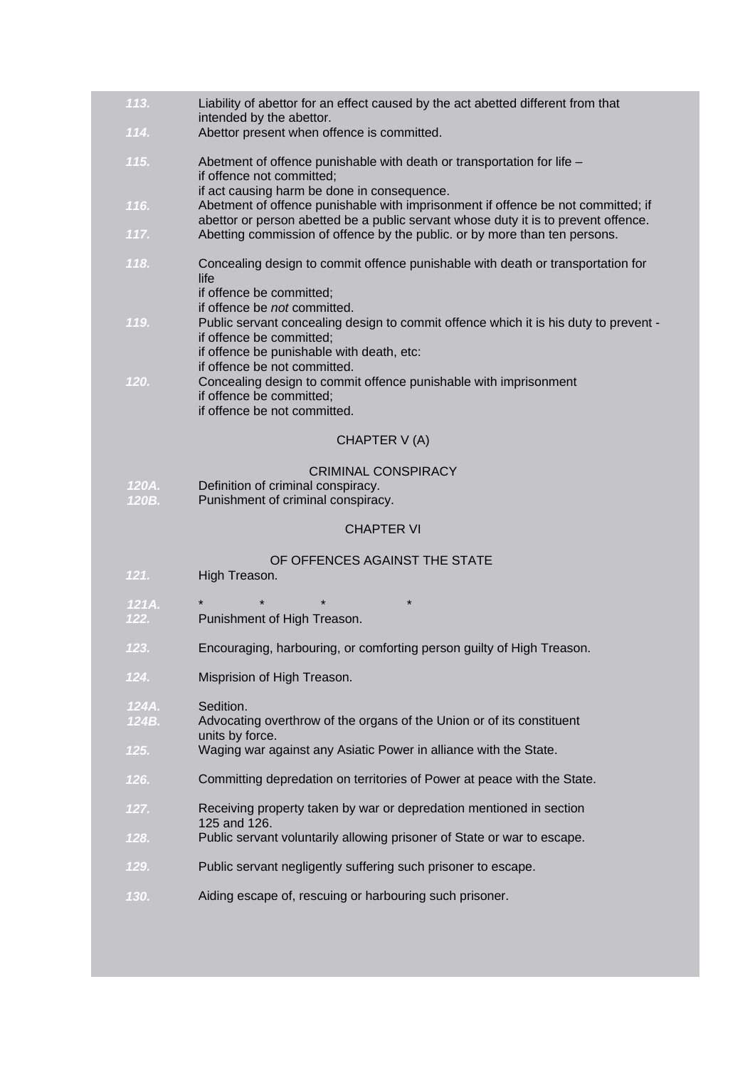| | |
|---|---|
| *113.* | Liability of abettor for an effect caused by the act abetted different from that intended by the abettor. |
| *114.* | Abettor present when offence is committed. |
| *115.* | Abetment of offence punishable with death or transportation for life – if offence not committed; if act causing harm be done in consequence. |
| *116.* | Abetment of offence punishable with imprisonment if offence be not committed; if abettor or person abetted be a public servant whose duty it is to prevent offence. |
| *117.* | Abetting commission of offence by the public. or by more than ten persons. |
| *118.* | Concealing design to commit offence punishable with death or transportation for life if offence be committed; if offence be *not* committed. |
| *119.* | Public servant concealing design to commit offence which it is his duty to prevent - if offence be committed; if offence be punishable with death, etc: if offence be not committed. |
| *120.* | Concealing design to commit offence punishable with imprisonment if offence be committed; if offence be not committed. |

## CHAPTER V (A)

### CRIMINAL CONSPIRACY

| | |
|---|---|
| *120A.* | Definition of criminal conspiracy. |
| *120B.* | Punishment of criminal conspiracy. |

## CHAPTER VI

### OF OFFENCES AGAINST THE STATE

| | |
|---|---|
| *121.* | High Treason. |
| *121A.* | * * * * |
| *122.* | Punishment of High Treason. |
| *123.* | Encouraging, harbouring, or comforting person guilty of High Treason. |
| *124.* | Misprision of High Treason. |
| *124A.* | Sedition. |
| *124B.* | Advocating overthrow of the organs of the Union or of its constituent units by force. |
| *125.* | Waging war against any Asiatic Power in alliance with the State. |
| *126.* | Committing depredation on territories of Power at peace with the State. |
| *127.* | Receiving property taken by war or depredation mentioned in section 125 and 126. |
| *128.* | Public servant voluntarily allowing prisoner of State or war to escape. |
| *129.* | Public servant negligently suffering such prisoner to escape. |
| *130.* | Aiding escape of, rescuing or harbouring such prisoner. |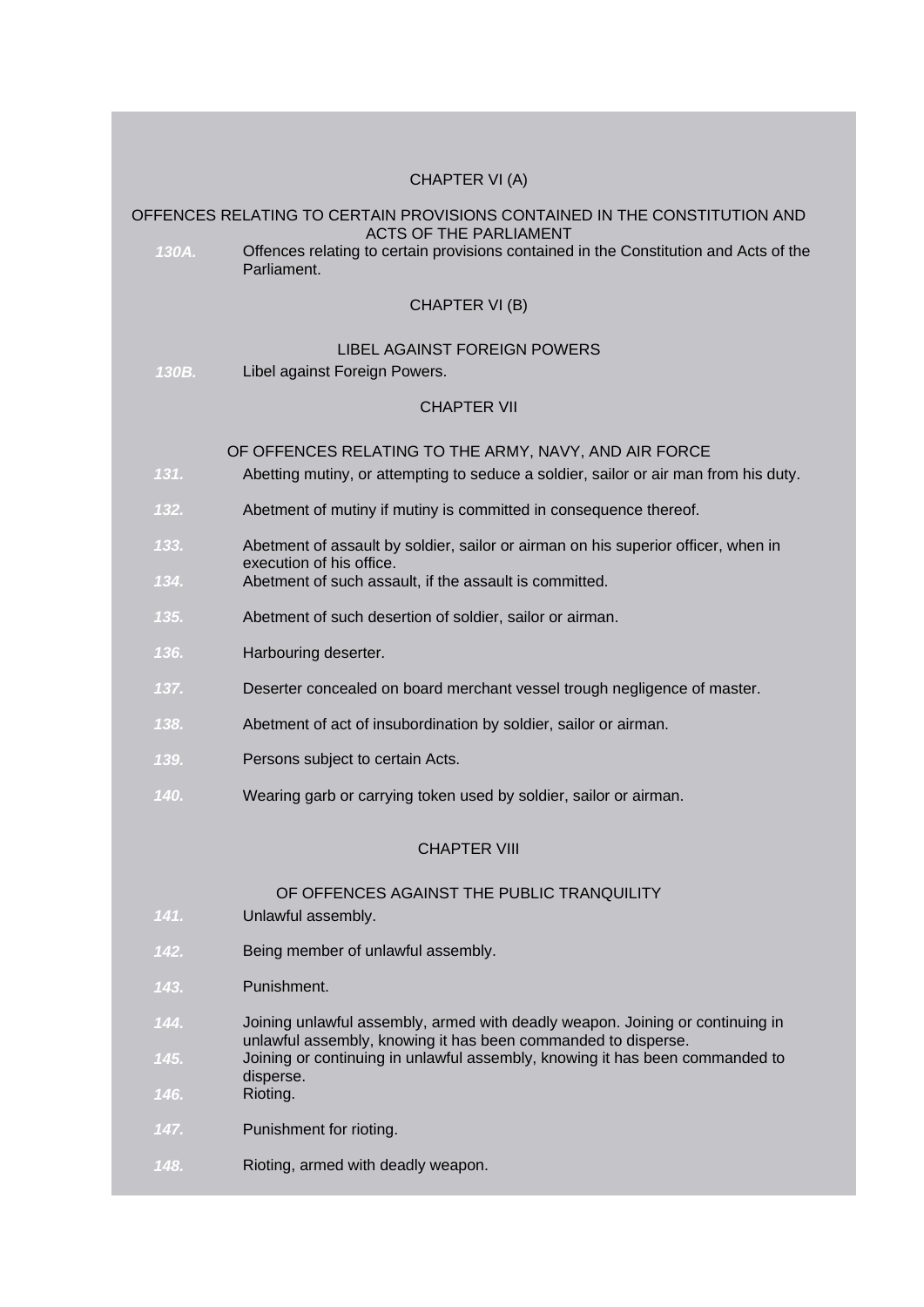## CHAPTER VI (A)

### OFFENCES RELATING TO CERTAIN PROVISIONS CONTAINED IN THE CONSTITUTION AND ACTS OF THE PARLIAMENT

| | |
|---|---|
| ***130A.*** | Offences relating to certain provisions contained in the Constitution and Acts of the Parliament. |

## CHAPTER VI (B)

### LIBEL AGAINST FOREIGN POWERS

| | |
|---|---|
| ***130B.*** | Libel against Foreign Powers. |

## CHAPTER VII

### OF OFFENCES RELATING TO THE ARMY, NAVY, AND AIR FORCE

| | |
|---|---|
| ***131.*** | Abetting mutiny, or attempting to seduce a soldier, sailor or air man from his duty. |
| ***132.*** | Abetment of mutiny if mutiny is committed in consequence thereof. |
| ***133.*** | Abetment of assault by soldier, sailor or airman on his superior officer, when in execution of his office. |
| ***134.*** | Abetment of such assault, if the assault is committed. |
| ***135.*** | Abetment of such desertion of soldier, sailor or airman. |
| ***136.*** | Harbouring deserter. |
| ***137.*** | Deserter concealed on board merchant vessel trough negligence of master. |
| ***138.*** | Abetment of act of insubordination by soldier, sailor or airman. |
| ***139.*** | Persons subject to certain Acts. |
| ***140.*** | Wearing garb or carrying token used by soldier, sailor or airman. |

## CHAPTER VIII

### OF OFFENCES AGAINST THE PUBLIC TRANQUILITY

| | |
|---|---|
| ***141.*** | Unlawful assembly. |
| ***142.*** | Being member of unlawful assembly. |
| ***143.*** | Punishment. |
| ***144.*** | Joining unlawful assembly, armed with deadly weapon. Joining or continuing in unlawful assembly, knowing it has been commanded to disperse. |
| ***145.*** | Joining or continuing in unlawful assembly, knowing it has been commanded to disperse. |
| ***146.*** | Rioting. |
| ***147.*** | Punishment for rioting. |
| ***148.*** | Rioting, armed with deadly weapon. |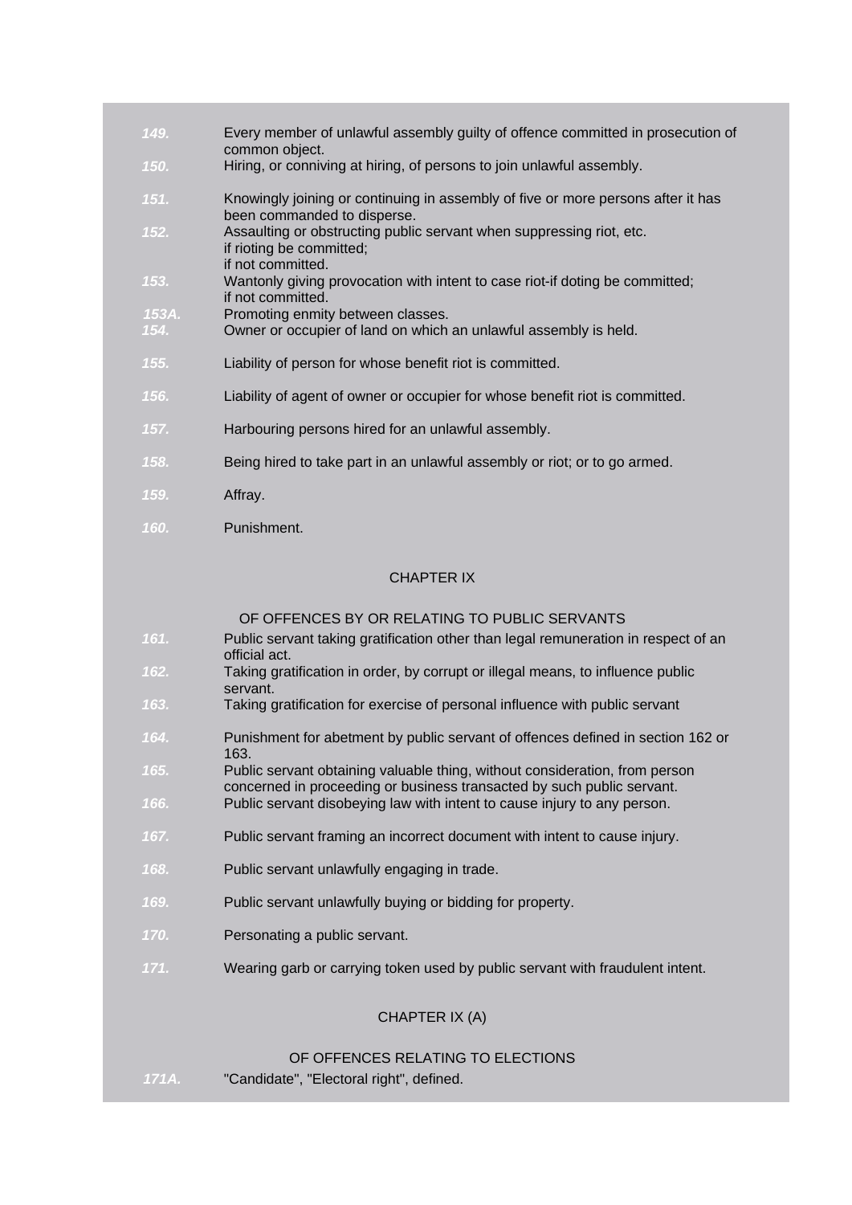| | |
|---|---|
| 149. | Every member of unlawful assembly guilty of offence committed in prosecution of common object. |
| 150. | Hiring, or conniving at hiring, of persons to join unlawful assembly. |
| 151. | Knowingly joining or continuing in assembly of five or more persons after it has been commanded to disperse. |
| 152. | Assaulting or obstructing public servant when suppressing riot, etc. if rioting be committed; if not committed. |
| 153. | Wantonly giving provocation with intent to case riot-if doting be committed; if not committed. |
| 153A. | Promoting enmity between classes. |
| 154. | Owner or occupier of land on which an unlawful assembly is held. |
| 155. | Liability of person for whose benefit riot is committed. |
| 156. | Liability of agent of owner or occupier for whose benefit riot is committed. |
| 157. | Harbouring persons hired for an unlawful assembly. |
| 158. | Being hired to take part in an unlawful assembly or riot; or to go armed. |
| 159. | Affray. |
| 160. | Punishment. |

## CHAPTER IX

### OF OFFENCES BY OR RELATING TO PUBLIC SERVANTS

| | |
|---|---|
| 161. | Public servant taking gratification other than legal remuneration in respect of an official act. |
| 162. | Taking gratification in order, by corrupt or illegal means, to influence public servant. |
| 163. | Taking gratification for exercise of personal influence with public servant |
| 164. | Punishment for abetment by public servant of offences defined in section 162 or 163. |
| 165. | Public servant obtaining valuable thing, without consideration, from person concerned in proceeding or business transacted by such public servant. |
| 166. | Public servant disobeying law with intent to cause injury to any person. |
| 167. | Public servant framing an incorrect document with intent to cause injury. |
| 168. | Public servant unlawfully engaging in trade. |
| 169. | Public servant unlawfully buying or bidding for property. |
| 170. | Personating a public servant. |
| 171. | Wearing garb or carrying token used by public servant with fraudulent intent. |

## CHAPTER IX (A)

### OF OFFENCES RELATING TO ELECTIONS

| | |
|---|---|
| 171A. | "Candidate", "Electoral right", defined. |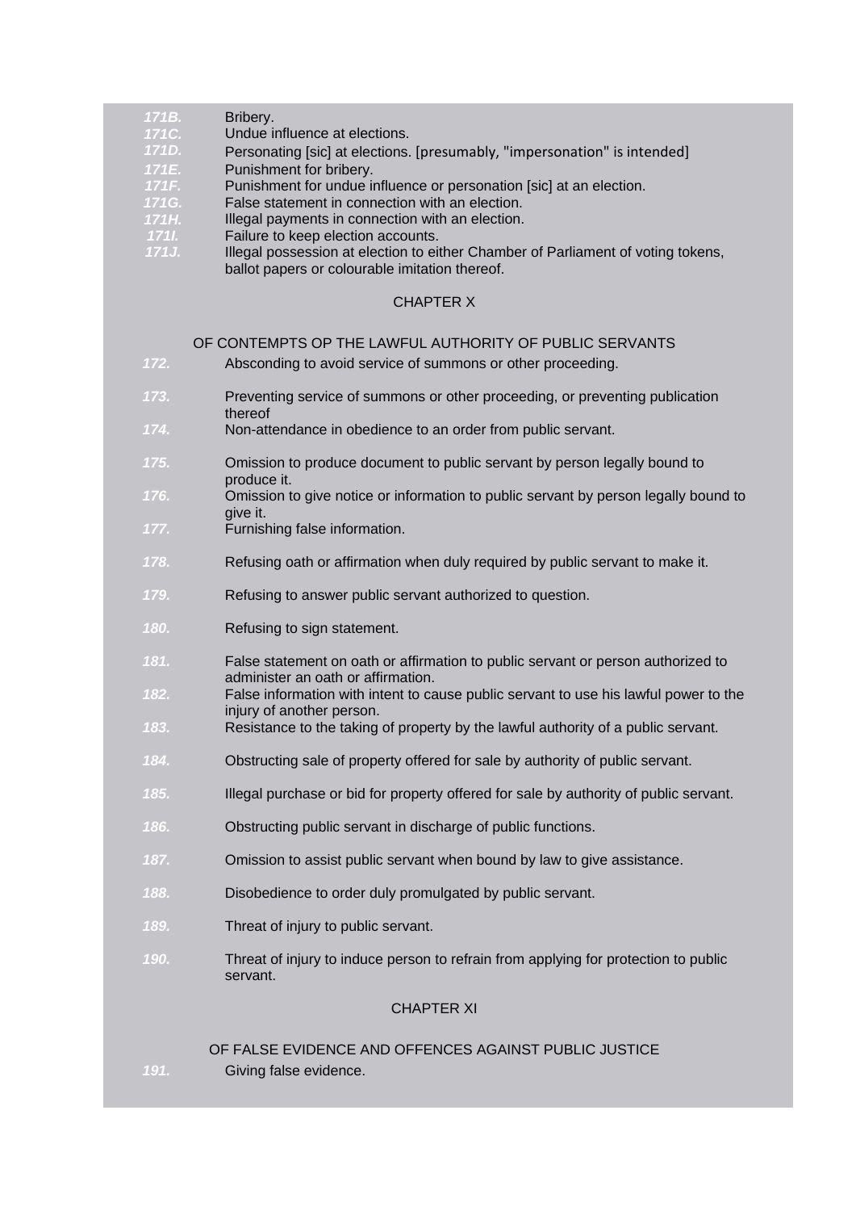| | |
|---|---|
| *171B.* | Bribery. |
| *171C.* | Undue influence at elections. |
| *171D.* | Personating [sic] at elections. [presumably, "impersonation" is intended] |
| *171E.* | Punishment for bribery. |
| *171F.* | Punishment for undue influence or personation [sic] at an election. |
| *171G.* | False statement in connection with an election. |
| *171H.* | Illegal payments in connection with an election. |
| *171I.* | Failure to keep election accounts. |
| *171J.* | Illegal possession at election to either Chamber of Parliament of voting tokens, ballot papers or colourable imitation thereof. |

## CHAPTER X

### OF CONTEMPTS OP THE LAWFUL AUTHORITY OF PUBLIC SERVANTS

| | |
|---|---|
| *172.* | Absconding to avoid service of summons or other proceeding. |
| *173.* | Preventing service of summons or other proceeding, or preventing publication thereof |
| *174.* | Non-attendance in obedience to an order from public servant. |
| *175.* | Omission to produce document to public servant by person legally bound to produce it. |
| *176.* | Omission to give notice or information to public servant by person legally bound to give it. |
| *177.* | Furnishing false information. |
| *178.* | Refusing oath or affirmation when duly required by public servant to make it. |
| *179.* | Refusing to answer public servant authorized to question. |
| *180.* | Refusing to sign statement. |
| *181.* | False statement on oath or affirmation to public servant or person authorized to administer an oath or affirmation. |
| *182.* | False information with intent to cause public servant to use his lawful power to the injury of another person. |
| *183.* | Resistance to the taking of property by the lawful authority of a public servant. |
| *184.* | Obstructing sale of property offered for sale by authority of public servant. |
| *185.* | Illegal purchase or bid for property offered for sale by authority of public servant. |
| *186.* | Obstructing public servant in discharge of public functions. |
| *187.* | Omission to assist public servant when bound by law to give assistance. |
| *188.* | Disobedience to order duly promulgated by public servant. |
| *189.* | Threat of injury to public servant. |
| *190.* | Threat of injury to induce person to refrain from applying for protection to public servant. |

## CHAPTER XI

### OF FALSE EVIDENCE AND OFFENCES AGAINST PUBLIC JUSTICE

| | |
|---|---|
| *191.* | Giving false evidence. |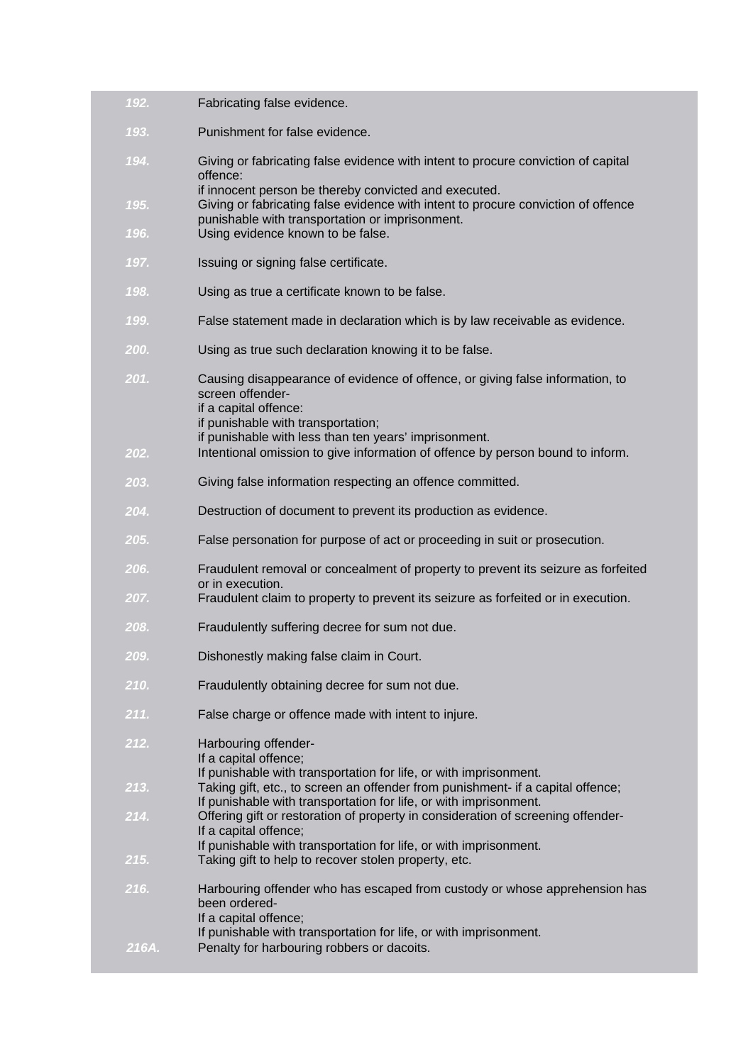| | |
|---|---|
| *192.* | Fabricating false evidence. |
| *193.* | Punishment for false evidence. |
| *194.* | Giving or fabricating false evidence with intent to procure conviction of capital offence:<br>if innocent person be thereby convicted and executed. |
| *195.* | Giving or fabricating false evidence with intent to procure conviction of offence punishable with transportation or imprisonment. |
| *196.* | Using evidence known to be false. |
| *197.* | Issuing or signing false certificate. |
| *198.* | Using as true a certificate known to be false. |
| *199.* | False statement made in declaration which is by law receivable as evidence. |
| *200.* | Using as true such declaration knowing it to be false. |
| *201.* | Causing disappearance of evidence of offence, or giving false information, to screen offender-<br>if a capital offence:<br>if punishable with transportation;<br>if punishable with less than ten years' imprisonment. |
| *202.* | Intentional omission to give information of offence by person bound to inform. |
| *203.* | Giving false information respecting an offence committed. |
| *204.* | Destruction of document to prevent its production as evidence. |
| *205.* | False personation for purpose of act or proceeding in suit or prosecution. |
| *206.* | Fraudulent removal or concealment of property to prevent its seizure as forfeited or in execution. |
| *207.* | Fraudulent claim to property to prevent its seizure as forfeited or in execution. |
| *208.* | Fraudulently suffering decree for sum not due. |
| *209.* | Dishonestly making false claim in Court. |
| *210.* | Fraudulently obtaining decree for sum not due. |
| *211.* | False charge or offence made with intent to injure. |
| *212.* | Harbouring offender-<br>If a capital offence;<br>If punishable with transportation for life, or with imprisonment. |
| *213.* | Taking gift, etc., to screen an offender from punishment- if a capital offence;<br>If punishable with transportation for life, or with imprisonment. |
| *214.* | Offering gift or restoration of property in consideration of screening offender-<br>If a capital offence;<br>If punishable with transportation for life, or with imprisonment. |
| *215.* | Taking gift to help to recover stolen property, etc. |
| *216.* | Harbouring offender who has escaped from custody or whose apprehension has been ordered-<br>If a capital offence;<br>If punishable with transportation for life, or with imprisonment. |
| *216A.* | Penalty for harbouring robbers or dacoits. |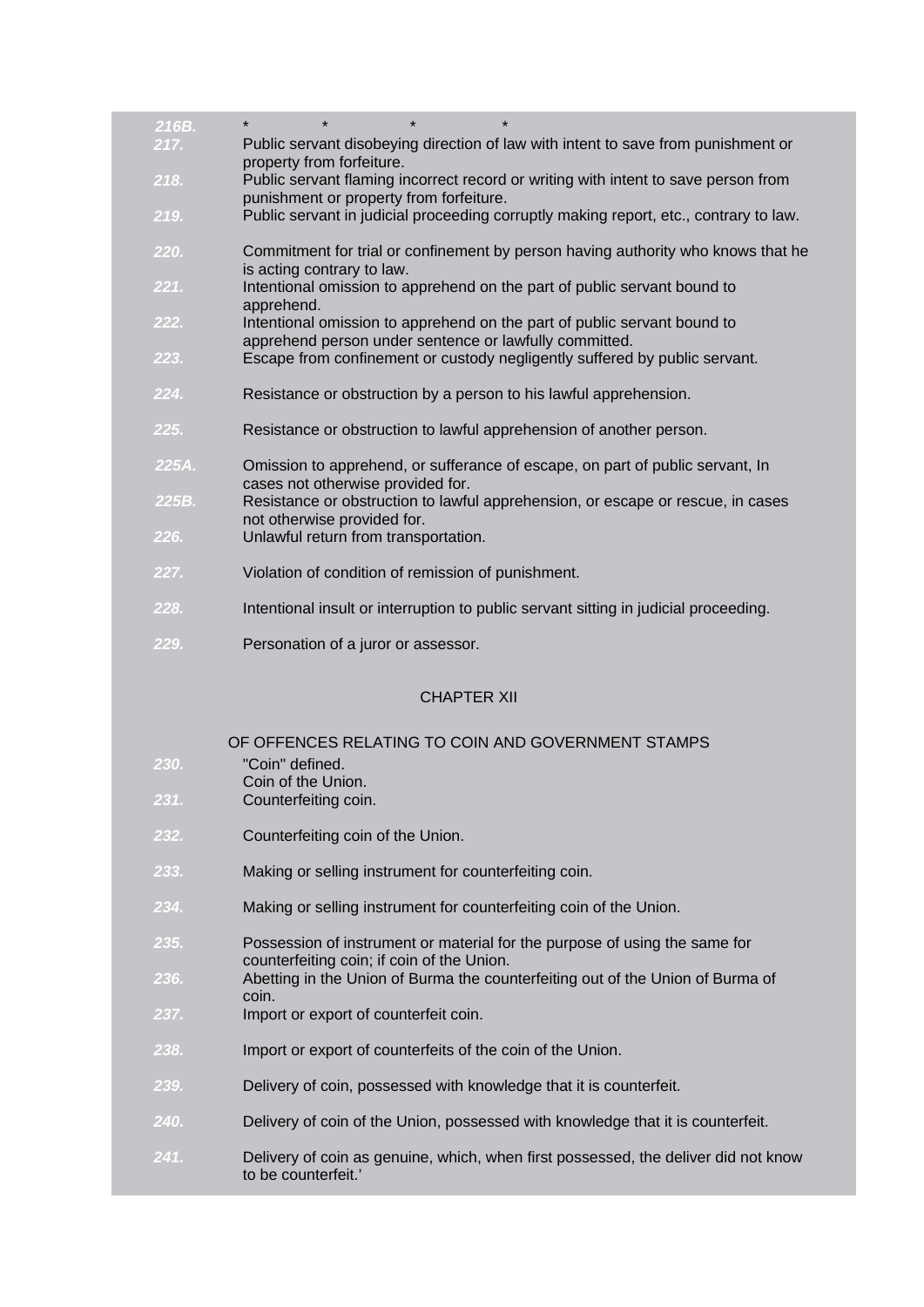216B. * * * *

217. Public servant disobeying direction of law with intent to save from punishment or property from forfeiture.

218. Public servant flaming incorrect record or writing with intent to save person from punishment or property from forfeiture.

219. Public servant in judicial proceeding corruptly making report, etc., contrary to law.

220. Commitment for trial or confinement by person having authority who knows that he is acting contrary to law.

221. Intentional omission to apprehend on the part of public servant bound to apprehend.

222. Intentional omission to apprehend on the part of public servant bound to apprehend person under sentence or lawfully committed.

223. Escape from confinement or custody negligently suffered by public servant.

224. Resistance or obstruction by a person to his lawful apprehension.

225. Resistance or obstruction to lawful apprehension of another person.

225A. Omission to apprehend, or sufferance of escape, on part of public servant, In cases not otherwise provided for.

225B. Resistance or obstruction to lawful apprehension, or escape or rescue, in cases not otherwise provided for.

226. Unlawful return from transportation.

227. Violation of condition of remission of punishment.

228. Intentional insult or interruption to public servant sitting in judicial proceeding.

229. Personation of a juror or assessor.

## CHAPTER XII

### OF OFFENCES RELATING TO COIN AND GOVERNMENT STAMPS

230. "Coin" defined.
Coin of the Union.

231. Counterfeiting coin.

232. Counterfeiting coin of the Union.

233. Making or selling instrument for counterfeiting coin.

234. Making or selling instrument for counterfeiting coin of the Union.

235. Possession of instrument or material for the purpose of using the same for counterfeiting coin; if coin of the Union.

236. Abetting in the Union of Burma the counterfeiting out of the Union of Burma of coin.

237. Import or export of counterfeit coin.

238. Import or export of counterfeits of the coin of the Union.

239. Delivery of coin, possessed with knowledge that it is counterfeit.

240. Delivery of coin of the Union, possessed with knowledge that it is counterfeit.

241. Delivery of coin as genuine, which, when first possessed, the deliver did not know to be counterfeit.'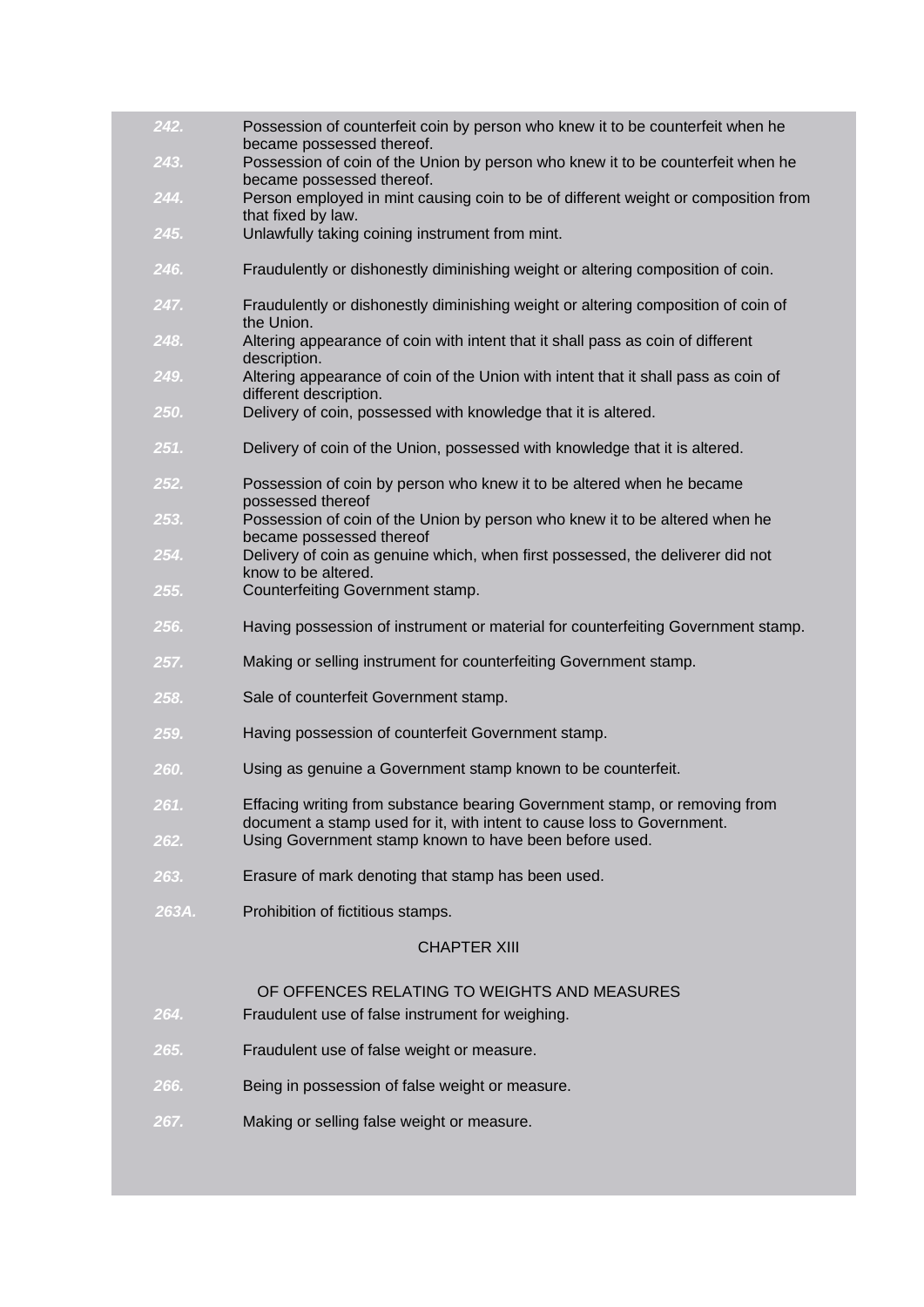| | |
|---|---|
| *242.* | Possession of counterfeit coin by person who knew it to be counterfeit when he became possessed thereof. |
| *243.* | Possession of coin of the Union by person who knew it to be counterfeit when he became possessed thereof. |
| *244.* | Person employed in mint causing coin to be of different weight or composition from that fixed by law. |
| *245.* | Unlawfully taking coining instrument from mint. |
| *246.* | Fraudulently or dishonestly diminishing weight or altering composition of coin. |
| *247.* | Fraudulently or dishonestly diminishing weight or altering composition of coin of the Union. |
| *248.* | Altering appearance of coin with intent that it shall pass as coin of different description. |
| *249.* | Altering appearance of coin of the Union with intent that it shall pass as coin of different description. |
| *250.* | Delivery of coin, possessed with knowledge that it is altered. |
| *251.* | Delivery of coin of the Union, possessed with knowledge that it is altered. |
| *252.* | Possession of coin by person who knew it to be altered when he became possessed thereof |
| *253.* | Possession of coin of the Union by person who knew it to be altered when he became possessed thereof |
| *254.* | Delivery of coin as genuine which, when first possessed, the deliverer did not know to be altered. |
| *255.* | Counterfeiting Government stamp. |
| *256.* | Having possession of instrument or material for counterfeiting Government stamp. |
| *257.* | Making or selling instrument for counterfeiting Government stamp. |
| *258.* | Sale of counterfeit Government stamp. |
| *259.* | Having possession of counterfeit Government stamp. |
| *260.* | Using as genuine a Government stamp known to be counterfeit. |
| *261.* | Effacing writing from substance bearing Government stamp, or removing from document a stamp used for it, with intent to cause loss to Government. |
| *262.* | Using Government stamp known to have been before used. |
| *263.* | Erasure of mark denoting that stamp has been used. |
| *263A.* | Prohibition of fictitious stamps. |

## CHAPTER XIII

### OF OFFENCES RELATING TO WEIGHTS AND MEASURES

| | |
|---|---|
| *264.* | Fraudulent use of false instrument for weighing. |
| *265.* | Fraudulent use of false weight or measure. |
| *266.* | Being in possession of false weight or measure. |
| *267.* | Making or selling false weight or measure. |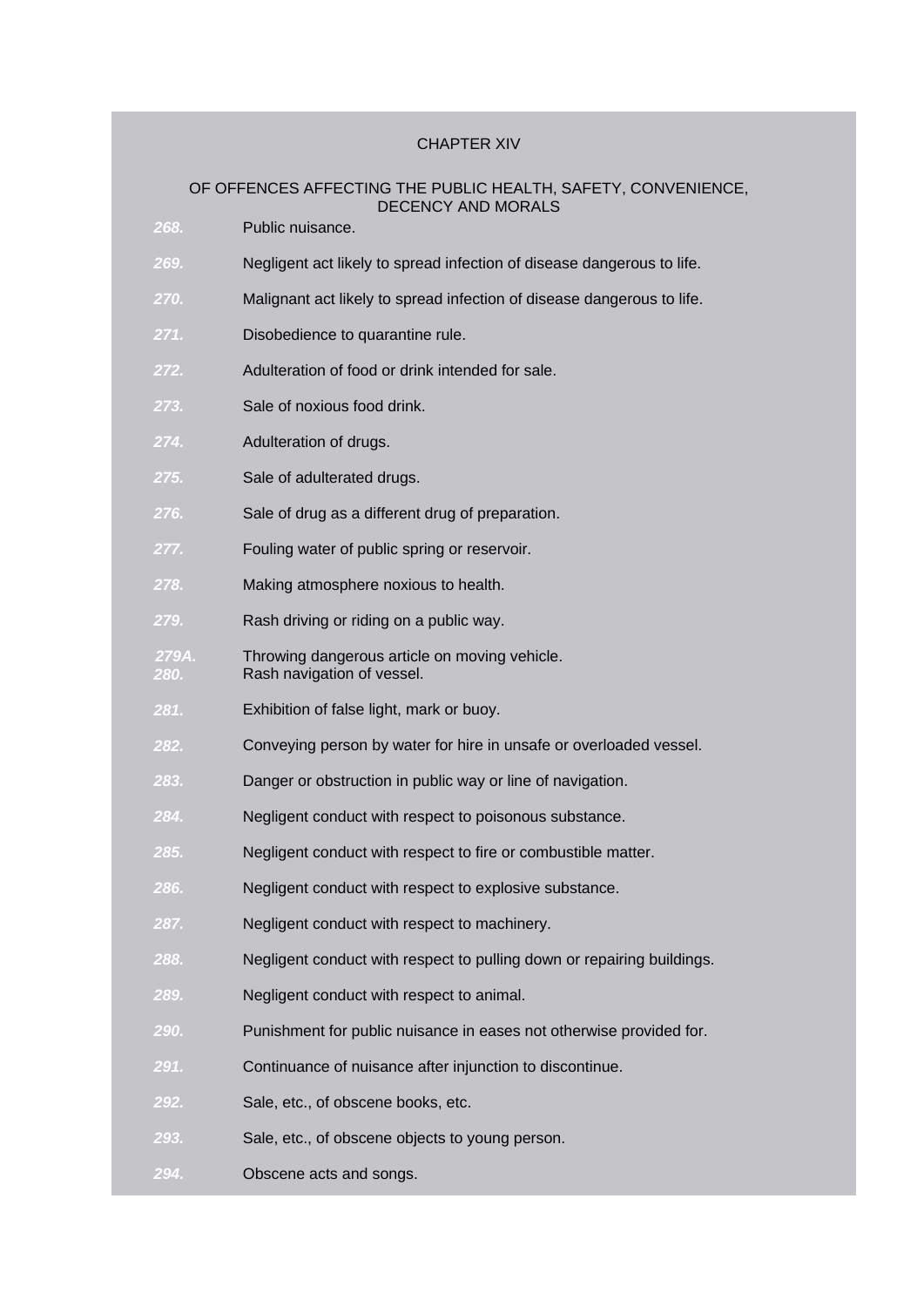# CHAPTER XIV

## OF OFFENCES AFFECTING THE PUBLIC HEALTH, SAFETY, CONVENIENCE, DECENCY AND MORALS

*268.* Public nuisance.

*269.* Negligent act likely to spread infection of disease dangerous to life.

*270.* Malignant act likely to spread infection of disease dangerous to life.

*271.* Disobedience to quarantine rule.

*272.* Adulteration of food or drink intended for sale.

*273.* Sale of noxious food drink.

*274.* Adulteration of drugs.

*275.* Sale of adulterated drugs.

*276.* Sale of drug as a different drug of preparation.

*277.* Fouling water of public spring or reservoir.

*278.* Making atmosphere noxious to health.

*279.* Rash driving or riding on a public way.

*279A.* Throwing dangerous article on moving vehicle.

*280.* Rash navigation of vessel.

*281.* Exhibition of false light, mark or buoy.

*282.* Conveying person by water for hire in unsafe or overloaded vessel.

*283.* Danger or obstruction in public way or line of navigation.

*284.* Negligent conduct with respect to poisonous substance.

*285.* Negligent conduct with respect to fire or combustible matter.

*286.* Negligent conduct with respect to explosive substance.

*287.* Negligent conduct with respect to machinery.

*288.* Negligent conduct with respect to pulling down or repairing buildings.

*289.* Negligent conduct with respect to animal.

*290.* Punishment for public nuisance in eases not otherwise provided for.

*291.* Continuance of nuisance after injunction to discontinue.

*292.* Sale, etc., of obscene books, etc.

*293.* Sale, etc., of obscene objects to young person.

*294.* Obscene acts and songs.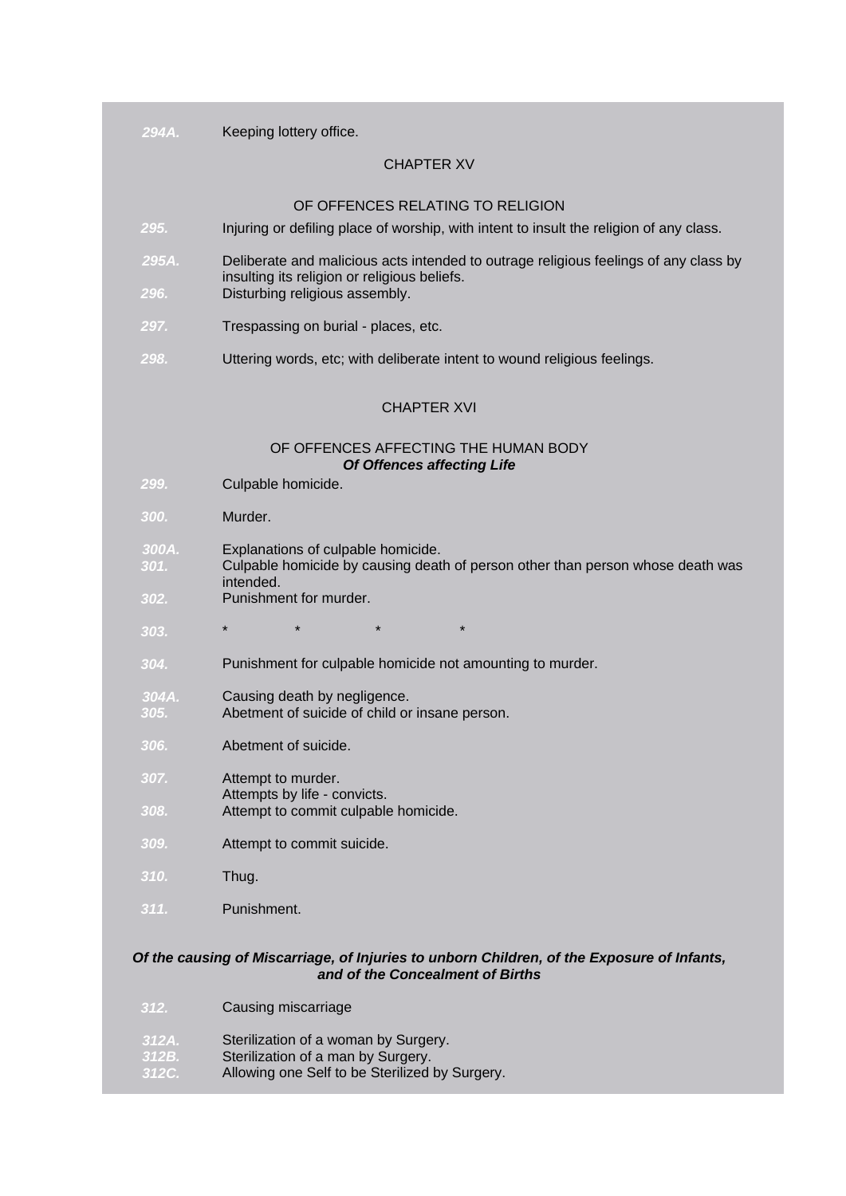| | |
|---|---|
| *294A.* | Keeping lottery office. |

## CHAPTER XV

## OF OFFENCES RELATING TO RELIGION

| | |
|---|---|
| *295.* | Injuring or defiling place of worship, with intent to insult the religion of any class. |
| *295A.* | Deliberate and malicious acts intended to outrage religious feelings of any class by insulting its religion or religious beliefs. |
| *296.* | Disturbing religious assembly. |
| *297.* | Trespassing on burial - places, etc. |
| *298.* | Uttering words, etc; with deliberate intent to wound religious feelings. |

## CHAPTER XVI

## OF OFFENCES AFFECTING THE HUMAN BODY

***Of Offences affecting Life***

| | |
|---|---|
| *299.* | Culpable homicide. |
| *300.* | Murder. |
| *300A.* | Explanations of culpable homicide. |
| *301.* | Culpable homicide by causing death of person other than person whose death was intended. |
| *302.* | Punishment for murder. |
| *303.* | * * * * |
| *304.* | Punishment for culpable homicide not amounting to murder. |
| *304A.* | Causing death by negligence. |
| *305.* | Abetment of suicide of child or insane person. |
| *306.* | Abetment of suicide. |
| *307.* | Attempt to murder. Attempts by life - convicts. |
| *308.* | Attempt to commit culpable homicide. |
| *309.* | Attempt to commit suicide. |
| *310.* | Thug. |
| *311.* | Punishment. |

***Of the causing of Miscarriage, of Injuries to unborn Children, of the Exposure of Infants, and of the Concealment of Births***

| | |
|---|---|
| *312.* | Causing miscarriage |
| *312A.* | Sterilization of a woman by Surgery. |
| *312B.* | Sterilization of a man by Surgery. |
| *312C.* | Allowing one Self to be Sterilized by Surgery. |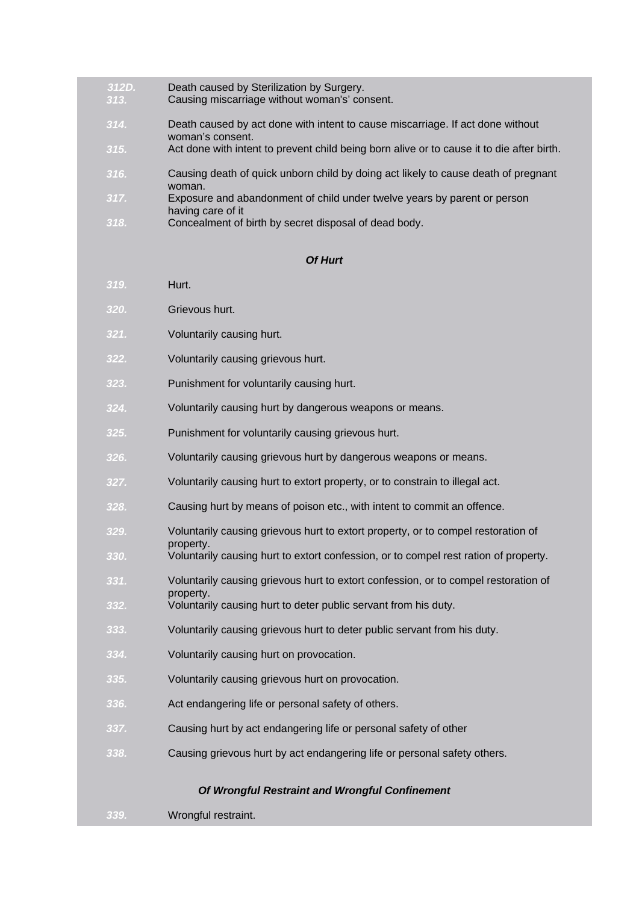| | |
|---|---|
| *312D.* | Death caused by Sterilization by Surgery. |
| *313.* | Causing miscarriage without woman's' consent. |
| *314.* | Death caused by act done with intent to cause miscarriage. If act done without woman's consent. |
| *315.* | Act done with intent to prevent child being born alive or to cause it to die after birth. |
| *316.* | Causing death of quick unborn child by doing act likely to cause death of pregnant woman. |
| *317.* | Exposure and abandonment of child under twelve years by parent or person having care of it |
| *318.* | Concealment of birth by secret disposal of dead body. |

***Of Hurt***

| | |
|---|---|
| *319.* | Hurt. |
| *320.* | Grievous hurt. |
| *321.* | Voluntarily causing hurt. |
| *322.* | Voluntarily causing grievous hurt. |
| *323.* | Punishment for voluntarily causing hurt. |
| *324.* | Voluntarily causing hurt by dangerous weapons or means. |
| *325.* | Punishment for voluntarily causing grievous hurt. |
| *326.* | Voluntarily causing grievous hurt by dangerous weapons or means. |
| *327.* | Voluntarily causing hurt to extort property, or to constrain to illegal act. |
| *328.* | Causing hurt by means of poison etc., with intent to commit an offence. |
| *329.* | Voluntarily causing grievous hurt to extort property, or to compel restoration of property. |
| *330.* | Voluntarily causing hurt to extort confession, or to compel rest ration of property. |
| *331.* | Voluntarily causing grievous hurt to extort confession, or to compel restoration of property. |
| *332.* | Voluntarily causing hurt to deter public servant from his duty. |
| *333.* | Voluntarily causing grievous hurt to deter public servant from his duty. |
| *334.* | Voluntarily causing hurt on provocation. |
| *335.* | Voluntarily causing grievous hurt on provocation. |
| *336.* | Act endangering life or personal safety of others. |
| *337.* | Causing hurt by act endangering life or personal safety of other |
| *338.* | Causing grievous hurt by act endangering life or personal safety others. |

***Of Wrongful Restraint and Wrongful Confinement***

| | |
|---|---|
| *339.* | Wrongful restraint. |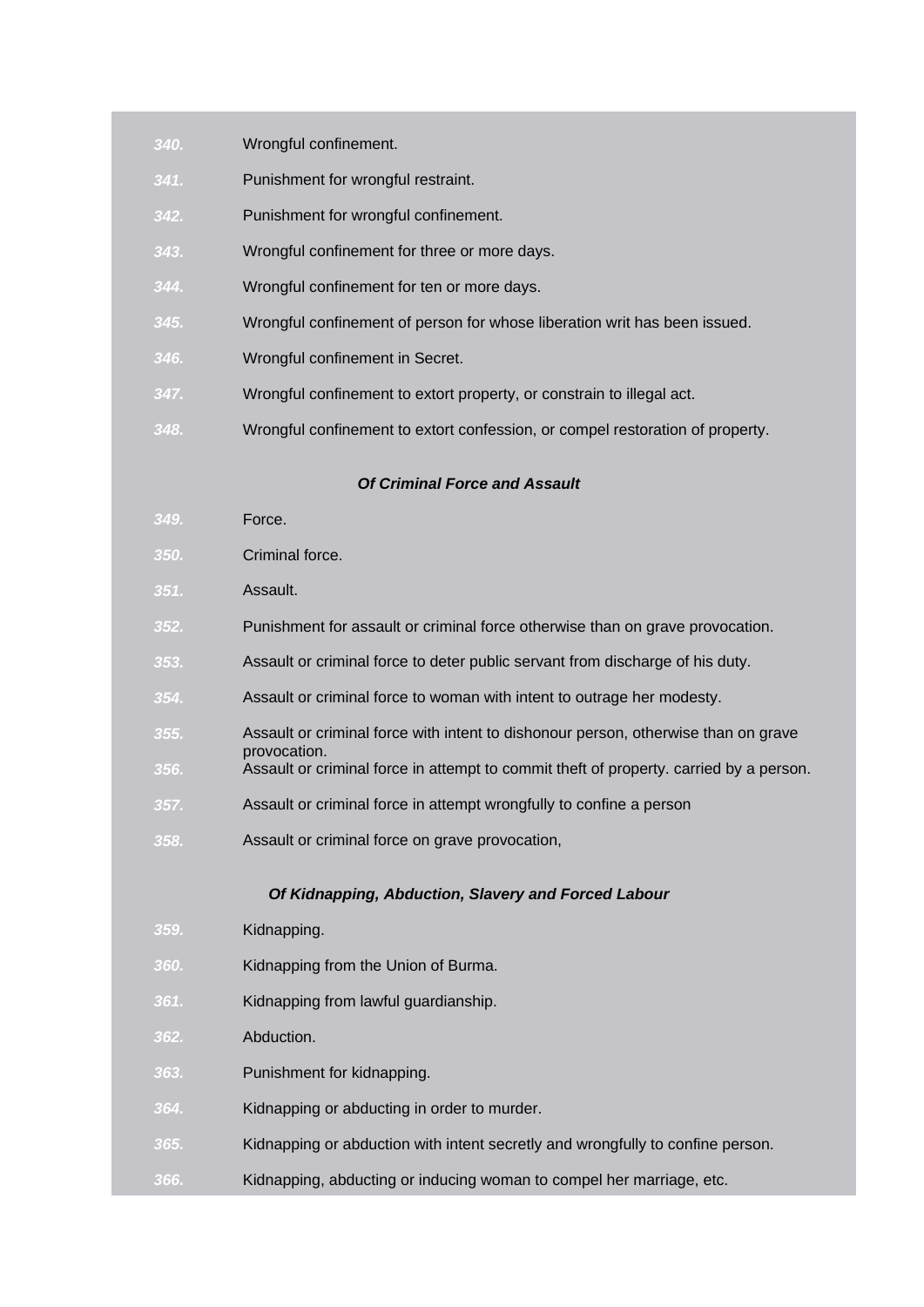| | |
|---|---|
| *340.* | Wrongful confinement. |
| *341.* | Punishment for wrongful restraint. |
| *342.* | Punishment for wrongful confinement. |
| *343.* | Wrongful confinement for three or more days. |
| *344.* | Wrongful confinement for ten or more days. |
| *345.* | Wrongful confinement of person for whose liberation writ has been issued. |
| *346.* | Wrongful confinement in Secret. |
| *347.* | Wrongful confinement to extort property, or constrain to illegal act. |
| *348.* | Wrongful confinement to extort confession, or compel restoration of property. |

***Of Criminal Force and Assault***

| | |
|---|---|
| *349.* | Force. |
| *350.* | Criminal force. |
| *351.* | Assault. |
| *352.* | Punishment for assault or criminal force otherwise than on grave provocation. |
| *353.* | Assault or criminal force to deter public servant from discharge of his duty. |
| *354.* | Assault or criminal force to woman with intent to outrage her modesty. |
| *355.* | Assault or criminal force with intent to dishonour person, otherwise than on grave provocation. |
| *356.* | Assault or criminal force in attempt to commit theft of property. carried by a person. |
| *357.* | Assault or criminal force in attempt wrongfully to confine a person |
| *358.* | Assault or criminal force on grave provocation, |

***Of Kidnapping, Abduction, Slavery and Forced Labour***

| | |
|---|---|
| *359.* | Kidnapping. |
| *360.* | Kidnapping from the Union of Burma. |
| *361.* | Kidnapping from lawful guardianship. |
| *362.* | Abduction. |
| *363.* | Punishment for kidnapping. |
| *364.* | Kidnapping or abducting in order to murder. |
| *365.* | Kidnapping or abduction with intent secretly and wrongfully to confine person. |
| *366.* | Kidnapping, abducting or inducing woman to compel her marriage, etc. |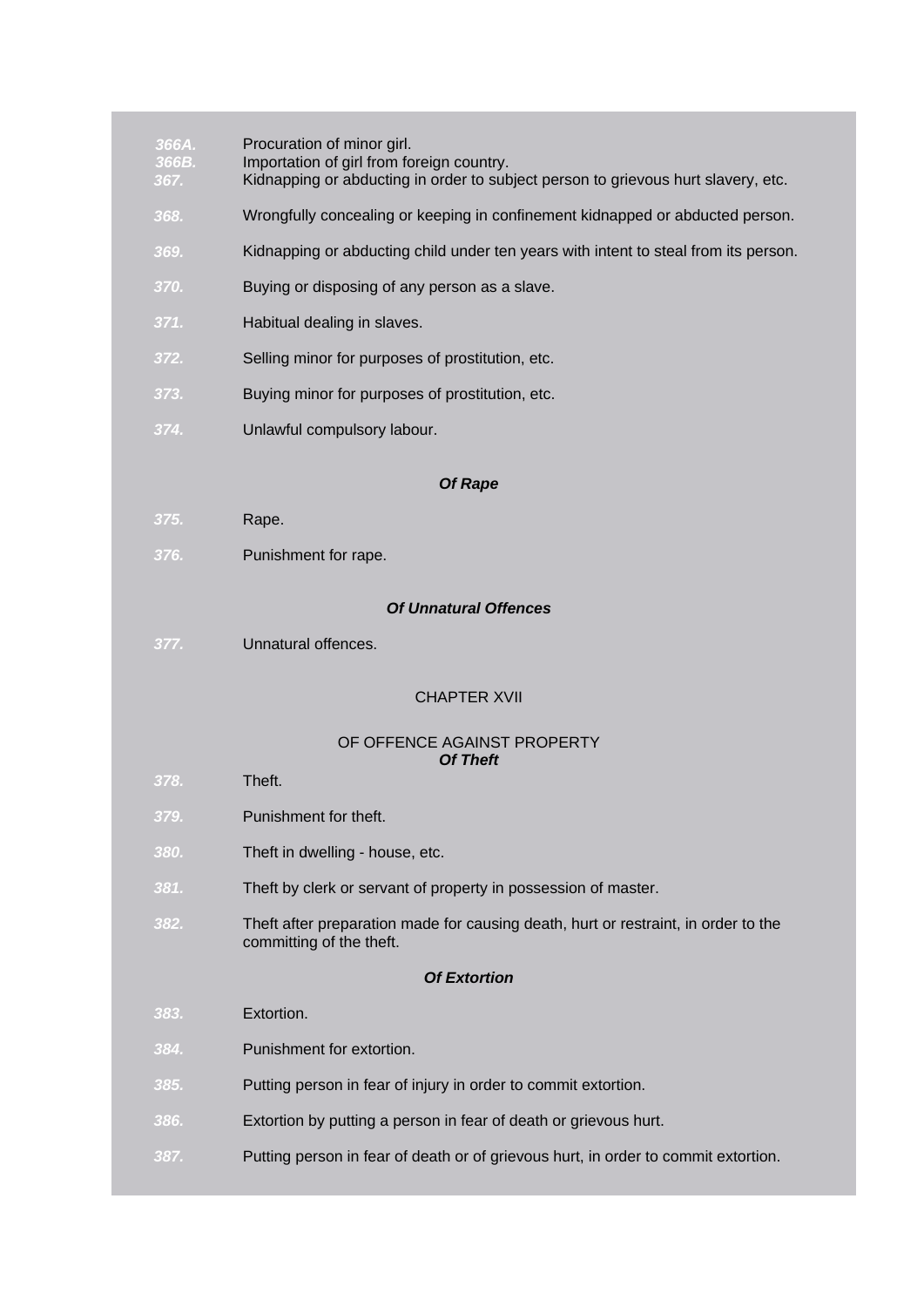366A. Procuration of minor girl.
366B. Importation of girl from foreign country.
367. Kidnapping or abducting in order to subject person to grievous hurt slavery, etc.

368. Wrongfully concealing or keeping in confinement kidnapped or abducted person.

369. Kidnapping or abducting child under ten years with intent to steal from its person.

370. Buying or disposing of any person as a slave.

371. Habitual dealing in slaves.

372. Selling minor for purposes of prostitution, etc.

373. Buying minor for purposes of prostitution, etc.

374. Unlawful compulsory labour.

***Of Rape***

375. Rape.

376. Punishment for rape.

***Of Unnatural Offences***

377. Unnatural offences.

## CHAPTER XVII

## OF OFFENCE AGAINST PROPERTY

***Of Theft***

378. Theft.

379. Punishment for theft.

380. Theft in dwelling - house, etc.

381. Theft by clerk or servant of property in possession of master.

382. Theft after preparation made for causing death, hurt or restraint, in order to the committing of the theft.

***Of Extortion***

383. Extortion.

384. Punishment for extortion.

385. Putting person in fear of injury in order to commit extortion.

386. Extortion by putting a person in fear of death or grievous hurt.

387. Putting person in fear of death or of grievous hurt, in order to commit extortion.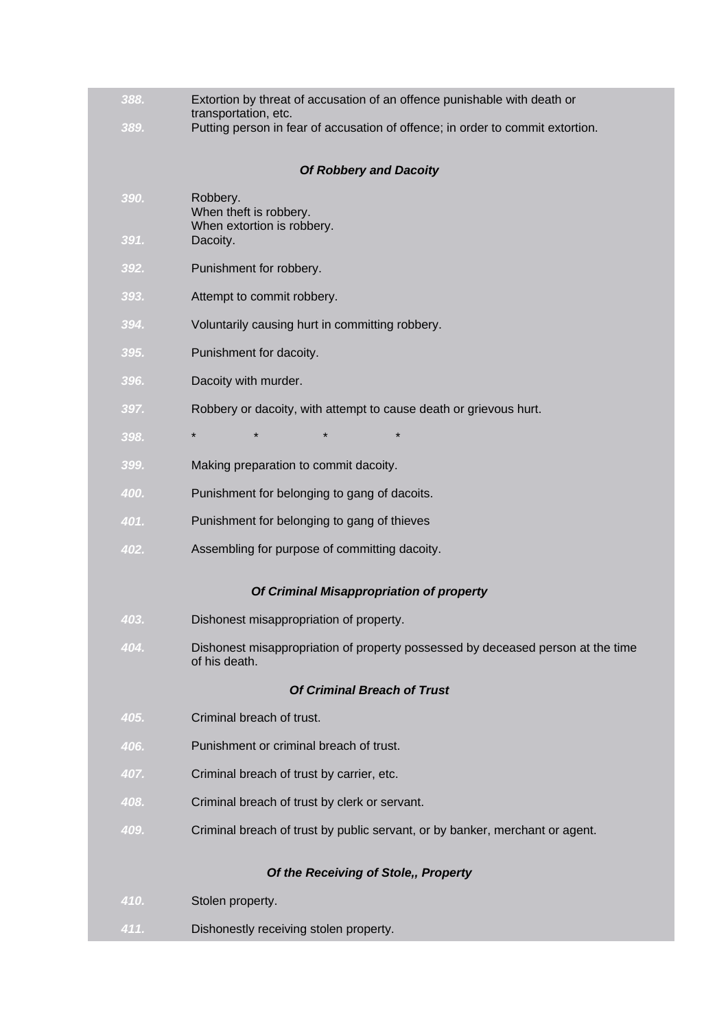| | |
|---|---|
| *388.* | Extortion by threat of accusation of an offence punishable with death or transportation, etc. |
| *389.* | Putting person in fear of accusation of offence; in order to commit extortion. |

### *Of Robbery and Dacoity*

| | |
|---|---|
| *390.* | Robbery.<br>When theft is robbery.<br>When extortion is robbery. |
| *391.* | Dacoity. |
| *392.* | Punishment for robbery. |
| *393.* | Attempt to commit robbery. |
| *394.* | Voluntarily causing hurt in committing robbery. |
| *395.* | Punishment for dacoity. |
| *396.* | Dacoity with murder. |
| *397.* | Robbery or dacoity, with attempt to cause death or grievous hurt. |
| *398.* | * * * * |
| *399.* | Making preparation to commit dacoity. |
| *400.* | Punishment for belonging to gang of dacoits. |
| *401.* | Punishment for belonging to gang of thieves |
| *402.* | Assembling for purpose of committing dacoity. |

### *Of Criminal Misappropriation of property*

| | |
|---|---|
| *403.* | Dishonest misappropriation of property. |
| *404.* | Dishonest misappropriation of property possessed by deceased person at the time of his death. |

### *Of Criminal Breach of Trust*

| | |
|---|---|
| *405.* | Criminal breach of trust. |
| *406.* | Punishment or criminal breach of trust. |
| *407.* | Criminal breach of trust by carrier, etc. |
| *408.* | Criminal breach of trust by clerk or servant. |
| *409.* | Criminal breach of trust by public servant, or by banker, merchant or agent. |

### *Of the Receiving of Stole,, Property*

| | |
|---|---|
| *410.* | Stolen property. |
| *411.* | Dishonestly receiving stolen property. |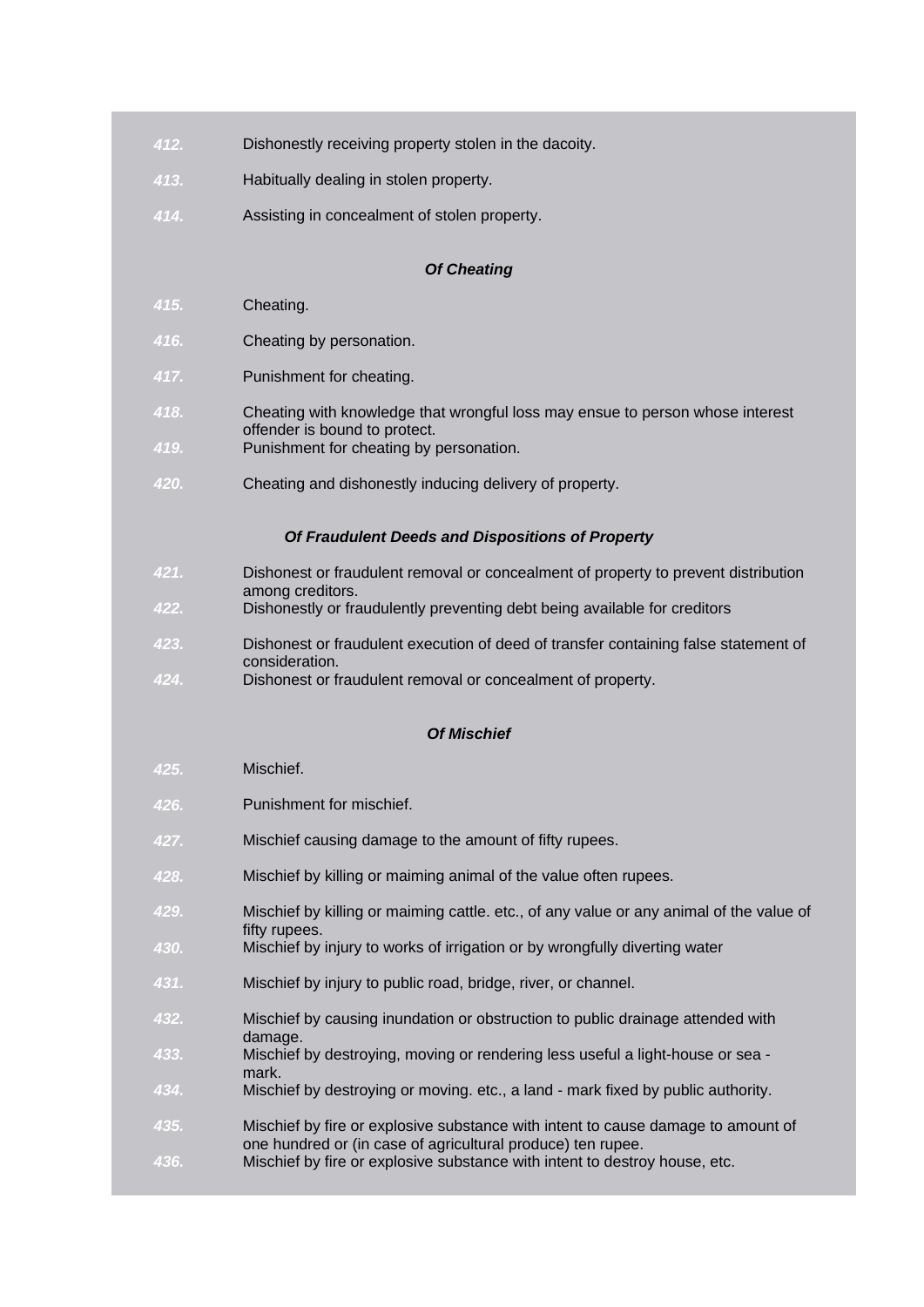**412.** Dishonestly receiving property stolen in the dacoity.

**413.** Habitually dealing in stolen property.

**414.** Assisting in concealment of stolen property.

***Of Cheating***

**415.** Cheating.

**416.** Cheating by personation.

**417.** Punishment for cheating.

**418.** Cheating with knowledge that wrongful loss may ensue to person whose interest offender is bound to protect.

**419.** Punishment for cheating by personation.

**420.** Cheating and dishonestly inducing delivery of property.

***Of Fraudulent Deeds and Dispositions of Property***

**421.** Dishonest or fraudulent removal or concealment of property to prevent distribution among creditors.

**422.** Dishonestly or fraudulently preventing debt being available for creditors

**423.** Dishonest or fraudulent execution of deed of transfer containing false statement of consideration.

**424.** Dishonest or fraudulent removal or concealment of property.

***Of Mischief***

**425.** Mischief.

**426.** Punishment for mischief.

**427.** Mischief causing damage to the amount of fifty rupees.

**428.** Mischief by killing or maiming animal of the value often rupees.

**429.** Mischief by killing or maiming cattle. etc., of any value or any animal of the value of fifty rupees.

**430.** Mischief by injury to works of irrigation or by wrongfully diverting water

**431.** Mischief by injury to public road, bridge, river, or channel.

**432.** Mischief by causing inundation or obstruction to public drainage attended with damage.

**433.** Mischief by destroying, moving or rendering less useful a light-house or sea - mark.

**434.** Mischief by destroying or moving. etc., a land - mark fixed by public authority.

**435.** Mischief by fire or explosive substance with intent to cause damage to amount of one hundred or (in case of agricultural produce) ten rupee.

**436.** Mischief by fire or explosive substance with intent to destroy house, etc.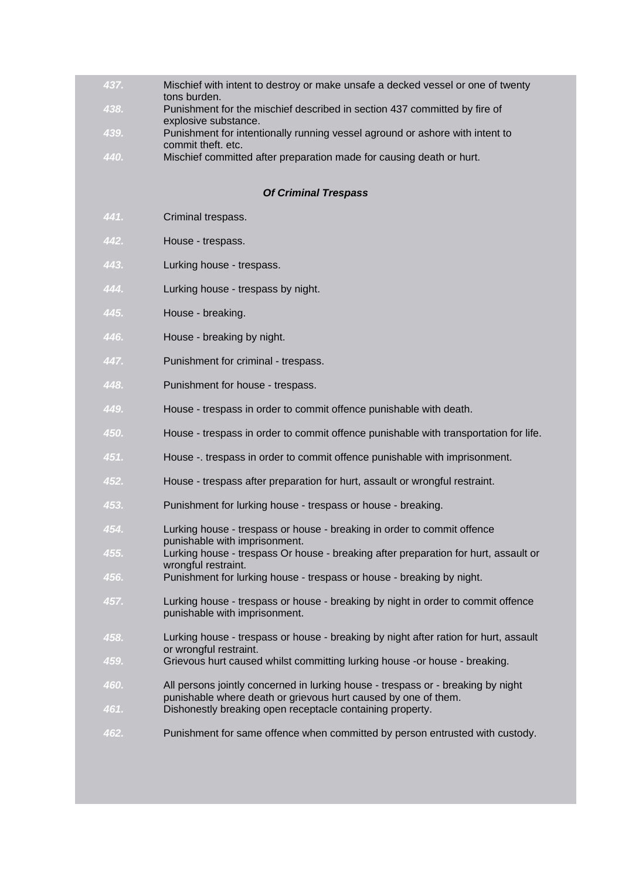| | |
|---|---|
| *437.* | Mischief with intent to destroy or make unsafe a decked vessel or one of twenty tons burden. |
| *438.* | Punishment for the mischief described in section 437 committed by fire of explosive substance. |
| *439.* | Punishment for intentionally running vessel aground or ashore with intent to commit theft. etc. |
| *440.* | Mischief committed after preparation made for causing death or hurt. |

***Of Criminal Trespass***

| | |
|---|---|
| *441.* | Criminal trespass. |
| *442.* | House - trespass. |
| *443.* | Lurking house - trespass. |
| *444.* | Lurking house - trespass by night. |
| *445.* | House - breaking. |
| *446.* | House - breaking by night. |
| *447.* | Punishment for criminal - trespass. |
| *448.* | Punishment for house - trespass. |
| *449.* | House - trespass in order to commit offence punishable with death. |
| *450.* | House - trespass in order to commit offence punishable with transportation for life. |
| *451.* | House -. trespass in order to commit offence punishable with imprisonment. |
| *452.* | House - trespass after preparation for hurt, assault or wrongful restraint. |
| *453.* | Punishment for lurking house - trespass or house - breaking. |
| *454.* | Lurking house - trespass or house - breaking in order to commit offence punishable with imprisonment. |
| *455.* | Lurking house - trespass Or house - breaking after preparation for hurt, assault or wrongful restraint. |
| *456.* | Punishment for lurking house - trespass or house - breaking by night. |
| *457.* | Lurking house - trespass or house - breaking by night in order to commit offence punishable with imprisonment. |
| *458.* | Lurking house - trespass or house - breaking by night after ration for hurt, assault or wrongful restraint. |
| *459.* | Grievous hurt caused whilst committing lurking house -or house - breaking. |
| *460.* | All persons jointly concerned in lurking house - trespass or - breaking by night punishable where death or grievous hurt caused by one of them. |
| *461.* | Dishonestly breaking open receptacle containing property. |
| *462.* | Punishment for same offence when committed by person entrusted with custody. |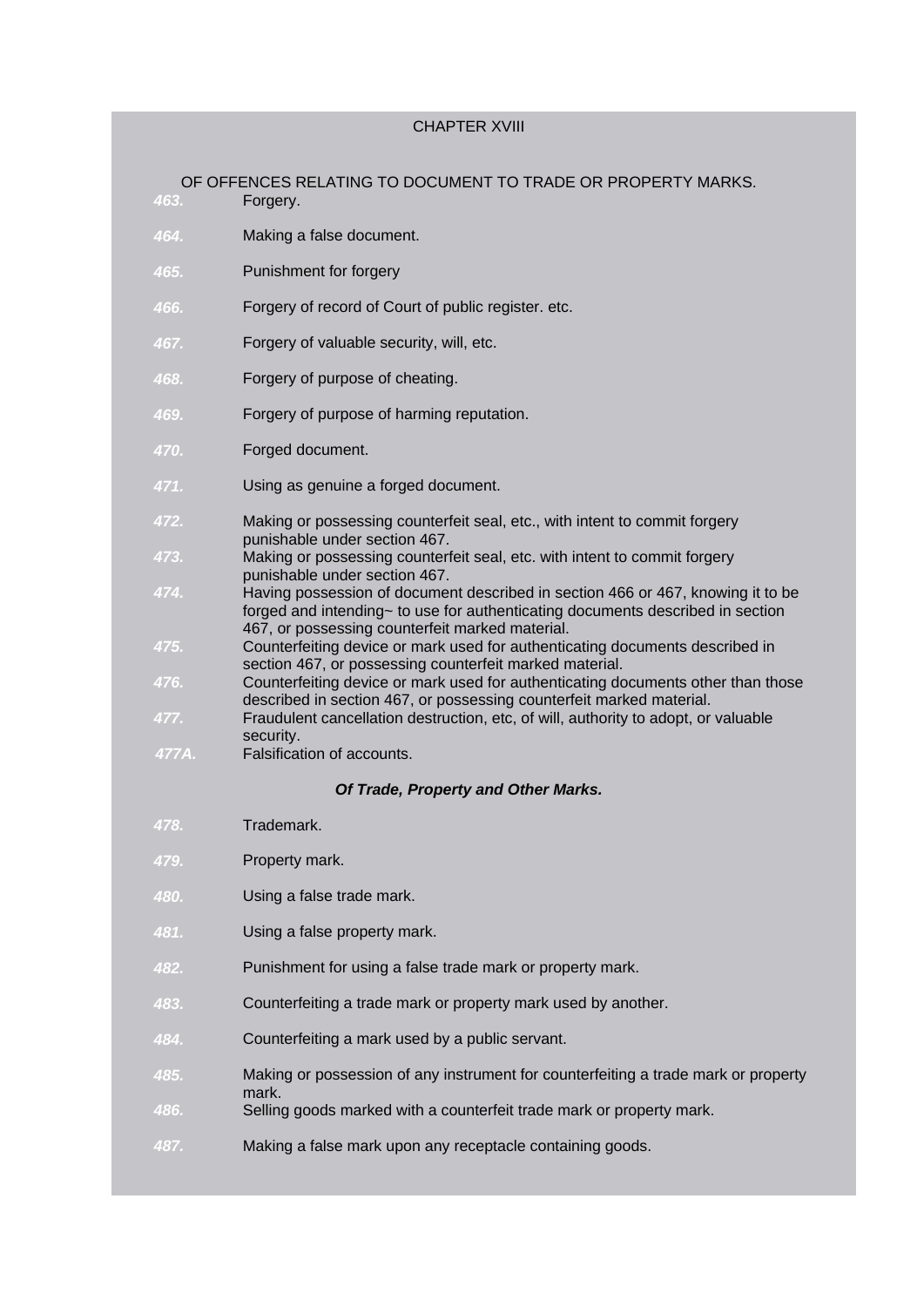CHAPTER XVIII

OF OFFENCES RELATING TO DOCUMENT TO TRADE OR PROPERTY MARKS.

| | |
|---|---|
| 463. | Forgery. |
| 464. | Making a false document. |
| 465. | Punishment for forgery |
| 466. | Forgery of record of Court of public register. etc. |
| 467. | Forgery of valuable security, will, etc. |
| 468. | Forgery of purpose of cheating. |
| 469. | Forgery of purpose of harming reputation. |
| 470. | Forged document. |
| 471. | Using as genuine a forged document. |
| 472. | Making or possessing counterfeit seal, etc., with intent to commit forgery punishable under section 467. |
| 473. | Making or possessing counterfeit seal, etc. with intent to commit forgery punishable under section 467. |
| 474. | Having possession of document described in section 466 or 467, knowing it to be forged and intending~ to use for authenticating documents described in section 467, or possessing counterfeit marked material. |
| 475. | Counterfeiting device or mark used for authenticating documents described in section 467, or possessing counterfeit marked material. |
| 476. | Counterfeiting device or mark used for authenticating documents other than those described in section 467, or possessing counterfeit marked material. |
| 477. | Fraudulent cancellation destruction, etc, of will, authority to adopt, or valuable security. |
| 477A. | Falsification of accounts. |

***Of Trade, Property and Other Marks.***

| | |
|---|---|
| 478. | Trademark. |
| 479. | Property mark. |
| 480. | Using a false trade mark. |
| 481. | Using a false property mark. |
| 482. | Punishment for using a false trade mark or property mark. |
| 483. | Counterfeiting a trade mark or property mark used by another. |
| 484. | Counterfeiting a mark used by a public servant. |
| 485. | Making or possession of any instrument for counterfeiting a trade mark or property mark. |
| 486. | Selling goods marked with a counterfeit trade mark or property mark. |
| 487. | Making a false mark upon any receptacle containing goods. |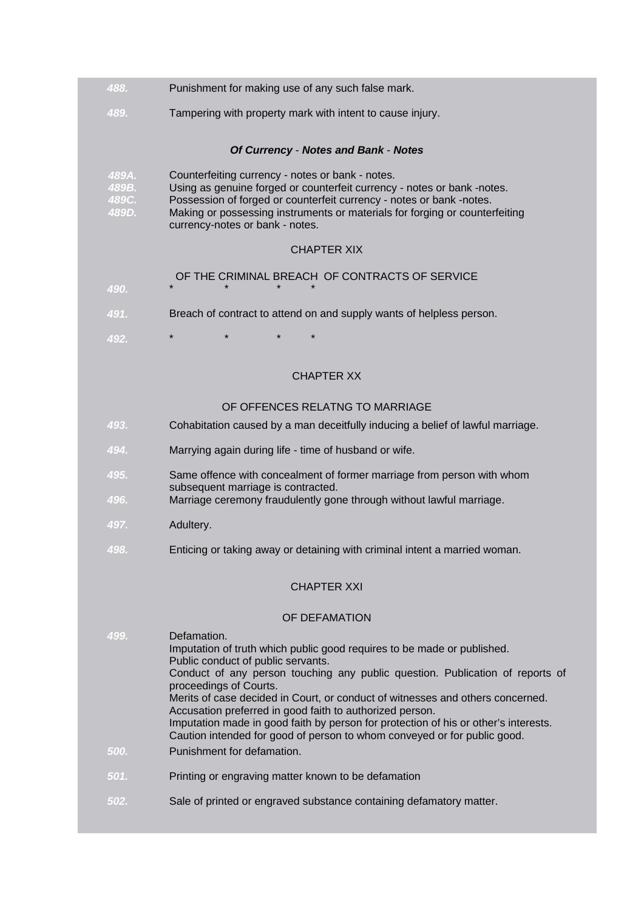*488.* Punishment for making use of any such false mark.

*489.* Tampering with property mark with intent to cause injury.

### *Of Currency* - *Notes and Bank* - *Notes*

*489A.* Counterfeiting currency - notes or bank - notes.
*489B.* Using as genuine forged or counterfeit currency - notes or bank -notes.
*489C.* Possession of forged or counterfeit currency - notes or bank -notes.
*489D.* Making or possessing instruments or materials for forging or counterfeiting currency-notes or bank - notes.

## CHAPTER XIX

### OF THE CRIMINAL BREACH OF CONTRACTS OF SERVICE

*490.* * * * *

*491.* Breach of contract to attend on and supply wants of helpless person.

*492.* * * * *

## CHAPTER XX

### OF OFFENCES RELATNG TO MARRIAGE

*493.* Cohabitation caused by a man deceitfully inducing a belief of lawful marriage.

*494.* Marrying again during life - time of husband or wife.

*495.* Same offence with concealment of former marriage from person with whom subsequent marriage is contracted.

*496.* Marriage ceremony fraudulently gone through without lawful marriage.

*497.* Adultery.

*498.* Enticing or taking away or detaining with criminal intent a married woman.

## CHAPTER XXI

### OF DEFAMATION

*499.* Defamation.
Imputation of truth which public good requires to be made or published.
Public conduct of public servants.
Conduct of any person touching any public question. Publication of reports of proceedings of Courts.
Merits of case decided in Court, or conduct of witnesses and others concerned.
Accusation preferred in good faith to authorized person.
Imputation made in good faith by person for protection of his or other's interests.
Caution intended for good of person to whom conveyed or for public good.

*500.* Punishment for defamation.

*501.* Printing or engraving matter known to be defamation

*502.* Sale of printed or engraved substance containing defamatory matter.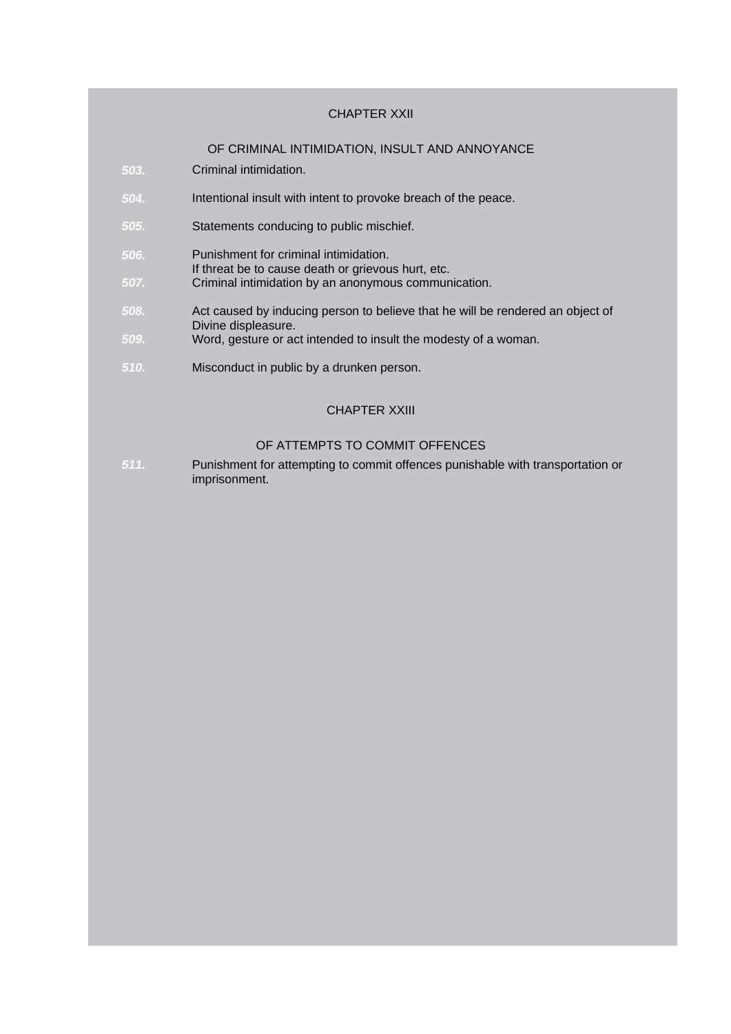## CHAPTER XXII

### OF CRIMINAL INTIMIDATION, INSULT AND ANNOYANCE

*503.* Criminal intimidation.

*504.* Intentional insult with intent to provoke breach of the peace.

*505.* Statements conducing to public mischief.

*506.* Punishment for criminal intimidation.
If threat be to cause death or grievous hurt, etc.

*507.* Criminal intimidation by an anonymous communication.

*508.* Act caused by inducing person to believe that he will be rendered an object of Divine displeasure.

*509.* Word, gesture or act intended to insult the modesty of a woman.

*510.* Misconduct in public by a drunken person.

## CHAPTER XXIII

### OF ATTEMPTS TO COMMIT OFFENCES

*511.* Punishment for attempting to commit offences punishable with transportation or imprisonment.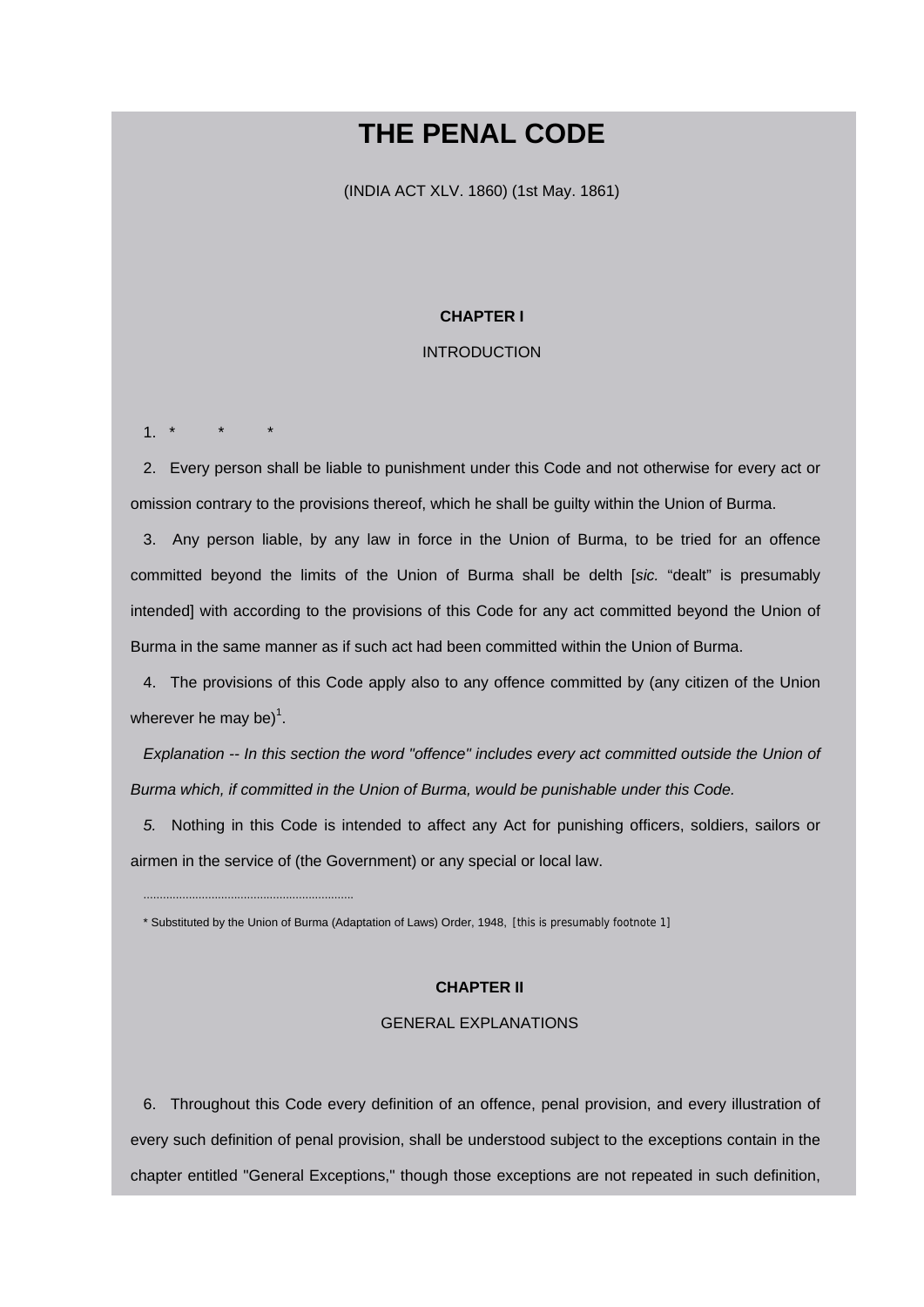# THE PENAL CODE

(INDIA ACT XLV. 1860) (1st May. 1861)

**CHAPTER I**

INTRODUCTION

1. * * *

2. Every person shall be liable to punishment under this Code and not otherwise for every act or omission contrary to the provisions thereof, which he shall be guilty within the Union of Burma.

3. Any person liable, by any law in force in the Union of Burma, to be tried for an offence committed beyond the limits of the Union of Burma shall be delth [*sic.* “dealt” is presumably intended] with according to the provisions of this Code for any act committed beyond the Union of Burma in the same manner as if such act had been committed within the Union of Burma.

4. The provisions of this Code apply also to any offence committed by (any citizen of the Union wherever he may be)[1].

*Explanation -- In this section the word "offence" includes every act committed outside the Union of Burma which, if committed in the Union of Burma, would be punishable under this Code.*

*5.* Nothing in this Code is intended to affect any Act for punishing officers, soldiers, sailors or airmen in the service of (the Government) or any special or local law.

..................................................................

* Substituted by the Union of Burma (Adaptation of Laws) Order, 1948, [this is presumably footnote 1]

**CHAPTER II**

GENERAL EXPLANATIONS

6. Throughout this Code every definition of an offence, penal provision, and every illustration of every such definition of penal provision, shall be understood subject to the exceptions contain in the chapter entitled "General Exceptions," though those exceptions are not repeated in such definition,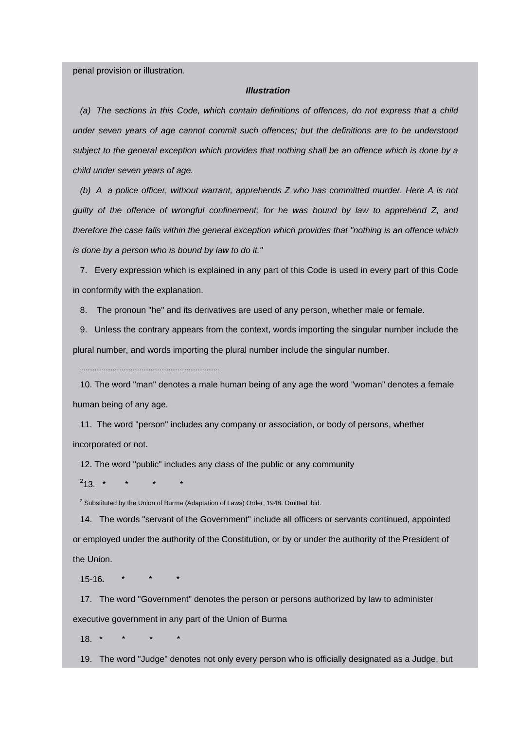penal provision or illustration.

***Illustration***

*(a) The sections in this Code, which contain definitions of offences, do not express that a child under seven years of age cannot commit such offences; but the definitions are to be understood subject to the general exception which provides that nothing shall be an offence which is done by a child under seven years of age.*

*(b) A a police officer, without warrant, apprehends Z who has committed murder. Here A is not guilty of the offence of wrongful confinement; for he was bound by law to apprehend Z, and therefore the case falls within the general exception which provides that "nothing is an offence which is done by a person who is bound by law to do it."*

7. Every expression which is explained in any part of this Code is used in every part of this Code in conformity with the explanation.

8. The pronoun "he" and its derivatives are used of any person, whether male or female.

9. Unless the contrary appears from the context, words importing the singular number include the plural number, and words importing the plural number include the singular number.

..........................................................................

10. The word "man" denotes a male human being of any age the word "woman" denotes a female human being of any age.

11. The word "person" includes any company or association, or body of persons, whether incorporated or not.

12. The word "public" includes any class of the public or any community

[2]13. * * * *

[2] Substituted by the Union of Burma (Adaptation of Laws) Order, 1948. Omitted ibid.

14. The words "servant of the Government" include all officers or servants continued, appointed or employed under the authority of the Constitution, or by or under the authority of the President of the Union.

15-16. * * *

17. The word "Government" denotes the person or persons authorized by law to administer executive government in any part of the Union of Burma

18. * * * *

19. The word "Judge" denotes not only every person who is officially designated as a Judge, but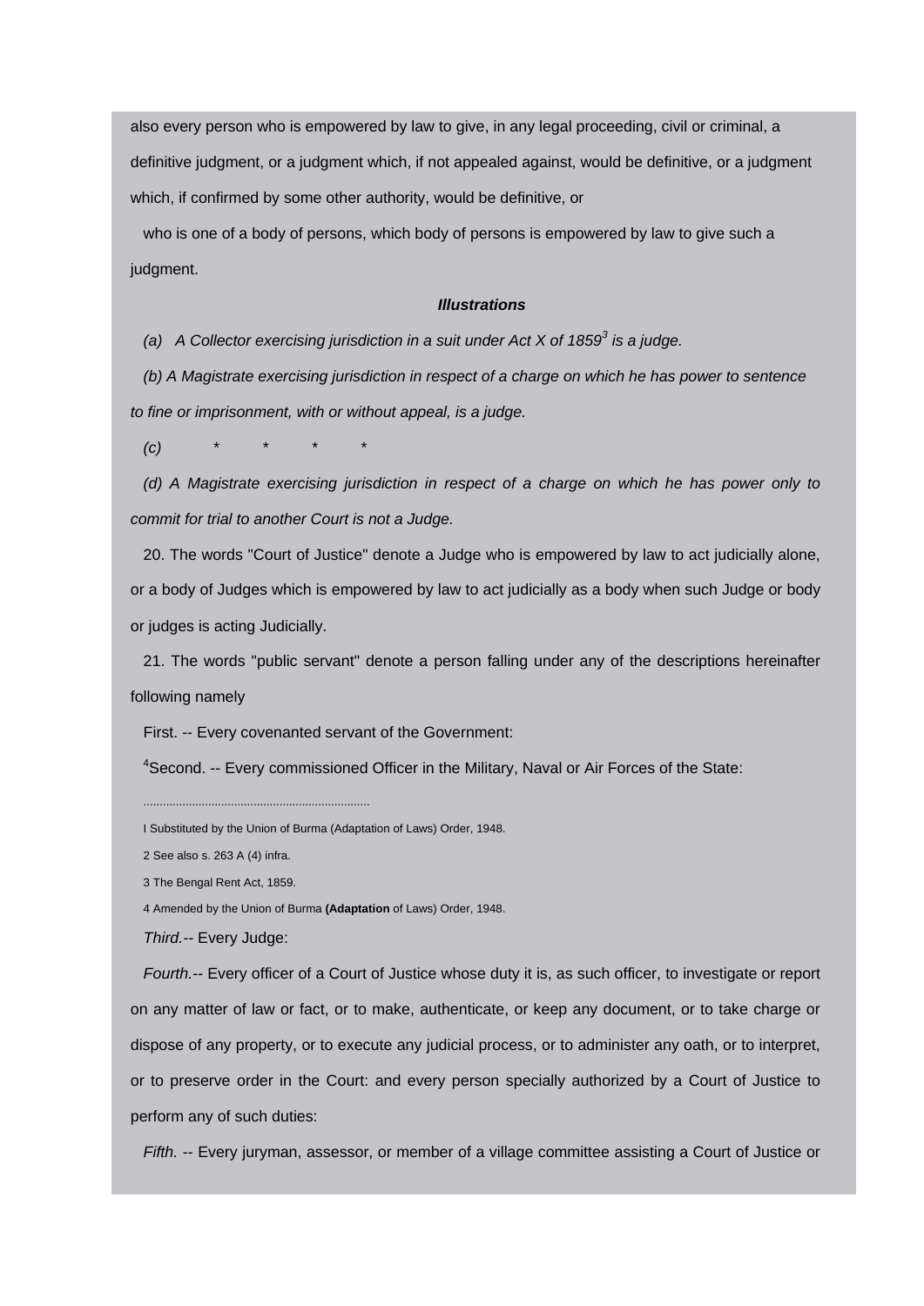also every person who is empowered by law to give, in any legal proceeding, civil or criminal, a definitive judgment, or a judgment which, if not appealed against, would be definitive, or a judgment which, if confirmed by some other authority, would be definitive, or

who is one of a body of persons, which body of persons is empowered by law to give such a judgment.

***Illustrations***

*(a) A Collector exercising jurisdiction in a suit under Act X of 1859*[3] *is a judge.*

*(b) A Magistrate exercising jurisdiction in respect of a charge on which he has power to sentence to fine or imprisonment, with or without appeal, is a judge.*

*(c)* * * * *

*(d) A Magistrate exercising jurisdiction in respect of a charge on which he has power only to commit for trial to another Court is not a Judge.*

20. The words "Court of Justice" denote a Judge who is empowered by law to act judicially alone, or a body of Judges which is empowered by law to act judicially as a body when such Judge or body or judges is acting Judicially.

21. The words "public servant" denote a person falling under any of the descriptions hereinafter following namely

First. -- Every covenanted servant of the Government:

[4]Second. -- Every commissioned Officer in the Military, Naval or Air Forces of the State:

.....................................................................

I Substituted by the Union of Burma (Adaptation of Laws) Order, 1948.

2 See also s. 263 A (4) infra.

3 The Bengal Rent Act, 1859.

4 Amended by the Union of Burma **(Adaptation** of Laws) Order, 1948.

*Third.*-- Every Judge:

*Fourth.*-- Every officer of a Court of Justice whose duty it is, as such officer, to investigate or report on any matter of law or fact, or to make, authenticate, or keep any document, or to take charge or dispose of any property, or to execute any judicial process, or to administer any oath, or to interpret, or to preserve order in the Court: and every person specially authorized by a Court of Justice to perform any of such duties:

*Fifth.* -- Every juryman, assessor, or member of a village committee assisting a Court of Justice or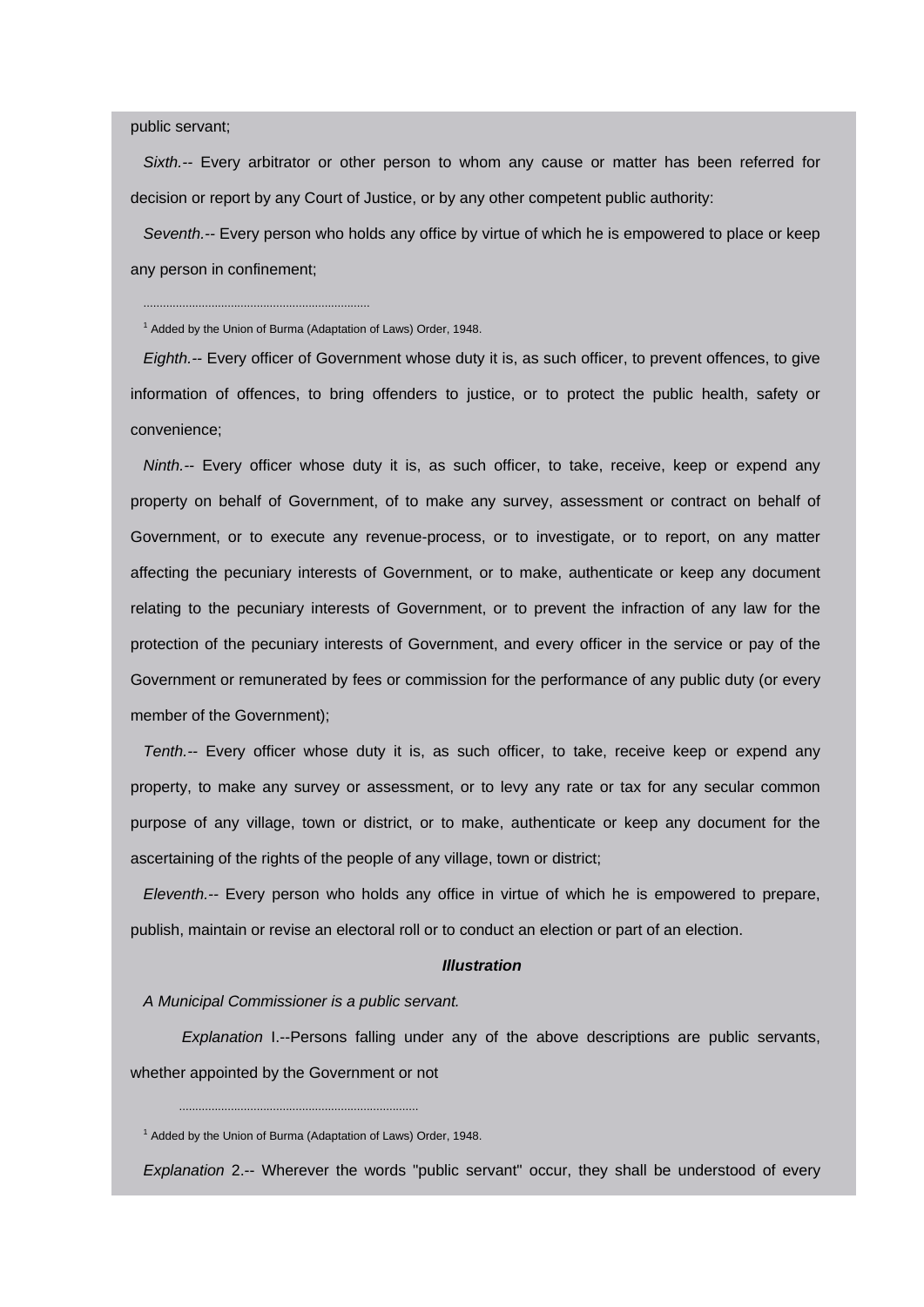public servant;

*Sixth.*-- Every arbitrator or other person to whom any cause or matter has been referred for decision or report by any Court of Justice, or by any other competent public authority:

*Seventh.*-- Every person who holds any office by virtue of which he is empowered to place or keep any person in confinement;

[1] Added by the Union of Burma (Adaptation of Laws) Order, 1948.

*Eighth.*-- Every officer of Government whose duty it is, as such officer, to prevent offences, to give information of offences, to bring offenders to justice, or to protect the public health, safety or convenience;

*Ninth.*-- Every officer whose duty it is, as such officer, to take, receive, keep or expend any property on behalf of Government, of to make any survey, assessment or contract on behalf of Government, or to execute any revenue-process, or to investigate, or to report, on any matter affecting the pecuniary interests of Government, or to make, authenticate or keep any document relating to the pecuniary interests of Government, or to prevent the infraction of any law for the protection of the pecuniary interests of Government, and every officer in the service or pay of the Government or remunerated by fees or commission for the performance of any public duty (or every member of the Government);

*Tenth.*-- Every officer whose duty it is, as such officer, to take, receive keep or expend any property, to make any survey or assessment, or to levy any rate or tax for any secular common purpose of any village, town or district, or to make, authenticate or keep any document for the ascertaining of the rights of the people of any village, town or district;

*Eleventh.*-- Every person who holds any office in virtue of which he is empowered to prepare, publish, maintain or revise an electoral roll or to conduct an election or part of an election.

***Illustration***

*A Municipal Commissioner is a public servant.*

*Explanation* I.--Persons falling under any of the above descriptions are public servants, whether appointed by the Government or not

[1] Added by the Union of Burma (Adaptation of Laws) Order, 1948.

*Explanation* 2.-- Wherever the words "public servant" occur, they shall be understood of every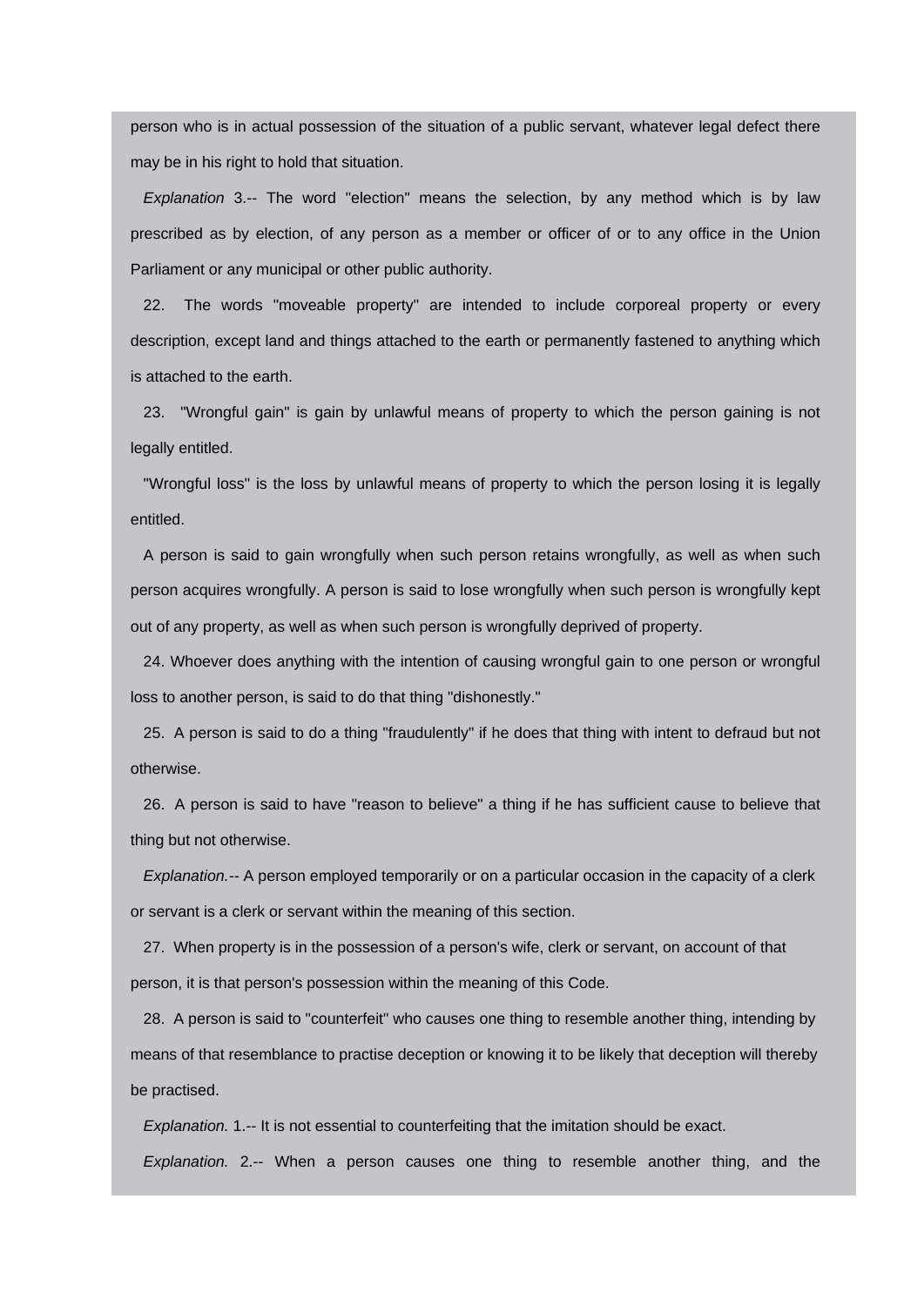person who is in actual possession of the situation of a public servant, whatever legal defect there may be in his right to hold that situation.

*Explanation* 3.-- The word "election" means the selection, by any method which is by law prescribed as by election, of any person as a member or officer of or to any office in the Union Parliament or any municipal or other public authority.

22. The words "moveable property" are intended to include corporeal property or every description, except land and things attached to the earth or permanently fastened to anything which is attached to the earth.

23. "Wrongful gain" is gain by unlawful means of property to which the person gaining is not legally entitled.

"Wrongful loss" is the loss by unlawful means of property to which the person losing it is legally entitled.

A person is said to gain wrongfully when such person retains wrongfully, as well as when such person acquires wrongfully. A person is said to lose wrongfully when such person is wrongfully kept out of any property, as well as when such person is wrongfully deprived of property.

24. Whoever does anything with the intention of causing wrongful gain to one person or wrongful loss to another person, is said to do that thing "dishonestly."

25. A person is said to do a thing "fraudulently" if he does that thing with intent to defraud but not otherwise.

26. A person is said to have "reason to believe" a thing if he has sufficient cause to believe that thing but not otherwise.

*Explanation.*-- A person employed temporarily or on a particular occasion in the capacity of a clerk or servant is a clerk or servant within the meaning of this section.

27. When property is in the possession of a person's wife, clerk or servant, on account of that person, it is that person's possession within the meaning of this Code.

28. A person is said to "counterfeit" who causes one thing to resemble another thing, intending by means of that resemblance to practise deception or knowing it to be likely that deception will thereby be practised.

*Explanation.* 1.-- It is not essential to counterfeiting that the imitation should be exact.

*Explanation.* 2.-- When a person causes one thing to resemble another thing, and the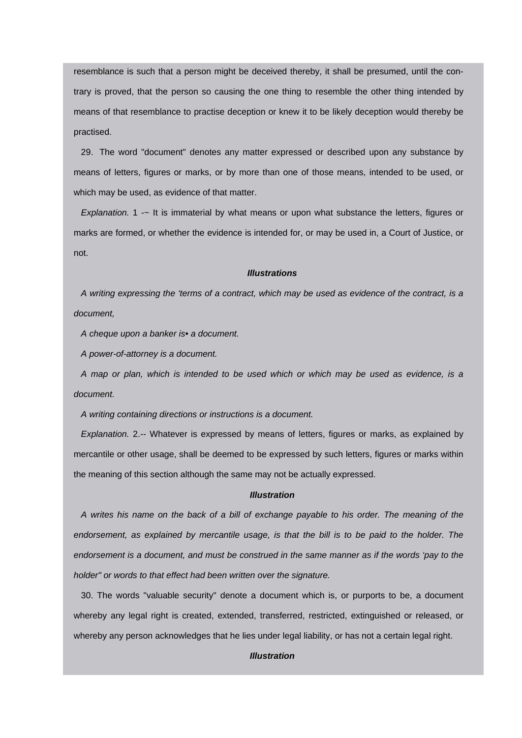resemblance is such that a person might be deceived thereby, it shall be presumed, until the contrary is proved, that the person so causing the one thing to resemble the other thing intended by means of that resemblance to practise deception or knew it to be likely deception would thereby be practised.

29. The word "document" denotes any matter expressed or described upon any substance by means of letters, figures or marks, or by more than one of those means, intended to be used, or which may be used, as evidence of that matter.

*Explanation.* 1 -~ It is immaterial by what means or upon what substance the letters, figures or marks are formed, or whether the evidence is intended for, or may be used in, a Court of Justice, or not.

***Illustrations***

*A writing expressing the 'terms of a contract, which may be used as evidence of the contract, is a document,*

*A cheque upon a banker is• a document.*

*A power-of-attorney is a document.*

*A map or plan, which is intended to be used which or which may be used as evidence, is a document.*

*A writing containing directions or instructions is a document.*

*Explanation.* 2.-- Whatever is expressed by means of letters, figures or marks, as explained by mercantile or other usage, shall be deemed to be expressed by such letters, figures or marks within the meaning of this section although the same may not be actually expressed.

***Illustration***

*A writes his name on the back of a bill of exchange payable to his order. The meaning of the endorsement, as explained by mercantile usage, is that the bill is to be paid to the holder. The endorsement is a document, and must be construed in the same manner as if the words 'pay to the holder" or words to that effect had been written over the signature.*

30. The words "valuable security" denote a document which is, or purports to be, a document whereby any legal right is created, extended, transferred, restricted, extinguished or released, or whereby any person acknowledges that he lies under legal liability, or has not a certain legal right.

***Illustration***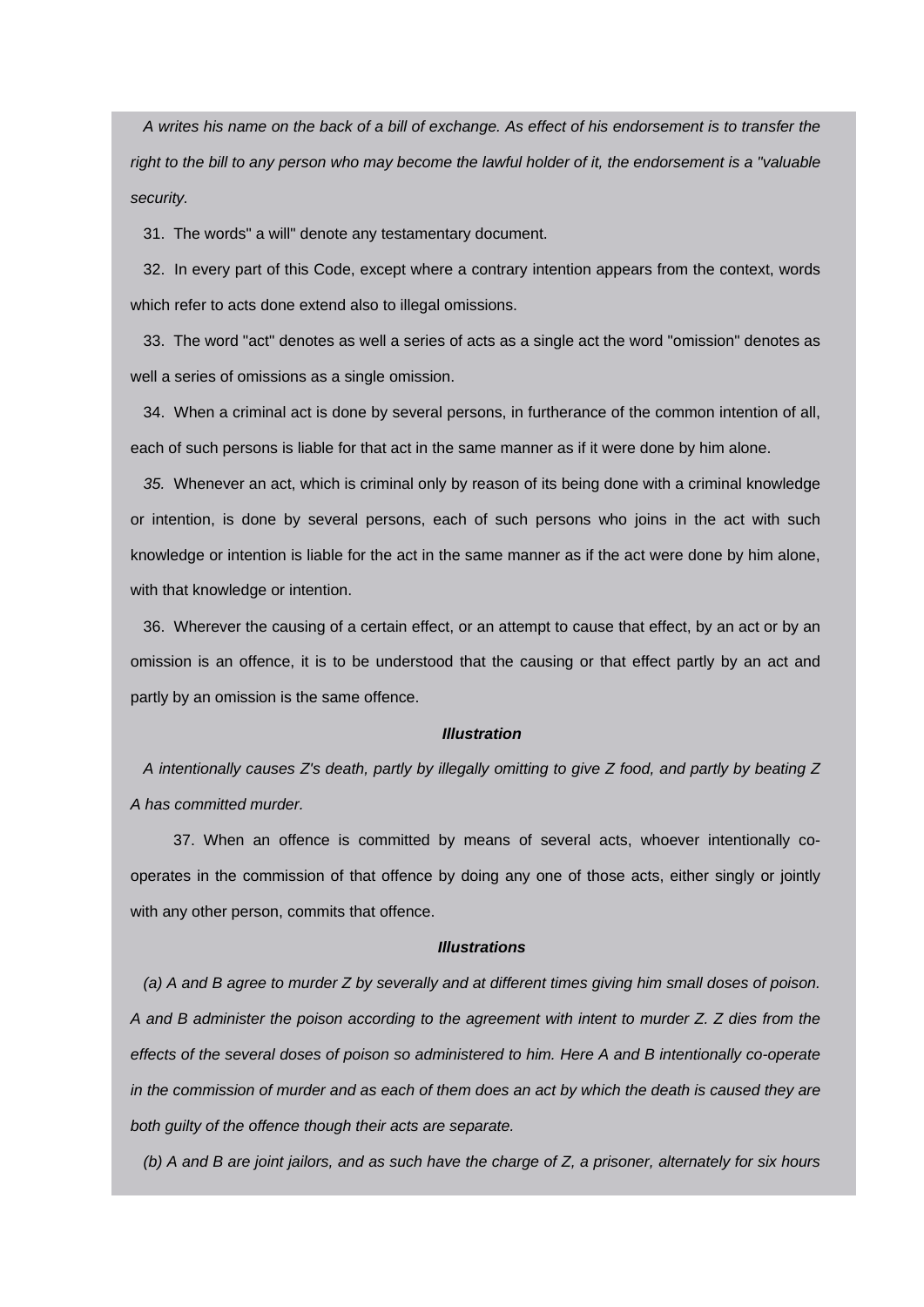*A writes his name on the back of a bill of exchange. As effect of his endorsement is to transfer the right to the bill to any person who may become the lawful holder of it, the endorsement is a "valuable security.*

31. The words" a will" denote any testamentary document.

32. In every part of this Code, except where a contrary intention appears from the context, words which refer to acts done extend also to illegal omissions.

33. The word "act" denotes as well a series of acts as a single act the word "omission" denotes as well a series of omissions as a single omission.

34. When a criminal act is done by several persons, in furtherance of the common intention of all, each of such persons is liable for that act in the same manner as if it were done by him alone.

*35.* Whenever an act, which is criminal only by reason of its being done with a criminal knowledge or intention, is done by several persons, each of such persons who joins in the act with such knowledge or intention is liable for the act in the same manner as if the act were done by him alone, with that knowledge or intention.

36. Wherever the causing of a certain effect, or an attempt to cause that effect, by an act or by an omission is an offence, it is to be understood that the causing or that effect partly by an act and partly by an omission is the same offence.

***Illustration***

*A intentionally causes Z's death, partly by illegally omitting to give Z food, and partly by beating Z A has committed murder.*

37. When an offence is committed by means of several acts, whoever intentionally co-operates in the commission of that offence by doing any one of those acts, either singly or jointly with any other person, commits that offence.

***Illustrations***

*(a) A and B agree to murder Z by severally and at different times giving him small doses of poison. A and B administer the poison according to the agreement with intent to murder Z. Z dies from the effects of the several doses of poison so administered to him. Here A and B intentionally co-operate in the commission of murder and as each of them does an act by which the death is caused they are both guilty of the offence though their acts are separate.*

*(b) A and B are joint jailors, and as such have the charge of Z, a prisoner, alternately for six hours*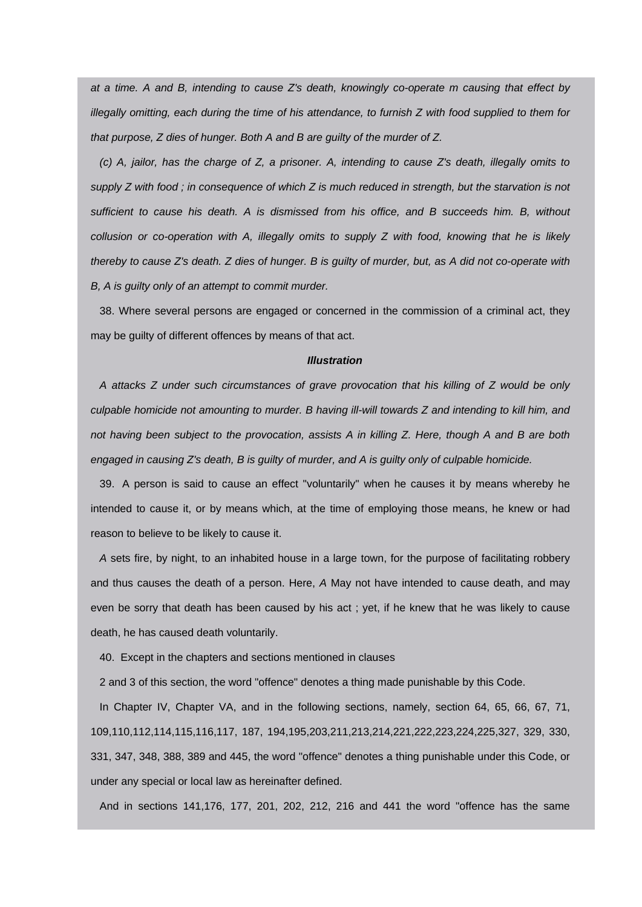*at a time. A and B, intending to cause Z's death, knowingly co-operate m causing that effect by illegally omitting, each during the time of his attendance, to furnish Z with food supplied to them for that purpose, Z dies of hunger. Both A and B are guilty of the murder of Z.*

*(c) A, jailor, has the charge of Z, a prisoner. A, intending to cause Z's death, illegally omits to supply Z with food ; in consequence of which Z is much reduced in strength, but the starvation is not sufficient to cause his death. A is dismissed from his office, and B succeeds him. B, without collusion or co-operation with A, illegally omits to supply Z with food, knowing that he is likely thereby to cause Z's death. Z dies of hunger. B is guilty of murder, but, as A did not co-operate with B, A is guilty only of an attempt to commit murder.*

38. Where several persons are engaged or concerned in the commission of a criminal act, they may be guilty of different offences by means of that act.

***Illustration***

*A attacks Z under such circumstances of grave provocation that his killing of Z would be only culpable homicide not amounting to murder. B having ill-will towards Z and intending to kill him, and not having been subject to the provocation, assists A in killing Z. Here, though A and B are both engaged in causing Z's death, B is guilty of murder, and A is guilty only of culpable homicide.*

39. A person is said to cause an effect "voluntarily" when he causes it by means whereby he intended to cause it, or by means which, at the time of employing those means, he knew or had reason to believe to be likely to cause it.

*A* sets fire, by night, to an inhabited house in a large town, for the purpose of facilitating robbery and thus causes the death of a person. Here, *A* May not have intended to cause death, and may even be sorry that death has been caused by his act ; yet, if he knew that he was likely to cause death, he has caused death voluntarily.

40. Except in the chapters and sections mentioned in clauses

2 and 3 of this section, the word "offence" denotes a thing made punishable by this Code.

In Chapter IV, Chapter VA, and in the following sections, namely, section 64, 65, 66, 67, 71, 109,110,112,114,115,116,117, 187, 194,195,203,211,213,214,221,222,223,224,225,327, 329, 330, 331, 347, 348, 388, 389 and 445, the word "offence" denotes a thing punishable under this Code, or under any special or local law as hereinafter defined.

And in sections 141,176, 177, 201, 202, 212, 216 and 441 the word "offence has the same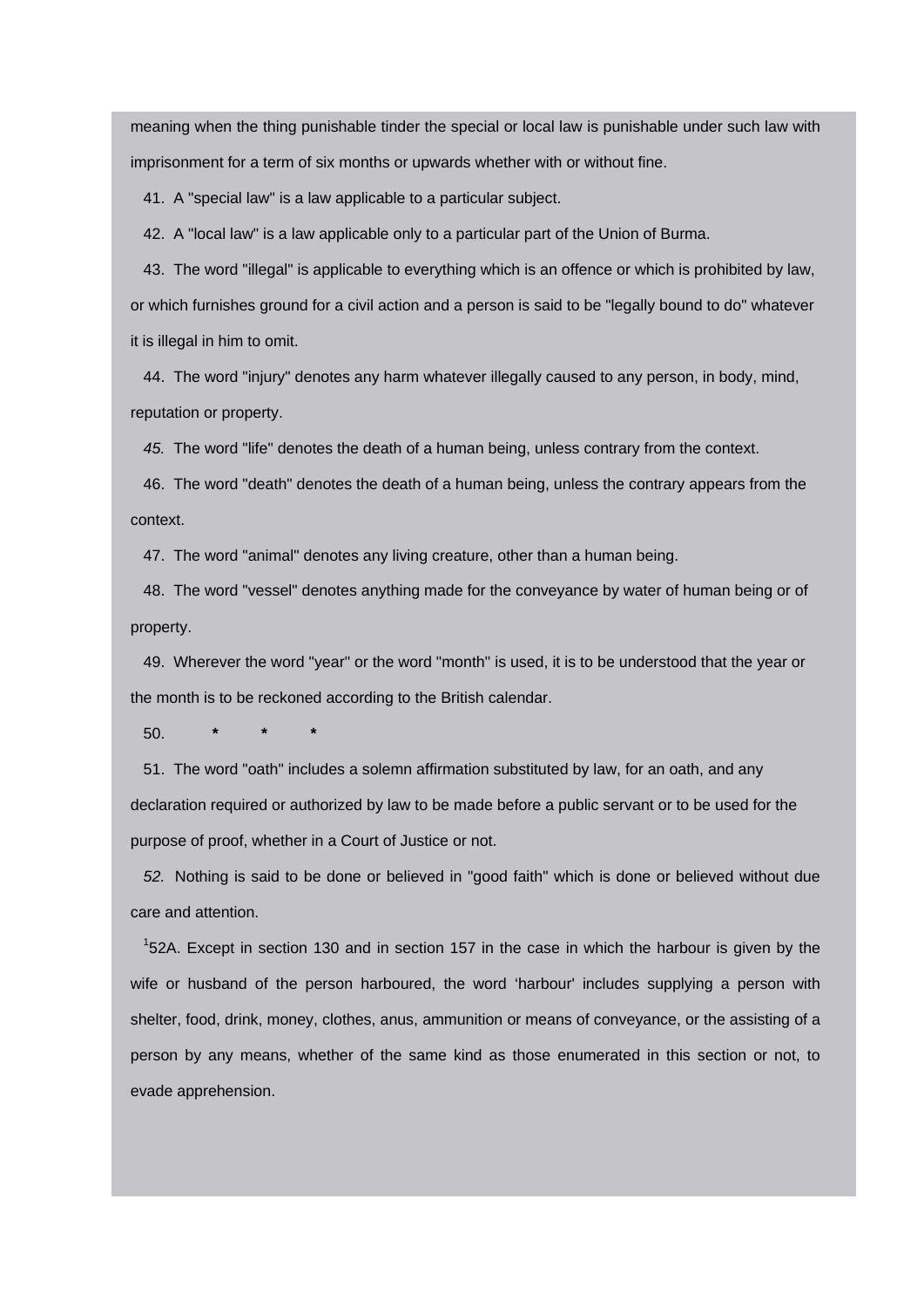meaning when the thing punishable tinder the special or local law is punishable under such law with imprisonment for a term of six months or upwards whether with or without fine.

41. A "special law" is a law applicable to a particular subject.

42. A "local law" is a law applicable only to a particular part of the Union of Burma.

43. The word "illegal" is applicable to everything which is an offence or which is prohibited by law, or which furnishes ground for a civil action and a person is said to be "legally bound to do" whatever it is illegal in him to omit.

44. The word "injury" denotes any harm whatever illegally caused to any person, in body, mind, reputation or property.

*45.* The word "life" denotes the death of a human being, unless contrary from the context.

46. The word "death" denotes the death of a human being, unless the contrary appears from the context.

47. The word "animal" denotes any living creature, other than a human being.

48. The word "vessel" denotes anything made for the conveyance by water of human being or of property.

49. Wherever the word "year" or the word "month" is used, it is to be understood that the year or the month is to be reckoned according to the British calendar.

50. **\*** **\*** **\***

51. The word "oath" includes a solemn affirmation substituted by law, for an oath, and any declaration required or authorized by law to be made before a public servant or to be used for the purpose of proof, whether in a Court of Justice or not.

*52.* Nothing is said to be done or believed in "good faith" which is done or believed without due care and attention.

[1]52A. Except in section 130 and in section 157 in the case in which the harbour is given by the wife or husband of the person harboured, the word 'harbour' includes supplying a person with shelter, food, drink, money, clothes, anus, ammunition or means of conveyance, or the assisting of a person by any means, whether of the same kind as those enumerated in this section or not, to evade apprehension.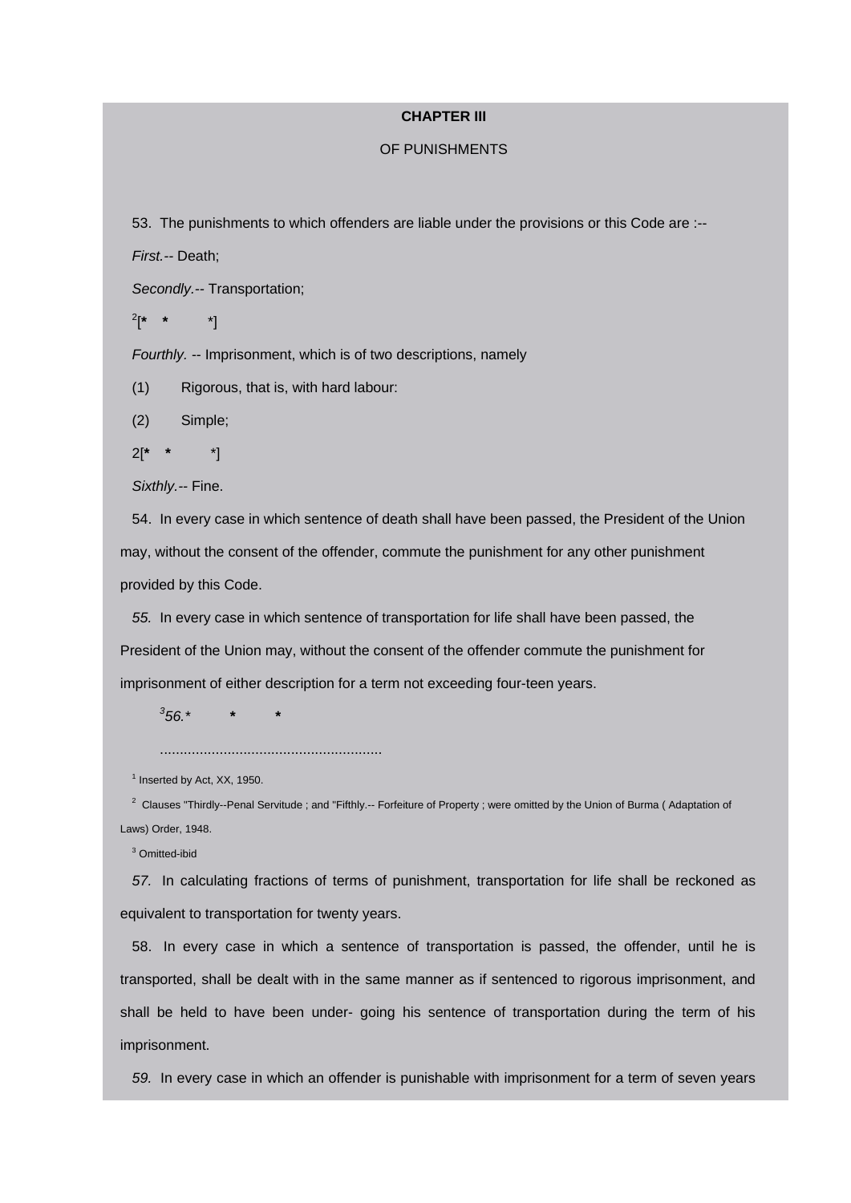## CHAPTER III

OF PUNISHMENTS

53. The punishments to which offenders are liable under the provisions or this Code are :--

*First.*-- Death;

*Secondly.*-- Transportation;

[2][*   *   *]

*Fourthly.* -- Imprisonment, which is of two descriptions, namely

(1) Rigorous, that is, with hard labour:

(2) Simple;

2[*   *   *]

*Sixthly.*-- Fine.

54. In every case in which sentence of death shall have been passed, the President of the Union may, without the consent of the offender, commute the punishment for any other punishment provided by this Code.

*55.* In every case in which sentence of transportation for life shall have been passed, the President of the Union may, without the consent of the offender commute the punishment for imprisonment of either description for a term not exceeding four-teen years.

[3]*56.*   *   *   *

........................................................

[1] Inserted by Act, XX, 1950.

[2] Clauses "Thirdly--Penal Servitude ; and "Fifthly.-- Forfeiture of Property ; were omitted by the Union of Burma ( Adaptation of Laws) Order, 1948.

[3] Omitted-ibid

*57.* In calculating fractions of terms of punishment, transportation for life shall be reckoned as equivalent to transportation for twenty years.

58. In every case in which a sentence of transportation is passed, the offender, until he is transported, shall be dealt with in the same manner as if sentenced to rigorous imprisonment, and shall be held to have been under- going his sentence of transportation during the term of his imprisonment.

*59.* In every case in which an offender is punishable with imprisonment for a term of seven years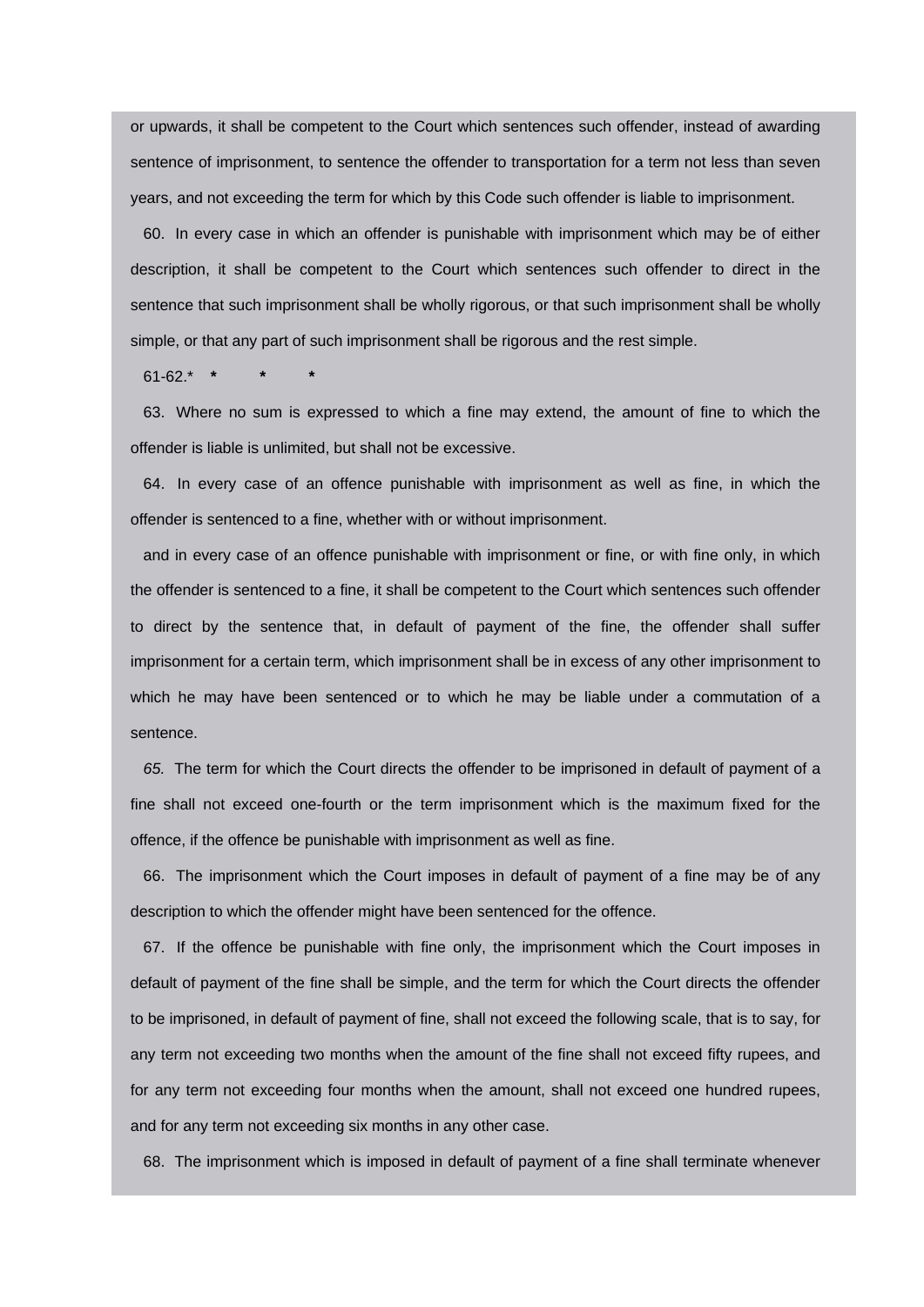or upwards, it shall be competent to the Court which sentences such offender, instead of awarding sentence of imprisonment, to sentence the offender to transportation for a term not less than seven years, and not exceeding the term for which by this Code such offender is liable to imprisonment.

60. In every case in which an offender is punishable with imprisonment which may be of either description, it shall be competent to the Court which sentences such offender to direct in the sentence that such imprisonment shall be wholly rigorous, or that such imprisonment shall be wholly simple, or that any part of such imprisonment shall be rigorous and the rest simple.

61-62.* **\*** **\*** **\***

63. Where no sum is expressed to which a fine may extend, the amount of fine to which the offender is liable is unlimited, but shall not be excessive.

64. In every case of an offence punishable with imprisonment as well as fine, in which the offender is sentenced to a fine, whether with or without imprisonment.

and in every case of an offence punishable with imprisonment or fine, or with fine only, in which the offender is sentenced to a fine, it shall be competent to the Court which sentences such offender to direct by the sentence that, in default of payment of the fine, the offender shall suffer imprisonment for a certain term, which imprisonment shall be in excess of any other imprisonment to which he may have been sentenced or to which he may be liable under a commutation of a sentence.

*65.* The term for which the Court directs the offender to be imprisoned in default of payment of a fine shall not exceed one-fourth or the term imprisonment which is the maximum fixed for the offence, if the offence be punishable with imprisonment as well as fine.

66. The imprisonment which the Court imposes in default of payment of a fine may be of any description to which the offender might have been sentenced for the offence.

67. If the offence be punishable with fine only, the imprisonment which the Court imposes in default of payment of the fine shall be simple, and the term for which the Court directs the offender to be imprisoned, in default of payment of fine, shall not exceed the following scale, that is to say, for any term not exceeding two months when the amount of the fine shall not exceed fifty rupees, and for any term not exceeding four months when the amount, shall not exceed one hundred rupees, and for any term not exceeding six months in any other case.

68. The imprisonment which is imposed in default of payment of a fine shall terminate whenever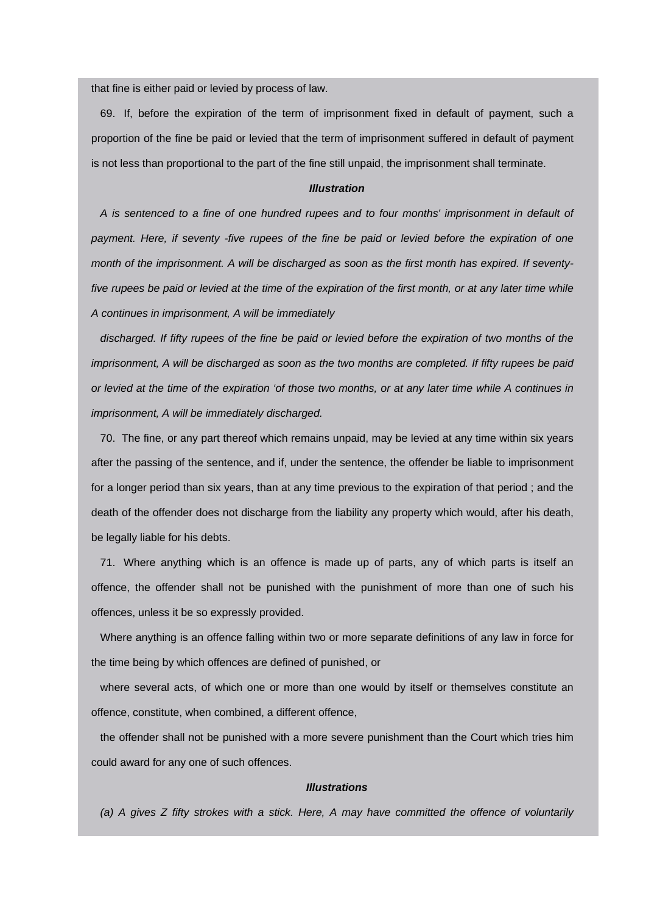that fine is either paid or levied by process of law.

69. If, before the expiration of the term of imprisonment fixed in default of payment, such a proportion of the fine be paid or levied that the term of imprisonment suffered in default of payment is not less than proportional to the part of the fine still unpaid, the imprisonment shall terminate.

***Illustration***

*A is sentenced to a fine of one hundred rupees and to four months' imprisonment in default of payment. Here, if seventy -five rupees of the fine be paid or levied before the expiration of one month of the imprisonment. A will be discharged as soon as the first month has expired. If seventy-five rupees be paid or levied at the time of the expiration of the first month, or at any later time while A continues in imprisonment, A will be immediately*

*discharged. If fifty rupees of the fine be paid or levied before the expiration of two months of the imprisonment, A will be discharged as soon as the two months are completed. If fifty rupees be paid or levied at the time of the expiration 'of those two months, or at any later time while A continues in imprisonment, A will be immediately discharged.*

70. The fine, or any part thereof which remains unpaid, may be levied at any time within six years after the passing of the sentence, and if, under the sentence, the offender be liable to imprisonment for a longer period than six years, than at any time previous to the expiration of that period ; and the death of the offender does not discharge from the liability any property which would, after his death, be legally liable for his debts.

71. Where anything which is an offence is made up of parts, any of which parts is itself an offence, the offender shall not be punished with the punishment of more than one of such his offences, unless it be so expressly provided.

Where anything is an offence falling within two or more separate definitions of any law in force for the time being by which offences are defined of punished, or

where several acts, of which one or more than one would by itself or themselves constitute an offence, constitute, when combined, a different offence,

the offender shall not be punished with a more severe punishment than the Court which tries him could award for any one of such offences.

***Illustrations***

*(a) A gives Z fifty strokes with a stick. Here, A may have committed the offence of voluntarily*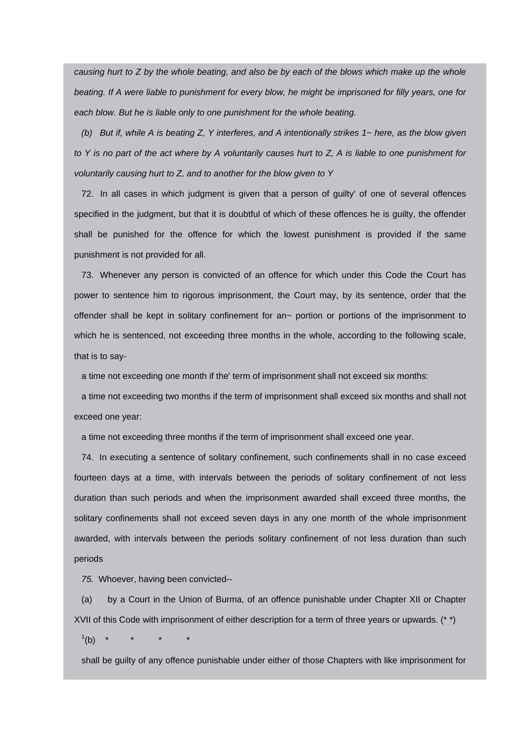*causing hurt to Z by the whole beating, and also be by each of the blows which make up the whole beating. If A were liable to punishment for every blow, he might be imprisoned for filly years, one for each blow. But he is liable only to one punishment for the whole beating.*

*(b) But if, while A is beating Z, Y interferes, and A intentionally strikes 1~ here, as the blow given to Y is no part of the act where by A voluntarily causes hurt to Z, A is liable to one punishment for voluntarily causing hurt to Z, and to another for the blow given to Y*

72. In all cases in which judgment is given that a person of guilty' of one of several offences specified in the judgment, but that it is doubtful of which of these offences he is guilty, the offender shall be punished for the offence for which the lowest punishment is provided if the same punishment is not provided for all.

73. Whenever any person is convicted of an offence for which under this Code the Court has power to sentence him to rigorous imprisonment, the Court may, by its sentence, order that the offender shall be kept in solitary confinement for an~ portion or portions of the imprisonment to which he is sentenced, not exceeding three months in the whole, according to the following scale, that is to say-

a time not exceeding one month if the' term of imprisonment shall not exceed six months:

a time not exceeding two months if the term of imprisonment shall exceed six months and shall not exceed one year:

a time not exceeding three months if the term of imprisonment shall exceed one year.

74. In executing a sentence of solitary confinement, such confinements shall in no case exceed fourteen days at a time, with intervals between the periods of solitary confinement of not less duration than such periods and when the imprisonment awarded shall exceed three months, the solitary confinements shall not exceed seven days in any one month of the whole imprisonment awarded, with intervals between the periods solitary confinement of not less duration than such periods

*75.* Whoever, having been convicted--

(a) by a Court in the Union of Burma, of an offence punishable under Chapter XII or Chapter XVII of this Code with imprisonment of either description for a term of three years or upwards. (* *)

[1](b) * * * *

shall be guilty of any offence punishable under either of those Chapters with like imprisonment for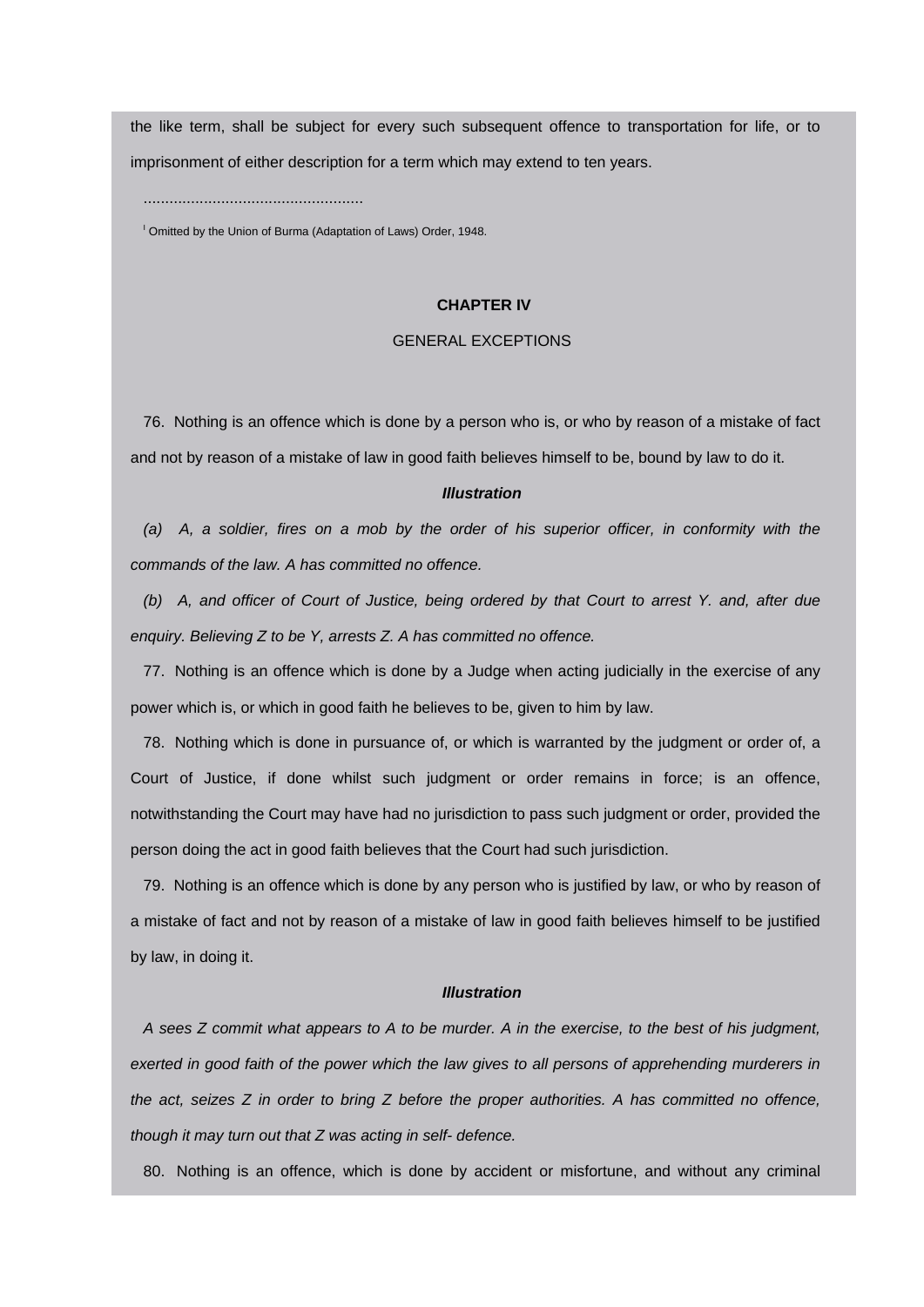the like term, shall be subject for every such subsequent offence to transportation for life, or to imprisonment of either description for a term which may extend to ten years.

..................................................

[l] Omitted by the Union of Burma (Adaptation of Laws) Order, 1948.

## CHAPTER IV

### GENERAL EXCEPTIONS

76. Nothing is an offence which is done by a person who is, or who by reason of a mistake of fact and not by reason of a mistake of law in good faith believes himself to be, bound by law to do it.

***Illustration***

*(a) A, a soldier, fires on a mob by the order of his superior officer, in conformity with the commands of the law. A has committed no offence.*

*(b) A, and officer of Court of Justice, being ordered by that Court to arrest Y. and, after due enquiry. Believing Z to be Y, arrests Z. A has committed no offence.*

77. Nothing is an offence which is done by a Judge when acting judicially in the exercise of any power which is, or which in good faith he believes to be, given to him by law.

78. Nothing which is done in pursuance of, or which is warranted by the judgment or order of, a Court of Justice, if done whilst such judgment or order remains in force; is an offence, notwithstanding the Court may have had no jurisdiction to pass such judgment or order, provided the person doing the act in good faith believes that the Court had such jurisdiction.

79. Nothing is an offence which is done by any person who is justified by law, or who by reason of a mistake of fact and not by reason of a mistake of law in good faith believes himself to be justified by law, in doing it.

***Illustration***

*A sees Z commit what appears to A to be murder. A in the exercise, to the best of his judgment, exerted in good faith of the power which the law gives to all persons of apprehending murderers in the act, seizes Z in order to bring Z before the proper authorities. A has committed no offence, though it may turn out that Z was acting in self- defence.*

80. Nothing is an offence, which is done by accident or misfortune, and without any criminal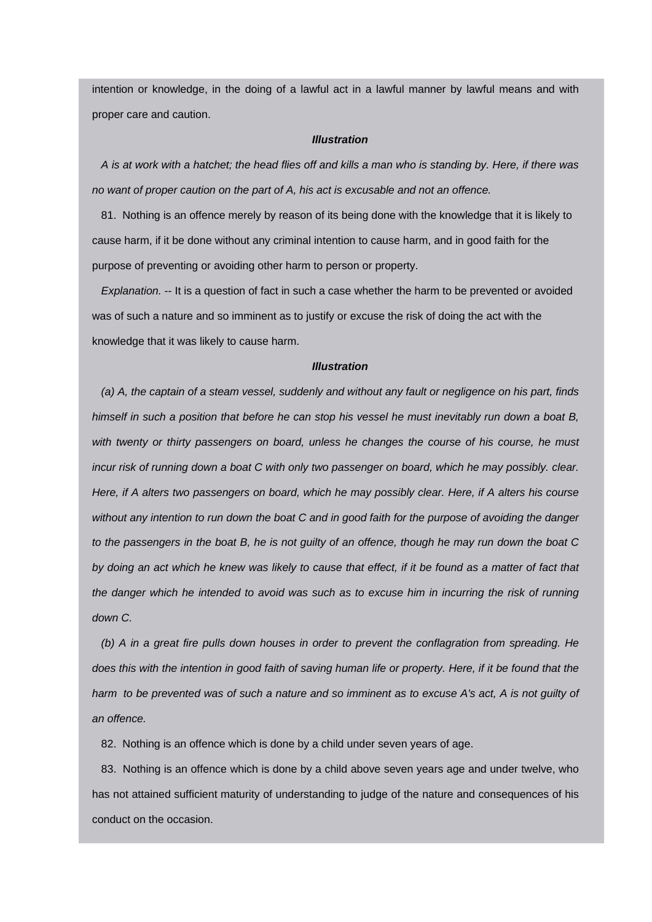intention or knowledge, in the doing of a lawful act in a lawful manner by lawful means and with proper care and caution.

***Illustration***

*A is at work with a hatchet; the head flies off and kills a man who is standing by. Here, if there was no want of proper caution on the part of A, his act is excusable and not an offence.*

81. Nothing is an offence merely by reason of its being done with the knowledge that it is likely to cause harm, if it be done without any criminal intention to cause harm, and in good faith for the purpose of preventing or avoiding other harm to person or property.

*Explanation.* -- It is a question of fact in such a case whether the harm to be prevented or avoided was of such a nature and so imminent as to justify or excuse the risk of doing the act with the knowledge that it was likely to cause harm.

***Illustration***

*(a) A, the captain of a steam vessel, suddenly and without any fault or negligence on his part, finds himself in such a position that before he can stop his vessel he must inevitably run down a boat B, with twenty or thirty passengers on board, unless he changes the course of his course, he must incur risk of running down a boat C with only two passenger on board, which he may possibly. clear. Here, if A alters two passengers on board, which he may possibly clear. Here, if A alters his course without any intention to run down the boat C and in good faith for the purpose of avoiding the danger to the passengers in the boat B, he is not guilty of an offence, though he may run down the boat C by doing an act which he knew was likely to cause that effect, if it be found as a matter of fact that the danger which he intended to avoid was such as to excuse him in incurring the risk of running down C.*

*(b) A in a great fire pulls down houses in order to prevent the conflagration from spreading. He does this with the intention in good faith of saving human life or property. Here, if it be found that the harm to be prevented was of such a nature and so imminent as to excuse A's act, A is not guilty of an offence.*

82. Nothing is an offence which is done by a child under seven years of age.

83. Nothing is an offence which is done by a child above seven years age and under twelve, who has not attained sufficient maturity of understanding to judge of the nature and consequences of his conduct on the occasion.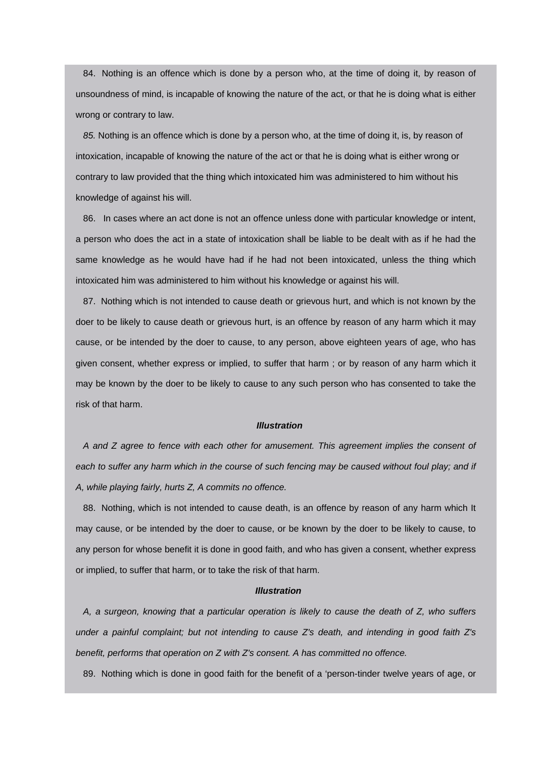84. Nothing is an offence which is done by a person who, at the time of doing it, by reason of unsoundness of mind, is incapable of knowing the nature of the act, or that he is doing what is either wrong or contrary to law.

*85.* Nothing is an offence which is done by a person who, at the time of doing it, is, by reason of intoxication, incapable of knowing the nature of the act or that he is doing what is either wrong or contrary to law provided that the thing which intoxicated him was administered to him without his knowledge of against his will.

86. In cases where an act done is not an offence unless done with particular knowledge or intent, a person who does the act in a state of intoxication shall be liable to be dealt with as if he had the same knowledge as he would have had if he had not been intoxicated, unless the thing which intoxicated him was administered to him without his knowledge or against his will.

87. Nothing which is not intended to cause death or grievous hurt, and which is not known by the doer to be likely to cause death or grievous hurt, is an offence by reason of any harm which it may cause, or be intended by the doer to cause, to any person, above eighteen years of age, who has given consent, whether express or implied, to suffer that harm ; or by reason of any harm which it may be known by the doer to be likely to cause to any such person who has consented to take the risk of that harm.

***Illustration***

*A and Z agree to fence with each other for amusement. This agreement implies the consent of each to suffer any harm which in the course of such fencing may be caused without foul play; and if A, while playing fairly, hurts Z, A commits no offence.*

88. Nothing, which is not intended to cause death, is an offence by reason of any harm which It may cause, or be intended by the doer to cause, or be known by the doer to be likely to cause, to any person for whose benefit it is done in good faith, and who has given a consent, whether express or implied, to suffer that harm, or to take the risk of that harm.

***Illustration***

*A, a surgeon, knowing that a particular operation is likely to cause the death of Z, who suffers under a painful complaint; but not intending to cause Z's death, and intending in good faith Z's benefit, performs that operation on Z with Z's consent. A has committed no offence.*

89. Nothing which is done in good faith for the benefit of a ‘person-tinder twelve years of age, or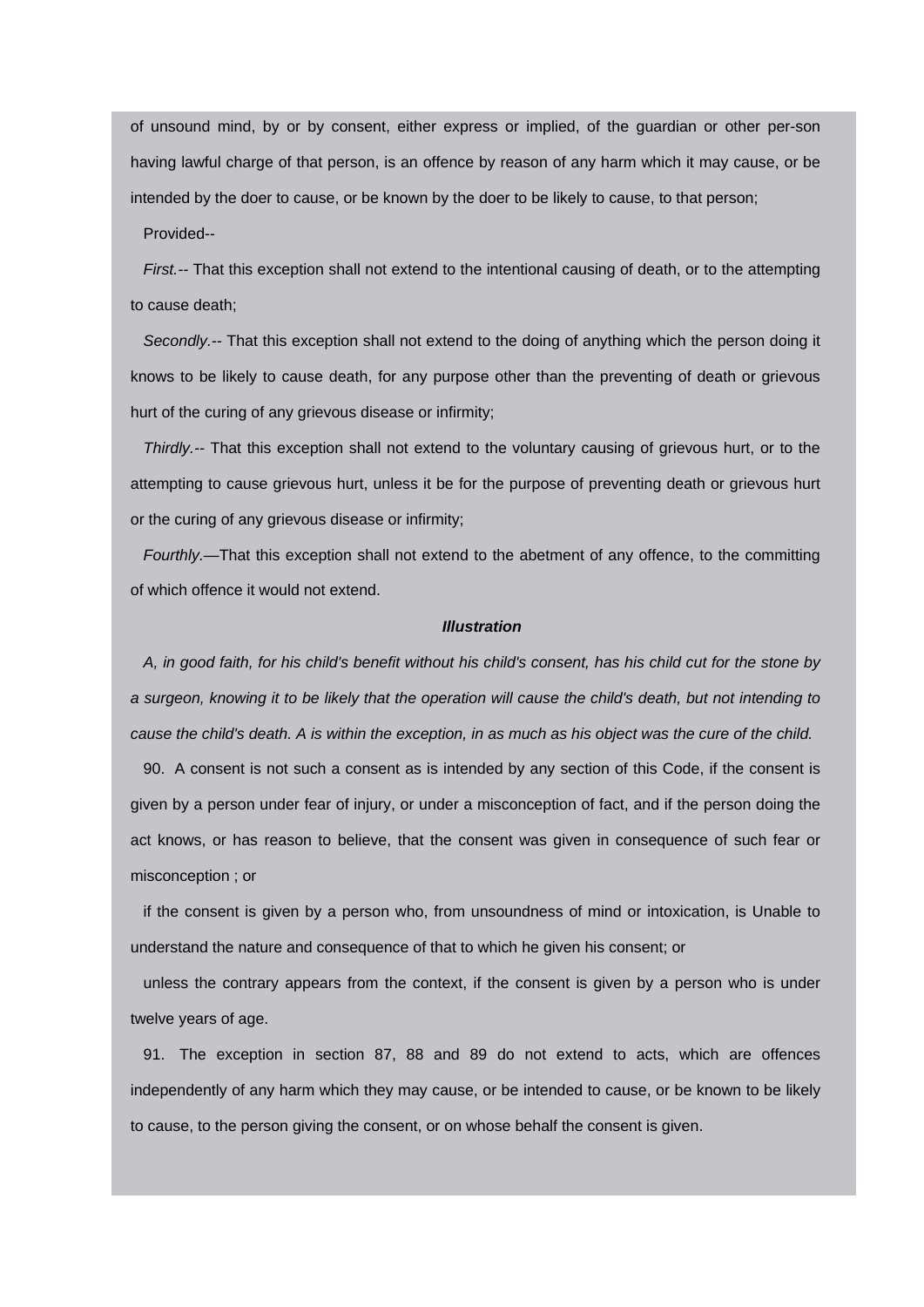of unsound mind, by or by consent, either express or implied, of the guardian or other per-son having lawful charge of that person, is an offence by reason of any harm which it may cause, or be intended by the doer to cause, or be known by the doer to be likely to cause, to that person;

Provided--

*First.*-- That this exception shall not extend to the intentional causing of death, or to the attempting to cause death;

*Secondly.*-- That this exception shall not extend to the doing of anything which the person doing it knows to be likely to cause death, for any purpose other than the preventing of death or grievous hurt of the curing of any grievous disease or infirmity;

*Thirdly.*-- That this exception shall not extend to the voluntary causing of grievous hurt, or to the attempting to cause grievous hurt, unless it be for the purpose of preventing death or grievous hurt or the curing of any grievous disease or infirmity;

*Fourthly.*—That this exception shall not extend to the abetment of any offence, to the committing of which offence it would not extend.

***Illustration***

*A, in good faith, for his child's benefit without his child's consent, has his child cut for the stone by a surgeon, knowing it to be likely that the operation will cause the child's death, but not intending to cause the child's death. A is within the exception, in as much as his object was the cure of the child.*

90. A consent is not such a consent as is intended by any section of this Code, if the consent is given by a person under fear of injury, or under a misconception of fact, and if the person doing the act knows, or has reason to believe, that the consent was given in consequence of such fear or misconception ; or

if the consent is given by a person who, from unsoundness of mind or intoxication, is Unable to understand the nature and consequence of that to which he given his consent; or

unless the contrary appears from the context, if the consent is given by a person who is under twelve years of age.

91. The exception in section 87, 88 and 89 do not extend to acts, which are offences independently of any harm which they may cause, or be intended to cause, or be known to be likely to cause, to the person giving the consent, or on whose behalf the consent is given.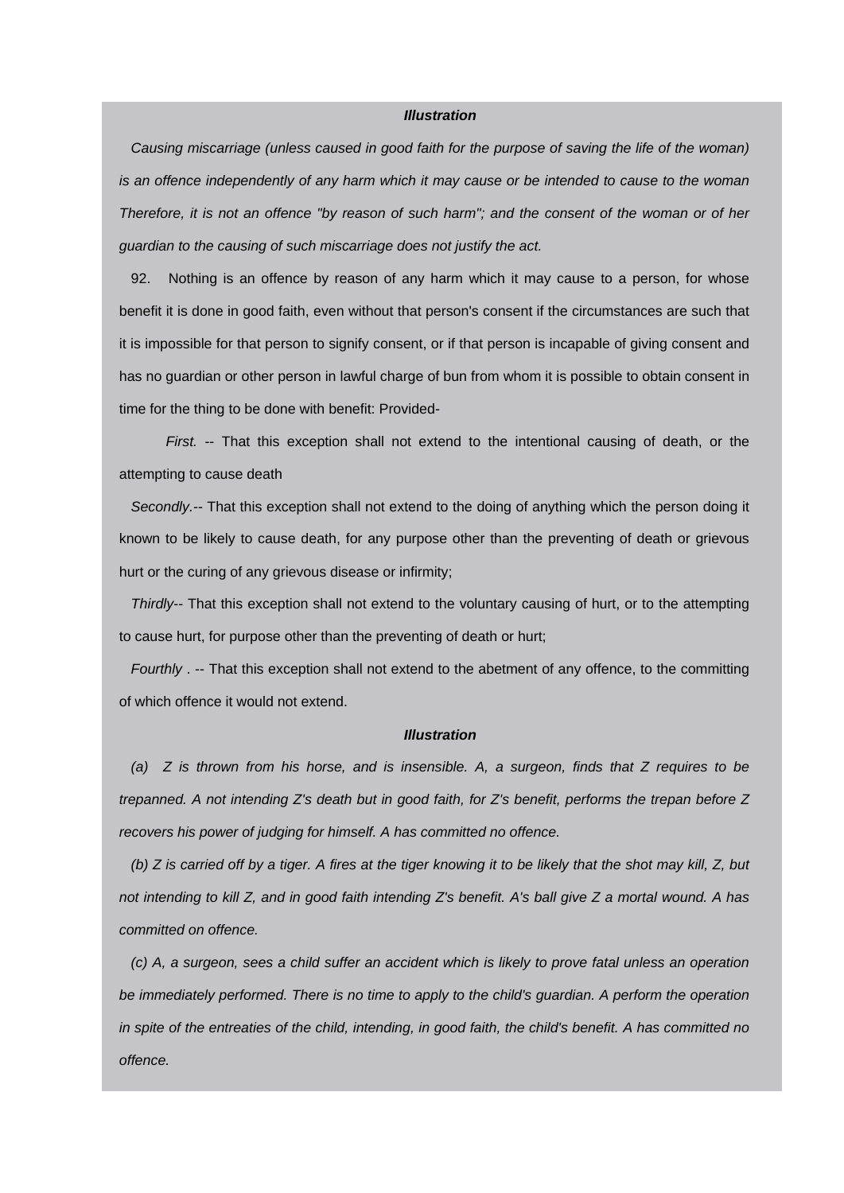***Illustration***

*Causing miscarriage (unless caused in good faith for the purpose of saving the life of the woman) is an offence independently of any harm which it may cause or be intended to cause to the woman Therefore, it is not an offence "by reason of such harm"; and the consent of the woman or of her guardian to the causing of such miscarriage does not justify the act.*

92. Nothing is an offence by reason of any harm which it may cause to a person, for whose benefit it is done in good faith, even without that person's consent if the circumstances are such that it is impossible for that person to signify consent, or if that person is incapable of giving consent and has no guardian or other person in lawful charge of bun from whom it is possible to obtain consent in time for the thing to be done with benefit: Provided-

*First.* -- That this exception shall not extend to the intentional causing of death, or the attempting to cause death

*Secondly.*-- That this exception shall not extend to the doing of anything which the person doing it known to be likely to cause death, for any purpose other than the preventing of death or grievous hurt or the curing of any grievous disease or infirmity;

*Thirdly*-- That this exception shall not extend to the voluntary causing of hurt, or to the attempting to cause hurt, for purpose other than the preventing of death or hurt;

*Fourthly* . -- That this exception shall not extend to the abetment of any offence, to the committing of which offence it would not extend.

***Illustration***

*(a) Z is thrown from his horse, and is insensible. A, a surgeon, finds that Z requires to be trepanned. A not intending Z's death but in good faith, for Z's benefit, performs the trepan before Z recovers his power of judging for himself. A has committed no offence.*

*(b) Z is carried off by a tiger. A fires at the tiger knowing it to be likely that the shot may kill, Z, but not intending to kill Z, and in good faith intending Z's benefit. A's ball give Z a mortal wound. A has committed on offence.*

*(c) A, a surgeon, sees a child suffer an accident which is likely to prove fatal unless an operation be immediately performed. There is no time to apply to the child's guardian. A perform the operation in spite of the entreaties of the child, intending, in good faith, the child's benefit. A has committed no offence.*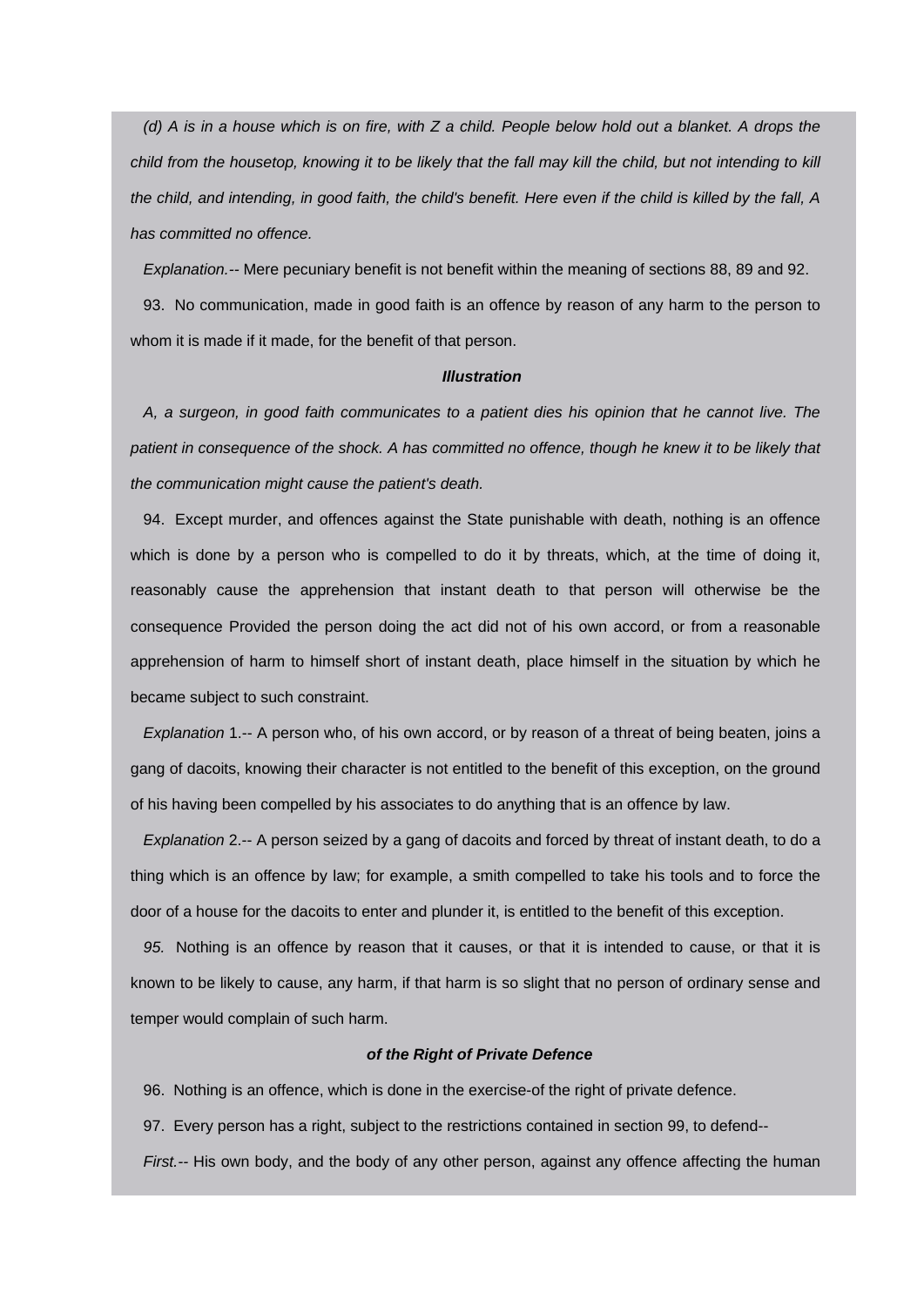*(d) A is in a house which is on fire, with Z a child. People below hold out a blanket. A drops the child from the housetop, knowing it to be likely that the fall may kill the child, but not intending to kill the child, and intending, in good faith, the child's benefit. Here even if the child is killed by the fall, A has committed no offence.*

*Explanation.*-- Mere pecuniary benefit is not benefit within the meaning of sections 88, 89 and 92.

93. No communication, made in good faith is an offence by reason of any harm to the person to whom it is made if it made, for the benefit of that person.

***Illustration***

*A, a surgeon, in good faith communicates to a patient dies his opinion that he cannot live. The patient in consequence of the shock. A has committed no offence, though he knew it to be likely that the communication might cause the patient's death.*

94. Except murder, and offences against the State punishable with death, nothing is an offence which is done by a person who is compelled to do it by threats, which, at the time of doing it, reasonably cause the apprehension that instant death to that person will otherwise be the consequence Provided the person doing the act did not of his own accord, or from a reasonable apprehension of harm to himself short of instant death, place himself in the situation by which he became subject to such constraint.

*Explanation* 1.-- A person who, of his own accord, or by reason of a threat of being beaten, joins a gang of dacoits, knowing their character is not entitled to the benefit of this exception, on the ground of his having been compelled by his associates to do anything that is an offence by law.

*Explanation* 2.-- A person seized by a gang of dacoits and forced by threat of instant death, to do a thing which is an offence by law; for example, a smith compelled to take his tools and to force the door of a house for the dacoits to enter and plunder it, is entitled to the benefit of this exception.

*95.* Nothing is an offence by reason that it causes, or that it is intended to cause, or that it is known to be likely to cause, any harm, if that harm is so slight that no person of ordinary sense and temper would complain of such harm.

***of the Right of Private Defence***

96. Nothing is an offence, which is done in the exercise-of the right of private defence.

97. Every person has a right, subject to the restrictions contained in section 99, to defend--

*First.*-- His own body, and the body of any other person, against any offence affecting the human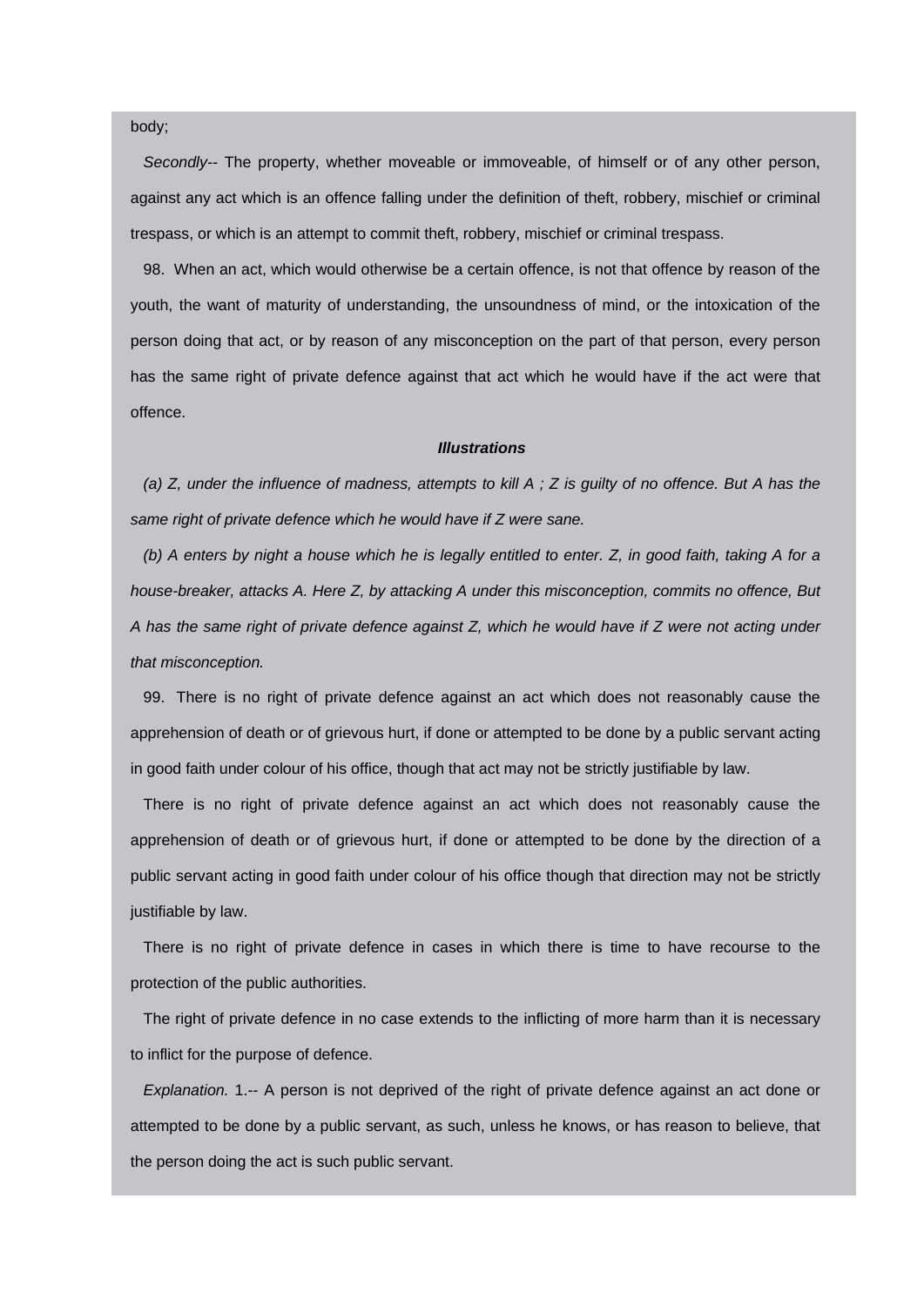body;

*Secondly--* The property, whether moveable or immoveable, of himself or of any other person, against any act which is an offence falling under the definition of theft, robbery, mischief or criminal trespass, or which is an attempt to commit theft, robbery, mischief or criminal trespass.

98. When an act, which would otherwise be a certain offence, is not that offence by reason of the youth, the want of maturity of understanding, the unsoundness of mind, or the intoxication of the person doing that act, or by reason of any misconception on the part of that person, every person has the same right of private defence against that act which he would have if the act were that offence.

***Illustrations***

*(a) Z, under the influence of madness, attempts to kill A ; Z is guilty of no offence. But A has the same right of private defence which he would have if Z were sane.*

*(b) A enters by night a house which he is legally entitled to enter. Z, in good faith, taking A for a house-breaker, attacks A. Here Z, by attacking A under this misconception, commits no offence, But A has the same right of private defence against Z, which he would have if Z were not acting under that misconception.*

99. There is no right of private defence against an act which does not reasonably cause the apprehension of death or of grievous hurt, if done or attempted to be done by a public servant acting in good faith under colour of his office, though that act may not be strictly justifiable by law.

There is no right of private defence against an act which does not reasonably cause the apprehension of death or of grievous hurt, if done or attempted to be done by the direction of a public servant acting in good faith under colour of his office though that direction may not be strictly justifiable by law.

There is no right of private defence in cases in which there is time to have recourse to the protection of the public authorities.

The right of private defence in no case extends to the inflicting of more harm than it is necessary to inflict for the purpose of defence.

*Explanation.* 1.-- A person is not deprived of the right of private defence against an act done or attempted to be done by a public servant, as such, unless he knows, or has reason to believe, that the person doing the act is such public servant.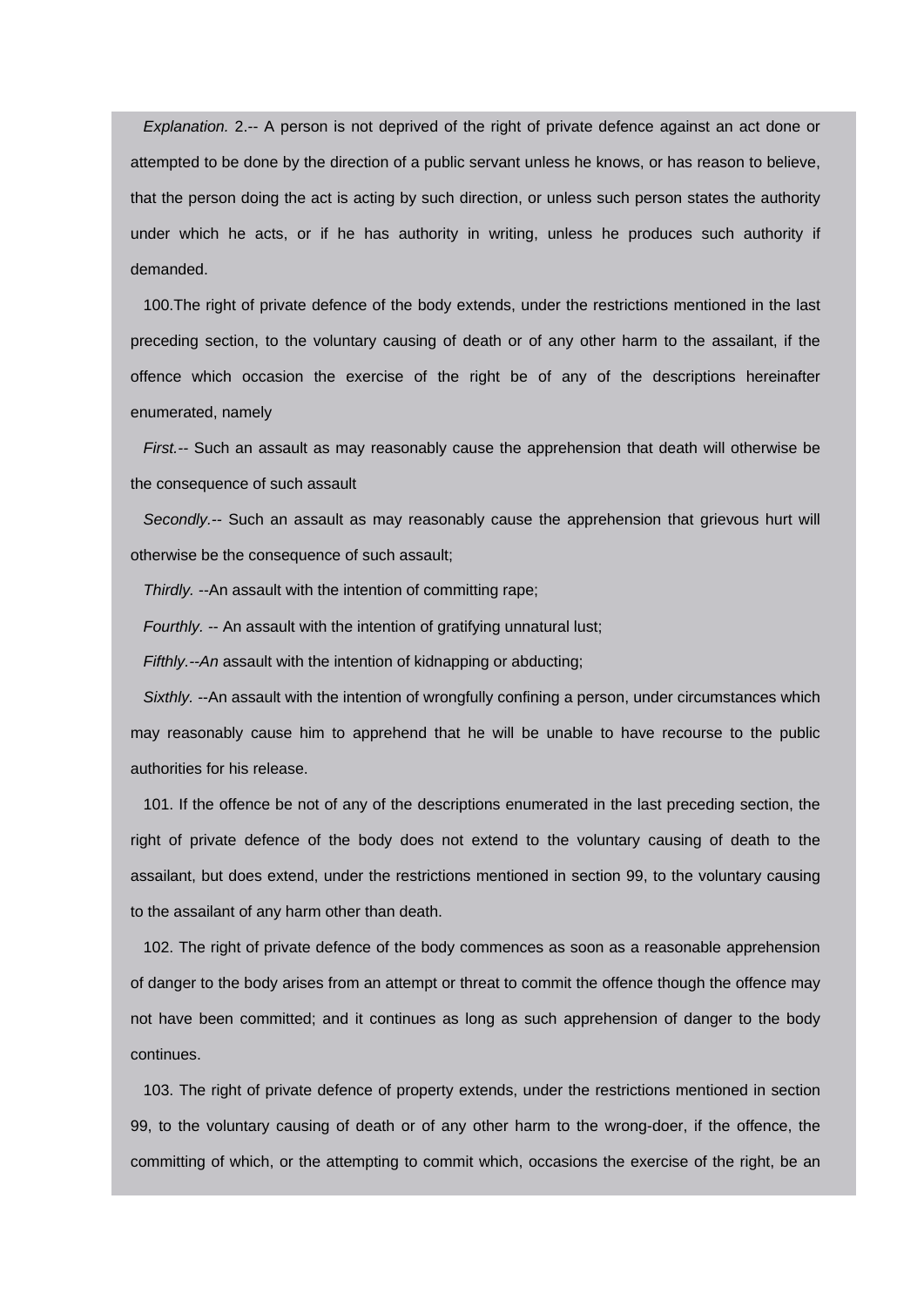*Explanation.* 2.-- A person is not deprived of the right of private defence against an act done or attempted to be done by the direction of a public servant unless he knows, or has reason to believe, that the person doing the act is acting by such direction, or unless such person states the authority under which he acts, or if he has authority in writing, unless he produces such authority if demanded.

100.The right of private defence of the body extends, under the restrictions mentioned in the last preceding section, to the voluntary causing of death or of any other harm to the assailant, if the offence which occasion the exercise of the right be of any of the descriptions hereinafter enumerated, namely

*First.*-- Such an assault as may reasonably cause the apprehension that death will otherwise be the consequence of such assault

*Secondly.*-- Such an assault as may reasonably cause the apprehension that grievous hurt will otherwise be the consequence of such assault;

*Thirdly.* --An assault with the intention of committing rape;

*Fourthly.* -- An assault with the intention of gratifying unnatural lust;

*Fifthly.--An* assault with the intention of kidnapping or abducting;

*Sixthly.* --An assault with the intention of wrongfully confining a person, under circumstances which may reasonably cause him to apprehend that he will be unable to have recourse to the public authorities for his release.

101. If the offence be not of any of the descriptions enumerated in the last preceding section, the right of private defence of the body does not extend to the voluntary causing of death to the assailant, but does extend, under the restrictions mentioned in section 99, to the voluntary causing to the assailant of any harm other than death.

102. The right of private defence of the body commences as soon as a reasonable apprehension of danger to the body arises from an attempt or threat to commit the offence though the offence may not have been committed; and it continues as long as such apprehension of danger to the body continues.

103. The right of private defence of property extends, under the restrictions mentioned in section 99, to the voluntary causing of death or of any other harm to the wrong-doer, if the offence, the committing of which, or the attempting to commit which, occasions the exercise of the right, be an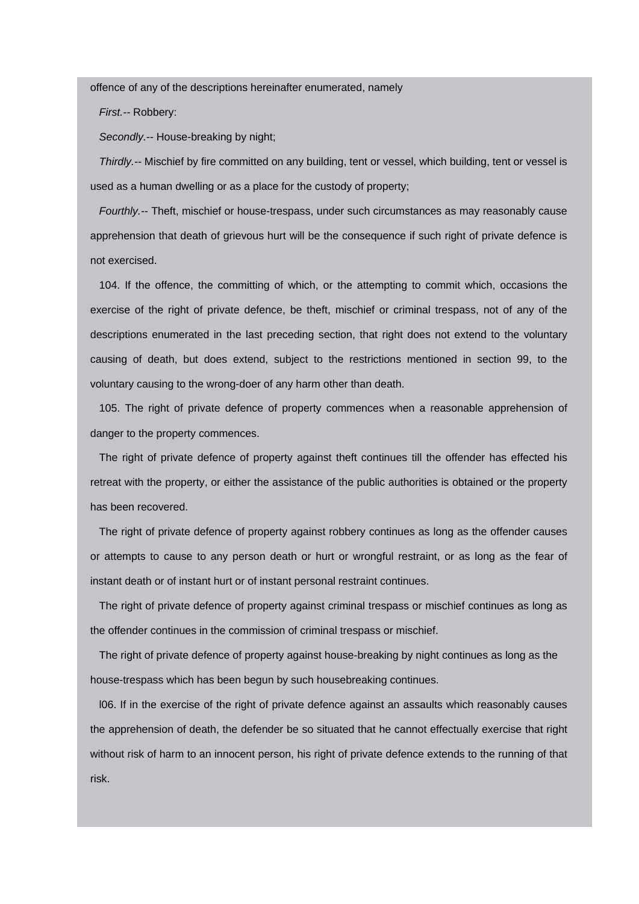offence of any of the descriptions hereinafter enumerated, namely

*First.*-- Robbery:

*Secondly.*-- House-breaking by night;

*Thirdly.*-- Mischief by fire committed on any building, tent or vessel, which building, tent or vessel is used as a human dwelling or as a place for the custody of property;

*Fourthly.*-- Theft, mischief or house-trespass, under such circumstances as may reasonably cause apprehension that death of grievous hurt will be the consequence if such right of private defence is not exercised.

104. If the offence, the committing of which, or the attempting to commit which, occasions the exercise of the right of private defence, be theft, mischief or criminal trespass, not of any of the descriptions enumerated in the last preceding section, that right does not extend to the voluntary causing of death, but does extend, subject to the restrictions mentioned in section 99, to the voluntary causing to the wrong-doer of any harm other than death.

105. The right of private defence of property commences when a reasonable apprehension of danger to the property commences.

The right of private defence of property against theft continues till the offender has effected his retreat with the property, or either the assistance of the public authorities is obtained or the property has been recovered.

The right of private defence of property against robbery continues as long as the offender causes or attempts to cause to any person death or hurt or wrongful restraint, or as long as the fear of instant death or of instant hurt or of instant personal restraint continues.

The right of private defence of property against criminal trespass or mischief continues as long as the offender continues in the commission of criminal trespass or mischief.

The right of private defence of property against house-breaking by night continues as long as the house-trespass which has been begun by such housebreaking continues.

l06. If in the exercise of the right of private defence against an assaults which reasonably causes the apprehension of death, the defender be so situated that he cannot effectually exercise that right without risk of harm to an innocent person, his right of private defence extends to the running of that risk.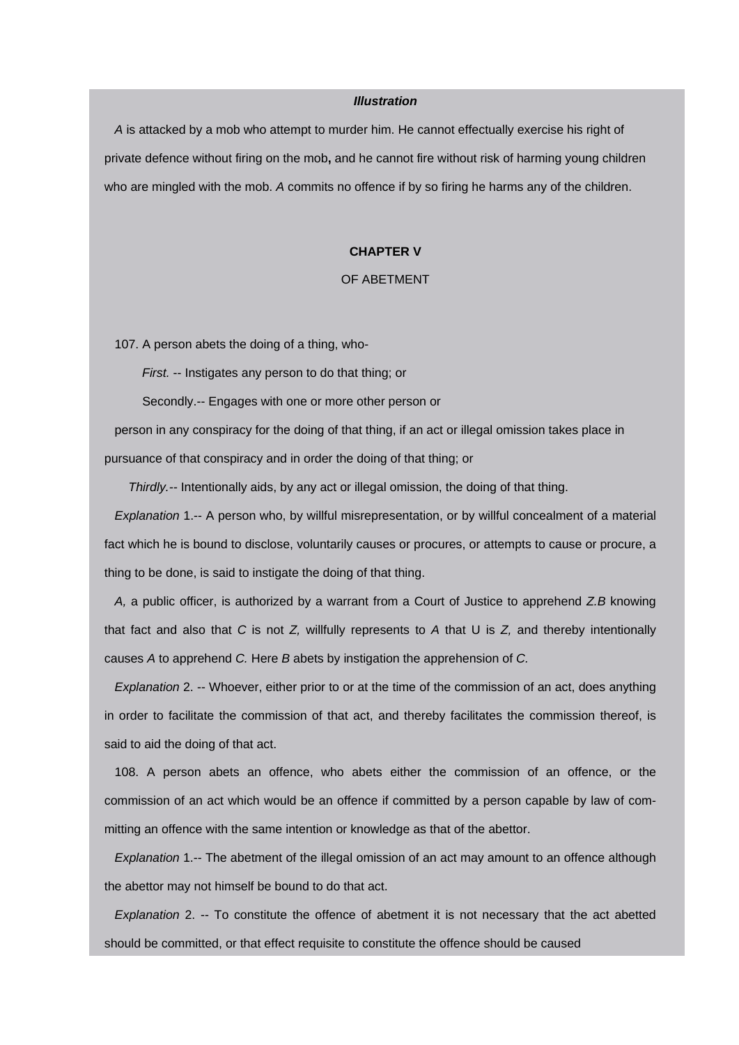***Illustration***

*A* is attacked by a mob who attempt to murder him. He cannot effectually exercise his right of private defence without firing on the mob**,** and he cannot fire without risk of harming young children who are mingled with the mob. *A* commits no offence if by so firing he harms any of the children.

**CHAPTER V**

OF ABETMENT

107. A person abets the doing of a thing, who-

*First.* -- Instigates any person to do that thing; or

Secondly.-- Engages with one or more other person or

person in any conspiracy for the doing of that thing, if an act or illegal omission takes place in pursuance of that conspiracy and in order the doing of that thing; or

*Thirdly.*-- Intentionally aids, by any act or illegal omission, the doing of that thing.

*Explanation* 1.-- A person who, by willful misrepresentation, or by willful concealment of a material fact which he is bound to disclose, voluntarily causes or procures, or attempts to cause or procure, a thing to be done, is said to instigate the doing of that thing.

*A,* a public officer, is authorized by a warrant from a Court of Justice to apprehend *Z.B* knowing that fact and also that *C* is not *Z,* willfully represents to *A* that U is *Z,* and thereby intentionally causes *A* to apprehend *C.* Here *B* abets by instigation the apprehension of *C.*

*Explanation* 2. -- Whoever, either prior to or at the time of the commission of an act, does anything in order to facilitate the commission of that act, and thereby facilitates the commission thereof, is said to aid the doing of that act.

108. A person abets an offence, who abets either the commission of an offence, or the commission of an act which would be an offence if committed by a person capable by law of committing an offence with the same intention or knowledge as that of the abettor.

*Explanation* 1.-- The abetment of the illegal omission of an act may amount to an offence although the abettor may not himself be bound to do that act.

*Explanation* 2. -- To constitute the offence of abetment it is not necessary that the act abetted should be committed, or that effect requisite to constitute the offence should be caused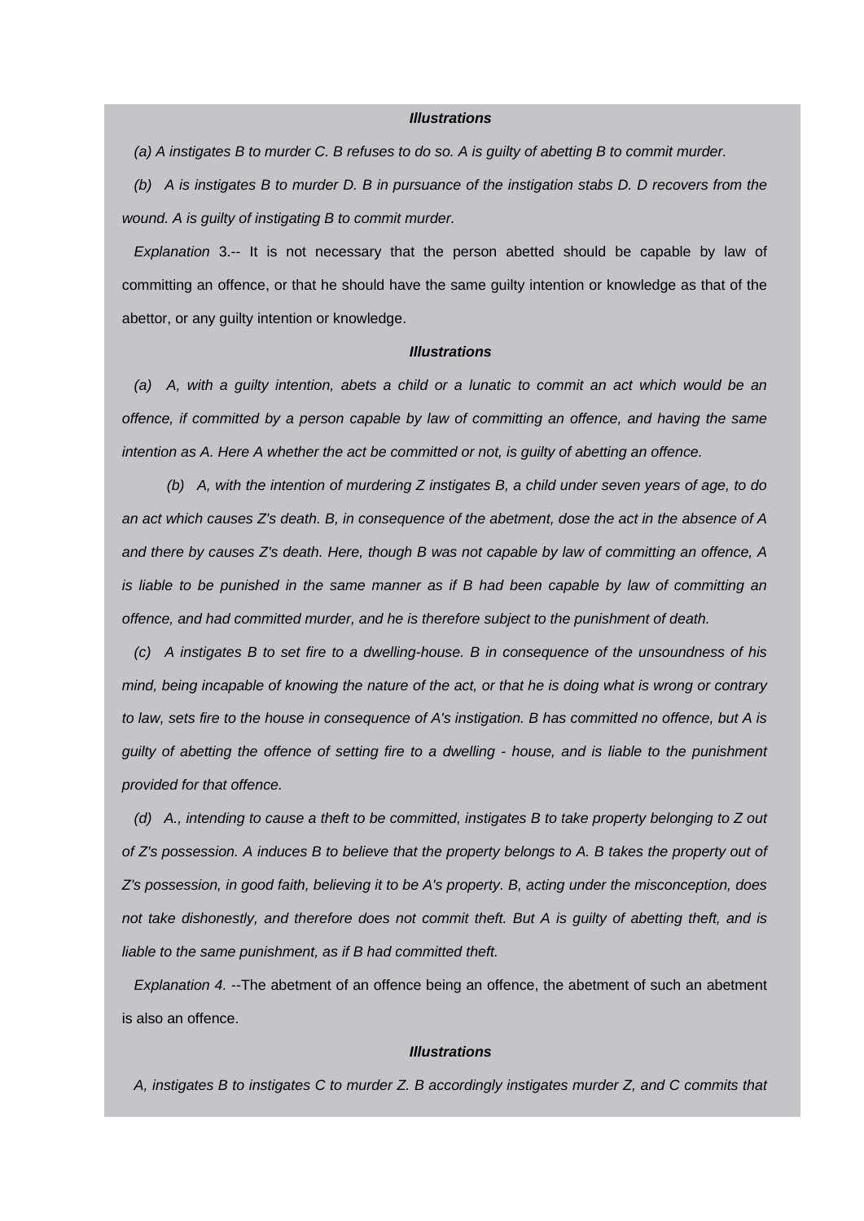***Illustrations***

*(a) A instigates B to murder C. B refuses to do so. A is guilty of abetting B to commit murder.*

*(b) A is instigates B to murder D. B in pursuance of the instigation stabs D. D recovers from the wound. A is guilty of instigating B to commit murder.*

*Explanation* 3.-- It is not necessary that the person abetted should be capable by law of committing an offence, or that he should have the same guilty intention or knowledge as that of the abettor, or any guilty intention or knowledge.

***Illustrations***

*(a) A, with a guilty intention, abets a child or a lunatic to commit an act which would be an offence, if committed by a person capable by law of committing an offence, and having the same intention as A. Here A whether the act be committed or not, is guilty of abetting an offence.*

*(b) A, with the intention of murdering Z instigates B, a child under seven years of age, to do an act which causes Z's death. B, in consequence of the abetment, dose the act in the absence of A and there by causes Z's death. Here, though B was not capable by law of committing an offence, A is liable to be punished in the same manner as if B had been capable by law of committing an offence, and had committed murder, and he is therefore subject to the punishment of death.*

*(c) A instigates B to set fire to a dwelling-house. B in consequence of the unsoundness of his mind, being incapable of knowing the nature of the act, or that he is doing what is wrong or contrary to law, sets fire to the house in consequence of A's instigation. B has committed no offence, but A is guilty of abetting the offence of setting fire to a dwelling - house, and is liable to the punishment provided for that offence.*

*(d) A., intending to cause a theft to be committed, instigates B to take property belonging to Z out of Z's possession. A induces B to believe that the property belongs to A. B takes the property out of Z's possession, in good faith, believing it to be A's property. B, acting under the misconception, does not take dishonestly, and therefore does not commit theft. But A is guilty of abetting theft, and is liable to the same punishment, as if B had committed theft.*

*Explanation 4.* --The abetment of an offence being an offence, the abetment of such an abetment is also an offence.

***Illustrations***

*A, instigates B to instigates C to murder Z. B accordingly instigates murder Z, and C commits that*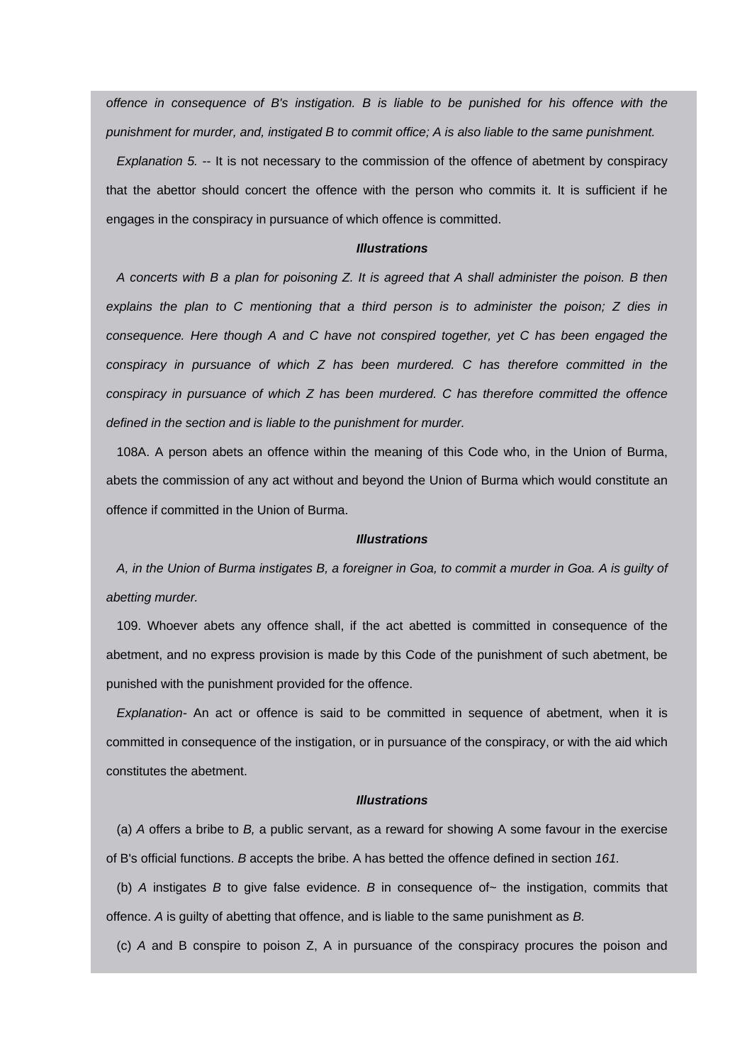*offence in consequence of B's instigation. B is liable to be punished for his offence with the punishment for murder, and, instigated B to commit office; A is also liable to the same punishment.*

*Explanation 5.* -- It is not necessary to the commission of the offence of abetment by conspiracy that the abettor should concert the offence with the person who commits it. It is sufficient if he engages in the conspiracy in pursuance of which offence is committed.

***Illustrations***

*A concerts with B a plan for poisoning Z. It is agreed that A shall administer the poison. B then explains the plan to C mentioning that a third person is to administer the poison; Z dies in consequence. Here though A and C have not conspired together, yet C has been engaged the conspiracy in pursuance of which Z has been murdered. C has therefore committed in the conspiracy in pursuance of which Z has been murdered. C has therefore committed the offence defined in the section and is liable to the punishment for murder.*

108A. A person abets an offence within the meaning of this Code who, in the Union of Burma, abets the commission of any act without and beyond the Union of Burma which would constitute an offence if committed in the Union of Burma.

***Illustrations***

*A, in the Union of Burma instigates B, a foreigner in Goa, to commit a murder in Goa. A is guilty of abetting murder.*

109. Whoever abets any offence shall, if the act abetted is committed in consequence of the abetment, and no express provision is made by this Code of the punishment of such abetment, be punished with the punishment provided for the offence.

*Explanation-* An act or offence is said to be committed in sequence of abetment, when it is committed in consequence of the instigation, or in pursuance of the conspiracy, or with the aid which constitutes the abetment.

***Illustrations***

(a) *A* offers a bribe to *B,* a public servant, as a reward for showing A some favour in the exercise of B's official functions. *B* accepts the bribe. A has betted the offence defined in section *161.*

(b) *A* instigates *B* to give false evidence. *B* in consequence of~ the instigation, commits that offence. *A* is guilty of abetting that offence, and is liable to the same punishment as *B.*

(c) *A* and B conspire to poison Z, A in pursuance of the conspiracy procures the poison and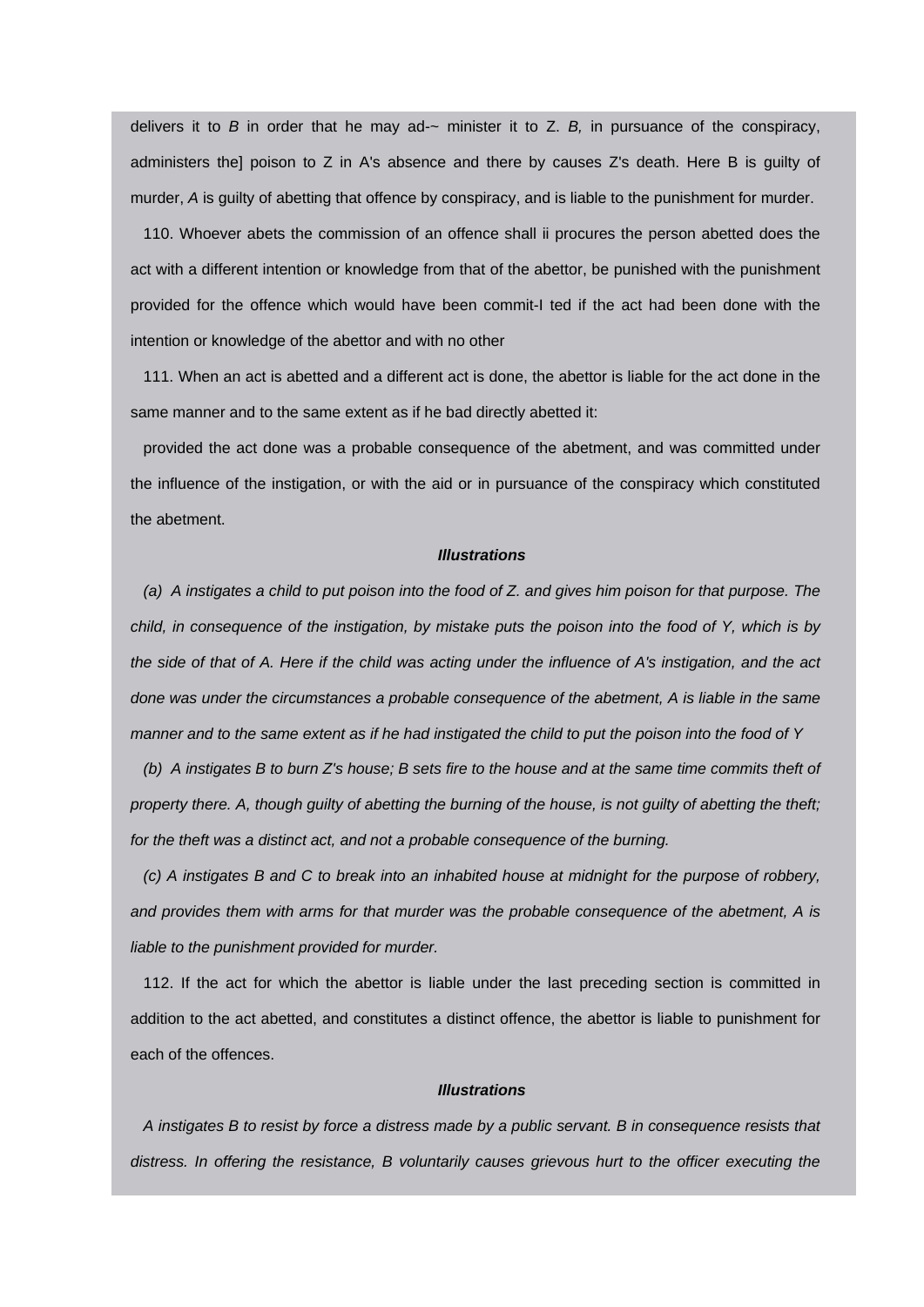delivers it to *B* in order that he may ad-~ minister it to Z. *B,* in pursuance of the conspiracy, administers the] poison to Z in A's absence and there by causes Z's death. Here B is guilty of murder, *A* is guilty of abetting that offence by conspiracy, and is liable to the punishment for murder.

110. Whoever abets the commission of an offence shall ii procures the person abetted does the act with a different intention or knowledge from that of the abettor, be punished with the punishment provided for the offence which would have been commit-I ted if the act had been done with the intention or knowledge of the abettor and with no other

111. When an act is abetted and a different act is done, the abettor is liable for the act done in the same manner and to the same extent as if he bad directly abetted it:

provided the act done was a probable consequence of the abetment, and was committed under the influence of the instigation, or with the aid or in pursuance of the conspiracy which constituted the abetment.

***Illustrations***

*(a) A instigates a child to put poison into the food of Z. and gives him poison for that purpose. The child, in consequence of the instigation, by mistake puts the poison into the food of Y, which is by the side of that of A. Here if the child was acting under the influence of A's instigation, and the act done was under the circumstances a probable consequence of the abetment, A is liable in the same manner and to the same extent as if he had instigated the child to put the poison into the food of Y*

*(b) A instigates B to burn Z's house; B sets fire to the house and at the same time commits theft of property there. A, though guilty of abetting the burning of the house, is not guilty of abetting the theft; for the theft was a distinct act, and not a probable consequence of the burning.*

*(c) A instigates B and C to break into an inhabited house at midnight for the purpose of robbery, and provides them with arms for that murder was the probable consequence of the abetment, A is liable to the punishment provided for murder.*

112. If the act for which the abettor is liable under the last preceding section is committed in addition to the act abetted, and constitutes a distinct offence, the abettor is liable to punishment for each of the offences.

***Illustrations***

*A instigates B to resist by force a distress made by a public servant. B in consequence resists that distress. In offering the resistance, B voluntarily causes grievous hurt to the officer executing the*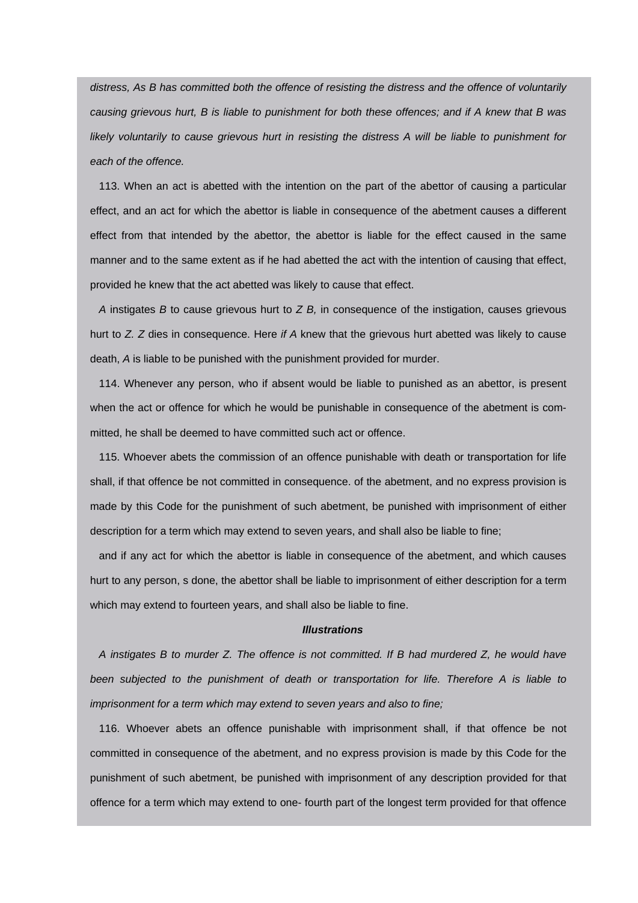*distress, As B has committed both the offence of resisting the distress and the offence of voluntarily causing grievous hurt, B is liable to punishment for both these offences; and if A knew that B was likely voluntarily to cause grievous hurt in resisting the distress A will be liable to punishment for each of the offence.*

113. When an act is abetted with the intention on the part of the abettor of causing a particular effect, and an act for which the abettor is liable in consequence of the abetment causes a different effect from that intended by the abettor, the abettor is liable for the effect caused in the same manner and to the same extent as if he had abetted the act with the intention of causing that effect, provided he knew that the act abetted was likely to cause that effect.

*A* instigates *B* to cause grievous hurt to *Z B,* in consequence of the instigation, causes grievous hurt to *Z. Z* dies in consequence. Here *if A* knew that the grievous hurt abetted was likely to cause death, *A* is liable to be punished with the punishment provided for murder.

114. Whenever any person, who if absent would be liable to punished as an abettor, is present when the act or offence for which he would be punishable in consequence of the abetment is committed, he shall be deemed to have committed such act or offence.

115. Whoever abets the commission of an offence punishable with death or transportation for life shall, if that offence be not committed in consequence. of the abetment, and no express provision is made by this Code for the punishment of such abetment, be punished with imprisonment of either description for a term which may extend to seven years, and shall also be liable to fine;

and if any act for which the abettor is liable in consequence of the abetment, and which causes hurt to any person, s done, the abettor shall be liable to imprisonment of either description for a term which may extend to fourteen years, and shall also be liable to fine.

***Illustrations***

*A instigates B to murder Z. The offence is not committed. If B had murdered Z, he would have been subjected to the punishment of death or transportation for life. Therefore A is liable to imprisonment for a term which may extend to seven years and also to fine;*

116. Whoever abets an offence punishable with imprisonment shall, if that offence be not committed in consequence of the abetment, and no express provision is made by this Code for the punishment of such abetment, be punished with imprisonment of any description provided for that offence for a term which may extend to one- fourth part of the longest term provided for that offence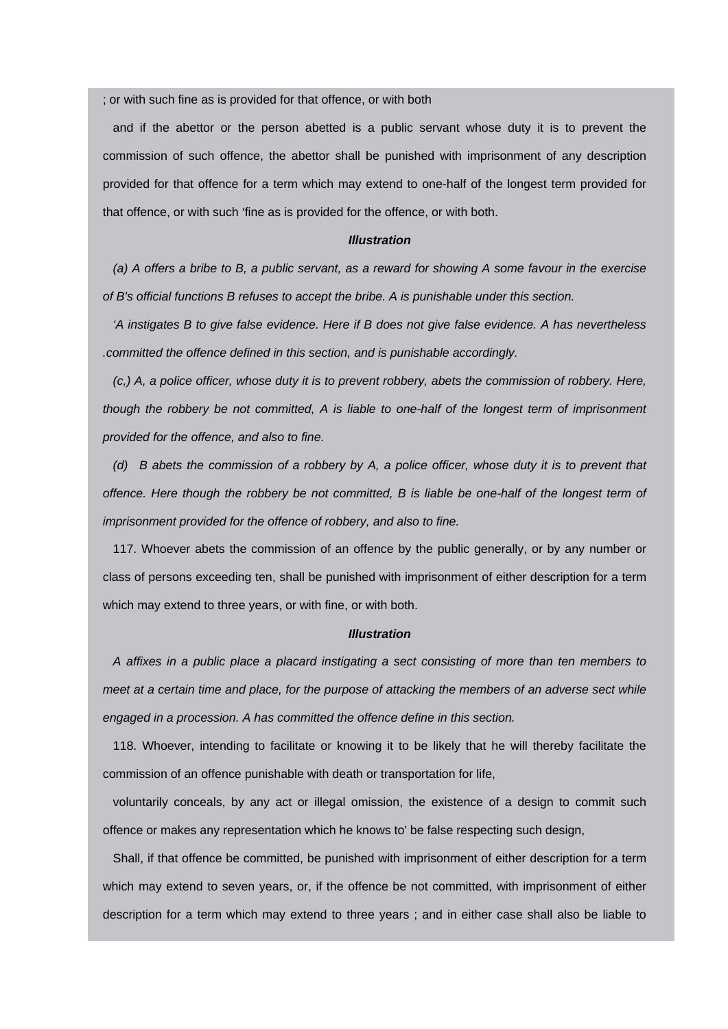; or with such fine as is provided for that offence, or with both

and if the abettor or the person abetted is a public servant whose duty it is to prevent the commission of such offence, the abettor shall be punished with imprisonment of any description provided for that offence for a term which may extend to one-half of the longest term provided for that offence, or with such ‘fine as is provided for the offence, or with both.

***Illustration***

*(a) A offers a bribe to B, a public servant, as a reward for showing A some favour in the exercise of B's official functions B refuses to accept the bribe. A is punishable under this section.*

*‘A instigates B to give false evidence. Here if B does not give false evidence. A has nevertheless .committed the offence defined in this section, and is punishable accordingly.*

*(c,) A, a police officer, whose duty it is to prevent robbery, abets the commission of robbery. Here, though the robbery be not committed, A is liable to one-half of the longest term of imprisonment provided for the offence, and also to fine.*

*(d) B abets the commission of a robbery by A, a police officer, whose duty it is to prevent that offence. Here though the robbery be not committed, B is liable be one-half of the longest term of imprisonment provided for the offence of robbery, and also to fine.*

117. Whoever abets the commission of an offence by the public generally, or by any number or class of persons exceeding ten, shall be punished with imprisonment of either description for a term which may extend to three years, or with fine, or with both.

***Illustration***

*A affixes in a public place a placard instigating a sect consisting of more than ten members to meet at a certain time and place, for the purpose of attacking the members of an adverse sect while engaged in a procession. A has committed the offence define in this section.*

118. Whoever, intending to facilitate or knowing it to be likely that he will thereby facilitate the commission of an offence punishable with death or transportation for life,

voluntarily conceals, by any act or illegal omission, the existence of a design to commit such offence or makes any representation which he knows to' be false respecting such design,

Shall, if that offence be committed, be punished with imprisonment of either description for a term which may extend to seven years, or, if the offence be not committed, with imprisonment of either description for a term which may extend to three years ; and in either case shall also be liable to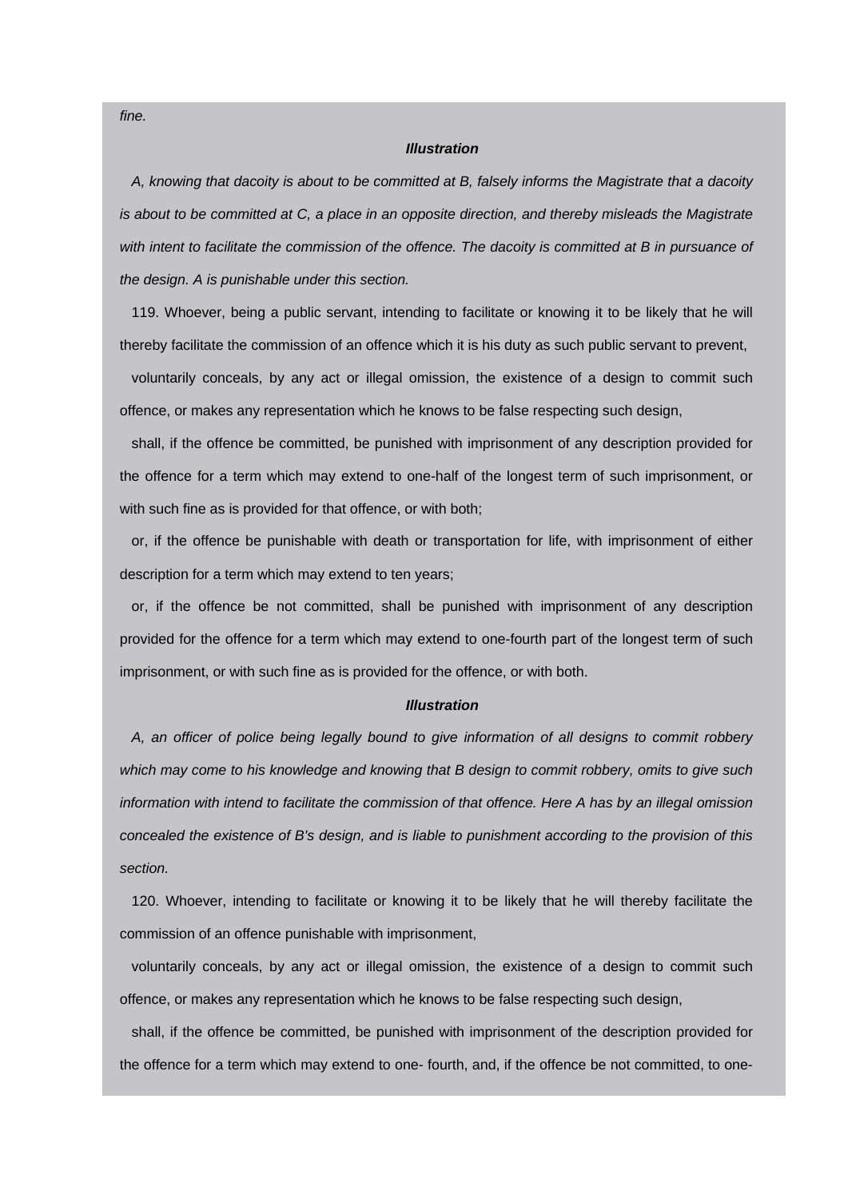*fine.*

***Illustration***

*A, knowing that dacoity is about to be committed at B, falsely informs the Magistrate that a dacoity is about to be committed at C, a place in an opposite direction, and thereby misleads the Magistrate with intent to facilitate the commission of the offence. The dacoity is committed at B in pursuance of the design. A is punishable under this section.*

119. Whoever, being a public servant, intending to facilitate or knowing it to be likely that he will thereby facilitate the commission of an offence which it is his duty as such public servant to prevent,

voluntarily conceals, by any act or illegal omission, the existence of a design to commit such offence, or makes any representation which he knows to be false respecting such design,

shall, if the offence be committed, be punished with imprisonment of any description provided for the offence for a term which may extend to one-half of the longest term of such imprisonment, or with such fine as is provided for that offence, or with both;

or, if the offence be punishable with death or transportation for life, with imprisonment of either description for a term which may extend to ten years;

or, if the offence be not committed, shall be punished with imprisonment of any description provided for the offence for a term which may extend to one-fourth part of the longest term of such imprisonment, or with such fine as is provided for the offence, or with both.

***Illustration***

*A, an officer of police being legally bound to give information of all designs to commit robbery which may come to his knowledge and knowing that B design to commit robbery, omits to give such information with intend to facilitate the commission of that offence. Here A has by an illegal omission concealed the existence of B's design, and is liable to punishment according to the provision of this section.*

120. Whoever, intending to facilitate or knowing it to be likely that he will thereby facilitate the commission of an offence punishable with imprisonment,

voluntarily conceals, by any act or illegal omission, the existence of a design to commit such offence, or makes any representation which he knows to be false respecting such design,

shall, if the offence be committed, be punished with imprisonment of the description provided for the offence for a term which may extend to one- fourth, and, if the offence be not committed, to one-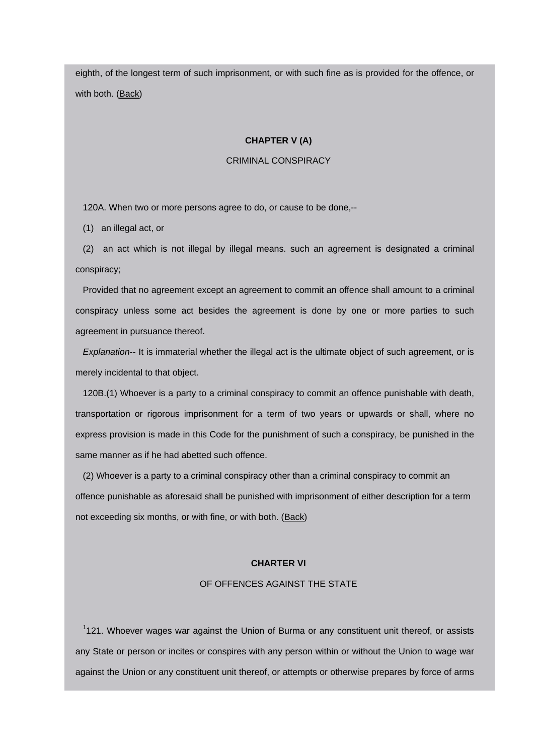eighth, of the longest term of such imprisonment, or with such fine as is provided for the offence, or with both. (Back)

**CHAPTER V (A)**

CRIMINAL CONSPIRACY

120A. When two or more persons agree to do, or cause to be done,--

(1) an illegal act, or

(2) an act which is not illegal by illegal means. such an agreement is designated a criminal conspiracy;

Provided that no agreement except an agreement to commit an offence shall amount to a criminal conspiracy unless some act besides the agreement is done by one or more parties to such agreement in pursuance thereof.

*Explanation*-- It is immaterial whether the illegal act is the ultimate object of such agreement, or is merely incidental to that object.

120B.(1) Whoever is a party to a criminal conspiracy to commit an offence punishable with death, transportation or rigorous imprisonment for a term of two years or upwards or shall, where no express provision is made in this Code for the punishment of such a conspiracy, be punished in the same manner as if he had abetted such offence.

(2) Whoever is a party to a criminal conspiracy other than a criminal conspiracy to commit an offence punishable as aforesaid shall be punished with imprisonment of either description for a term not exceeding six months, or with fine, or with both. (Back)

**CHARTER VI**

OF OFFENCES AGAINST THE STATE

[1]121. Whoever wages war against the Union of Burma or any constituent unit thereof, or assists any State or person or incites or conspires with any person within or without the Union to wage war against the Union or any constituent unit thereof, or attempts or otherwise prepares by force of arms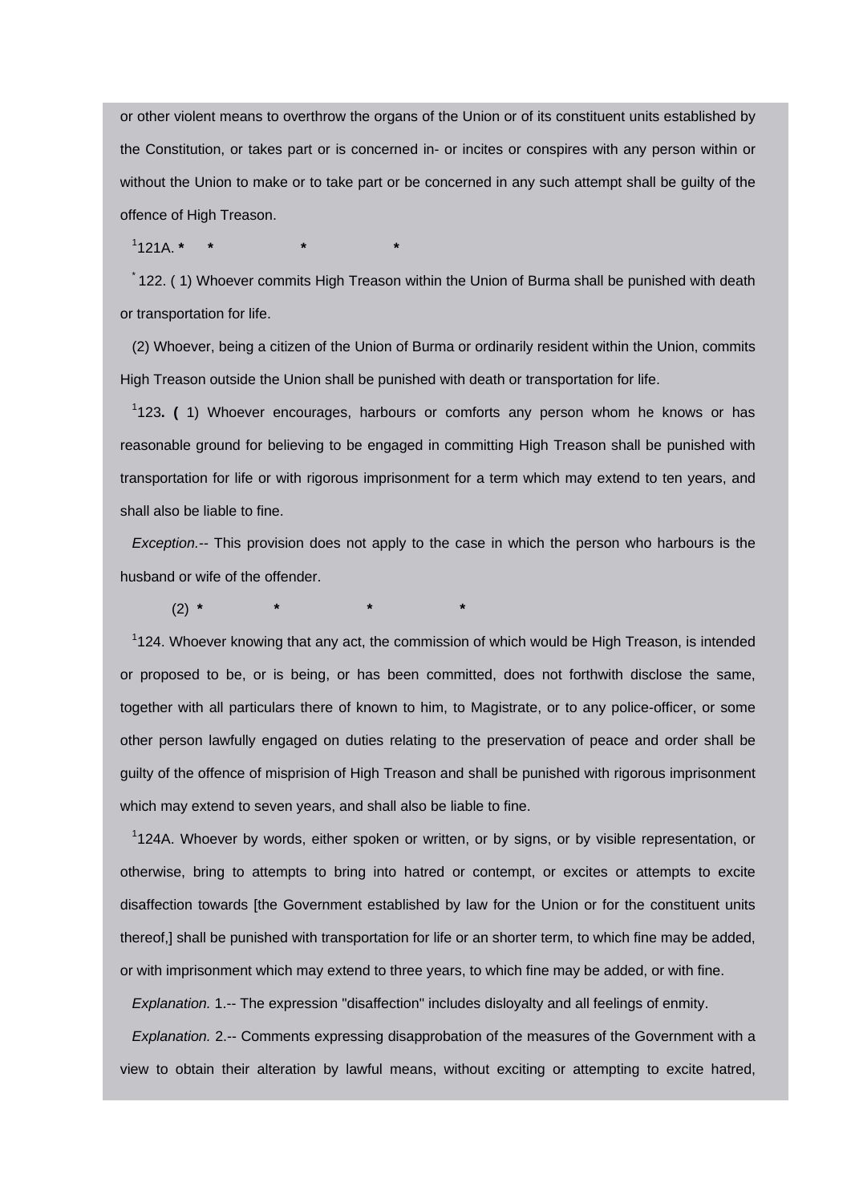or other violent means to overthrow the organs of the Union or of its constituent units established by the Constitution, or takes part or is concerned in- or incites or conspires with any person within or without the Union to make or to take part or be concerned in any such attempt shall be guilty of the offence of High Treason.

[1]121A. * * * *

[*]122. ( 1) Whoever commits High Treason within the Union of Burma shall be punished with death or transportation for life.

(2) Whoever, being a citizen of the Union of Burma or ordinarily resident within the Union, commits High Treason outside the Union shall be punished with death or transportation for life.

[1]123**. (** 1) Whoever encourages, harbours or comforts any person whom he knows or has reasonable ground for believing to be engaged in committing High Treason shall be punished with transportation for life or with rigorous imprisonment for a term which may extend to ten years, and shall also be liable to fine.

*Exception.*-- This provision does not apply to the case in which the person who harbours is the husband or wife of the offender.

(2) * * * *

[1]124. Whoever knowing that any act, the commission of which would be High Treason, is intended or proposed to be, or is being, or has been committed, does not forthwith disclose the same, together with all particulars there of known to him, to Magistrate, or to any police-officer, or some other person lawfully engaged on duties relating to the preservation of peace and order shall be guilty of the offence of misprision of High Treason and shall be punished with rigorous imprisonment which may extend to seven years, and shall also be liable to fine.

[1]124A. Whoever by words, either spoken or written, or by signs, or by visible representation, or otherwise, bring to attempts to bring into hatred or contempt, or excites or attempts to excite disaffection towards [the Government established by law for the Union or for the constituent units thereof,] shall be punished with transportation for life or an shorter term, to which fine may be added, or with imprisonment which may extend to three years, to which fine may be added, or with fine.

*Explanation.* 1.-- The expression "disaffection" includes disloyalty and all feelings of enmity.

*Explanation.* 2.-- Comments expressing disapprobation of the measures of the Government with a view to obtain their alteration by lawful means, without exciting or attempting to excite hatred,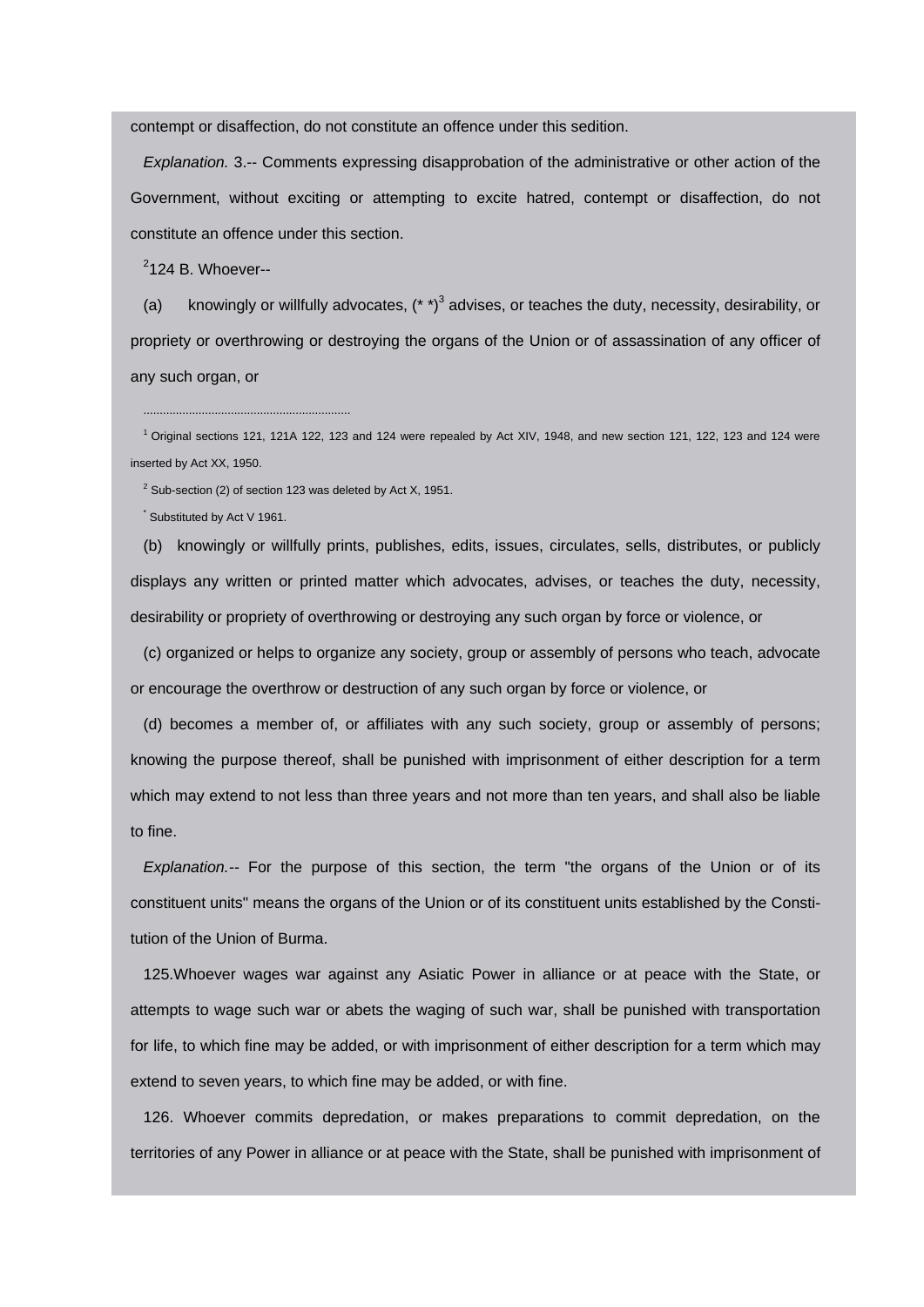contempt or disaffection, do not constitute an offence under this sedition.

*Explanation.* 3.-- Comments expressing disapprobation of the administrative or other action of the Government, without exciting or attempting to excite hatred, contempt or disaffection, do not constitute an offence under this section.

[2]124 B. Whoever--

(a) knowingly or willfully advocates, (* *)[3] advises, or teaches the duty, necessity, desirability, or propriety or overthrowing or destroying the organs of the Union or of assassination of any officer of any such organ, or

..............................................................

[1] Original sections 121, 121A 122, 123 and 124 were repealed by Act XIV, 1948, and new section 121, 122, 123 and 124 were inserted by Act XX, 1950.

[2] Sub-section (2) of section 123 was deleted by Act X, 1951.

[*] Substituted by Act V 1961.

(b) knowingly or willfully prints, publishes, edits, issues, circulates, sells, distributes, or publicly displays any written or printed matter which advocates, advises, or teaches the duty, necessity, desirability or propriety of overthrowing or destroying any such organ by force or violence, or

(c) organized or helps to organize any society, group or assembly of persons who teach, advocate or encourage the overthrow or destruction of any such organ by force or violence, or

(d) becomes a member of, or affiliates with any such society, group or assembly of persons; knowing the purpose thereof, shall be punished with imprisonment of either description for a term which may extend to not less than three years and not more than ten years, and shall also be liable to fine.

*Explanation.*-- For the purpose of this section, the term "the organs of the Union or of its constituent units" means the organs of the Union or of its constituent units established by the Constitution of the Union of Burma.

125.Whoever wages war against any Asiatic Power in alliance or at peace with the State, or attempts to wage such war or abets the waging of such war, shall be punished with transportation for life, to which fine may be added, or with imprisonment of either description for a term which may extend to seven years, to which fine may be added, or with fine.

126. Whoever commits depredation, or makes preparations to commit depredation, on the territories of any Power in alliance or at peace with the State, shall be punished with imprisonment of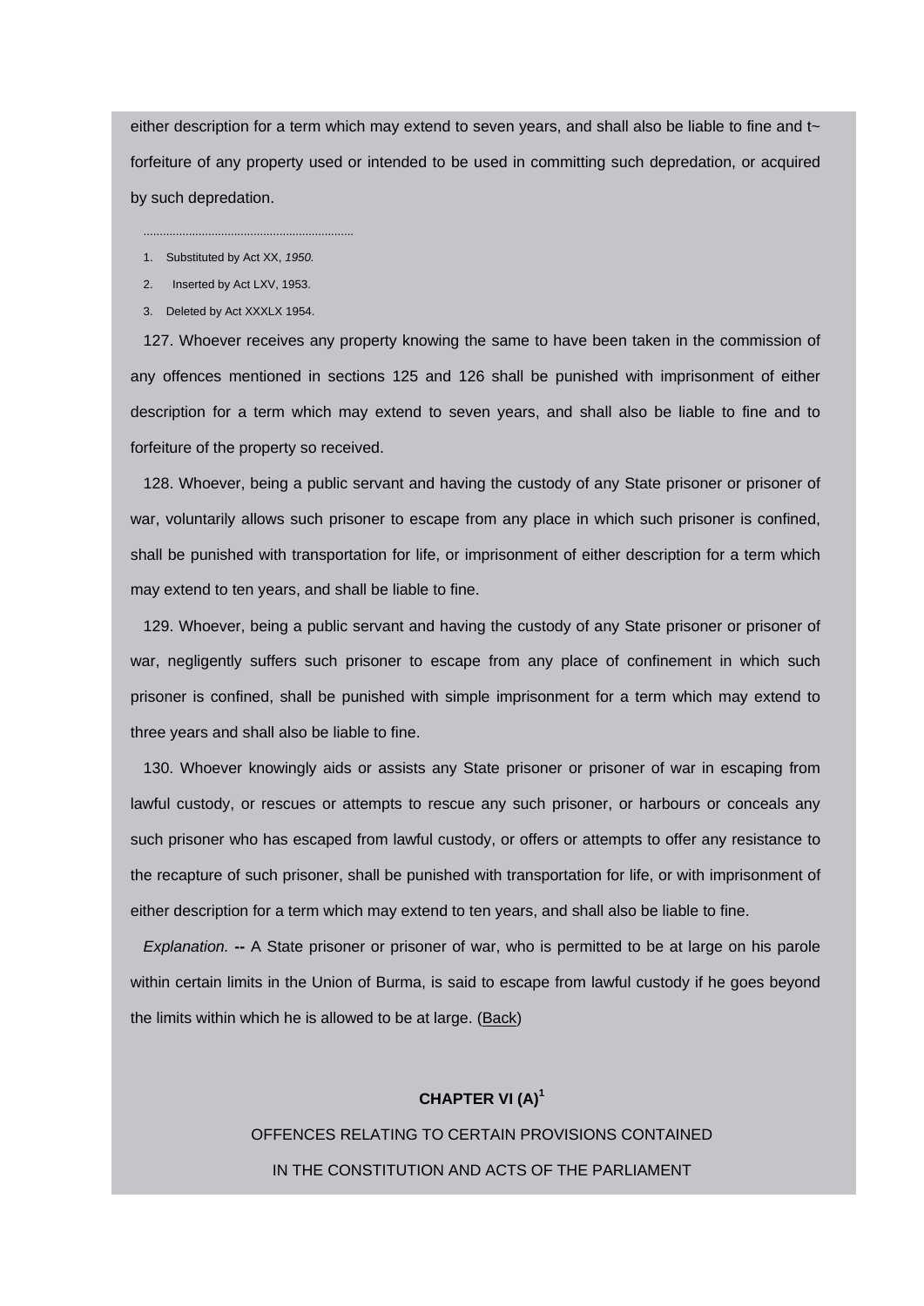either description for a term which may extend to seven years, and shall also be liable to fine and t~ forfeiture of any property used or intended to be used in committing such depredation, or acquired by such depredation.

..............................................................

1. Substituted by Act XX, *1950.*
2. Inserted by Act LXV, 1953.
3. Deleted by Act XXXLX 1954.

127. Whoever receives any property knowing the same to have been taken in the commission of any offences mentioned in sections 125 and 126 shall be punished with imprisonment of either description for a term which may extend to seven years, and shall also be liable to fine and to forfeiture of the property so received.

128. Whoever, being a public servant and having the custody of any State prisoner or prisoner of war, voluntarily allows such prisoner to escape from any place in which such prisoner is confined, shall be punished with transportation for life, or imprisonment of either description for a term which may extend to ten years, and shall be liable to fine.

129. Whoever, being a public servant and having the custody of any State prisoner or prisoner of war, negligently suffers such prisoner to escape from any place of confinement in which such prisoner is confined, shall be punished with simple imprisonment for a term which may extend to three years and shall also be liable to fine.

130. Whoever knowingly aids or assists any State prisoner or prisoner of war in escaping from lawful custody, or rescues or attempts to rescue any such prisoner, or harbours or conceals any such prisoner who has escaped from lawful custody, or offers or attempts to offer any resistance to the recapture of such prisoner, shall be punished with transportation for life, or with imprisonment of either description for a term which may extend to ten years, and shall also be liable to fine.

*Explanation.* **--** A State prisoner or prisoner of war, who is permitted to be at large on his parole within certain limits in the Union of Burma, is said to escape from lawful custody if he goes beyond the limits within which he is allowed to be at large. (Back)

## CHAPTER VI (A)[1]

OFFENCES RELATING TO CERTAIN PROVISIONS CONTAINED

IN THE CONSTITUTION AND ACTS OF THE PARLIAMENT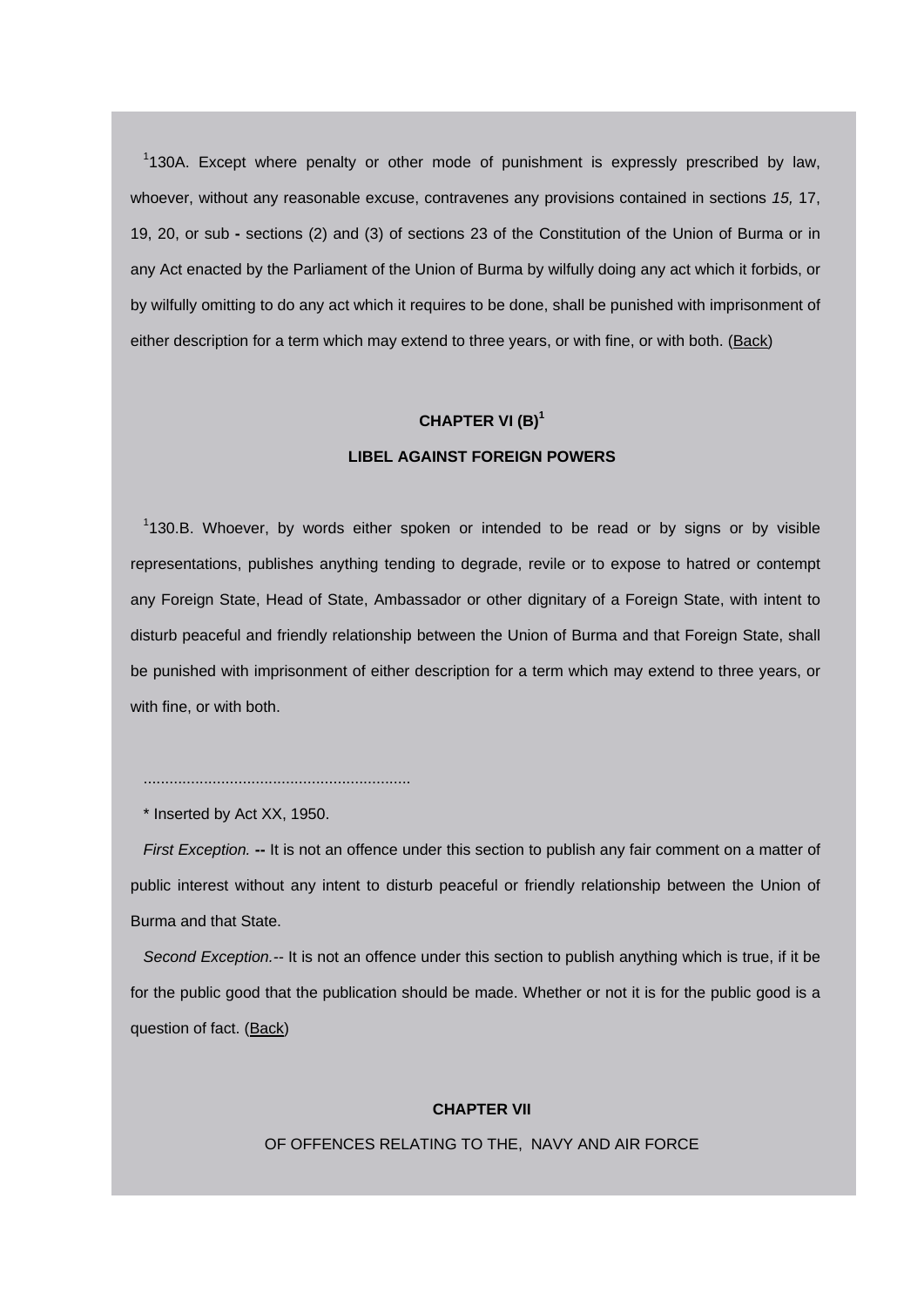[1]130A. Except where penalty or other mode of punishment is expressly prescribed by law, whoever, without any reasonable excuse, contravenes any provisions contained in sections *15,* 17, 19, 20, or sub **-** sections (2) and (3) of sections 23 of the Constitution of the Union of Burma or in any Act enacted by the Parliament of the Union of Burma by wilfully doing any act which it forbids, or by wilfully omitting to do any act which it requires to be done, shall be punished with imprisonment of either description for a term which may extend to three years, or with fine, or with both. (Back)

## CHAPTER VI (B)[1]

## LIBEL AGAINST FOREIGN POWERS

[1]130.B. Whoever, by words either spoken or intended to be read or by signs or by visible representations, publishes anything tending to degrade, revile or to expose to hatred or contempt any Foreign State, Head of State, Ambassador or other dignitary of a Foreign State, with intent to disturb peaceful and friendly relationship between the Union of Burma and that Foreign State, shall be punished with imprisonment of either description for a term which may extend to three years, or with fine, or with both.

..............................................................

* Inserted by Act XX, 1950.

*First Exception.* **--** It is not an offence under this section to publish any fair comment on a matter of public interest without any intent to disturb peaceful or friendly relationship between the Union of Burma and that State.

*Second Exception.--* It is not an offence under this section to publish anything which is true, if it be for the public good that the publication should be made. Whether or not it is for the public good is a question of fact. (Back)

## CHAPTER VII

OF OFFENCES RELATING TO THE, NAVY AND AIR FORCE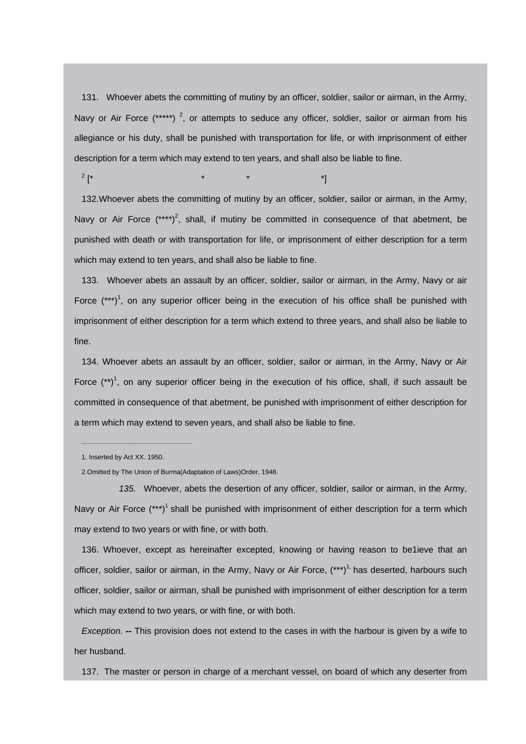131. Whoever abets the committing of mutiny by an officer, soldier, sailor or airman, in the Army, Navy or Air Force (*****) [2], or attempts to seduce any officer, soldier, sailor or airman from his allegiance or his duty, shall be punished with transportation for life, or with imprisonment of either description for a term which may extend to ten years, and shall also be liable to fine.

[2] [* * * *]

132.Whoever abets the committing of mutiny by an officer, soldier, sailor or airman, in the Army, Navy or Air Force (****)[2], shall, if mutiny be committed in consequence of that abetment, be punished with death or with transportation for life, or imprisonment of either description for a term which may extend to ten years, and shall also be liable to fine.

133. Whoever abets an assault by an officer, soldier, sailor or airman, in the Army, Navy or air Force (***)[1], on any superior officer being in the execution of his office shall be punished with imprisonment of either description for a term which extend to three years, and shall also be liable to fine.

134. Whoever abets an assault by an officer, soldier, sailor or airman, in the Army, Navy or Air Force (**)[1], on any superior officer being in the execution of his office, shall, if such assault be committed in consequence of that abetment, be punished with imprisonment of either description for a term which may extend to seven years, and shall also be liable to fine.

.............................................................

1. Inserted by Act XX. 1950.

2.Omitted by The Union of Burma(Adaptation of Laws)Order, 1948.

*135.* Whoever, abets the desertion of any officer, soldier, sailor or airman, in the Army, Navy or Air Force (***)[1] shall be punished with imprisonment of either description for a term which may extend to two years or with fine, or with both.

136. Whoever, except as hereinafter excepted, knowing or having reason to be1ieve that an officer, soldier, sailor or airman, in the Army, Navy or Air Force, (***)[1,] has deserted, harbours such officer, soldier, sailor or airman, shall be punished with imprisonment of either description for a term which may extend to two years, or with fine, or with both.

*Exception.* **--** This provision does not extend to the cases in with the harbour is given by a wife to her husband.

137. The master or person in charge of a merchant vessel, on board of which any deserter from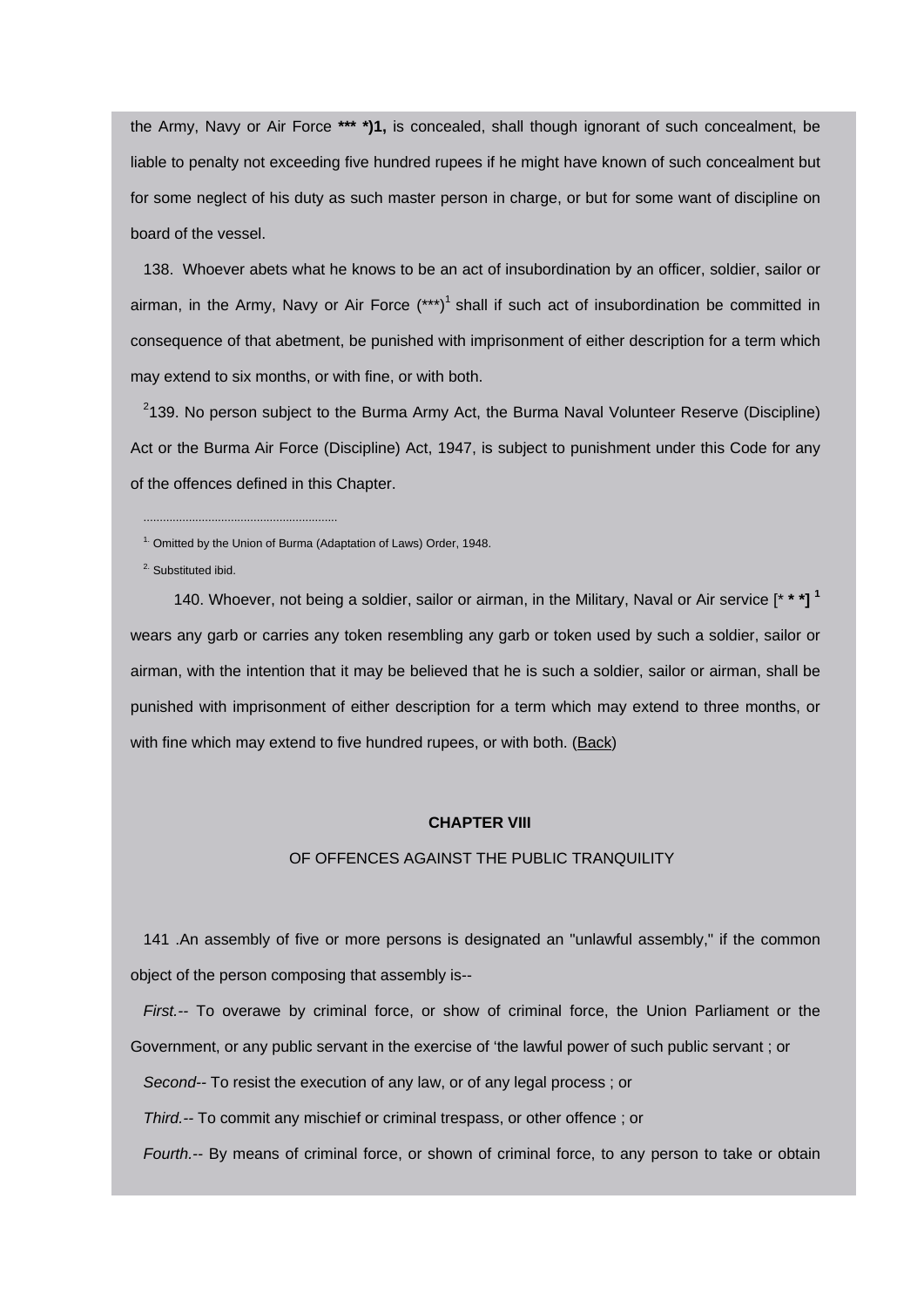the Army, Navy or Air Force ***** *)1,** is concealed, shall though ignorant of such concealment, be liable to penalty not exceeding five hundred rupees if he might have known of such concealment but for some neglect of his duty as such master person in charge, or but for some want of discipline on board of the vessel.

138. Whoever abets what he knows to be an act of insubordination by an officer, soldier, sailor or airman, in the Army, Navy or Air Force (***)[1] shall if such act of insubordination be committed in consequence of that abetment, be punished with imprisonment of either description for a term which may extend to six months, or with fine, or with both.

[2]139. No person subject to the Burma Army Act, the Burma Naval Volunteer Reserve (Discipline) Act or the Burma Air Force (Discipline) Act, 1947, is subject to punishment under this Code for any of the offences defined in this Chapter.

............................................................

[1] Omitted by the Union of Burma (Adaptation of Laws) Order, 1948.

[2] Substituted ibid.

140. Whoever, not being a soldier, sailor or airman, in the Military, Naval or Air service [* *** *]** [1] wears any garb or carries any token resembling any garb or token used by such a soldier, sailor or airman, with the intention that it may be believed that he is such a soldier, sailor or airman, shall be punished with imprisonment of either description for a term which may extend to three months, or with fine which may extend to five hundred rupees, or with both. (Back)

## CHAPTER VIII

### OF OFFENCES AGAINST THE PUBLIC TRANQUILITY

141 .An assembly of five or more persons is designated an "unlawful assembly," if the common object of the person composing that assembly is--

*First.*-- To overawe by criminal force, or show of criminal force, the Union Parliament or the Government, or any public servant in the exercise of 'the lawful power of such public servant ; or

*Second*-- To resist the execution of any law, or of any legal process ; or

*Third.*-- To commit any mischief or criminal trespass, or other offence ; or

*Fourth.*-- By means of criminal force, or shown of criminal force, to any person to take or obtain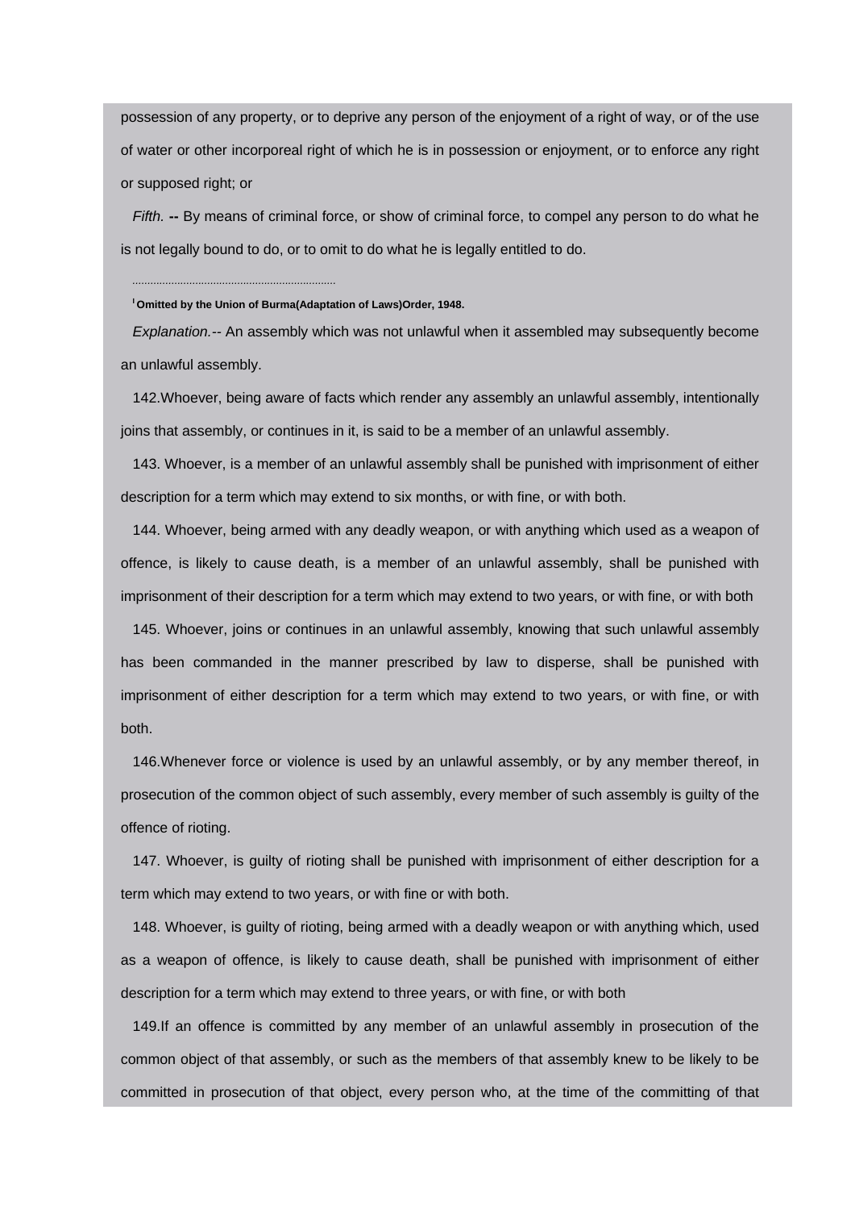possession of any property, or to deprive any person of the enjoyment of a right of way, or of the use of water or other incorporeal right of which he is in possession or enjoyment, or to enforce any right or supposed right; or

*Fifth.* **--** By means of criminal force, or show of criminal force, to compel any person to do what he is not legally bound to do, or to omit to do what he is legally entitled to do.

---

[l] **Omitted by the Union of Burma(Adaptation of Laws)Order, 1948.**

*Explanation.*-- An assembly which was not unlawful when it assembled may subsequently become an unlawful assembly.

142.Whoever, being aware of facts which render any assembly an unlawful assembly, intentionally joins that assembly, or continues in it, is said to be a member of an unlawful assembly.

143. Whoever, is a member of an unlawful assembly shall be punished with imprisonment of either description for a term which may extend to six months, or with fine, or with both.

144. Whoever, being armed with any deadly weapon, or with anything which used as a weapon of offence, is likely to cause death, is a member of an unlawful assembly, shall be punished with imprisonment of their description for a term which may extend to two years, or with fine, or with both

145. Whoever, joins or continues in an unlawful assembly, knowing that such unlawful assembly has been commanded in the manner prescribed by law to disperse, shall be punished with imprisonment of either description for a term which may extend to two years, or with fine, or with both.

146.Whenever force or violence is used by an unlawful assembly, or by any member thereof, in prosecution of the common object of such assembly, every member of such assembly is guilty of the offence of rioting.

147. Whoever, is guilty of rioting shall be punished with imprisonment of either description for a term which may extend to two years, or with fine or with both.

148. Whoever, is guilty of rioting, being armed with a deadly weapon or with anything which, used as a weapon of offence, is likely to cause death, shall be punished with imprisonment of either description for a term which may extend to three years, or with fine, or with both

149.If an offence is committed by any member of an unlawful assembly in prosecution of the common object of that assembly, or such as the members of that assembly knew to be likely to be committed in prosecution of that object, every person who, at the time of the committing of that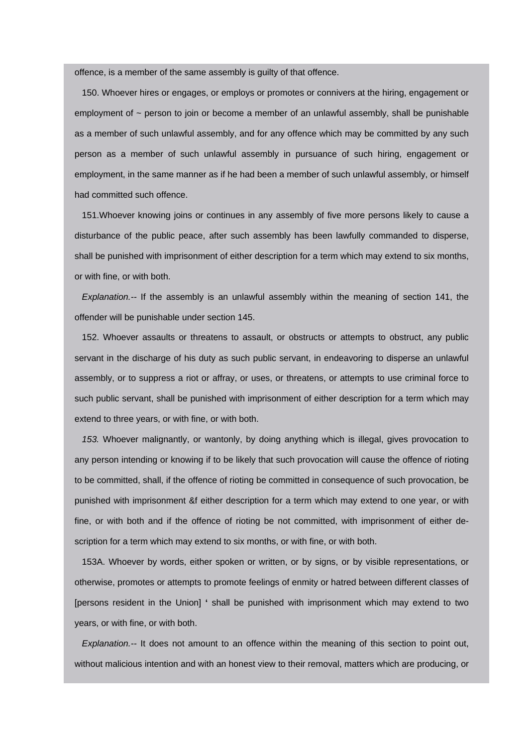offence, is a member of the same assembly is guilty of that offence.

150. Whoever hires or engages, or employs or promotes or connivers at the hiring, engagement or employment of ~ person to join or become a member of an unlawful assembly, shall be punishable as a member of such unlawful assembly, and for any offence which may be committed by any such person as a member of such unlawful assembly in pursuance of such hiring, engagement or employment, in the same manner as if he had been a member of such unlawful assembly, or himself had committed such offence.

151.Whoever knowing joins or continues in any assembly of five more persons likely to cause a disturbance of the public peace, after such assembly has been lawfully commanded to disperse, shall be punished with imprisonment of either description for a term which may extend to six months, or with fine, or with both.

*Explanation.*-- If the assembly is an unlawful assembly within the meaning of section 141, the offender will be punishable under section 145.

152. Whoever assaults or threatens to assault, or obstructs or attempts to obstruct, any public servant in the discharge of his duty as such public servant, in endeavoring to disperse an unlawful assembly, or to suppress a riot or affray, or uses, or threatens, or attempts to use criminal force to such public servant, shall be punished with imprisonment of either description for a term which may extend to three years, or with fine, or with both.

*153.* Whoever malignantly, or wantonly, by doing anything which is illegal, gives provocation to any person intending or knowing if to be likely that such provocation will cause the offence of rioting to be committed, shall, if the offence of rioting be committed in consequence of such provocation, be punished with imprisonment &f either description for a term which may extend to one year, or with fine, or with both and if the offence of rioting be not committed, with imprisonment of either description for a term which may extend to six months, or with fine, or with both.

153A. Whoever by words, either spoken or written, or by signs, or by visible representations, or otherwise, promotes or attempts to promote feelings of enmity or hatred between different classes of [persons resident in the Union] ' shall be punished with imprisonment which may extend to two years, or with fine, or with both.

*Explanation.*-- It does not amount to an offence within the meaning of this section to point out, without malicious intention and with an honest view to their removal, matters which are producing, or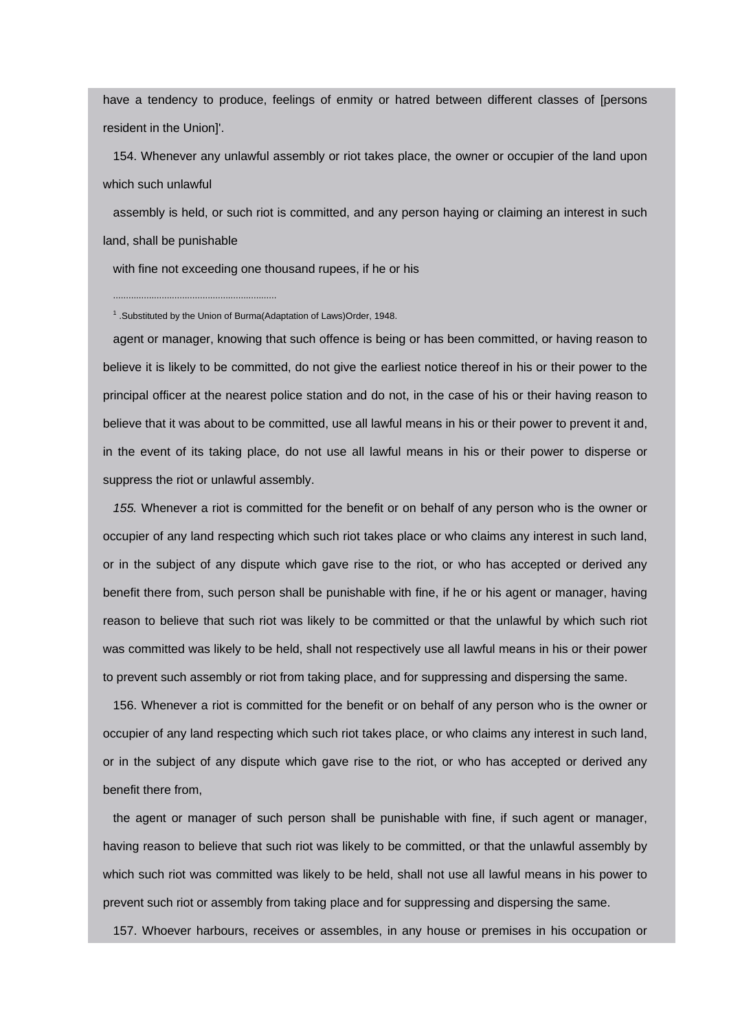have a tendency to produce, feelings of enmity or hatred between different classes of [persons resident in the Union]'.

154. Whenever any unlawful assembly or riot takes place, the owner or occupier of the land upon which such unlawful assembly is held, or such riot is committed, and any person haying or claiming an interest in such land, shall be punishable with fine not exceeding one thousand rupees, if he or his agent or manager, knowing that such offence is being or has been committed, or having reason to believe it is likely to be committed, do not give the earliest notice thereof in his or their power to the principal officer at the nearest police station and do not, in the case of his or their having reason to believe that it was about to be committed, use all lawful means in his or their power to prevent it and, in the event of its taking place, do not use all lawful means in his or their power to disperse or suppress the riot or unlawful assembly.

*155.* Whenever a riot is committed for the benefit or on behalf of any person who is the owner or occupier of any land respecting which such riot takes place or who claims any interest in such land, or in the subject of any dispute which gave rise to the riot, or who has accepted or derived any benefit there from, such person shall be punishable with fine, if he or his agent or manager, having reason to believe that such riot was likely to be committed or that the unlawful by which such riot was committed was likely to be held, shall not respectively use all lawful means in his or their power to prevent such assembly or riot from taking place, and for suppressing and dispersing the same.

156. Whenever a riot is committed for the benefit or on behalf of any person who is the owner or occupier of any land respecting which such riot takes place, or who claims any interest in such land, or in the subject of any dispute which gave rise to the riot, or who has accepted or derived any benefit there from,

the agent or manager of such person shall be punishable with fine, if such agent or manager, having reason to believe that such riot was likely to be committed, or that the unlawful assembly by which such riot was committed was likely to be held, shall not use all lawful means in his power to prevent such riot or assembly from taking place and for suppressing and dispersing the same.

157. Whoever harbours, receives or assembles, in any house or premises in his occupation or

..............................................................

[1] .Substituted by the Union of Burma(Adaptation of Laws)Order, 1948.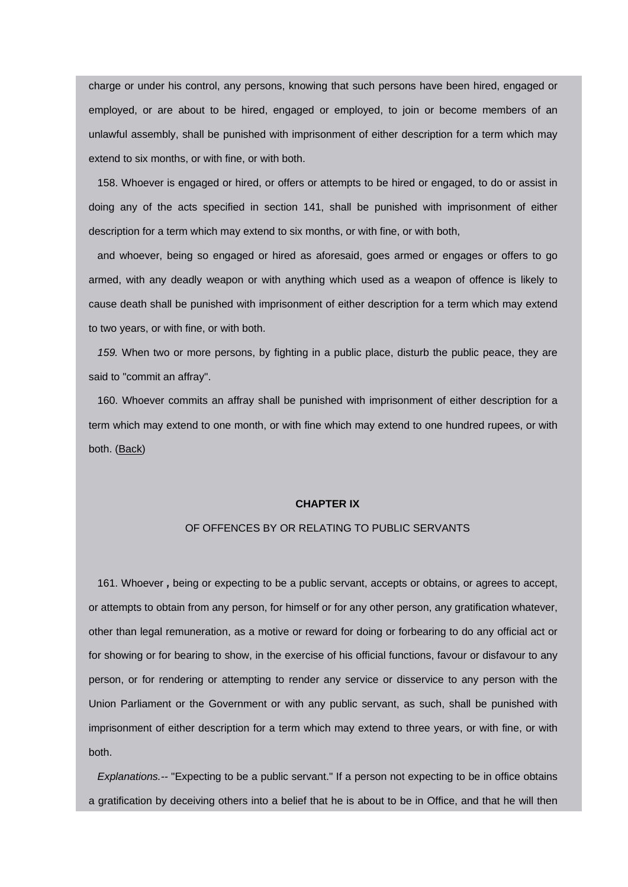charge or under his control, any persons, knowing that such persons have been hired, engaged or employed, or are about to be hired, engaged or employed, to join or become members of an unlawful assembly, shall be punished with imprisonment of either description for a term which may extend to six months, or with fine, or with both.

158. Whoever is engaged or hired, or offers or attempts to be hired or engaged, to do or assist in doing any of the acts specified in section 141, shall be punished with imprisonment of either description for a term which may extend to six months, or with fine, or with both,

and whoever, being so engaged or hired as aforesaid, goes armed or engages or offers to go armed, with any deadly weapon or with anything which used as a weapon of offence is likely to cause death shall be punished with imprisonment of either description for a term which may extend to two years, or with fine, or with both.

*159.* When two or more persons, by fighting in a public place, disturb the public peace, they are said to "commit an affray".

160. Whoever commits an affray shall be punished with imprisonment of either description for a term which may extend to one month, or with fine which may extend to one hundred rupees, or with both. (Back)

## CHAPTER IX

### OF OFFENCES BY OR RELATING TO PUBLIC SERVANTS

161. Whoever *,* being or expecting to be a public servant, accepts or obtains, or agrees to accept, or attempts to obtain from any person, for himself or for any other person, any gratification whatever, other than legal remuneration, as a motive or reward for doing or forbearing to do any official act or for showing or for bearing to show, in the exercise of his official functions, favour or disfavour to any person, or for rendering or attempting to render any service or disservice to any person with the Union Parliament or the Government or with any public servant, as such, shall be punished with imprisonment of either description for a term which may extend to three years, or with fine, or with both.

*Explanations.--* "Expecting to be a public servant." If a person not expecting to be in office obtains a gratification by deceiving others into a belief that he is about to be in Office, and that he will then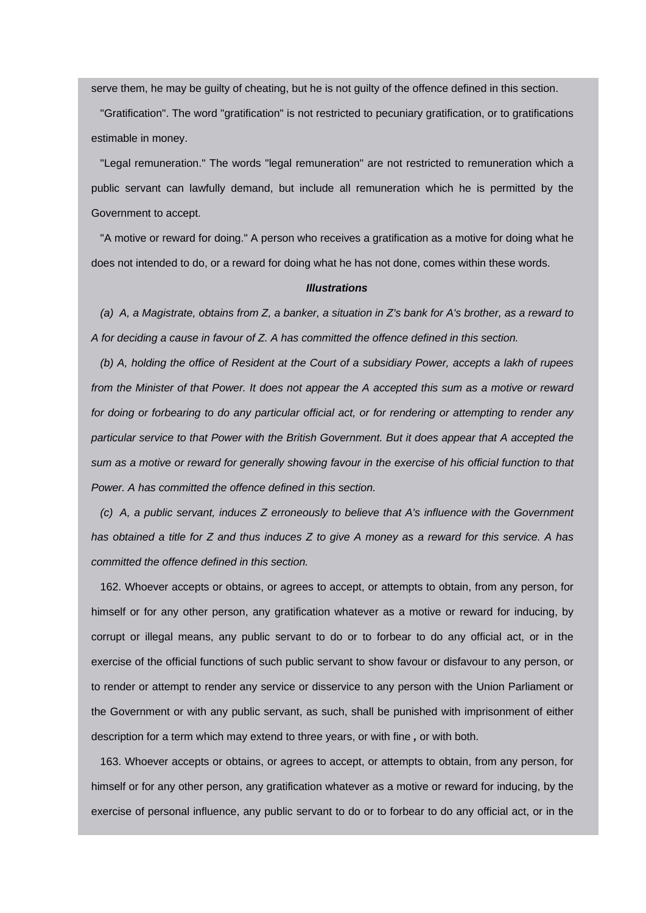serve them, he may be guilty of cheating, but he is not guilty of the offence defined in this section.

"Gratification". The word "gratification" is not restricted to pecuniary gratification, or to gratifications estimable in money.

"Legal remuneration." The words "legal remuneration" are not restricted to remuneration which a public servant can lawfully demand, but include all remuneration which he is permitted by the Government to accept.

"A motive or reward for doing." A person who receives a gratification as a motive for doing what he does not intended to do, or a reward for doing what he has not done, comes within these words.

***Illustrations***

*(a) A, a Magistrate, obtains from Z, a banker, a situation in Z's bank for A's brother, as a reward to A for deciding a cause in favour of Z. A has committed the offence defined in this section.*

*(b) A, holding the office of Resident at the Court of a subsidiary Power, accepts a lakh of rupees from the Minister of that Power. It does not appear the A accepted this sum as a motive or reward for doing or forbearing to do any particular official act, or for rendering or attempting to render any particular service to that Power with the British Government. But it does appear that A accepted the sum as a motive or reward for generally showing favour in the exercise of his official function to that Power. A has committed the offence defined in this section.*

*(c) A, a public servant, induces Z erroneously to believe that A's influence with the Government has obtained a title for Z and thus induces Z to give A money as a reward for this service. A has committed the offence defined in this section.*

162. Whoever accepts or obtains, or agrees to accept, or attempts to obtain, from any person, for himself or for any other person, any gratification whatever as a motive or reward for inducing, by corrupt or illegal means, any public servant to do or to forbear to do any official act, or in the exercise of the official functions of such public servant to show favour or disfavour to any person, or to render or attempt to render any service or disservice to any person with the Union Parliament or the Government or with any public servant, as such, shall be punished with imprisonment of either description for a term which may extend to three years, or with fine **,** or with both.

163. Whoever accepts or obtains, or agrees to accept, or attempts to obtain, from any person, for himself or for any other person, any gratification whatever as a motive or reward for inducing, by the exercise of personal influence, any public servant to do or to forbear to do any official act, or in the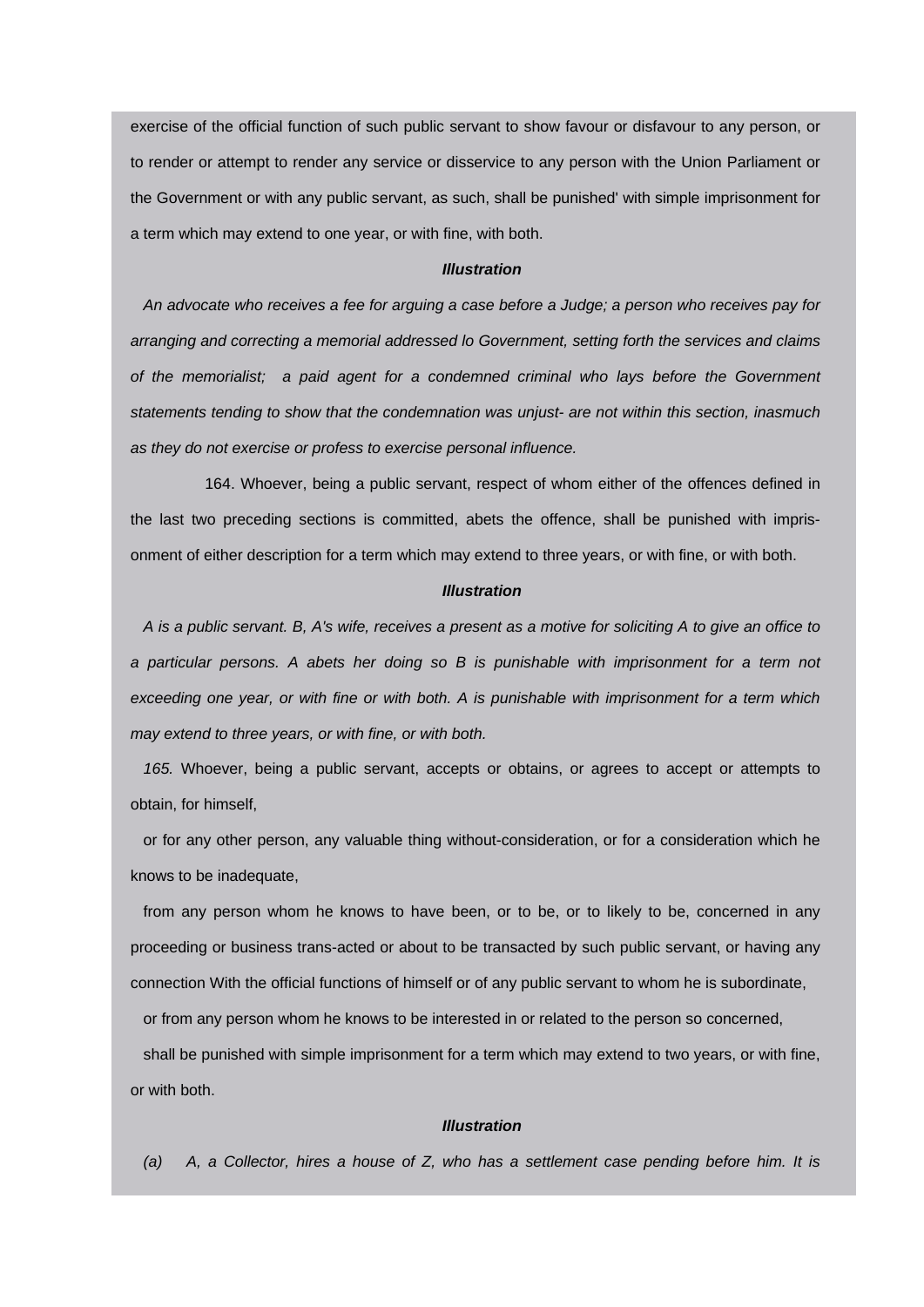exercise of the official function of such public servant to show favour or disfavour to any person, or to render or attempt to render any service or disservice to any person with the Union Parliament or the Government or with any public servant, as such, shall be punished' with simple imprisonment for a term which may extend to one year, or with fine, with both.

***Illustration***

*An advocate who receives a fee for arguing a case before a Judge; a person who receives pay for arranging and correcting a memorial addressed lo Government, setting forth the services and claims of the memorialist; a paid agent for a condemned criminal who lays before the Government statements tending to show that the condemnation was unjust- are not within this section, inasmuch as they do not exercise or profess to exercise personal influence.*

164. Whoever, being a public servant, respect of whom either of the offences defined in the last two preceding sections is committed, abets the offence, shall be punished with imprisonment of either description for a term which may extend to three years, or with fine, or with both.

***Illustration***

*A is a public servant. B, A's wife, receives a present as a motive for soliciting A to give an office to a particular persons. A abets her doing so B is punishable with imprisonment for a term not exceeding one year, or with fine or with both. A is punishable with imprisonment for a term which may extend to three years, or with fine, or with both.*

*165.* Whoever, being a public servant, accepts or obtains, or agrees to accept or attempts to obtain, for himself,

or for any other person, any valuable thing without-consideration, or for a consideration which he knows to be inadequate,

from any person whom he knows to have been, or to be, or to likely to be, concerned in any proceeding or business trans-acted or about to be transacted by such public servant, or having any connection With the official functions of himself or of any public servant to whom he is subordinate,

or from any person whom he knows to be interested in or related to the person so concerned,

shall be punished with simple imprisonment for a term which may extend to two years, or with fine, or with both.

***Illustration***

*(a) A, a Collector, hires a house of Z, who has a settlement case pending before him. It is*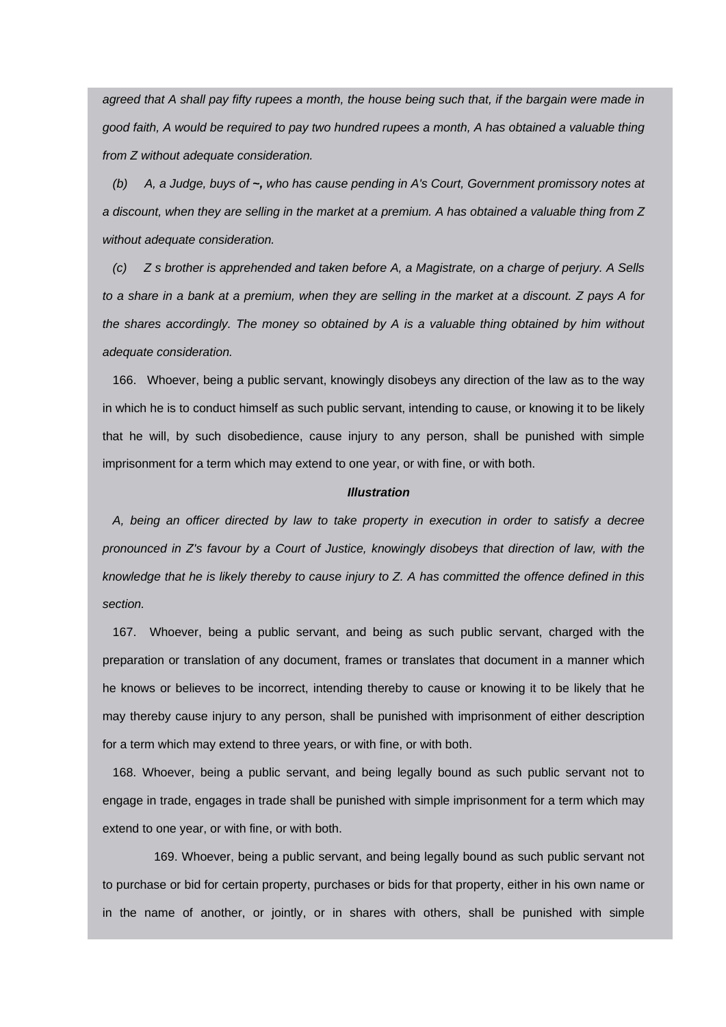*agreed that A shall pay fifty rupees a month, the house being such that, if the bargain were made in good faith, A would be required to pay two hundred rupees a month, A has obtained a valuable thing from Z without adequate consideration.*

*(b) A, a Judge, buys of* **~,** *who has cause pending in A's Court, Government promissory notes at a discount, when they are selling in the market at a premium. A has obtained a valuable thing from Z without adequate consideration.*

*(c) Z s brother is apprehended and taken before A, a Magistrate, on a charge of perjury. A Sells to a share in a bank at a premium, when they are selling in the market at a discount. Z pays A for the shares accordingly. The money so obtained by A is a valuable thing obtained by him without adequate consideration.*

166. Whoever, being a public servant, knowingly disobeys any direction of the law as to the way in which he is to conduct himself as such public servant, intending to cause, or knowing it to be likely that he will, by such disobedience, cause injury to any person, shall be punished with simple imprisonment for a term which may extend to one year, or with fine, or with both.

***Illustration***

*A, being an officer directed by law to take property in execution in order to satisfy a decree pronounced in Z's favour by a Court of Justice, knowingly disobeys that direction of law, with the knowledge that he is likely thereby to cause injury to Z. A has committed the offence defined in this section.*

167. Whoever, being a public servant, and being as such public servant, charged with the preparation or translation of any document, frames or translates that document in a manner which he knows or believes to be incorrect, intending thereby to cause or knowing it to be likely that he may thereby cause injury to any person, shall be punished with imprisonment of either description for a term which may extend to three years, or with fine, or with both.

168. Whoever, being a public servant, and being legally bound as such public servant not to engage in trade, engages in trade shall be punished with simple imprisonment for a term which may extend to one year, or with fine, or with both.

169. Whoever, being a public servant, and being legally bound as such public servant not to purchase or bid for certain property, purchases or bids for that property, either in his own name or in the name of another, or jointly, or in shares with others, shall be punished with simple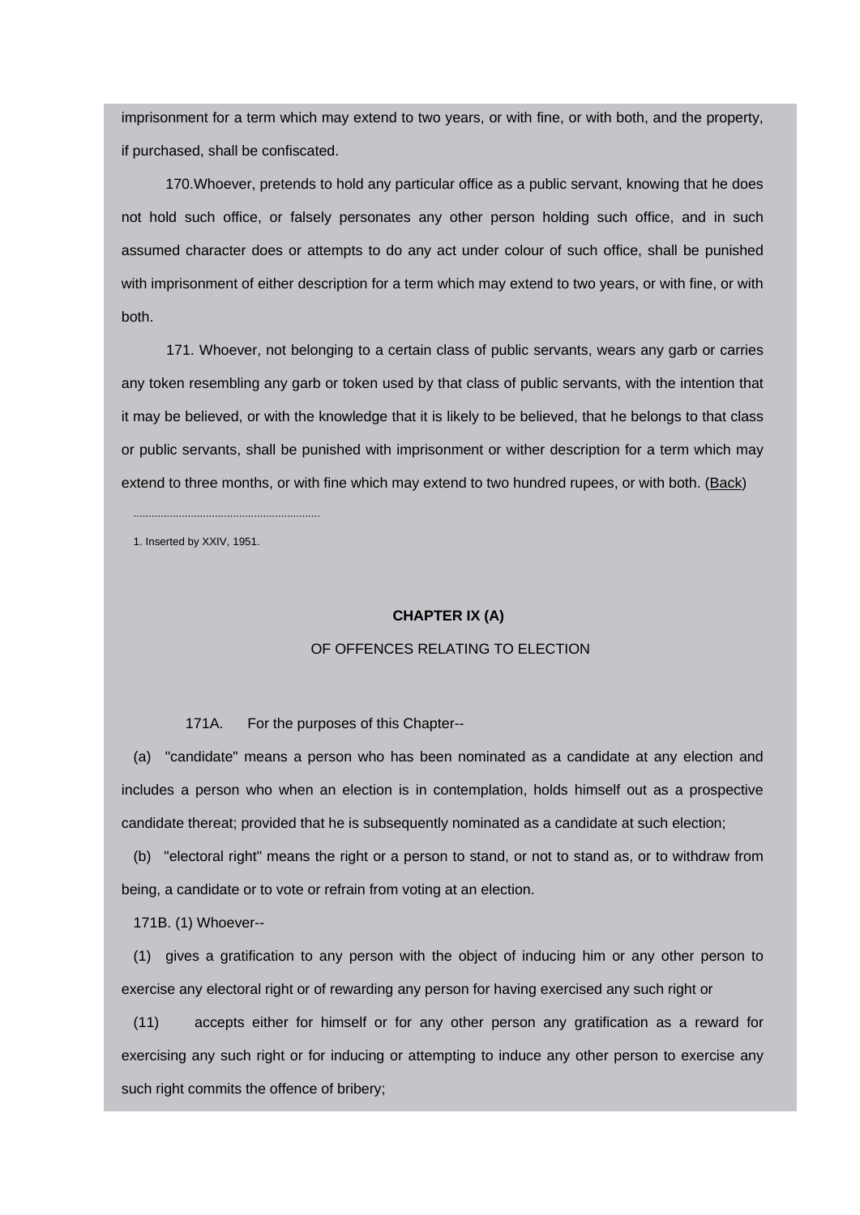imprisonment for a term which may extend to two years, or with fine, or with both, and the property, if purchased, shall be confiscated.

170.Whoever, pretends to hold any particular office as a public servant, knowing that he does not hold such office, or falsely personates any other person holding such office, and in such assumed character does or attempts to do any act under colour of such office, shall be punished with imprisonment of either description for a term which may extend to two years, or with fine, or with both.

171. Whoever, not belonging to a certain class of public servants, wears any garb or carries any token resembling any garb or token used by that class of public servants, with the intention that it may be believed, or with the knowledge that it is likely to be believed, that he belongs to that class or public servants, shall be punished with imprisonment or wither description for a term which may extend to three months, or with fine which may extend to two hundred rupees, or with both. (Back)

............................................................

1. Inserted by XXIV, 1951.

## CHAPTER IX (A)

### OF OFFENCES RELATING TO ELECTION

171A. For the purposes of this Chapter--

(a) "candidate" means a person who has been nominated as a candidate at any election and includes a person who when an election is in contemplation, holds himself out as a prospective candidate thereat; provided that he is subsequently nominated as a candidate at such election;

(b) "electoral right" means the right or a person to stand, or not to stand as, or to withdraw from being, a candidate or to vote or refrain from voting at an election.

171B. (1) Whoever--

(1) gives a gratification to any person with the object of inducing him or any other person to exercise any electoral right or of rewarding any person for having exercised any such right or

(11) accepts either for himself or for any other person any gratification as a reward for exercising any such right or for inducing or attempting to induce any other person to exercise any such right commits the offence of bribery;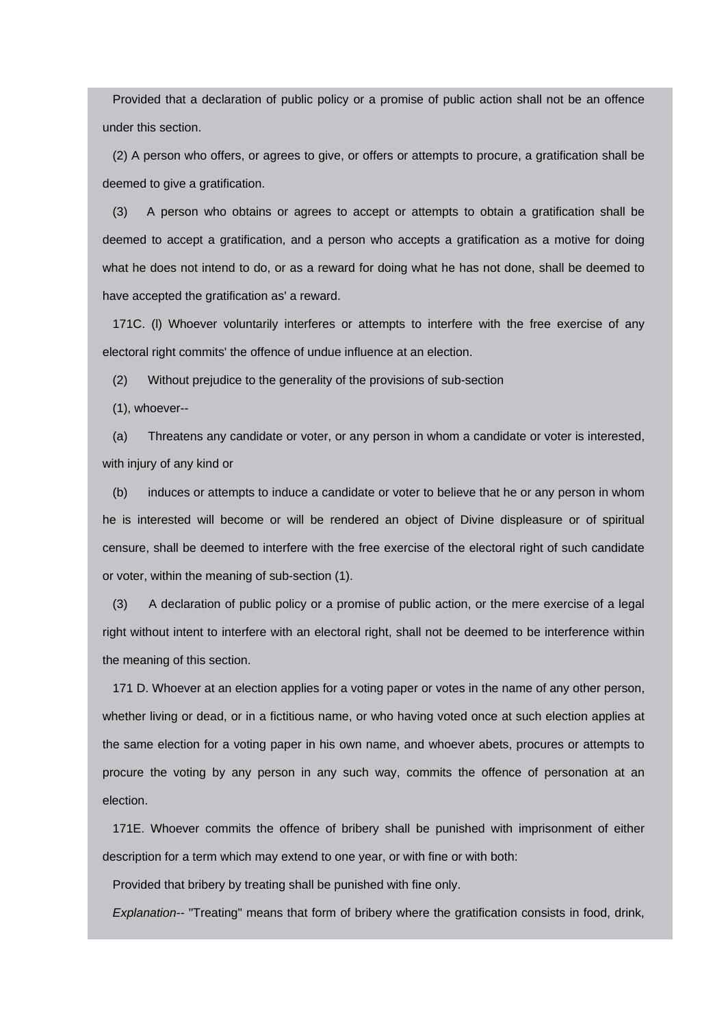Provided that a declaration of public policy or a promise of public action shall not be an offence under this section.

(2) A person who offers, or agrees to give, or offers or attempts to procure, a gratification shall be deemed to give a gratification.

(3) A person who obtains or agrees to accept or attempts to obtain a gratification shall be deemed to accept a gratification, and a person who accepts a gratification as a motive for doing what he does not intend to do, or as a reward for doing what he has not done, shall be deemed to have accepted the gratification as' a reward.

171C. (l) Whoever voluntarily interferes or attempts to interfere with the free exercise of any electoral right commits' the offence of undue influence at an election.

(2) Without prejudice to the generality of the provisions of sub-section

(1), whoever--

(a) Threatens any candidate or voter, or any person in whom a candidate or voter is interested, with injury of any kind or

(b) induces or attempts to induce a candidate or voter to believe that he or any person in whom he is interested will become or will be rendered an object of Divine displeasure or of spiritual censure, shall be deemed to interfere with the free exercise of the electoral right of such candidate or voter, within the meaning of sub-section (1).

(3) A declaration of public policy or a promise of public action, or the mere exercise of a legal right without intent to interfere with an electoral right, shall not be deemed to be interference within the meaning of this section.

171 D. Whoever at an election applies for a voting paper or votes in the name of any other person, whether living or dead, or in a fictitious name, or who having voted once at such election applies at the same election for a voting paper in his own name, and whoever abets, procures or attempts to procure the voting by any person in any such way, commits the offence of personation at an election.

171E. Whoever commits the offence of bribery shall be punished with imprisonment of either description for a term which may extend to one year, or with fine or with both:

Provided that bribery by treating shall be punished with fine only.

*Explanation*-- "Treating" means that form of bribery where the gratification consists in food, drink,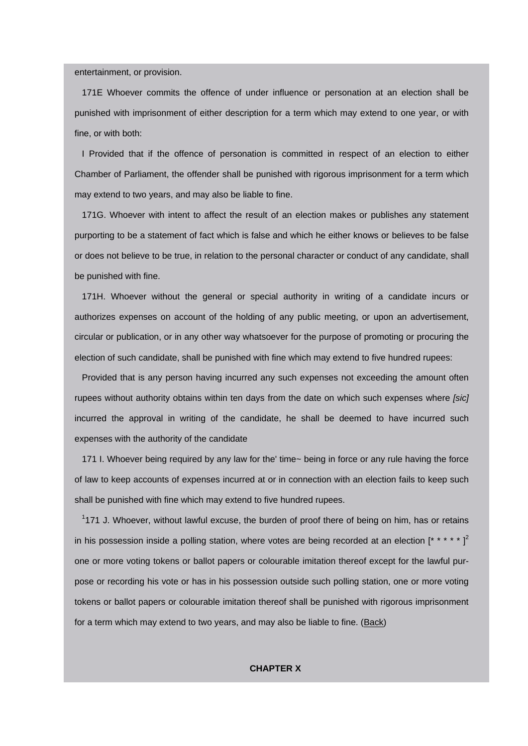entertainment, or provision.

171E Whoever commits the offence of under influence or personation at an election shall be punished with imprisonment of either description for a term which may extend to one year, or with fine, or with both:

I Provided that if the offence of personation is committed in respect of an election to either Chamber of Parliament, the offender shall be punished with rigorous imprisonment for a term which may extend to two years, and may also be liable to fine.

171G. Whoever with intent to affect the result of an election makes or publishes any statement purporting to be a statement of fact which is false and which he either knows or believes to be false or does not believe to be true, in relation to the personal character or conduct of any candidate, shall be punished with fine.

171H. Whoever without the general or special authority in writing of a candidate incurs or authorizes expenses on account of the holding of any public meeting, or upon an advertisement, circular or publication, or in any other way whatsoever for the purpose of promoting or procuring the election of such candidate, shall be punished with fine which may extend to five hundred rupees:

Provided that is any person having incurred any such expenses not exceeding the amount often rupees without authority obtains within ten days from the date on which such expenses where *[sic]* incurred the approval in writing of the candidate, he shall be deemed to have incurred such expenses with the authority of the candidate

171 I. Whoever being required by any law for the' time~ being in force or any rule having the force of law to keep accounts of expenses incurred at or in connection with an election fails to keep such shall be punished with fine which may extend to five hundred rupees.

[1]171 J. Whoever, without lawful excuse, the burden of proof there of being on him, has or retains in his possession inside a polling station, where votes are being recorded at an election [* * * * * ][2] one or more voting tokens or ballot papers or colourable imitation thereof except for the lawful purpose or recording his vote or has in his possession outside such polling station, one or more voting tokens or ballot papers or colourable imitation thereof shall be punished with rigorous imprisonment for a term which may extend to two years, and may also be liable to fine. (Back)

**CHAPTER X**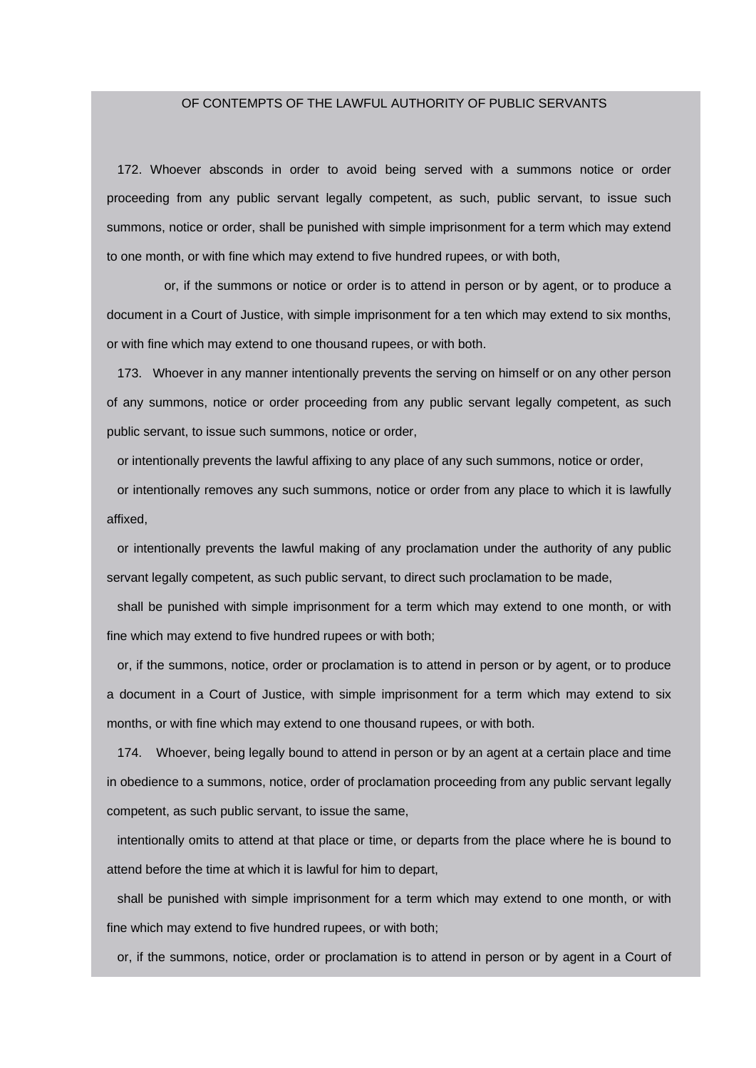## OF CONTEMPTS OF THE LAWFUL AUTHORITY OF PUBLIC SERVANTS

172. Whoever absconds in order to avoid being served with a summons notice or order proceeding from any public servant legally competent, as such, public servant, to issue such summons, notice or order, shall be punished with simple imprisonment for a term which may extend to one month, or with fine which may extend to five hundred rupees, or with both,

or, if the summons or notice or order is to attend in person or by agent, or to produce a document in a Court of Justice, with simple imprisonment for a ten which may extend to six months, or with fine which may extend to one thousand rupees, or with both.

173. Whoever in any manner intentionally prevents the serving on himself or on any other person of any summons, notice or order proceeding from any public servant legally competent, as such public servant, to issue such summons, notice or order,

or intentionally prevents the lawful affixing to any place of any such summons, notice or order,

or intentionally removes any such summons, notice or order from any place to which it is lawfully affixed,

or intentionally prevents the lawful making of any proclamation under the authority of any public servant legally competent, as such public servant, to direct such proclamation to be made,

shall be punished with simple imprisonment for a term which may extend to one month, or with fine which may extend to five hundred rupees or with both;

or, if the summons, notice, order or proclamation is to attend in person or by agent, or to produce a document in a Court of Justice, with simple imprisonment for a term which may extend to six months, or with fine which may extend to one thousand rupees, or with both.

174. Whoever, being legally bound to attend in person or by an agent at a certain place and time in obedience to a summons, notice, order of proclamation proceeding from any public servant legally competent, as such public servant, to issue the same,

intentionally omits to attend at that place or time, or departs from the place where he is bound to attend before the time at which it is lawful for him to depart,

shall be punished with simple imprisonment for a term which may extend to one month, or with fine which may extend to five hundred rupees, or with both;

or, if the summons, notice, order or proclamation is to attend in person or by agent in a Court of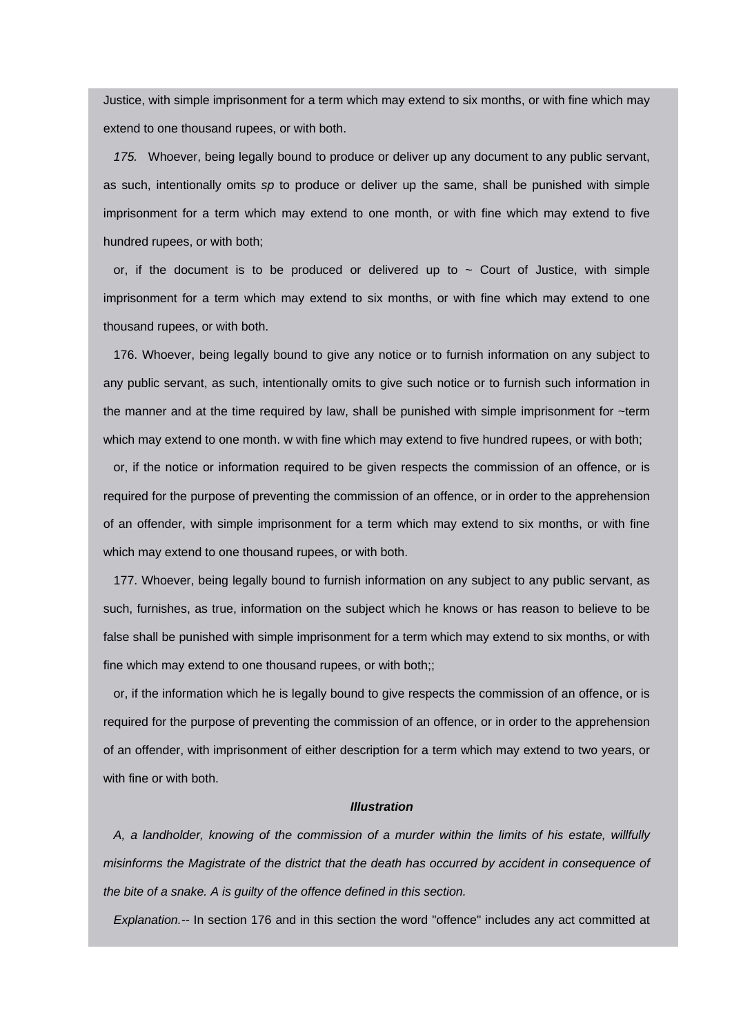Justice, with simple imprisonment for a term which may extend to six months, or with fine which may extend to one thousand rupees, or with both.

*175.* Whoever, being legally bound to produce or deliver up any document to any public servant, as such, intentionally omits *sp* to produce or deliver up the same, shall be punished with simple imprisonment for a term which may extend to one month, or with fine which may extend to five hundred rupees, or with both;

or, if the document is to be produced or delivered up to ~ Court of Justice, with simple imprisonment for a term which may extend to six months, or with fine which may extend to one thousand rupees, or with both.

176. Whoever, being legally bound to give any notice or to furnish information on any subject to any public servant, as such, intentionally omits to give such notice or to furnish such information in the manner and at the time required by law, shall be punished with simple imprisonment for ~term which may extend to one month. w with fine which may extend to five hundred rupees, or with both;

or, if the notice or information required to be given respects the commission of an offence, or is required for the purpose of preventing the commission of an offence, or in order to the apprehension of an offender, with simple imprisonment for a term which may extend to six months, or with fine which may extend to one thousand rupees, or with both.

177. Whoever, being legally bound to furnish information on any subject to any public servant, as such, furnishes, as true, information on the subject which he knows or has reason to believe to be false shall be punished with simple imprisonment for a term which may extend to six months, or with fine which may extend to one thousand rupees, or with both;;

or, if the information which he is legally bound to give respects the commission of an offence, or is required for the purpose of preventing the commission of an offence, or in order to the apprehension of an offender, with imprisonment of either description for a term which may extend to two years, or with fine or with both.

***Illustration***

*A, a landholder, knowing of the commission of a murder within the limits of his estate, willfully misinforms the Magistrate of the district that the death has occurred by accident in consequence of the bite of a snake. A is guilty of the offence defined in this section.*

*Explanation.--* In section 176 and in this section the word "offence" includes any act committed at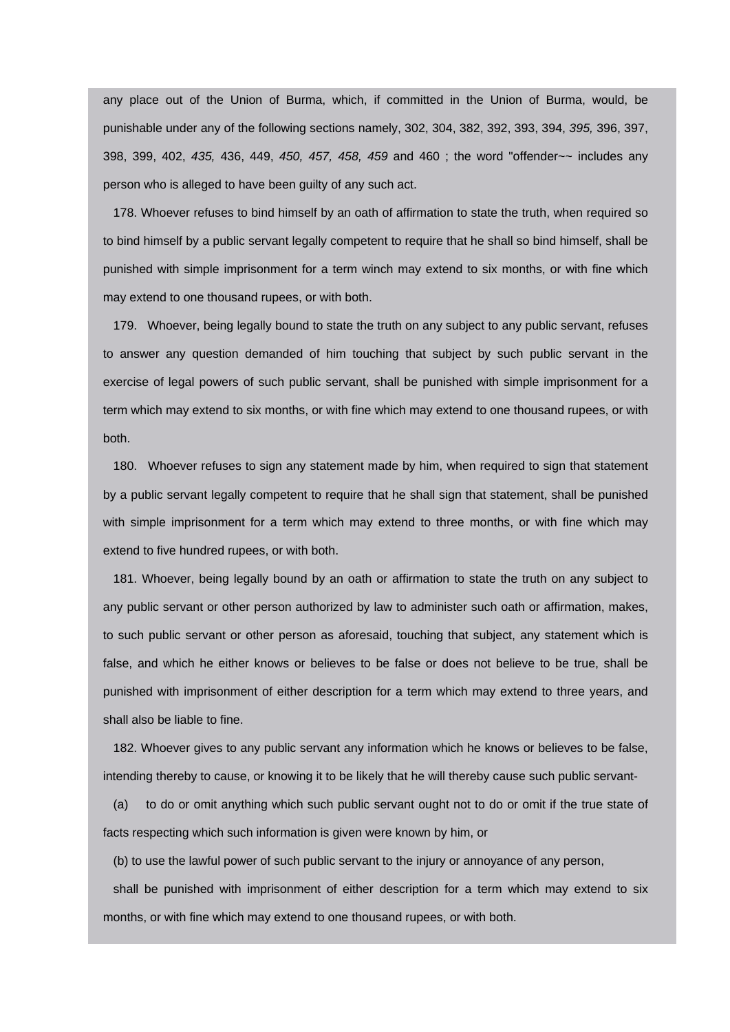any place out of the Union of Burma, which, if committed in the Union of Burma, would, be punishable under any of the following sections namely, 302, 304, 382, 392, 393, 394, *395,* 396, 397, 398, 399, 402, *435,* 436, 449, *450, 457, 458, 459* and 460 ; the word "offender~~ includes any person who is alleged to have been guilty of any such act.

178. Whoever refuses to bind himself by an oath of affirmation to state the truth, when required so to bind himself by a public servant legally competent to require that he shall so bind himself, shall be punished with simple imprisonment for a term winch may extend to six months, or with fine which may extend to one thousand rupees, or with both.

179. Whoever, being legally bound to state the truth on any subject to any public servant, refuses to answer any question demanded of him touching that subject by such public servant in the exercise of legal powers of such public servant, shall be punished with simple imprisonment for a term which may extend to six months, or with fine which may extend to one thousand rupees, or with both.

180. Whoever refuses to sign any statement made by him, when required to sign that statement by a public servant legally competent to require that he shall sign that statement, shall be punished with simple imprisonment for a term which may extend to three months, or with fine which may extend to five hundred rupees, or with both.

181. Whoever, being legally bound by an oath or affirmation to state the truth on any subject to any public servant or other person authorized by law to administer such oath or affirmation, makes, to such public servant or other person as aforesaid, touching that subject, any statement which is false, and which he either knows or believes to be false or does not believe to be true, shall be punished with imprisonment of either description for a term which may extend to three years, and shall also be liable to fine.

182. Whoever gives to any public servant any information which he knows or believes to be false, intending thereby to cause, or knowing it to be likely that he will thereby cause such public servant-

(a) to do or omit anything which such public servant ought not to do or omit if the true state of facts respecting which such information is given were known by him, or

(b) to use the lawful power of such public servant to the injury or annoyance of any person,

shall be punished with imprisonment of either description for a term which may extend to six months, or with fine which may extend to one thousand rupees, or with both.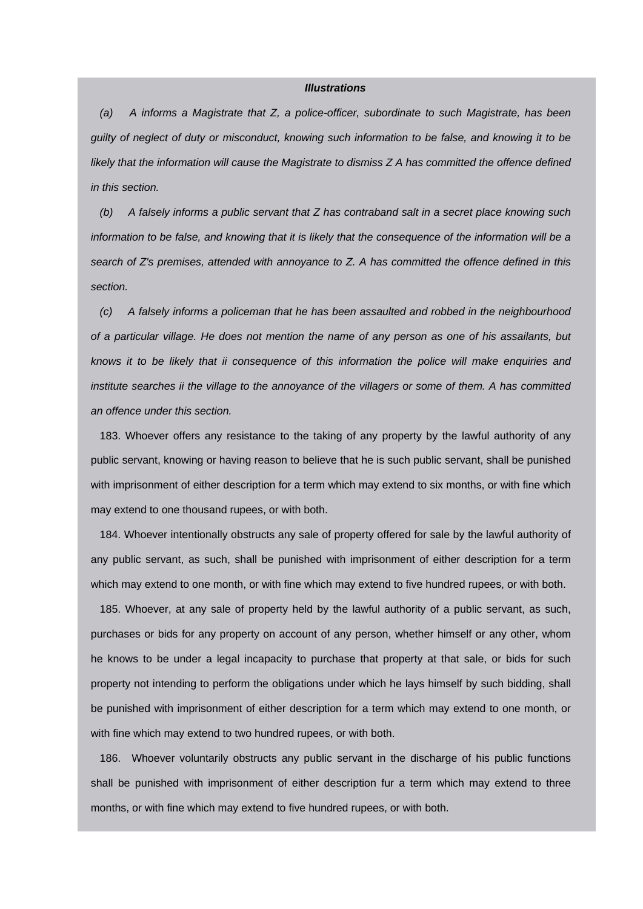***Illustrations***

*(a) A informs a Magistrate that Z, a police-officer, subordinate to such Magistrate, has been guilty of neglect of duty or misconduct, knowing such information to be false, and knowing it to be likely that the information will cause the Magistrate to dismiss Z A has committed the offence defined in this section.*

*(b) A falsely informs a public servant that Z has contraband salt in a secret place knowing such information to be false, and knowing that it is likely that the consequence of the information will be a search of Z's premises, attended with annoyance to Z. A has committed the offence defined in this section.*

*(c) A falsely informs a policeman that he has been assaulted and robbed in the neighbourhood of a particular village. He does not mention the name of any person as one of his assailants, but knows it to be likely that ii consequence of this information the police will make enquiries and institute searches ii the village to the annoyance of the villagers or some of them. A has committed an offence under this section.*

183. Whoever offers any resistance to the taking of any property by the lawful authority of any public servant, knowing or having reason to believe that he is such public servant, shall be punished with imprisonment of either description for a term which may extend to six months, or with fine which may extend to one thousand rupees, or with both.

184. Whoever intentionally obstructs any sale of property offered for sale by the lawful authority of any public servant, as such, shall be punished with imprisonment of either description for a term which may extend to one month, or with fine which may extend to five hundred rupees, or with both.

185. Whoever, at any sale of property held by the lawful authority of a public servant, as such, purchases or bids for any property on account of any person, whether himself or any other, whom he knows to be under a legal incapacity to purchase that property at that sale, or bids for such property not intending to perform the obligations under which he lays himself by such bidding, shall be punished with imprisonment of either description for a term which may extend to one month, or with fine which may extend to two hundred rupees, or with both.

186. Whoever voluntarily obstructs any public servant in the discharge of his public functions shall be punished with imprisonment of either description fur a term which may extend to three months, or with fine which may extend to five hundred rupees, or with both.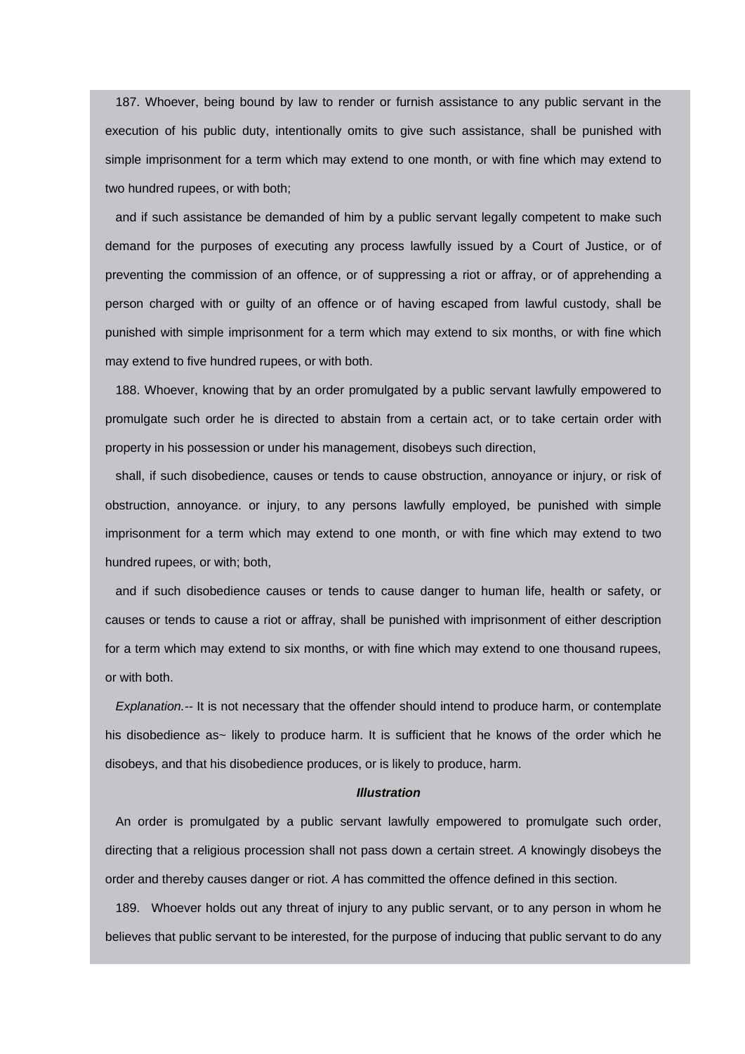187. Whoever, being bound by law to render or furnish assistance to any public servant in the execution of his public duty, intentionally omits to give such assistance, shall be punished with simple imprisonment for a term which may extend to one month, or with fine which may extend to two hundred rupees, or with both;

and if such assistance be demanded of him by a public servant legally competent to make such demand for the purposes of executing any process lawfully issued by a Court of Justice, or of preventing the commission of an offence, or of suppressing a riot or affray, or of apprehending a person charged with or guilty of an offence or of having escaped from lawful custody, shall be punished with simple imprisonment for a term which may extend to six months, or with fine which may extend to five hundred rupees, or with both.

188. Whoever, knowing that by an order promulgated by a public servant lawfully empowered to promulgate such order he is directed to abstain from a certain act, or to take certain order with property in his possession or under his management, disobeys such direction,

shall, if such disobedience, causes or tends to cause obstruction, annoyance or injury, or risk of obstruction, annoyance. or injury, to any persons lawfully employed, be punished with simple imprisonment for a term which may extend to one month, or with fine which may extend to two hundred rupees, or with; both,

and if such disobedience causes or tends to cause danger to human life, health or safety, or causes or tends to cause a riot or affray, shall be punished with imprisonment of either description for a term which may extend to six months, or with fine which may extend to one thousand rupees, or with both.

*Explanation.*-- It is not necessary that the offender should intend to produce harm, or contemplate his disobedience as~ likely to produce harm. It is sufficient that he knows of the order which he disobeys, and that his disobedience produces, or is likely to produce, harm.

***Illustration***

An order is promulgated by a public servant lawfully empowered to promulgate such order, directing that a religious procession shall not pass down a certain street. *A* knowingly disobeys the order and thereby causes danger or riot. *A* has committed the offence defined in this section.

189. Whoever holds out any threat of injury to any public servant, or to any person in whom he believes that public servant to be interested, for the purpose of inducing that public servant to do any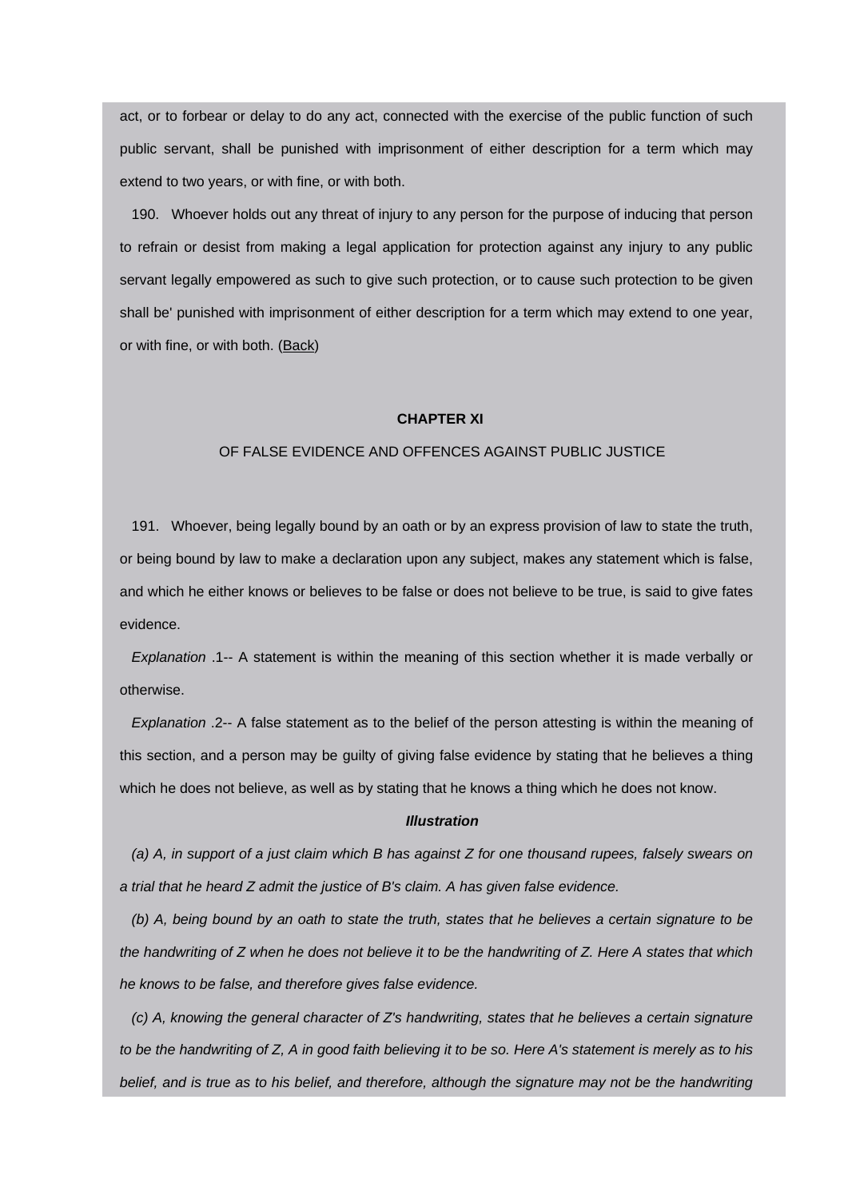act, or to forbear or delay to do any act, connected with the exercise of the public function of such public servant, shall be punished with imprisonment of either description for a term which may extend to two years, or with fine, or with both.

190. Whoever holds out any threat of injury to any person for the purpose of inducing that person to refrain or desist from making a legal application for protection against any injury to any public servant legally empowered as such to give such protection, or to cause such protection to be given shall be' punished with imprisonment of either description for a term which may extend to one year, or with fine, or with both. (Back)

## CHAPTER XI

### OF FALSE EVIDENCE AND OFFENCES AGAINST PUBLIC JUSTICE

191. Whoever, being legally bound by an oath or by an express provision of law to state the truth, or being bound by law to make a declaration upon any subject, makes any statement which is false, and which he either knows or believes to be false or does not believe to be true, is said to give fates evidence.

*Explanation* .1-- A statement is within the meaning of this section whether it is made verbally or otherwise.

*Explanation* .2-- A false statement as to the belief of the person attesting is within the meaning of this section, and a person may be guilty of giving false evidence by stating that he believes a thing which he does not believe, as well as by stating that he knows a thing which he does not know.

***Illustration***

*(a) A, in support of a just claim which B has against Z for one thousand rupees, falsely swears on a trial that he heard Z admit the justice of B's claim. A has given false evidence.*

*(b) A, being bound by an oath to state the truth, states that he believes a certain signature to be the handwriting of Z when he does not believe it to be the handwriting of Z. Here A states that which he knows to be false, and therefore gives false evidence.*

*(c) A, knowing the general character of Z's handwriting, states that he believes a certain signature to be the handwriting of Z, A in good faith believing it to be so. Here A's statement is merely as to his belief, and is true as to his belief, and therefore, although the signature may not be the handwriting*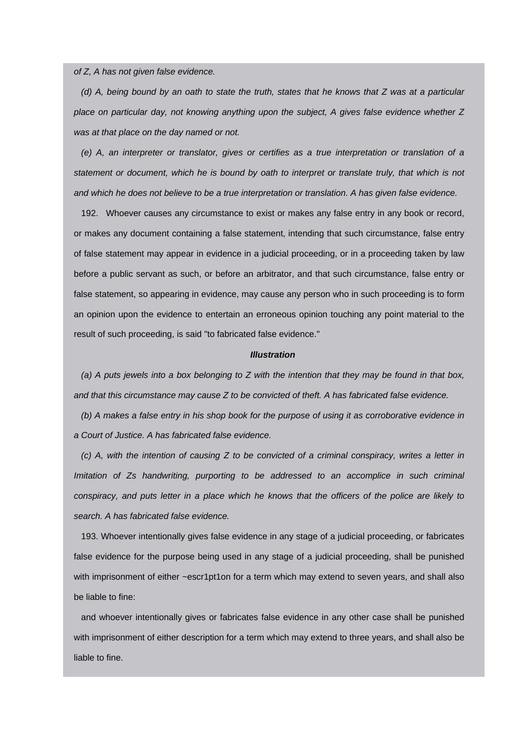*of Z, A has not given false evidence.*

*(d) A, being bound by an oath to state the truth, states that he knows that Z was at a particular place on particular day, not knowing anything upon the subject, A gives false evidence whether Z was at that place on the day named or not.*

*(e) A, an interpreter or translator, gives or certifies as a true interpretation or translation of a statement or document, which he is bound by oath to interpret or translate truly, that which is not and which he does not believe to be a true interpretation or translation. A has given false evidence.*

192. Whoever causes any circumstance to exist or makes any false entry in any book or record, or makes any document containing a false statement, intending that such circumstance, false entry of false statement may appear in evidence in a judicial proceeding, or in a proceeding taken by law before a public servant as such, or before an arbitrator, and that such circumstance, false entry or false statement, so appearing in evidence, may cause any person who in such proceeding is to form an opinion upon the evidence to entertain an erroneous opinion touching any point material to the result of such proceeding, is said "to fabricated false evidence."

***Illustration***

*(a) A puts jewels into a box belonging to Z with the intention that they may be found in that box, and that this circumstance may cause Z to be convicted of theft. A has fabricated false evidence.*

*(b) A makes a false entry in his shop book for the purpose of using it as corroborative evidence in a Court of Justice. A has fabricated false evidence.*

*(c) A, with the intention of causing Z to be convicted of a criminal conspiracy, writes a letter in Imitation of Zs handwriting, purporting to be addressed to an accomplice in such criminal conspiracy, and puts letter in a place which he knows that the officers of the police are likely to search. A has fabricated false evidence.*

193. Whoever intentionally gives false evidence in any stage of a judicial proceeding, or fabricates false evidence for the purpose being used in any stage of a judicial proceeding, shall be punished with imprisonment of either ~escr1pt1on for a term which may extend to seven years, and shall also be liable to fine:

and whoever intentionally gives or fabricates false evidence in any other case shall be punished with imprisonment of either description for a term which may extend to three years, and shall also be liable to fine.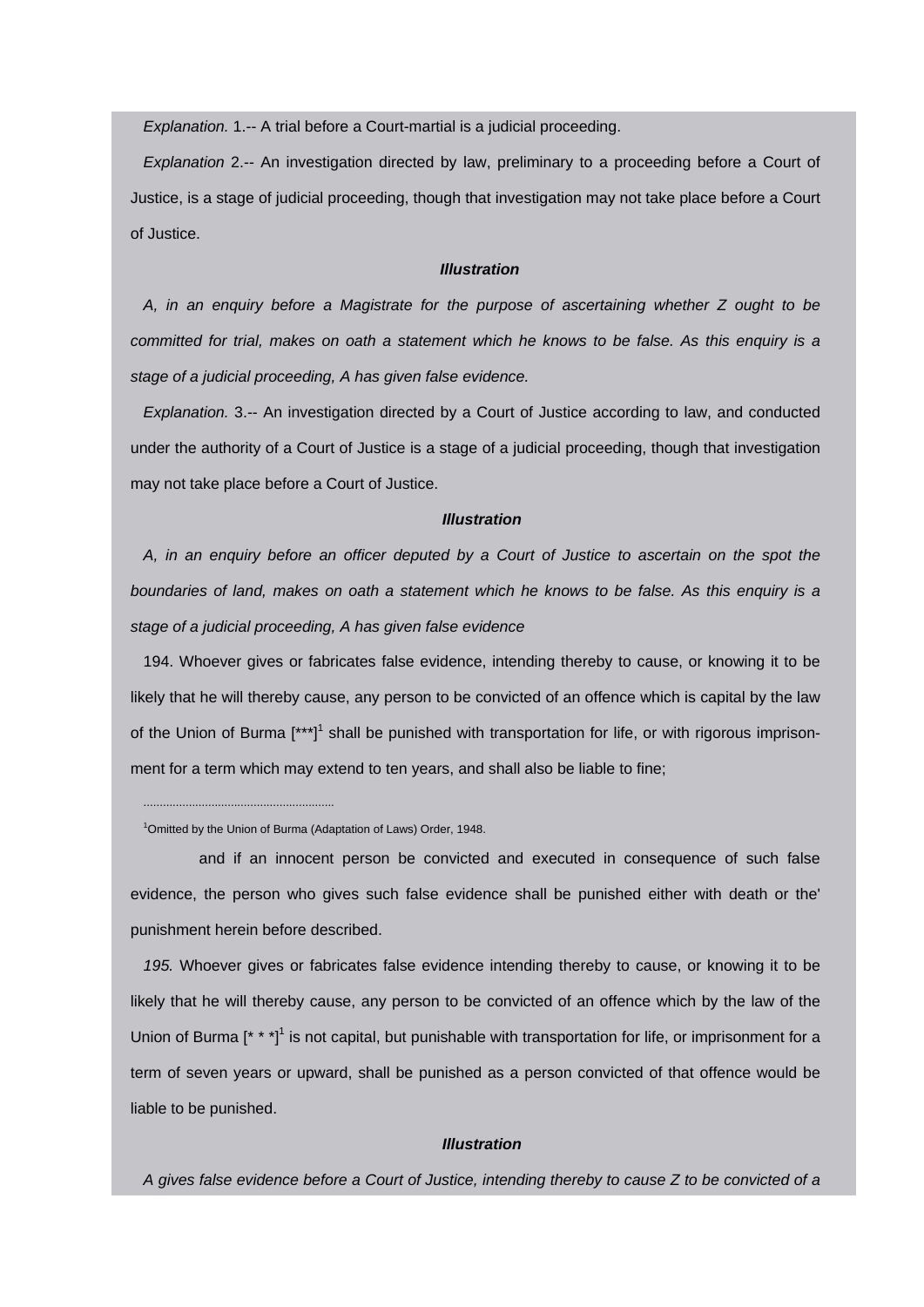*Explanation.* 1.-- A trial before a Court-martial is a judicial proceeding.

*Explanation* 2.-- An investigation directed by law, preliminary to a proceeding before a Court of Justice, is a stage of judicial proceeding, though that investigation may not take place before a Court of Justice.

***Illustration***

*A, in an enquiry before a Magistrate for the purpose of ascertaining whether Z ought to be committed for trial, makes on oath a statement which he knows to be false. As this enquiry is a stage of a judicial proceeding, A has given false evidence.*

*Explanation.* 3.-- An investigation directed by a Court of Justice according to law, and conducted under the authority of a Court of Justice is a stage of a judicial proceeding, though that investigation may not take place before a Court of Justice.

***Illustration***

*A, in an enquiry before an officer deputed by a Court of Justice to ascertain on the spot the boundaries of land, makes on oath a statement which he knows to be false. As this enquiry is a stage of a judicial proceeding, A has given false evidence*

194. Whoever gives or fabricates false evidence, intending thereby to cause, or knowing it to be likely that he will thereby cause, any person to be convicted of an offence which is capital by the law of the Union of Burma [***][1] shall be punished with transportation for life, or with rigorous imprisonment for a term which may extend to ten years, and shall also be liable to fine;

[1]Omitted by the Union of Burma (Adaptation of Laws) Order, 1948.

and if an innocent person be convicted and executed in consequence of such false evidence, the person who gives such false evidence shall be punished either with death or the' punishment herein before described.

*195.* Whoever gives or fabricates false evidence intending thereby to cause, or knowing it to be likely that he will thereby cause, any person to be convicted of an offence which by the law of the Union of Burma [* * *][1] is not capital, but punishable with transportation for life, or imprisonment for a term of seven years or upward, shall be punished as a person convicted of that offence would be liable to be punished.

***Illustration***

*A gives false evidence before a Court of Justice, intending thereby to cause Z to be convicted of a*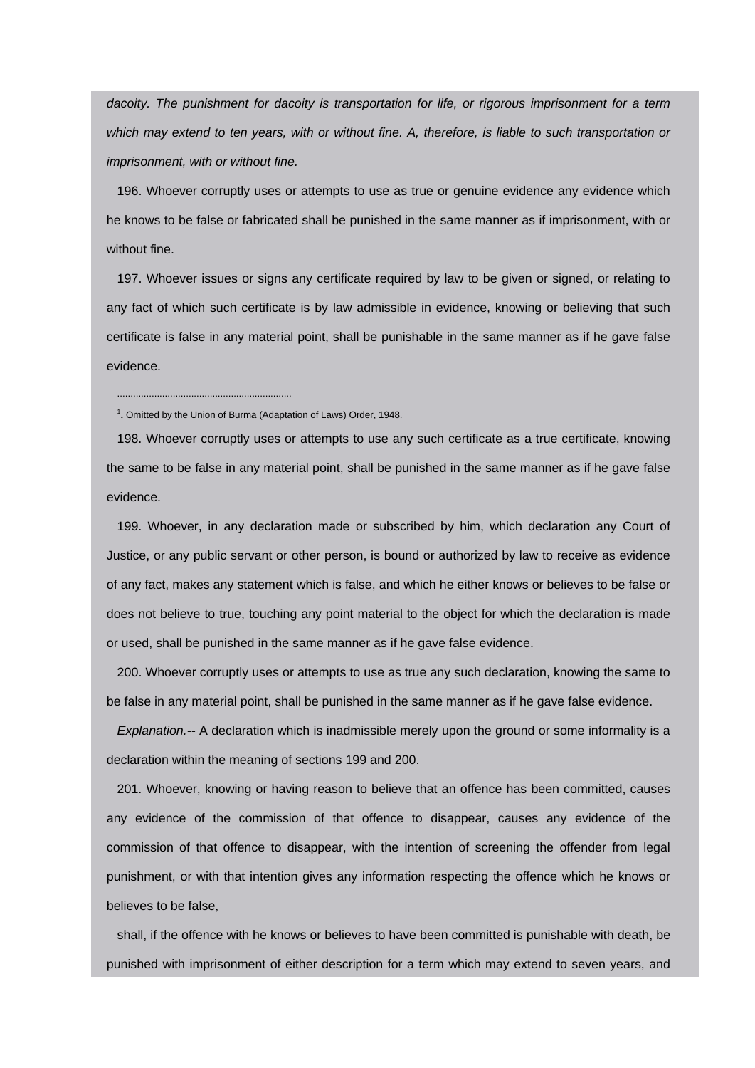*dacoity. The punishment for dacoity is transportation for life, or rigorous imprisonment for a term which may extend to ten years, with or without fine. A, therefore, is liable to such transportation or imprisonment, with or without fine.*

196. Whoever corruptly uses or attempts to use as true or genuine evidence any evidence which he knows to be false or fabricated shall be punished in the same manner as if imprisonment, with or without fine.

197. Whoever issues or signs any certificate required by law to be given or signed, or relating to any fact of which such certificate is by law admissible in evidence, knowing or believing that such certificate is false in any material point, shall be punishable in the same manner as if he gave false evidence.

..................................................................

[1]. Omitted by the Union of Burma (Adaptation of Laws) Order, 1948.

198. Whoever corruptly uses or attempts to use any such certificate as a true certificate, knowing the same to be false in any material point, shall be punished in the same manner as if he gave false evidence.

199. Whoever, in any declaration made or subscribed by him, which declaration any Court of Justice, or any public servant or other person, is bound or authorized by law to receive as evidence of any fact, makes any statement which is false, and which he either knows or believes to be false or does not believe to true, touching any point material to the object for which the declaration is made or used, shall be punished in the same manner as if he gave false evidence.

200. Whoever corruptly uses or attempts to use as true any such declaration, knowing the same to be false in any material point, shall be punished in the same manner as if he gave false evidence.

*Explanation.*-- A declaration which is inadmissible merely upon the ground or some informality is a declaration within the meaning of sections 199 and 200.

201. Whoever, knowing or having reason to believe that an offence has been committed, causes any evidence of the commission of that offence to disappear, causes any evidence of the commission of that offence to disappear, with the intention of screening the offender from legal punishment, or with that intention gives any information respecting the offence which he knows or believes to be false,

shall, if the offence with he knows or believes to have been committed is punishable with death, be punished with imprisonment of either description for a term which may extend to seven years, and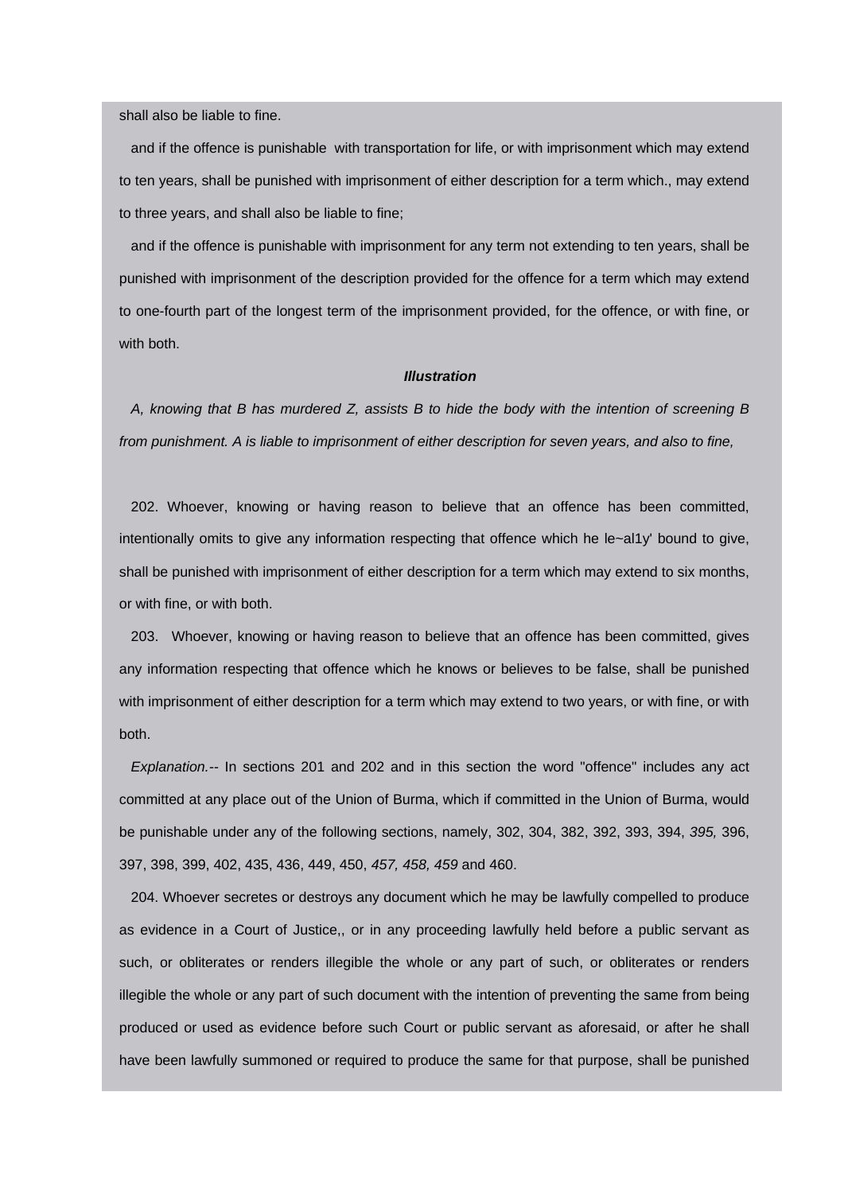shall also be liable to fine.

and if the offence is punishable with transportation for life, or with imprisonment which may extend to ten years, shall be punished with imprisonment of either description for a term which., may extend to three years, and shall also be liable to fine;

and if the offence is punishable with imprisonment for any term not extending to ten years, shall be punished with imprisonment of the description provided for the offence for a term which may extend to one-fourth part of the longest term of the imprisonment provided, for the offence, or with fine, or with both.

***Illustration***

*A, knowing that B has murdered Z, assists B to hide the body with the intention of screening B from punishment. A is liable to imprisonment of either description for seven years, and also to fine,*

202. Whoever, knowing or having reason to believe that an offence has been committed, intentionally omits to give any information respecting that offence which he le~al1y' bound to give, shall be punished with imprisonment of either description for a term which may extend to six months, or with fine, or with both.

203. Whoever, knowing or having reason to believe that an offence has been committed, gives any information respecting that offence which he knows or believes to be false, shall be punished with imprisonment of either description for a term which may extend to two years, or with fine, or with both.

*Explanation.--* In sections 201 and 202 and in this section the word "offence" includes any act committed at any place out of the Union of Burma, which if committed in the Union of Burma, would be punishable under any of the following sections, namely, 302, 304, 382, 392, 393, 394, *395,* 396, 397, 398, 399, 402, 435, 436, 449, 450, *457, 458, 459* and 460.

204. Whoever secretes or destroys any document which he may be lawfully compelled to produce as evidence in a Court of Justice,, or in any proceeding lawfully held before a public servant as such, or obliterates or renders illegible the whole or any part of such, or obliterates or renders illegible the whole or any part of such document with the intention of preventing the same from being produced or used as evidence before such Court or public servant as aforesaid, or after he shall have been lawfully summoned or required to produce the same for that purpose, shall be punished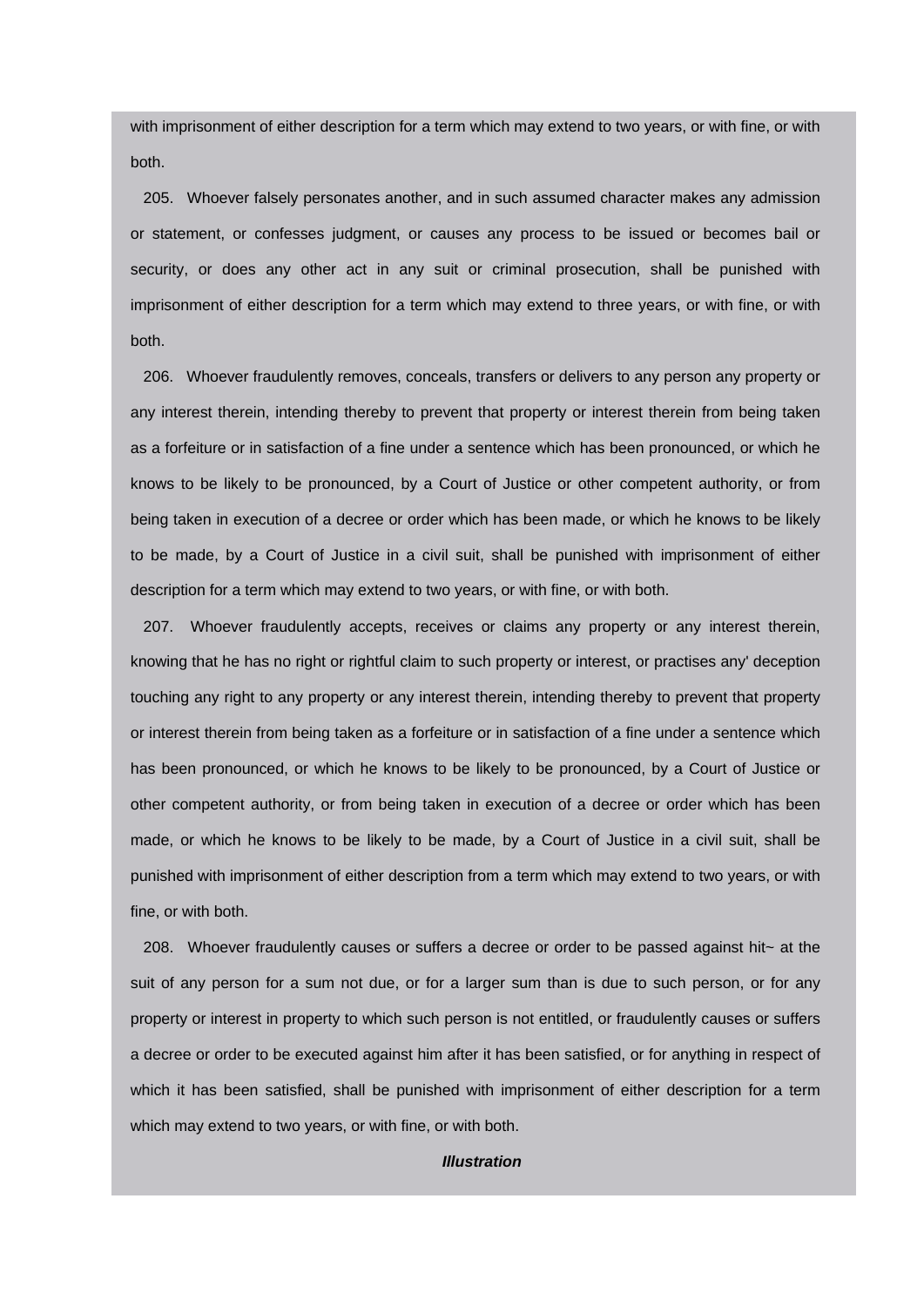with imprisonment of either description for a term which may extend to two years, or with fine, or with both.

205. Whoever falsely personates another, and in such assumed character makes any admission or statement, or confesses judgment, or causes any process to be issued or becomes bail or security, or does any other act in any suit or criminal prosecution, shall be punished with imprisonment of either description for a term which may extend to three years, or with fine, or with both.

206. Whoever fraudulently removes, conceals, transfers or delivers to any person any property or any interest therein, intending thereby to prevent that property or interest therein from being taken as a forfeiture or in satisfaction of a fine under a sentence which has been pronounced, or which he knows to be likely to be pronounced, by a Court of Justice or other competent authority, or from being taken in execution of a decree or order which has been made, or which he knows to be likely to be made, by a Court of Justice in a civil suit, shall be punished with imprisonment of either description for a term which may extend to two years, or with fine, or with both.

207. Whoever fraudulently accepts, receives or claims any property or any interest therein, knowing that he has no right or rightful claim to such property or interest, or practises any' deception touching any right to any property or any interest therein, intending thereby to prevent that property or interest therein from being taken as a forfeiture or in satisfaction of a fine under a sentence which has been pronounced, or which he knows to be likely to be pronounced, by a Court of Justice or other competent authority, or from being taken in execution of a decree or order which has been made, or which he knows to be likely to be made, by a Court of Justice in a civil suit, shall be punished with imprisonment of either description from a term which may extend to two years, or with fine, or with both.

208. Whoever fraudulently causes or suffers a decree or order to be passed against hit~ at the suit of any person for a sum not due, or for a larger sum than is due to such person, or for any property or interest in property to which such person is not entitled, or fraudulently causes or suffers a decree or order to be executed against him after it has been satisfied, or for anything in respect of which it has been satisfied, shall be punished with imprisonment of either description for a term which may extend to two years, or with fine, or with both.

***Illustration***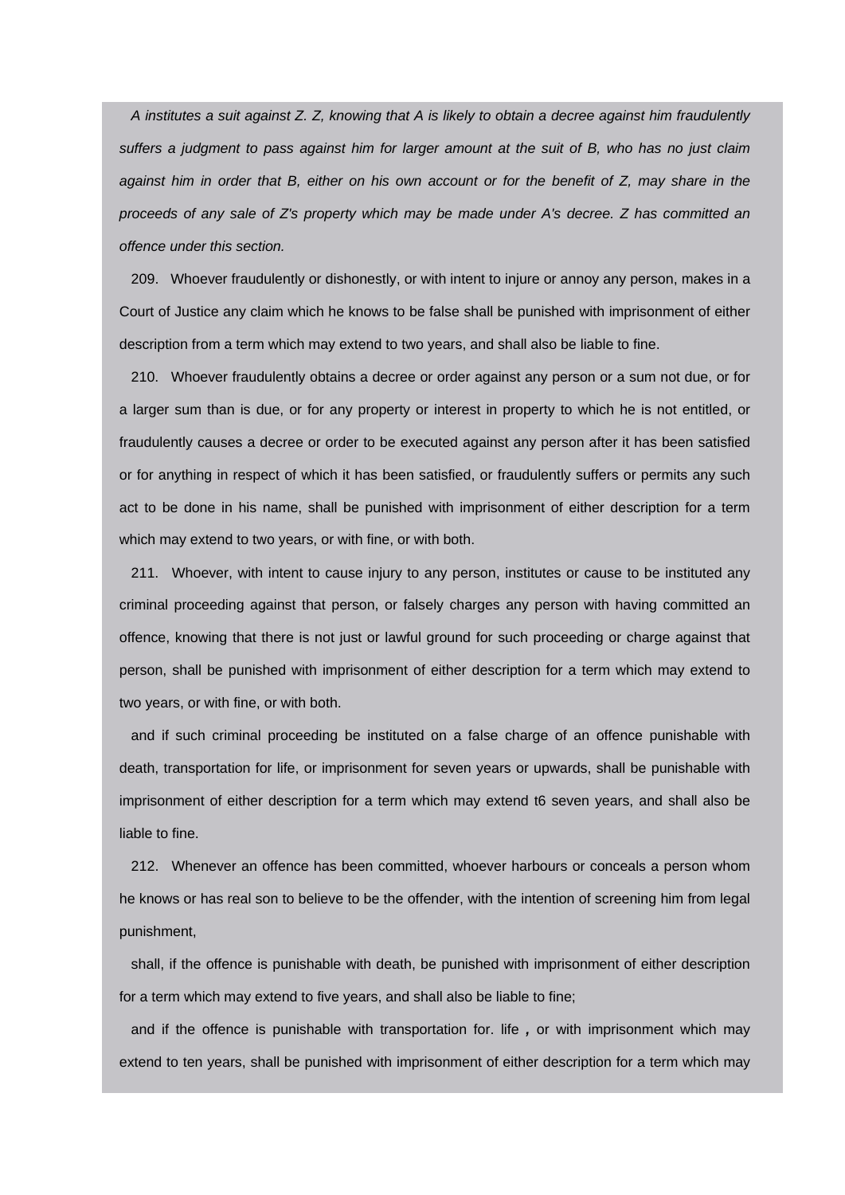*A institutes a suit against Z. Z, knowing that A is likely to obtain a decree against him fraudulently suffers a judgment to pass against him for larger amount at the suit of B, who has no just claim against him in order that B, either on his own account or for the benefit of Z, may share in the proceeds of any sale of Z's property which may be made under A's decree. Z has committed an offence under this section.*

209. Whoever fraudulently or dishonestly, or with intent to injure or annoy any person, makes in a Court of Justice any claim which he knows to be false shall be punished with imprisonment of either description from a term which may extend to two years, and shall also be liable to fine.

210. Whoever fraudulently obtains a decree or order against any person or a sum not due, or for a larger sum than is due, or for any property or interest in property to which he is not entitled, or fraudulently causes a decree or order to be executed against any person after it has been satisfied or for anything in respect of which it has been satisfied, or fraudulently suffers or permits any such act to be done in his name, shall be punished with imprisonment of either description for a term which may extend to two years, or with fine, or with both.

211. Whoever, with intent to cause injury to any person, institutes or cause to be instituted any criminal proceeding against that person, or falsely charges any person with having committed an offence, knowing that there is not just or lawful ground for such proceeding or charge against that person, shall be punished with imprisonment of either description for a term which may extend to two years, or with fine, or with both.

and if such criminal proceeding be instituted on a false charge of an offence punishable with death, transportation for life, or imprisonment for seven years or upwards, shall be punishable with imprisonment of either description for a term which may extend t6 seven years, and shall also be liable to fine.

212. Whenever an offence has been committed, whoever harbours or conceals a person whom he knows or has real son to believe to be the offender, with the intention of screening him from legal punishment,

shall, if the offence is punishable with death, be punished with imprisonment of either description for a term which may extend to five years, and shall also be liable to fine;

and if the offence is punishable with transportation for. life , or with imprisonment which may extend to ten years, shall be punished with imprisonment of either description for a term which may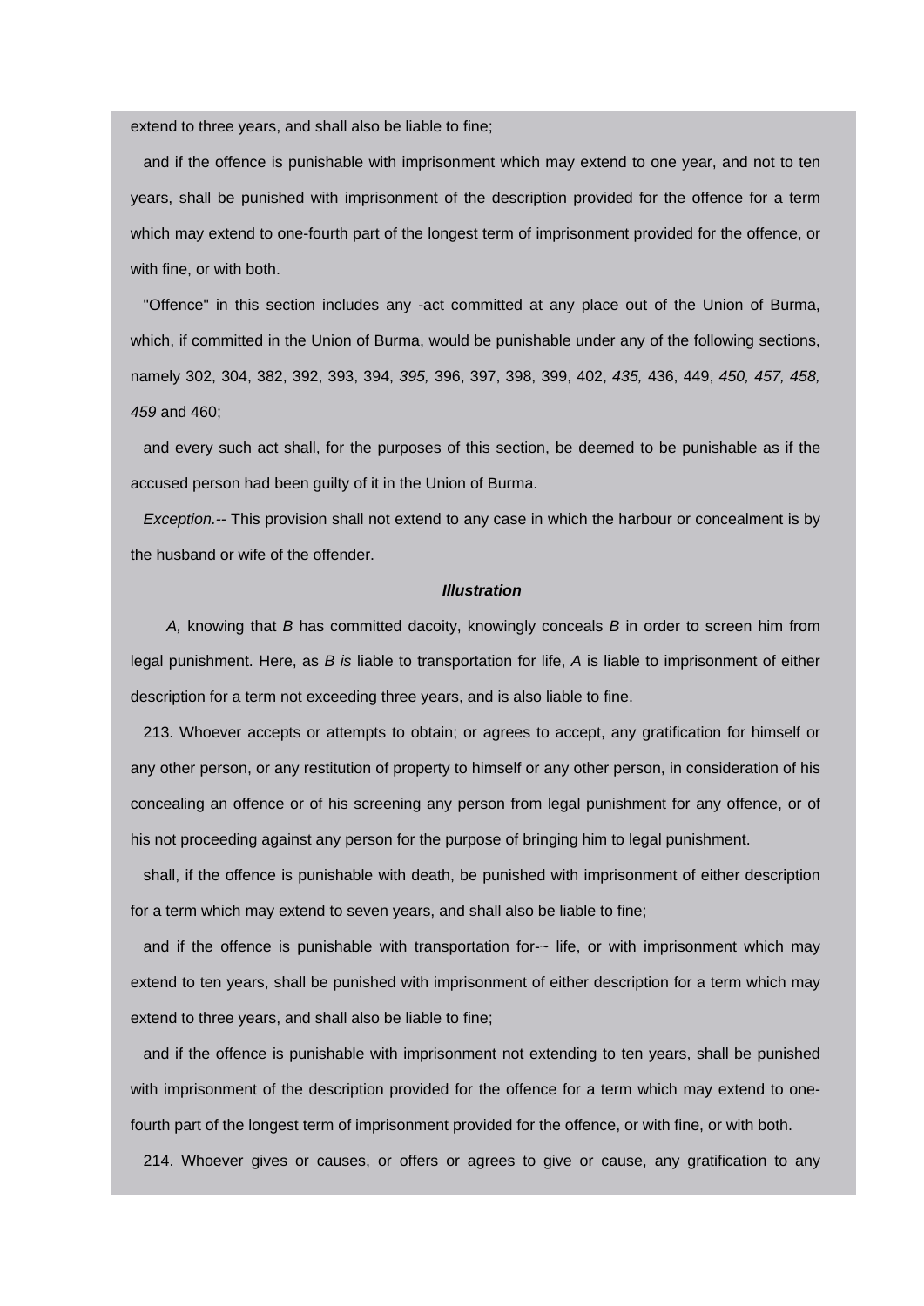extend to three years, and shall also be liable to fine;

and if the offence is punishable with imprisonment which may extend to one year, and not to ten years, shall be punished with imprisonment of the description provided for the offence for a term which may extend to one-fourth part of the longest term of imprisonment provided for the offence, or with fine, or with both.

"Offence" in this section includes any -act committed at any place out of the Union of Burma, which, if committed in the Union of Burma, would be punishable under any of the following sections, namely 302, 304, 382, 392, 393, 394, *395,* 396, 397, 398, 399, 402, *435,* 436, 449, *450, 457, 458, 459* and 460;

and every such act shall, for the purposes of this section, be deemed to be punishable as if the accused person had been guilty of it in the Union of Burma.

*Exception.*-- This provision shall not extend to any case in which the harbour or concealment is by the husband or wife of the offender.

***Illustration***

*A,* knowing that *B* has committed dacoity, knowingly conceals *B* in order to screen him from legal punishment. Here, as *B is* liable to transportation for life, *A* is liable to imprisonment of either description for a term not exceeding three years, and is also liable to fine.

213. Whoever accepts or attempts to obtain; or agrees to accept, any gratification for himself or any other person, or any restitution of property to himself or any other person, in consideration of his concealing an offence or of his screening any person from legal punishment for any offence, or of his not proceeding against any person for the purpose of bringing him to legal punishment.

shall, if the offence is punishable with death, be punished with imprisonment of either description for a term which may extend to seven years, and shall also be liable to fine;

and if the offence is punishable with transportation for-~ life, or with imprisonment which may extend to ten years, shall be punished with imprisonment of either description for a term which may extend to three years, and shall also be liable to fine;

and if the offence is punishable with imprisonment not extending to ten years, shall be punished with imprisonment of the description provided for the offence for a term which may extend to one-fourth part of the longest term of imprisonment provided for the offence, or with fine, or with both.

214. Whoever gives or causes, or offers or agrees to give or cause, any gratification to any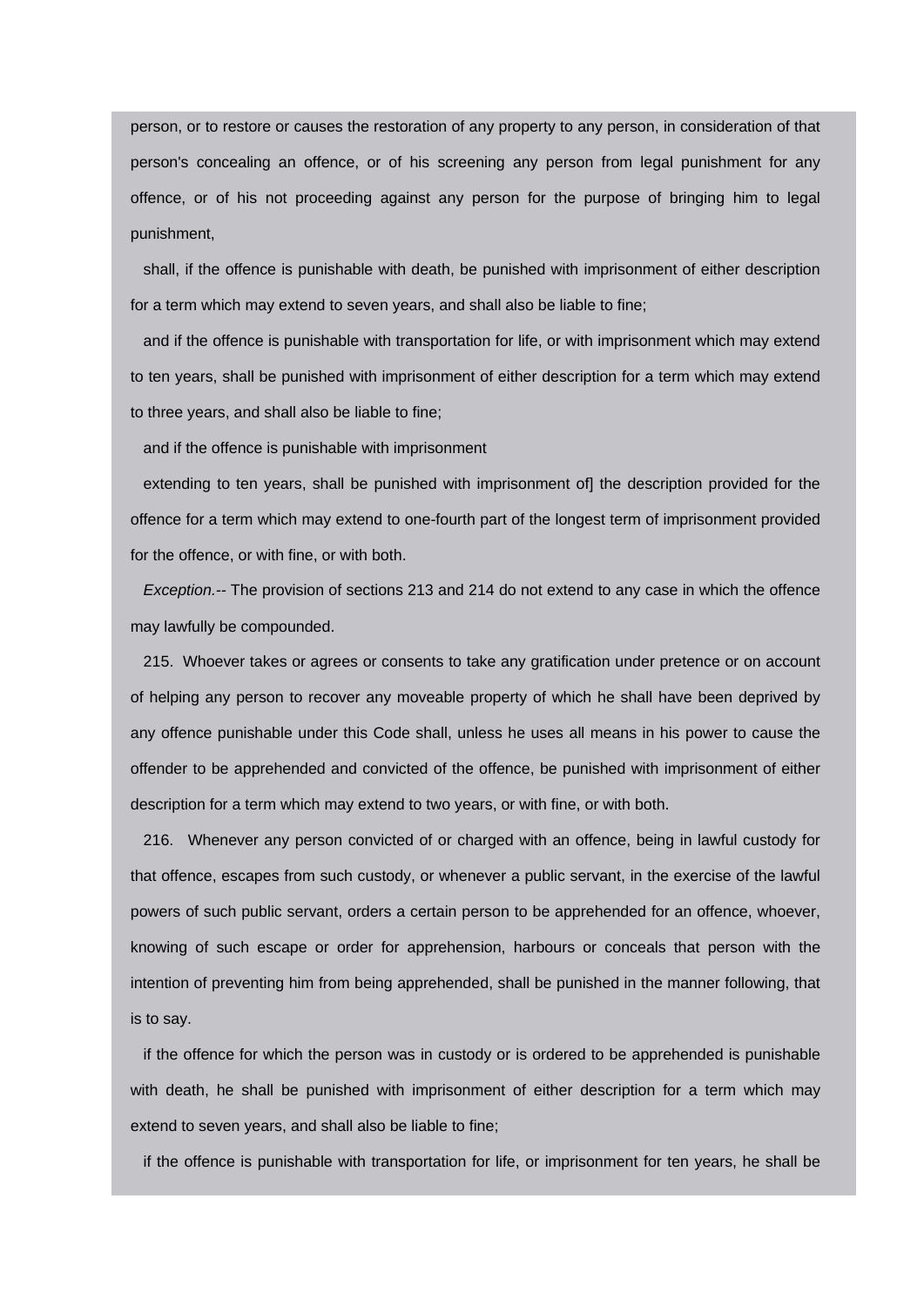person, or to restore or causes the restoration of any property to any person, in consideration of that person's concealing an offence, or of his screening any person from legal punishment for any offence, or of his not proceeding against any person for the purpose of bringing him to legal punishment,

shall, if the offence is punishable with death, be punished with imprisonment of either description for a term which may extend to seven years, and shall also be liable to fine;

and if the offence is punishable with transportation for life, or with imprisonment which may extend to ten years, shall be punished with imprisonment of either description for a term which may extend to three years, and shall also be liable to fine;

and if the offence is punishable with imprisonment

extending to ten years, shall be punished with imprisonment of] the description provided for the offence for a term which may extend to one-fourth part of the longest term of imprisonment provided for the offence, or with fine, or with both.

*Exception.*-- The provision of sections 213 and 214 do not extend to any case in which the offence may lawfully be compounded.

215. Whoever takes or agrees or consents to take any gratification under pretence or on account of helping any person to recover any moveable property of which he shall have been deprived by any offence punishable under this Code shall, unless he uses all means in his power to cause the offender to be apprehended and convicted of the offence, be punished with imprisonment of either description for a term which may extend to two years, or with fine, or with both.

216. Whenever any person convicted of or charged with an offence, being in lawful custody for that offence, escapes from such custody, or whenever a public servant, in the exercise of the lawful powers of such public servant, orders a certain person to be apprehended for an offence, whoever, knowing of such escape or order for apprehension, harbours or conceals that person with the intention of preventing him from being apprehended, shall be punished in the manner following, that is to say.

if the offence for which the person was in custody or is ordered to be apprehended is punishable with death, he shall be punished with imprisonment of either description for a term which may extend to seven years, and shall also be liable to fine;

if the offence is punishable with transportation for life, or imprisonment for ten years, he shall be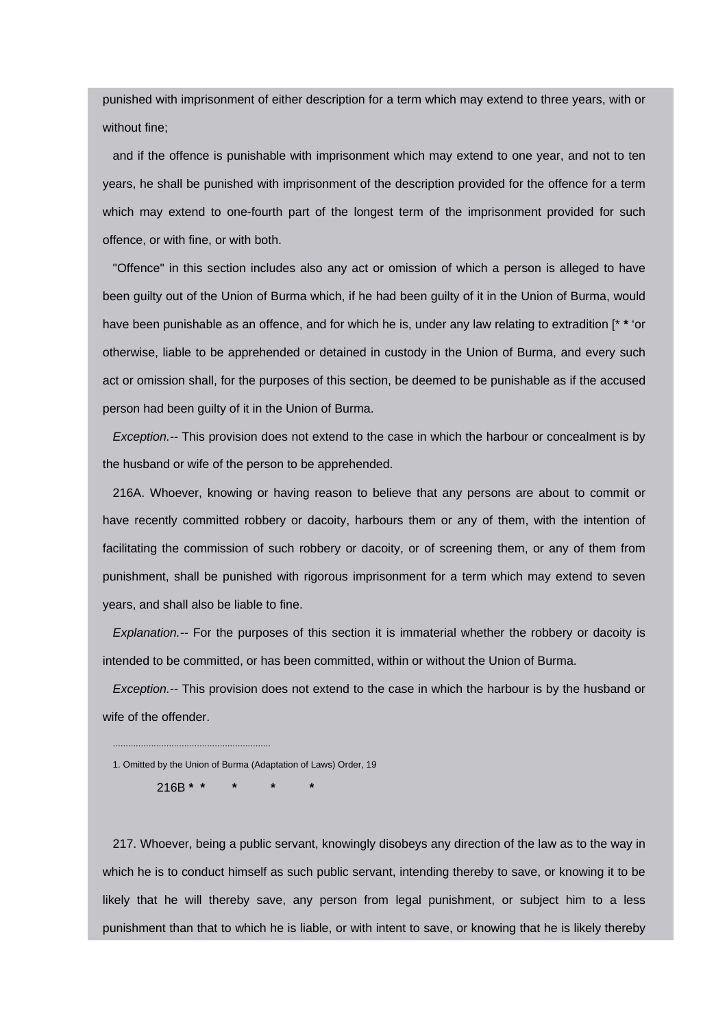punished with imprisonment of either description for a term which may extend to three years, with or without fine;

and if the offence is punishable with imprisonment which may extend to one year, and not to ten years, he shall be punished with imprisonment of the description provided for the offence for a term which may extend to one-fourth part of the longest term of the imprisonment provided for such offence, or with fine, or with both.

"Offence" in this section includes also any act or omission of which a person is alleged to have been guilty out of the Union of Burma which, if he had been guilty of it in the Union of Burma, would have been punishable as an offence, and for which he is, under any law relating to extradition [* * 'or otherwise, liable to be apprehended or detained in custody in the Union of Burma, and every such act or omission shall, for the purposes of this section, be deemed to be punishable as if the accused person had been guilty of it in the Union of Burma.

*Exception.*-- This provision does not extend to the case in which the harbour or concealment is by the husband or wife of the person to be apprehended.

216A. Whoever, knowing or having reason to believe that any persons are about to commit or have recently committed robbery or dacoity, harbours them or any of them, with the intention of facilitating the commission of such robbery or dacoity, or of screening them, or any of them from punishment, shall be punished with rigorous imprisonment for a term which may extend to seven years, and shall also be liable to fine.

*Explanation.*-- For the purposes of this section it is immaterial whether the robbery or dacoity is intended to be committed, or has been committed, within or without the Union of Burma.

*Exception.*-- This provision does not extend to the case in which the harbour is by the husband or wife of the offender.

............................................................

1. Omitted by the Union of Burma (Adaptation of Laws) Order, 19

216B * * * * *

217. Whoever, being a public servant, knowingly disobeys any direction of the law as to the way in which he is to conduct himself as such public servant, intending thereby to save, or knowing it to be likely that he will thereby save, any person from legal punishment, or subject him to a less punishment than that to which he is liable, or with intent to save, or knowing that he is likely thereby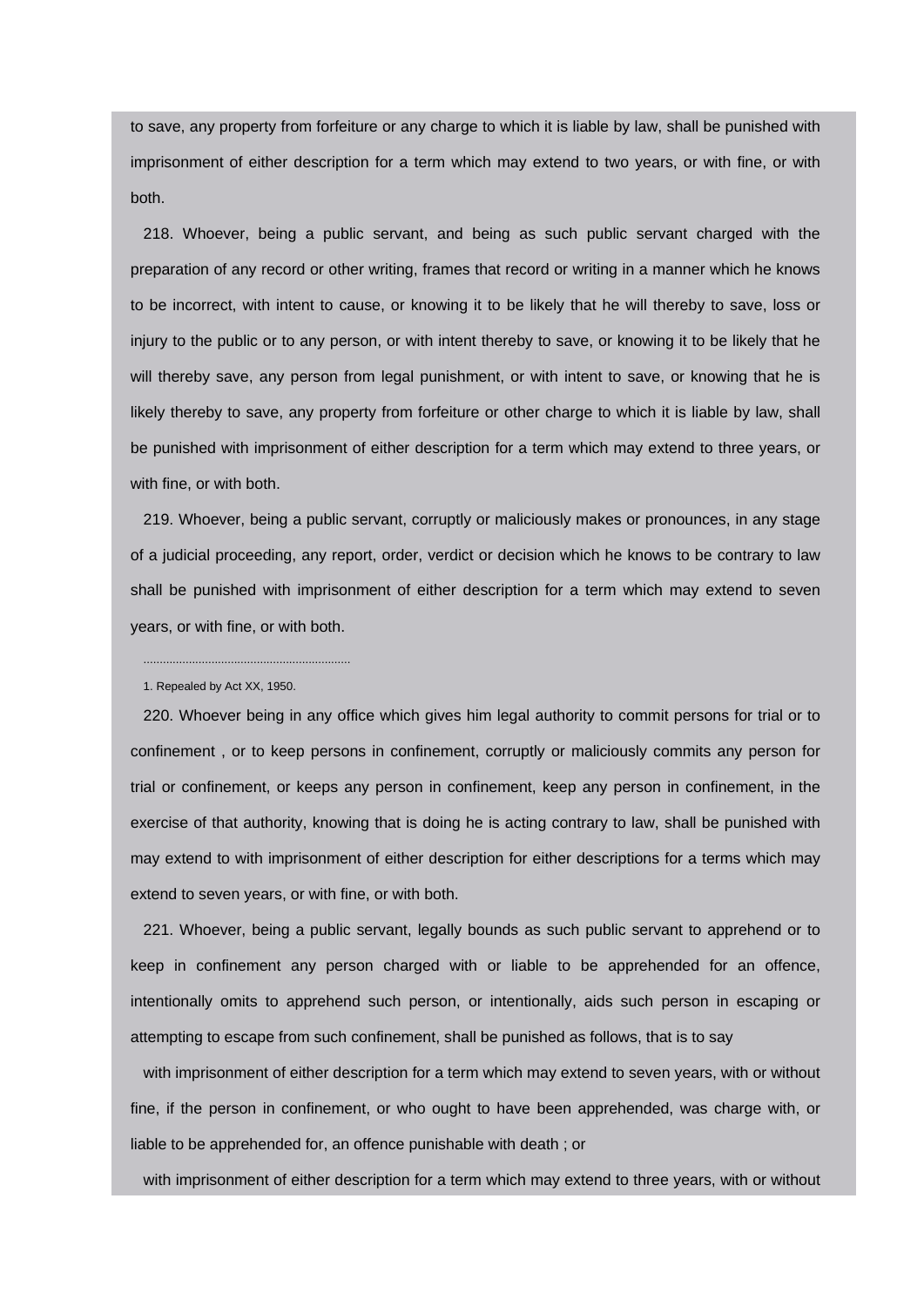to save, any property from forfeiture or any charge to which it is liable by law, shall be punished with imprisonment of either description for a term which may extend to two years, or with fine, or with both.

218. Whoever, being a public servant, and being as such public servant charged with the preparation of any record or other writing, frames that record or writing in a manner which he knows to be incorrect, with intent to cause, or knowing it to be likely that he will thereby to save, loss or injury to the public or to any person, or with intent thereby to save, or knowing it to be likely that he will thereby save, any person from legal punishment, or with intent to save, or knowing that he is likely thereby to save, any property from forfeiture or other charge to which it is liable by law, shall be punished with imprisonment of either description for a term which may extend to three years, or with fine, or with both.

219. Whoever, being a public servant, corruptly or maliciously makes or pronounces, in any stage of a judicial proceeding, any report, order, verdict or decision which he knows to be contrary to law shall be punished with imprisonment of either description for a term which may extend to seven years, or with fine, or with both.

..............................................................

1. Repealed by Act XX, 1950.

220. Whoever being in any office which gives him legal authority to commit persons for trial or to confinement , or to keep persons in confinement, corruptly or maliciously commits any person for trial or confinement, or keeps any person in confinement, keep any person in confinement, in the exercise of that authority, knowing that is doing he is acting contrary to law, shall be punished with may extend to with imprisonment of either description for either descriptions for a terms which may extend to seven years, or with fine, or with both.

221. Whoever, being a public servant, legally bounds as such public servant to apprehend or to keep in confinement any person charged with or liable to be apprehended for an offence, intentionally omits to apprehend such person, or intentionally, aids such person in escaping or attempting to escape from such confinement, shall be punished as follows, that is to say

with imprisonment of either description for a term which may extend to seven years, with or without fine, if the person in confinement, or who ought to have been apprehended, was charge with, or liable to be apprehended for, an offence punishable with death ; or

with imprisonment of either description for a term which may extend to three years, with or without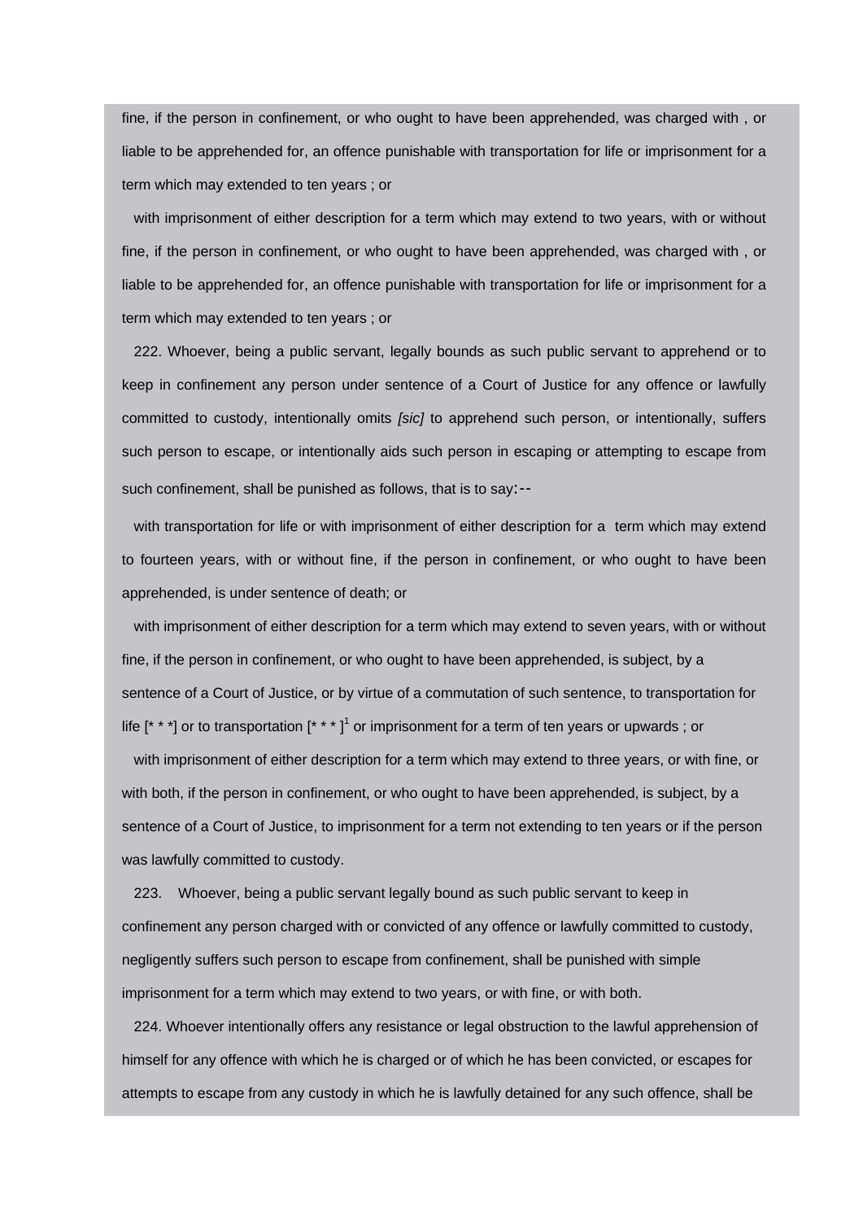fine, if the person in confinement, or who ought to have been apprehended, was charged with , or liable to be apprehended for, an offence punishable with transportation for life or imprisonment for a term which may extended to ten years ; or

with imprisonment of either description for a term which may extend to two years, with or without fine, if the person in confinement, or who ought to have been apprehended, was charged with , or liable to be apprehended for, an offence punishable with transportation for life or imprisonment for a term which may extended to ten years ; or

222. Whoever, being a public servant, legally bounds as such public servant to apprehend or to keep in confinement any person under sentence of a Court of Justice for any offence or lawfully committed to custody, intentionally omits *[sic]* to apprehend such person, or intentionally, suffers such person to escape, or intentionally aids such person in escaping or attempting to escape from such confinement, shall be punished as follows, that is to say:--

with transportation for life or with imprisonment of either description for a term which may extend to fourteen years, with or without fine, if the person in confinement, or who ought to have been apprehended, is under sentence of death; or

with imprisonment of either description for a term which may extend to seven years, with or without fine, if the person in confinement, or who ought to have been apprehended, is subject, by a sentence of a Court of Justice, or by virtue of a commutation of such sentence, to transportation for life [* * *] or to transportation [* * *][1] or imprisonment for a term of ten years or upwards ; or

with imprisonment of either description for a term which may extend to three years, or with fine, or with both, if the person in confinement, or who ought to have been apprehended, is subject, by a sentence of a Court of Justice, to imprisonment for a term not extending to ten years or if the person was lawfully committed to custody.

223. Whoever, being a public servant legally bound as such public servant to keep in confinement any person charged with or convicted of any offence or lawfully committed to custody, negligently suffers such person to escape from confinement, shall be punished with simple imprisonment for a term which may extend to two years, or with fine, or with both.

224. Whoever intentionally offers any resistance or legal obstruction to the lawful apprehension of himself for any offence with which he is charged or of which he has been convicted, or escapes for attempts to escape from any custody in which he is lawfully detained for any such offence, shall be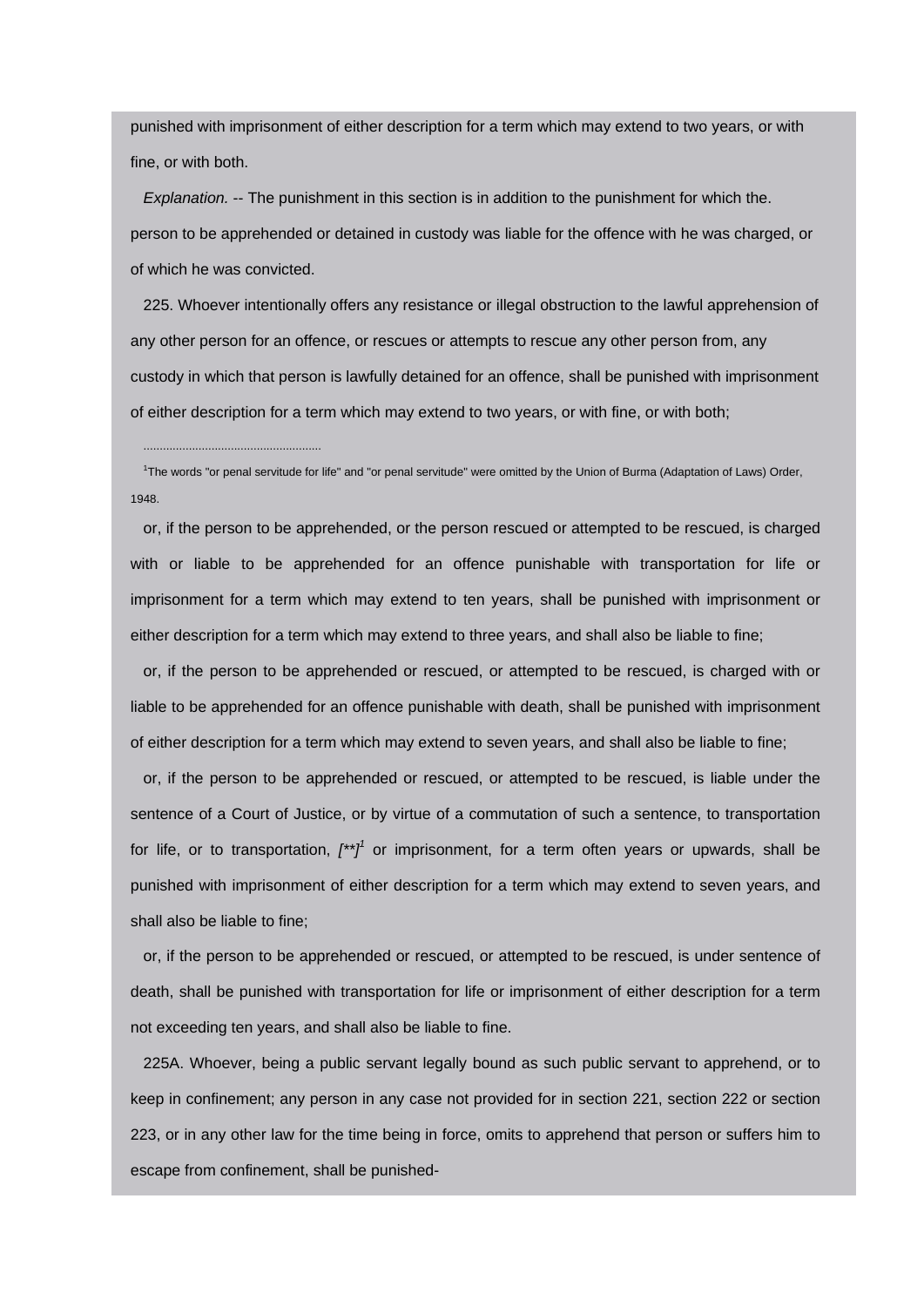punished with imprisonment of either description for a term which may extend to two years, or with fine, or with both.

*Explanation.* -- The punishment in this section is in addition to the punishment for which the. person to be apprehended or detained in custody was liable for the offence with he was charged, or of which he was convicted.

225. Whoever intentionally offers any resistance or illegal obstruction to the lawful apprehension of any other person for an offence, or rescues or attempts to rescue any other person from, any custody in which that person is lawfully detained for an offence, shall be punished with imprisonment of either description for a term which may extend to two years, or with fine, or with both;

.......................................................

[1]The words "or penal servitude for life" and "or penal servitude" were omitted by the Union of Burma (Adaptation of Laws) Order, 1948.

or, if the person to be apprehended, or the person rescued or attempted to be rescued, is charged with or liable to be apprehended for an offence punishable with transportation for life or imprisonment for a term which may extend to ten years, shall be punished with imprisonment or either description for a term which may extend to three years, and shall also be liable to fine;

or, if the person to be apprehended or rescued, or attempted to be rescued, is charged with or liable to be apprehended for an offence punishable with death, shall be punished with imprisonment of either description for a term which may extend to seven years, and shall also be liable to fine;

or, if the person to be apprehended or rescued, or attempted to be rescued, is liable under the sentence of a Court of Justice, or by virtue of a commutation of such a sentence, to transportation for life, or to transportation, *[**]*[1] or imprisonment, for a term often years or upwards, shall be punished with imprisonment of either description for a term which may extend to seven years, and shall also be liable to fine;

or, if the person to be apprehended or rescued, or attempted to be rescued, is under sentence of death, shall be punished with transportation for life or imprisonment of either description for a term not exceeding ten years, and shall also be liable to fine.

225A. Whoever, being a public servant legally bound as such public servant to apprehend, or to keep in confinement; any person in any case not provided for in section 221, section 222 or section 223, or in any other law for the time being in force, omits to apprehend that person or suffers him to escape from confinement, shall be punished-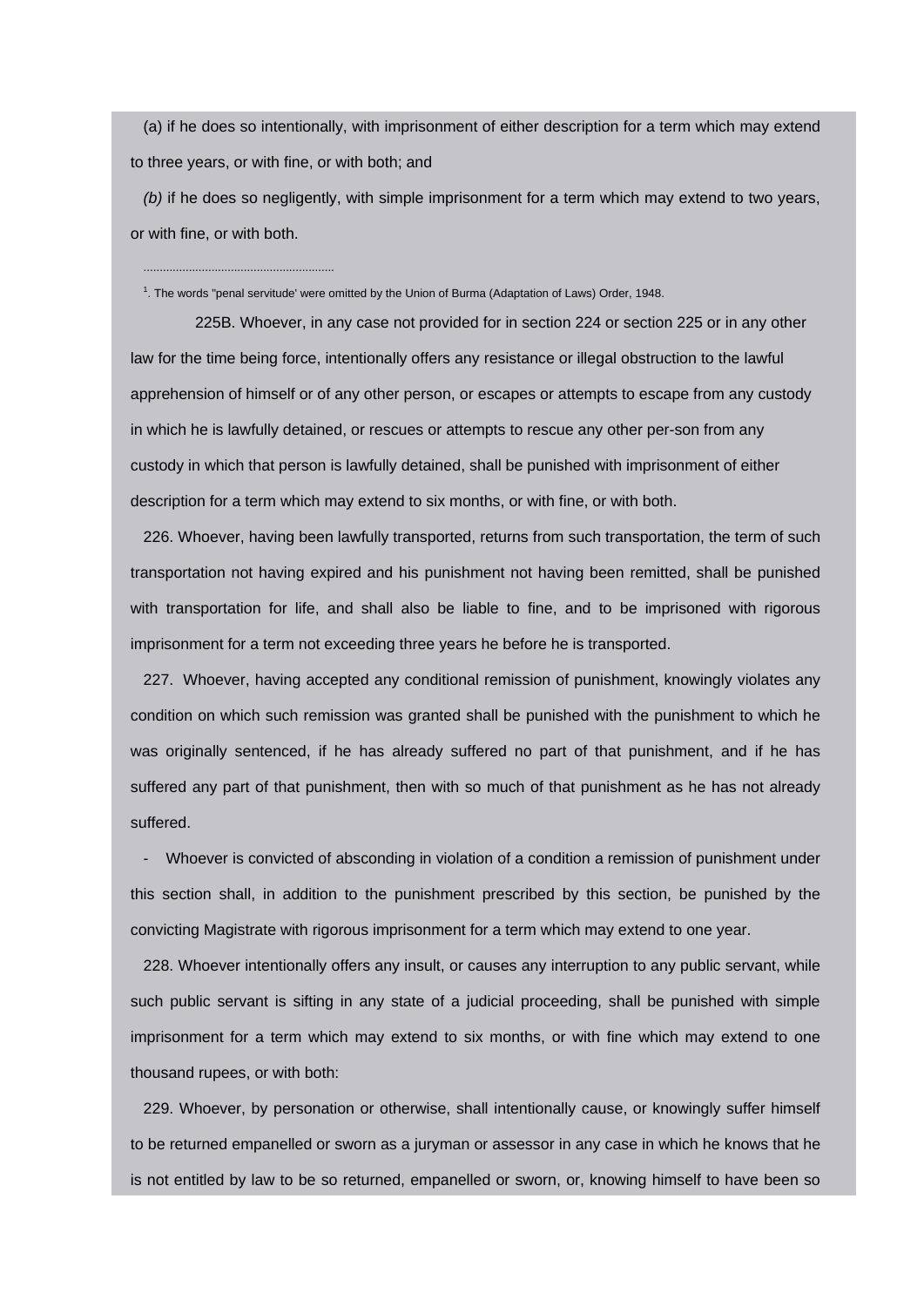(a) if he does so intentionally, with imprisonment of either description for a term which may extend to three years, or with fine, or with both; and

*(b)* if he does so negligently, with simple imprisonment for a term which may extend to two years, or with fine, or with both.

..........................................................

[1]. The words "penal servitude' were omitted by the Union of Burma (Adaptation of Laws) Order, 1948.

225B. Whoever, in any case not provided for in section 224 or section 225 or in any other law for the time being force, intentionally offers any resistance or illegal obstruction to the lawful apprehension of himself or of any other person, or escapes or attempts to escape from any custody in which he is lawfully detained, or rescues or attempts to rescue any other per-son from any custody in which that person is lawfully detained, shall be punished with imprisonment of either description for a term which may extend to six months, or with fine, or with both.

226. Whoever, having been lawfully transported, returns from such transportation, the term of such transportation not having expired and his punishment not having been remitted, shall be punished with transportation for life, and shall also be liable to fine, and to be imprisoned with rigorous imprisonment for a term not exceeding three years he before he is transported.

227. Whoever, having accepted any conditional remission of punishment, knowingly violates any condition on which such remission was granted shall be punished with the punishment to which he was originally sentenced, if he has already suffered no part of that punishment, and if he has suffered any part of that punishment, then with so much of that punishment as he has not already suffered.

- Whoever is convicted of absconding in violation of a condition a remission of punishment under this section shall, in addition to the punishment prescribed by this section, be punished by the convicting Magistrate with rigorous imprisonment for a term which may extend to one year.

228. Whoever intentionally offers any insult, or causes any interruption to any public servant, while such public servant is sifting in any state of a judicial proceeding, shall be punished with simple imprisonment for a term which may extend to six months, or with fine which may extend to one thousand rupees, or with both:

229. Whoever, by personation or otherwise, shall intentionally cause, or knowingly suffer himself to be returned empanelled or sworn as a juryman or assessor in any case in which he knows that he is not entitled by law to be so returned, empanelled or sworn, or, knowing himself to have been so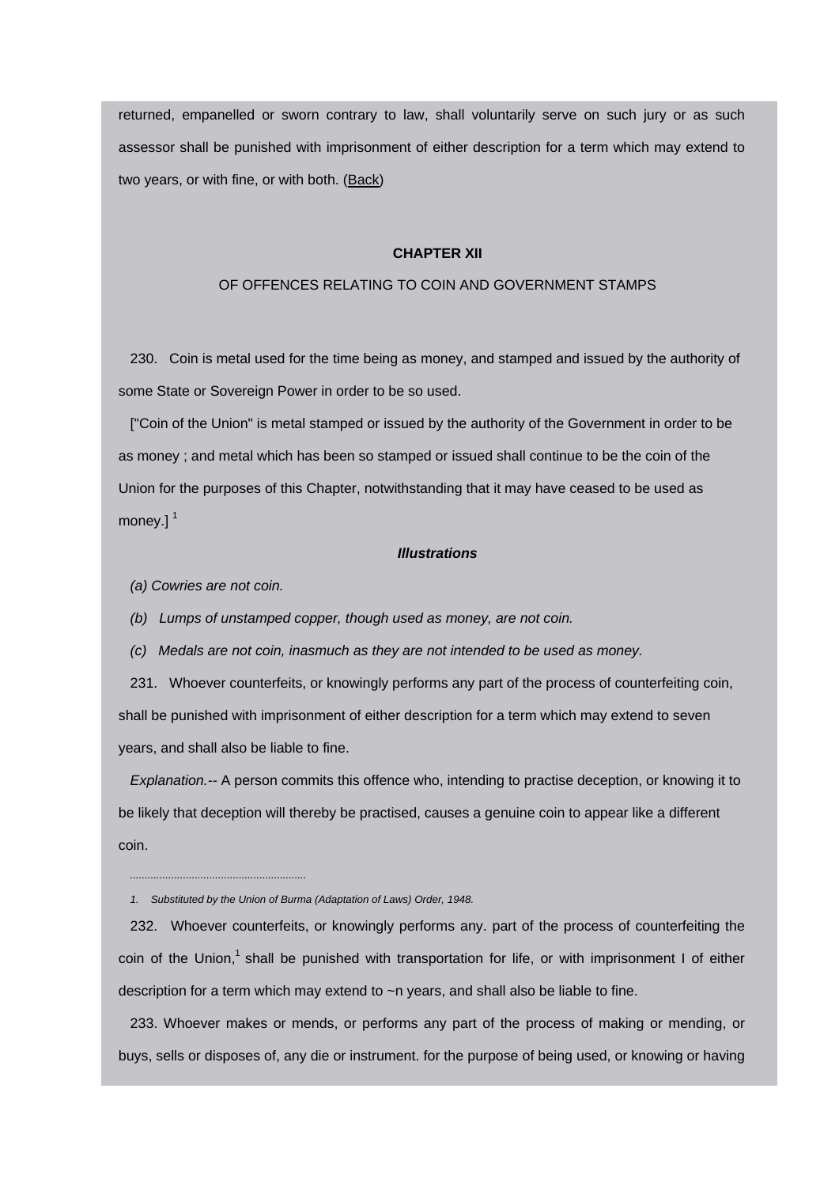returned, empanelled or sworn contrary to law, shall voluntarily serve on such jury or as such assessor shall be punished with imprisonment of either description for a term which may extend to two years, or with fine, or with both. (Back)

## CHAPTER XII

### OF OFFENCES RELATING TO COIN AND GOVERNMENT STAMPS

230. Coin is metal used for the time being as money, and stamped and issued by the authority of some State or Sovereign Power in order to be so used.

["Coin of the Union" is metal stamped or issued by the authority of the Government in order to be as money ; and metal which has been so stamped or issued shall continue to be the coin of the Union for the purposes of this Chapter, notwithstanding that it may have ceased to be used as money.] [1]

***Illustrations***

*(a) Cowries are not coin.*

*(b) Lumps of unstamped copper, though used as money, are not coin.*

*(c) Medals are not coin, inasmuch as they are not intended to be used as money.*

231. Whoever counterfeits, or knowingly performs any part of the process of counterfeiting coin, shall be punished with imprisonment of either description for a term which may extend to seven years, and shall also be liable to fine.

*Explanation.*-- A person commits this offence who, intending to practise deception, or knowing it to be likely that deception will thereby be practised, causes a genuine coin to appear like a different coin.

...........................................................

*1. Substituted by the Union of Burma (Adaptation of Laws) Order, 1948.*

232. Whoever counterfeits, or knowingly performs any. part of the process of counterfeiting the coin of the Union,[1] shall be punished with transportation for life, or with imprisonment I of either description for a term which may extend to ~n years, and shall also be liable to fine.

233. Whoever makes or mends, or performs any part of the process of making or mending, or buys, sells or disposes of, any die or instrument. for the purpose of being used, or knowing or having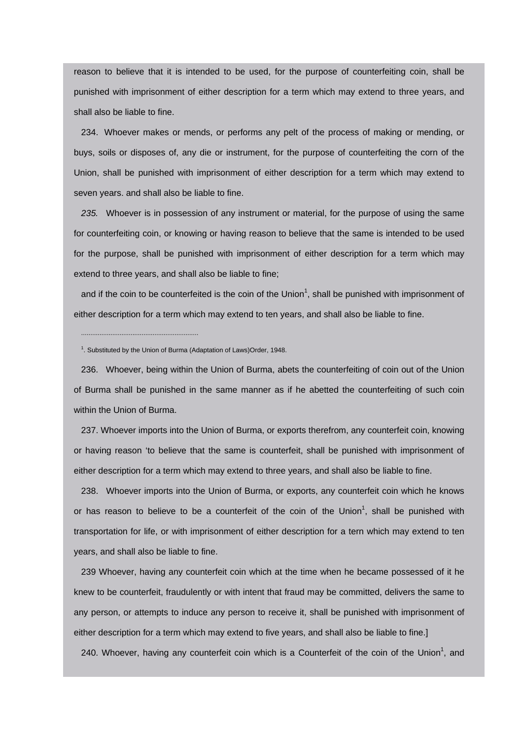reason to believe that it is intended to be used, for the purpose of counterfeiting coin, shall be punished with imprisonment of either description for a term which may extend to three years, and shall also be liable to fine.

234. Whoever makes or mends, or performs any pelt of the process of making or mending, or buys, soils or disposes of, any die or instrument, for the purpose of counterfeiting the corn of the Union, shall be punished with imprisonment of either description for a term which may extend to seven years. and shall also be liable to fine.

*235.* Whoever is in possession of any instrument or material, for the purpose of using the same for counterfeiting coin, or knowing or having reason to believe that the same is intended to be used for the purpose, shall be punished with imprisonment of either description for a term which may extend to three years, and shall also be liable to fine;

and if the coin to be counterfeited is the coin of the Union[1], shall be punished with imprisonment of either description for a term which may extend to ten years, and shall also be liable to fine.

..............................................................

[1]. Substituted by the Union of Burma (Adaptation of Laws)Order, 1948.

236. Whoever, being within the Union of Burma, abets the counterfeiting of coin out of the Union of Burma shall be punished in the same manner as if he abetted the counterfeiting of such coin within the Union of Burma.

237. Whoever imports into the Union of Burma, or exports therefrom, any counterfeit coin, knowing or having reason ‘to believe that the same is counterfeit, shall be punished with imprisonment of either description for a term which may extend to three years, and shall also be liable to fine.

238. Whoever imports into the Union of Burma, or exports, any counterfeit coin which he knows or has reason to believe to be a counterfeit of the coin of the Union[1], shall be punished with transportation for life, or with imprisonment of either description for a tern which may extend to ten years, and shall also be liable to fine.

239 Whoever, having any counterfeit coin which at the time when he became possessed of it he knew to be counterfeit, fraudulently or with intent that fraud may be committed, delivers the same to any person, or attempts to induce any person to receive it, shall be punished with imprisonment of either description for a term which may extend to five years, and shall also be liable to fine.]

240. Whoever, having any counterfeit coin which is a Counterfeit of the coin of the Union[1], and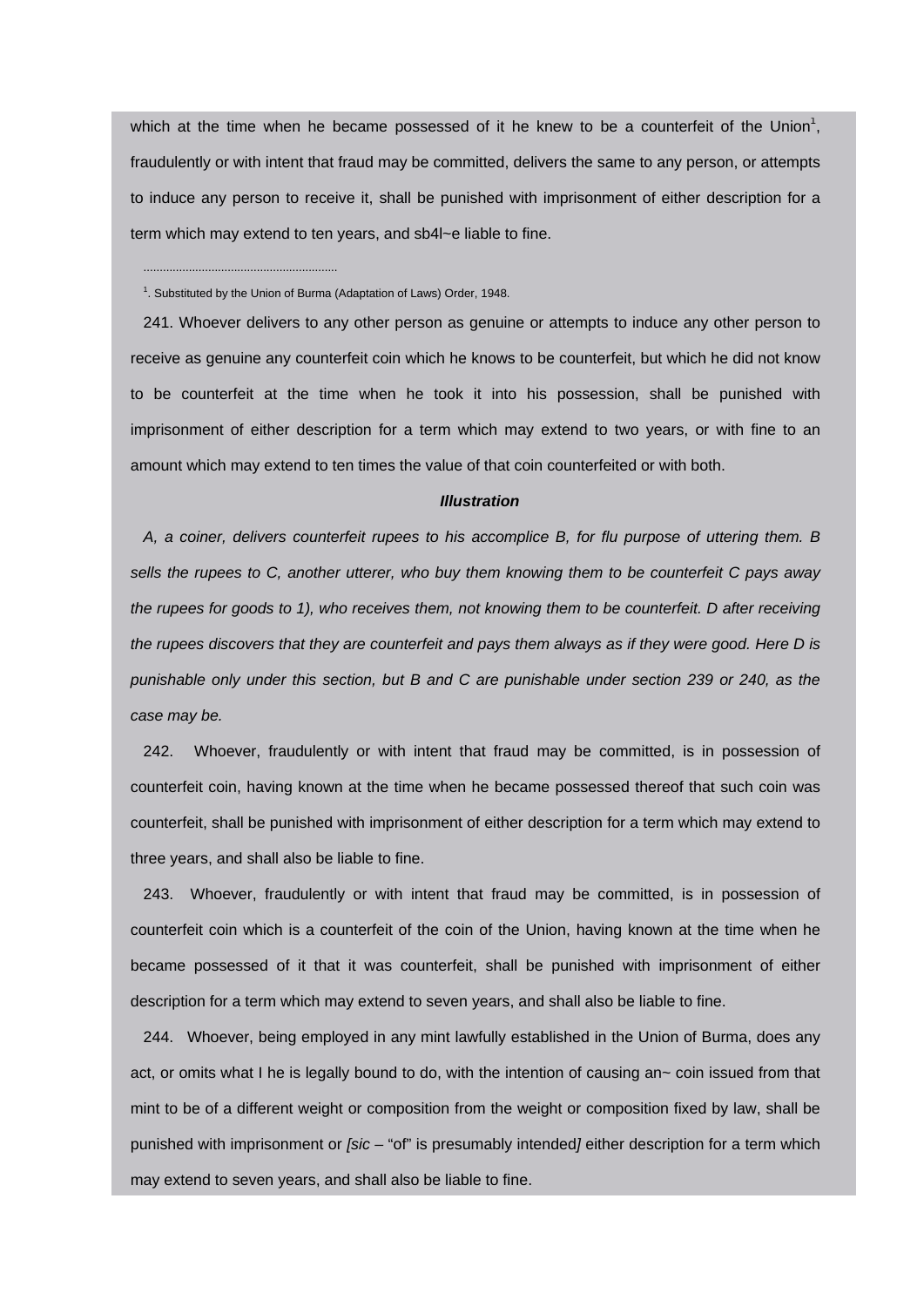which at the time when he became possessed of it he knew to be a counterfeit of the Union[1], fraudulently or with intent that fraud may be committed, delivers the same to any person, or attempts to induce any person to receive it, shall be punished with imprisonment of either description for a term which may extend to ten years, and sb4l~e liable to fine.

..........................................................

[1]. Substituted by the Union of Burma (Adaptation of Laws) Order, 1948.

241. Whoever delivers to any other person as genuine or attempts to induce any other person to receive as genuine any counterfeit coin which he knows to be counterfeit, but which he did not know to be counterfeit at the time when he took it into his possession, shall be punished with imprisonment of either description for a term which may extend to two years, or with fine to an amount which may extend to ten times the value of that coin counterfeited or with both.

***Illustration***

*A, a coiner, delivers counterfeit rupees to his accomplice B, for flu purpose of uttering them. B sells the rupees to C, another utterer, who buy them knowing them to be counterfeit C pays away the rupees for goods to 1), who receives them, not knowing them to be counterfeit. D after receiving the rupees discovers that they are counterfeit and pays them always as if they were good. Here D is punishable only under this section, but B and C are punishable under section 239 or 240, as the case may be.*

242. Whoever, fraudulently or with intent that fraud may be committed, is in possession of counterfeit coin, having known at the time when he became possessed thereof that such coin was counterfeit, shall be punished with imprisonment of either description for a term which may extend to three years, and shall also be liable to fine.

243. Whoever, fraudulently or with intent that fraud may be committed, is in possession of counterfeit coin which is a counterfeit of the coin of the Union, having known at the time when he became possessed of it that it was counterfeit, shall be punished with imprisonment of either description for a term which may extend to seven years, and shall also be liable to fine.

244. Whoever, being employed in any mint lawfully established in the Union of Burma, does any act, or omits what I he is legally bound to do, with the intention of causing an~ coin issued from that mint to be of a different weight or composition from the weight or composition fixed by law, shall be punished with imprisonment or *[sic – "of" is presumably intended]* either description for a term which may extend to seven years, and shall also be liable to fine.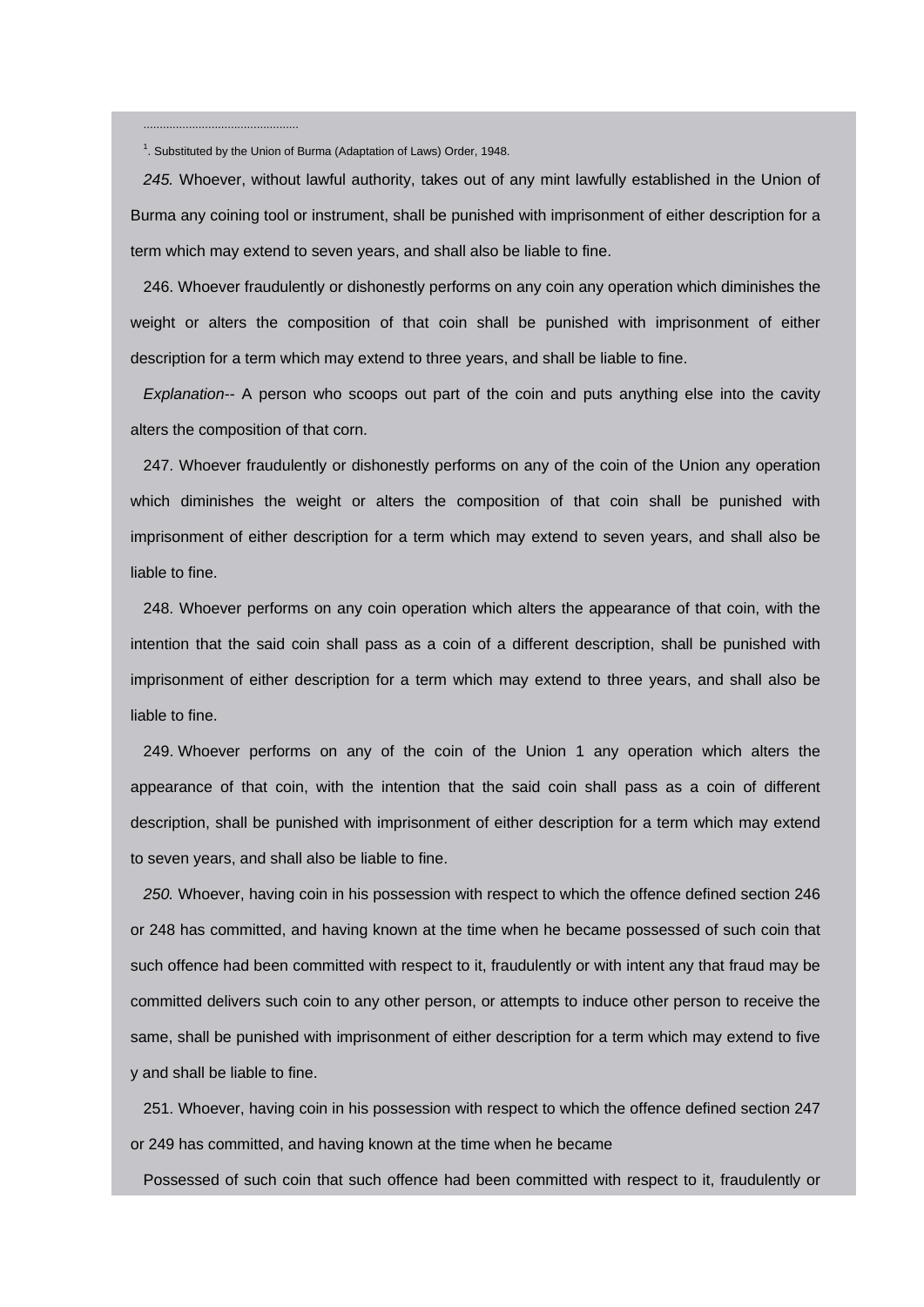..............................................

[1]. Substituted by the Union of Burma (Adaptation of Laws) Order, 1948.

*245.* Whoever, without lawful authority, takes out of any mint lawfully established in the Union of Burma any coining tool or instrument, shall be punished with imprisonment of either description for a term which may extend to seven years, and shall also be liable to fine.

246. Whoever fraudulently or dishonestly performs on any coin any operation which diminishes the weight or alters the composition of that coin shall be punished with imprisonment of either description for a term which may extend to three years, and shall be liable to fine.

*Explanation--* A person who scoops out part of the coin and puts anything else into the cavity alters the composition of that corn.

247. Whoever fraudulently or dishonestly performs on any of the coin of the Union any operation which diminishes the weight or alters the composition of that coin shall be punished with imprisonment of either description for a term which may extend to seven years, and shall also be liable to fine.

248. Whoever performs on any coin operation which alters the appearance of that coin, with the intention that the said coin shall pass as a coin of a different description, shall be punished with imprisonment of either description for a term which may extend to three years, and shall also be liable to fine.

249. Whoever performs on any of the coin of the Union 1 any operation which alters the appearance of that coin, with the intention that the said coin shall pass as a coin of different description, shall be punished with imprisonment of either description for a term which may extend to seven years, and shall also be liable to fine.

*250.* Whoever, having coin in his possession with respect to which the offence defined section 246 or 248 has committed, and having known at the time when he became possessed of such coin that such offence had been committed with respect to it, fraudulently or with intent any that fraud may be committed delivers such coin to any other person, or attempts to induce other person to receive the same, shall be punished with imprisonment of either description for a term which may extend to five y and shall be liable to fine.

251. Whoever, having coin in his possession with respect to which the offence defined section 247 or 249 has committed, and having known at the time when he became

Possessed of such coin that such offence had been committed with respect to it, fraudulently or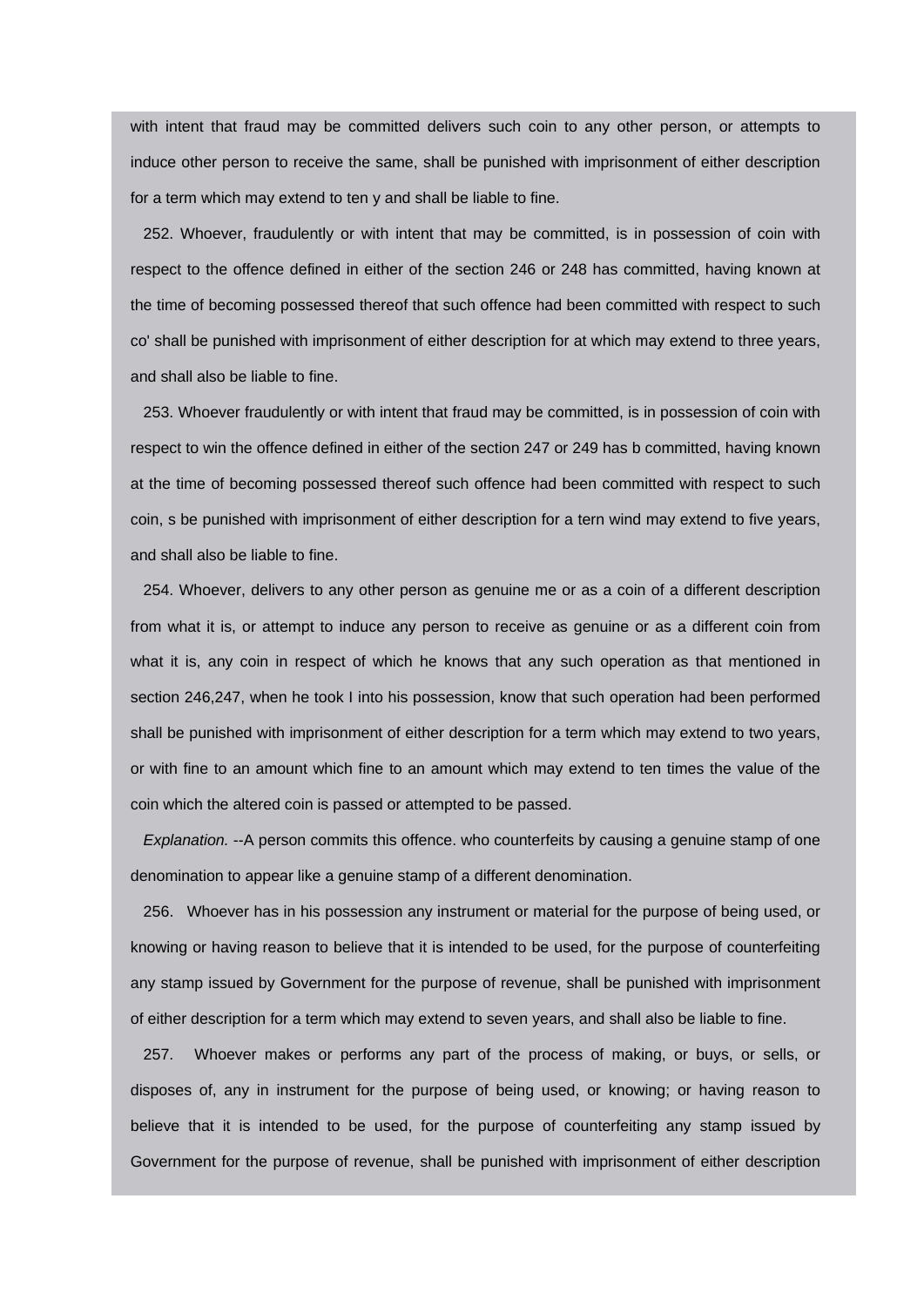with intent that fraud may be committed delivers such coin to any other person, or attempts to induce other person to receive the same, shall be punished with imprisonment of either description for a term which may extend to ten y and shall be liable to fine.

252. Whoever, fraudulently or with intent that may be committed, is in possession of coin with respect to the offence defined in either of the section 246 or 248 has committed, having known at the time of becoming possessed thereof that such offence had been committed with respect to such co' shall be punished with imprisonment of either description for at which may extend to three years, and shall also be liable to fine.

253. Whoever fraudulently or with intent that fraud may be committed, is in possession of coin with respect to win the offence defined in either of the section 247 or 249 has b committed, having known at the time of becoming possessed thereof such offence had been committed with respect to such coin, s be punished with imprisonment of either description for a tern wind may extend to five years, and shall also be liable to fine.

254. Whoever, delivers to any other person as genuine me or as a coin of a different description from what it is, or attempt to induce any person to receive as genuine or as a different coin from what it is, any coin in respect of which he knows that any such operation as that mentioned in section 246,247, when he took I into his possession, know that such operation had been performed shall be punished with imprisonment of either description for a term which may extend to two years, or with fine to an amount which fine to an amount which may extend to ten times the value of the coin which the altered coin is passed or attempted to be passed.

*Explanation.* --A person commits this offence. who counterfeits by causing a genuine stamp of one denomination to appear like a genuine stamp of a different denomination.

256. Whoever has in his possession any instrument or material for the purpose of being used, or knowing or having reason to believe that it is intended to be used, for the purpose of counterfeiting any stamp issued by Government for the purpose of revenue, shall be punished with imprisonment of either description for a term which may extend to seven years, and shall also be liable to fine.

257. Whoever makes or performs any part of the process of making, or buys, or sells, or disposes of, any in instrument for the purpose of being used, or knowing; or having reason to believe that it is intended to be used, for the purpose of counterfeiting any stamp issued by Government for the purpose of revenue, shall be punished with imprisonment of either description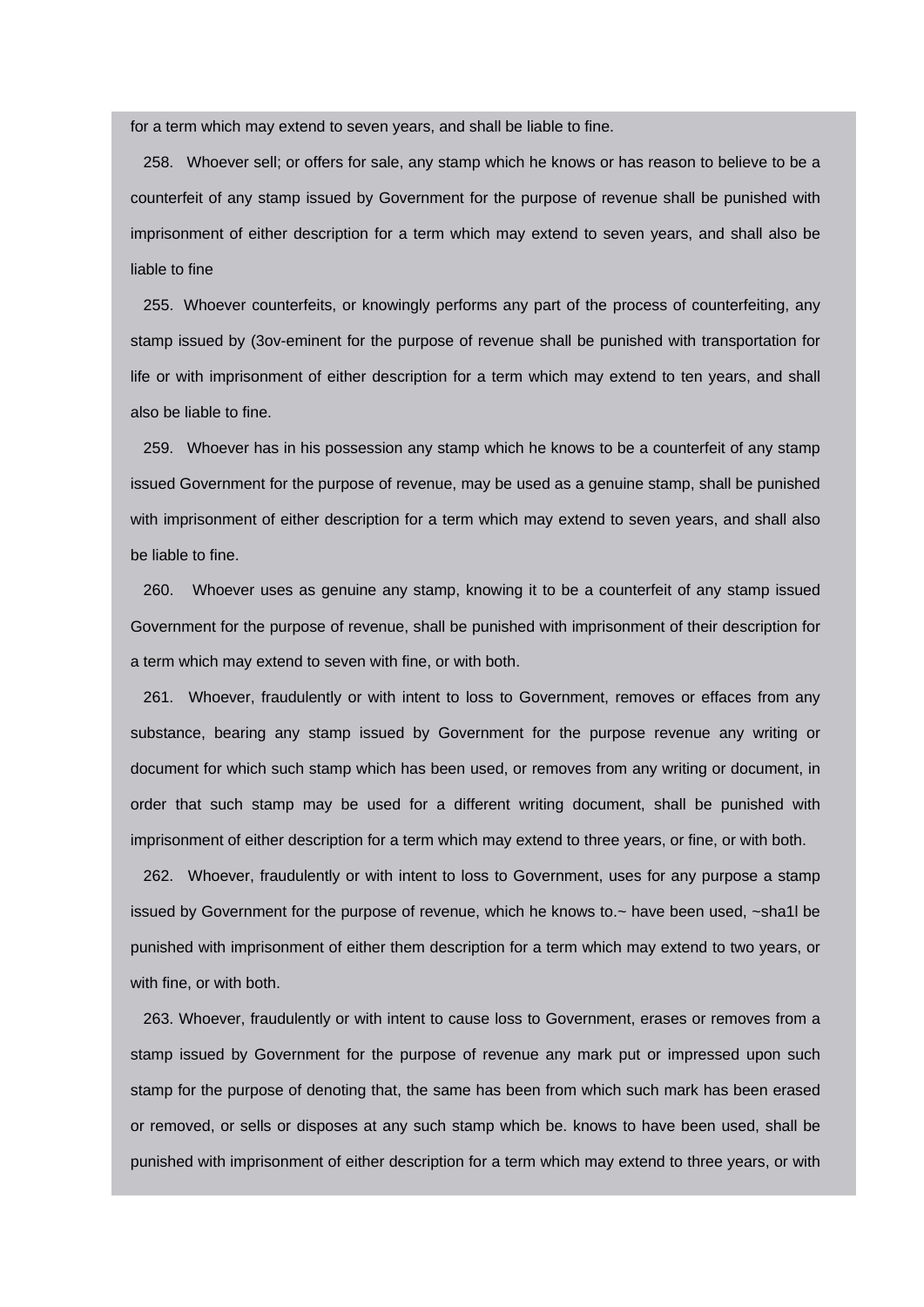for a term which may extend to seven years, and shall be liable to fine.

258. Whoever sell; or offers for sale, any stamp which he knows or has reason to believe to be a counterfeit of any stamp issued by Government for the purpose of revenue shall be punished with imprisonment of either description for a term which may extend to seven years, and shall also be liable to fine

255. Whoever counterfeits, or knowingly performs any part of the process of counterfeiting, any stamp issued by (3ov-eminent for the purpose of revenue shall be punished with transportation for life or with imprisonment of either description for a term which may extend to ten years, and shall also be liable to fine.

259. Whoever has in his possession any stamp which he knows to be a counterfeit of any stamp issued Government for the purpose of revenue, may be used as a genuine stamp, shall be punished with imprisonment of either description for a term which may extend to seven years, and shall also be liable to fine.

260. Whoever uses as genuine any stamp, knowing it to be a counterfeit of any stamp issued Government for the purpose of revenue, shall be punished with imprisonment of their description for a term which may extend to seven with fine, or with both.

261. Whoever, fraudulently or with intent to loss to Government, removes or effaces from any substance, bearing any stamp issued by Government for the purpose revenue any writing or document for which such stamp which has been used, or removes from any writing or document, in order that such stamp may be used for a different writing document, shall be punished with imprisonment of either description for a term which may extend to three years, or fine, or with both.

262. Whoever, fraudulently or with intent to loss to Government, uses for any purpose a stamp issued by Government for the purpose of revenue, which he knows to.~ have been used, ~sha1l be punished with imprisonment of either them description for a term which may extend to two years, or with fine, or with both.

263. Whoever, fraudulently or with intent to cause loss to Government, erases or removes from a stamp issued by Government for the purpose of revenue any mark put or impressed upon such stamp for the purpose of denoting that, the same has been from which such mark has been erased or removed, or sells or disposes at any such stamp which be. knows to have been used, shall be punished with imprisonment of either description for a term which may extend to three years, or with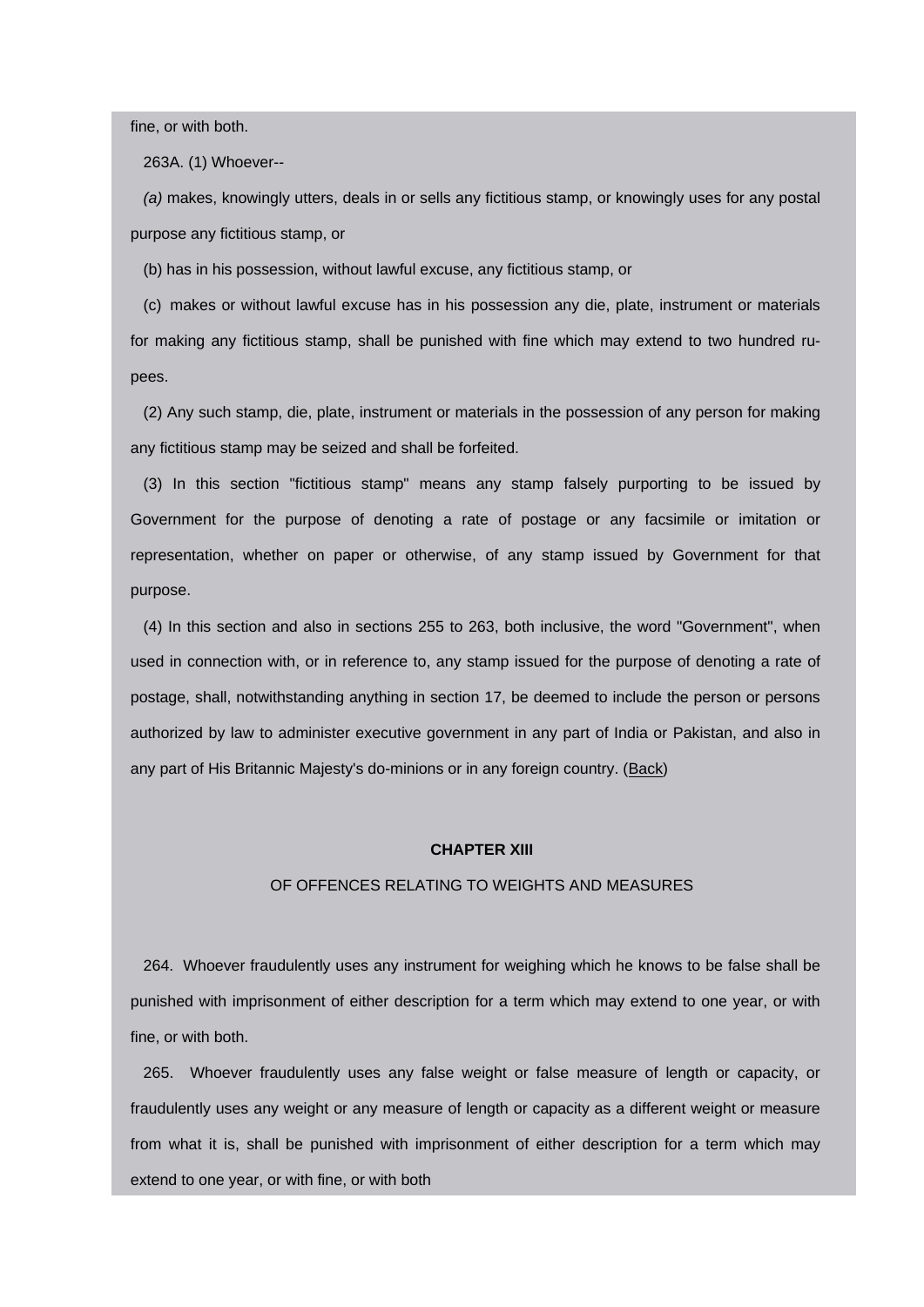fine, or with both.

263A. (1) Whoever--

*(a)* makes, knowingly utters, deals in or sells any fictitious stamp, or knowingly uses for any postal purpose any fictitious stamp, or

(b) has in his possession, without lawful excuse, any fictitious stamp, or

(c) makes or without lawful excuse has in his possession any die, plate, instrument or materials for making any fictitious stamp, shall be punished with fine which may extend to two hundred ru-pees.

(2) Any such stamp, die, plate, instrument or materials in the possession of any person for making any fictitious stamp may be seized and shall be forfeited.

(3) In this section "fictitious stamp" means any stamp falsely purporting to be issued by Government for the purpose of denoting a rate of postage or any facsimile or imitation or representation, whether on paper or otherwise, of any stamp issued by Government for that purpose.

(4) In this section and also in sections 255 to 263, both inclusive, the word "Government", when used in connection with, or in reference to, any stamp issued for the purpose of denoting a rate of postage, shall, notwithstanding anything in section 17, be deemed to include the person or persons authorized by law to administer executive government in any part of India or Pakistan, and also in any part of His Britannic Majesty's do-minions or in any foreign country. (Back)

## CHAPTER XIII

### OF OFFENCES RELATING TO WEIGHTS AND MEASURES

264. Whoever fraudulently uses any instrument for weighing which he knows to be false shall be punished with imprisonment of either description for a term which may extend to one year, or with fine, or with both.

265. Whoever fraudulently uses any false weight or false measure of length or capacity, or fraudulently uses any weight or any measure of length or capacity as a different weight or measure from what it is, shall be punished with imprisonment of either description for a term which may extend to one year, or with fine, or with both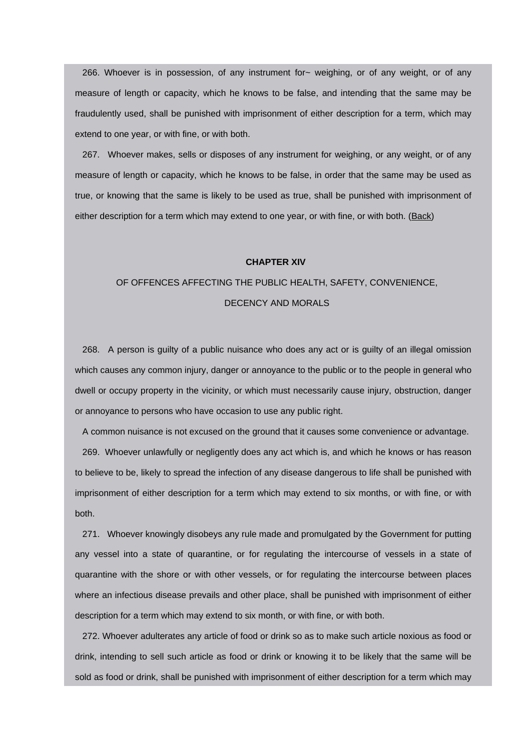266. Whoever is in possession, of any instrument for~ weighing, or of any weight, or of any measure of length or capacity, which he knows to be false, and intending that the same may be fraudulently used, shall be punished with imprisonment of either description for a term, which may extend to one year, or with fine, or with both.

267. Whoever makes, sells or disposes of any instrument for weighing, or any weight, or of any measure of length or capacity, which he knows to be false, in order that the same may be used as true, or knowing that the same is likely to be used as true, shall be punished with imprisonment of either description for a term which may extend to one year, or with fine, or with both. (Back)

## CHAPTER XIV

### OF OFFENCES AFFECTING THE PUBLIC HEALTH, SAFETY, CONVENIENCE, DECENCY AND MORALS

268. A person is guilty of a public nuisance who does any act or is guilty of an illegal omission which causes any common injury, danger or annoyance to the public or to the people in general who dwell or occupy property in the vicinity, or which must necessarily cause injury, obstruction, danger or annoyance to persons who have occasion to use any public right.

A common nuisance is not excused on the ground that it causes some convenience or advantage.

269. Whoever unlawfully or negligently does any act which is, and which he knows or has reason to believe to be, likely to spread the infection of any disease dangerous to life shall be punished with imprisonment of either description for a term which may extend to six months, or with fine, or with both.

271. Whoever knowingly disobeys any rule made and promulgated by the Government for putting any vessel into a state of quarantine, or for regulating the intercourse of vessels in a state of quarantine with the shore or with other vessels, or for regulating the intercourse between places where an infectious disease prevails and other place, shall be punished with imprisonment of either description for a term which may extend to six month, or with fine, or with both.

272. Whoever adulterates any article of food or drink so as to make such article noxious as food or drink, intending to sell such article as food or drink or knowing it to be likely that the same will be sold as food or drink, shall be punished with imprisonment of either description for a term which may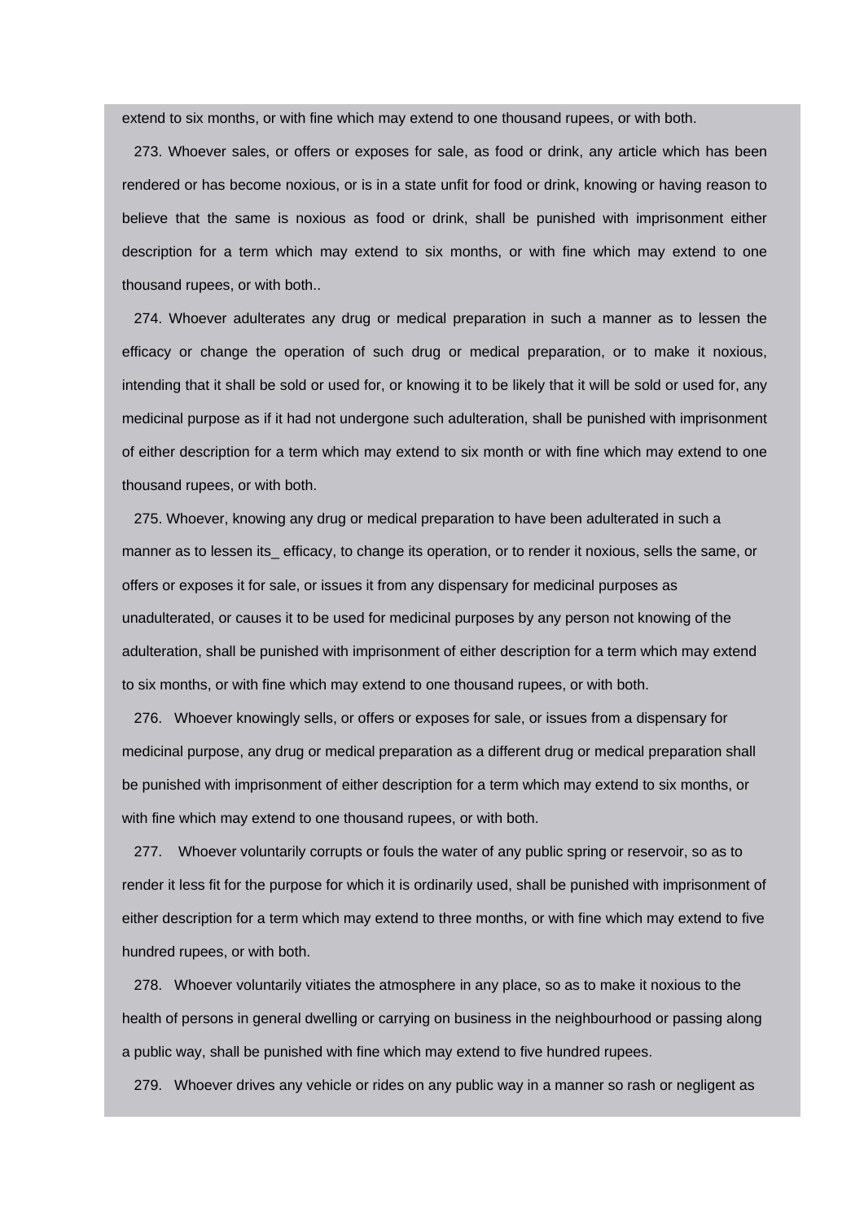extend to six months, or with fine which may extend to one thousand rupees, or with both.

273. Whoever sales, or offers or exposes for sale, as food or drink, any article which has been rendered or has become noxious, or is in a state unfit for food or drink, knowing or having reason to believe that the same is noxious as food or drink, shall be punished with imprisonment either description for a term which may extend to six months, or with fine which may extend to one thousand rupees, or with both..

274. Whoever adulterates any drug or medical preparation in such a manner as to lessen the efficacy or change the operation of such drug or medical preparation, or to make it noxious, intending that it shall be sold or used for, or knowing it to be likely that it will be sold or used for, any medicinal purpose as if it had not undergone such adulteration, shall be punished with imprisonment of either description for a term which may extend to six month or with fine which may extend to one thousand rupees, or with both.

275. Whoever, knowing any drug or medical preparation to have been adulterated in such a manner as to lessen its_ efficacy, to change its operation, or to render it noxious, sells the same, or offers or exposes it for sale, or issues it from any dispensary for medicinal purposes as unadulterated, or causes it to be used for medicinal purposes by any person not knowing of the adulteration, shall be punished with imprisonment of either description for a term which may extend to six months, or with fine which may extend to one thousand rupees, or with both.

276. Whoever knowingly sells, or offers or exposes for sale, or issues from a dispensary for medicinal purpose, any drug or medical preparation as a different drug or medical preparation shall be punished with imprisonment of either description for a term which may extend to six months, or with fine which may extend to one thousand rupees, or with both.

277. Whoever voluntarily corrupts or fouls the water of any public spring or reservoir, so as to render it less fit for the purpose for which it is ordinarily used, shall be punished with imprisonment of either description for a term which may extend to three months, or with fine which may extend to five hundred rupees, or with both.

278. Whoever voluntarily vitiates the atmosphere in any place, so as to make it noxious to the health of persons in general dwelling or carrying on business in the neighbourhood or passing along a public way, shall be punished with fine which may extend to five hundred rupees.

279. Whoever drives any vehicle or rides on any public way in a manner so rash or negligent as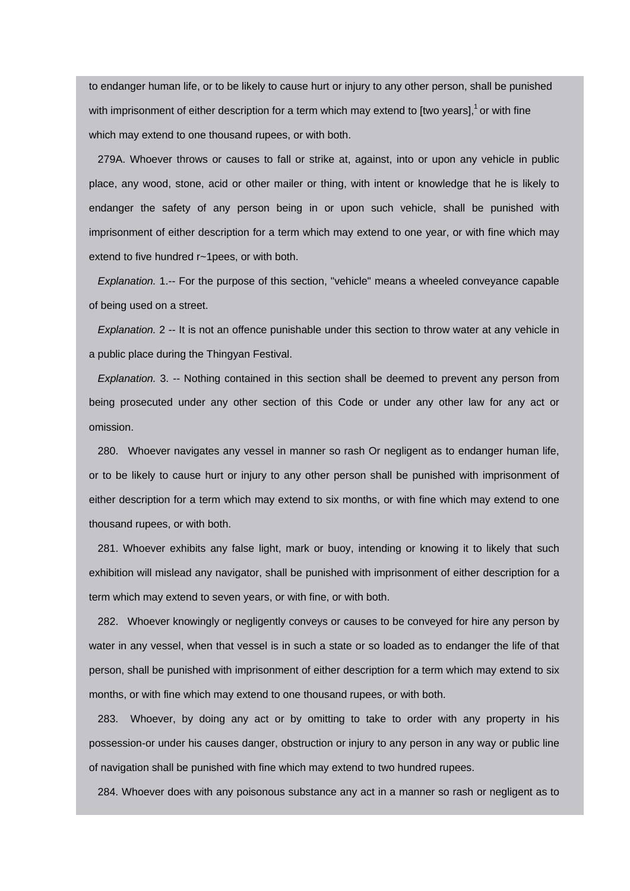to endanger human life, or to be likely to cause hurt or injury to any other person, shall be punished with imprisonment of either description for a term which may extend to [two years],[1] or with fine which may extend to one thousand rupees, or with both.

279A. Whoever throws or causes to fall or strike at, against, into or upon any vehicle in public place, any wood, stone, acid or other mailer or thing, with intent or knowledge that he is likely to endanger the safety of any person being in or upon such vehicle, shall be punished with imprisonment of either description for a term which may extend to one year, or with fine which may extend to five hundred r~1pees, or with both.

*Explanation.* 1.-- For the purpose of this section, "vehicle" means a wheeled conveyance capable of being used on a street.

*Explanation.* 2 -- It is not an offence punishable under this section to throw water at any vehicle in a public place during the Thingyan Festival.

*Explanation.* 3. -- Nothing contained in this section shall be deemed to prevent any person from being prosecuted under any other section of this Code or under any other law for any act or omission.

280. Whoever navigates any vessel in manner so rash Or negligent as to endanger human life, or to be likely to cause hurt or injury to any other person shall be punished with imprisonment of either description for a term which may extend to six months, or with fine which may extend to one thousand rupees, or with both.

281. Whoever exhibits any false light, mark or buoy, intending or knowing it to likely that such exhibition will mislead any navigator, shall be punished with imprisonment of either description for a term which may extend to seven years, or with fine, or with both.

282. Whoever knowingly or negligently conveys or causes to be conveyed for hire any person by water in any vessel, when that vessel is in such a state or so loaded as to endanger the life of that person, shall be punished with imprisonment of either description for a term which may extend to six months, or with fine which may extend to one thousand rupees, or with both.

283. Whoever, by doing any act or by omitting to take to order with any property in his possession-or under his causes danger, obstruction or injury to any person in any way or public line of navigation shall be punished with fine which may extend to two hundred rupees.

284. Whoever does with any poisonous substance any act in a manner so rash or negligent as to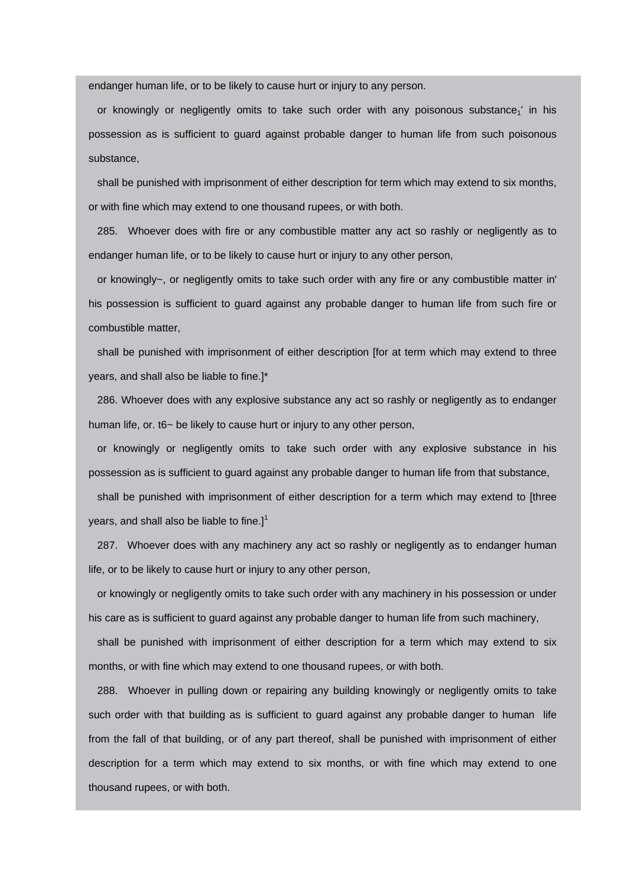endanger human life, or to be likely to cause hurt or injury to any person.

or knowingly or negligently omits to take such order with any poisonous substance[1]' in his possession as is sufficient to guard against probable danger to human life from such poisonous substance,

shall be punished with imprisonment of either description for term which may extend to six months, or with fine which may extend to one thousand rupees, or with both.

285. Whoever does with fire or any combustible matter any act so rashly or negligently as to endanger human life, or to be likely to cause hurt or injury to any other person,

or knowingly~, or negligently omits to take such order with any fire or any combustible matter in' his possession is sufficient to guard against any probable danger to human life from such fire or combustible matter,

shall be punished with imprisonment of either description [for at term which may extend to three years, and shall also be liable to fine.]*

286. Whoever does with any explosive substance any act so rashly or negligently as to endanger human life, or. t6~ be likely to cause hurt or injury to any other person,

or knowingly or negligently omits to take such order with any explosive substance in his possession as is sufficient to guard against any probable danger to human life from that substance,

shall be punished with imprisonment of either description for a term which may extend to [three years, and shall also be liable to fine.][1]

287. Whoever does with any machinery any act so rashly or negligently as to endanger human life, or to be likely to cause hurt or injury to any other person,

or knowingly or negligently omits to take such order with any machinery in his possession or under his care as is sufficient to guard against any probable danger to human life from such machinery,

shall be punished with imprisonment of either description for a term which may extend to six months, or with fine which may extend to one thousand rupees, or with both.

288. Whoever in pulling down or repairing any building knowingly or negligently omits to take such order with that building as is sufficient to guard against any probable danger to human life from the fall of that building, or of any part thereof, shall be punished with imprisonment of either description for a term which may extend to six months, or with fine which may extend to one thousand rupees, or with both.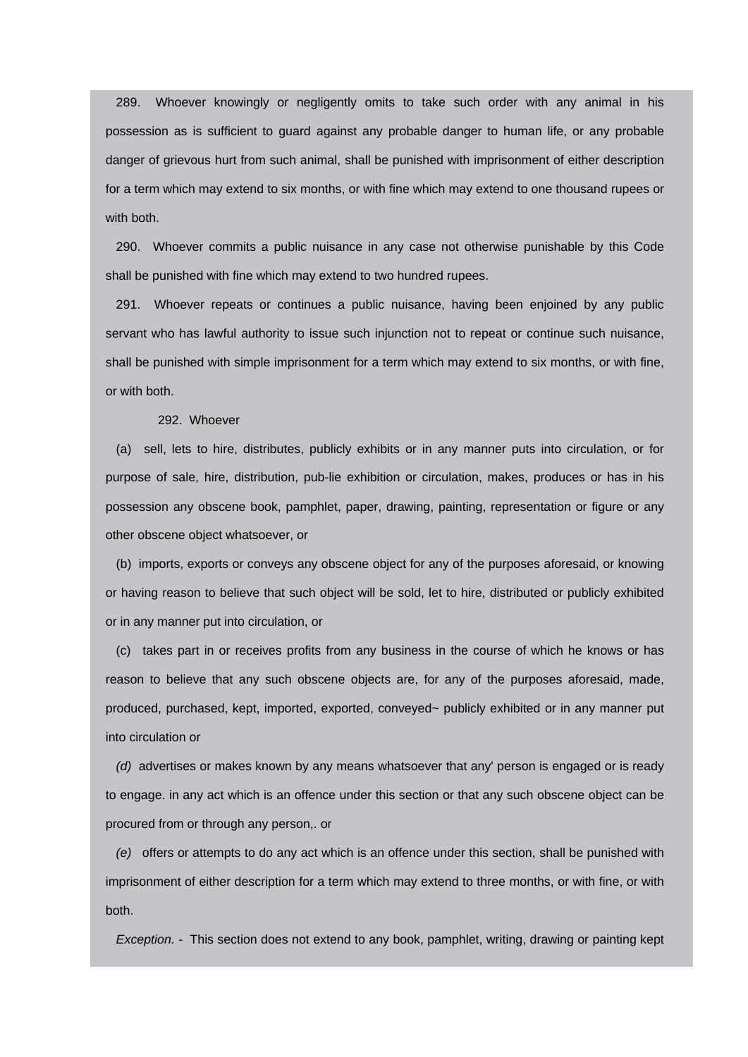289. Whoever knowingly or negligently omits to take such order with any animal in his possession as is sufficient to guard against any probable danger to human life, or any probable danger of grievous hurt from such animal, shall be punished with imprisonment of either description for a term which may extend to six months, or with fine which may extend to one thousand rupees or with both.

290. Whoever commits a public nuisance in any case not otherwise punishable by this Code shall be punished with fine which may extend to two hundred rupees.

291. Whoever repeats or continues a public nuisance, having been enjoined by any public servant who has lawful authority to issue such injunction not to repeat or continue such nuisance, shall be punished with simple imprisonment for a term which may extend to six months, or with fine, or with both.

292. Whoever

(a) sell, lets to hire, distributes, publicly exhibits or in any manner puts into circulation, or for purpose of sale, hire, distribution, pub-lie exhibition or circulation, makes, produces or has in his possession any obscene book, pamphlet, paper, drawing, painting, representation or figure or any other obscene object whatsoever, or

(b) imports, exports or conveys any obscene object for any of the purposes aforesaid, or knowing or having reason to believe that such object will be sold, let to hire, distributed or publicly exhibited or in any manner put into circulation, or

(c) takes part in or receives profits from any business in the course of which he knows or has reason to believe that any such obscene objects are, for any of the purposes aforesaid, made, produced, purchased, kept, imported, exported, conveyed~ publicly exhibited or in any manner put into circulation or

*(d)* advertises or makes known by any means whatsoever that any' person is engaged or is ready to engage. in any act which is an offence under this section or that any such obscene object can be procured from or through any person,. or

*(e)* offers or attempts to do any act which is an offence under this section, shall be punished with imprisonment of either description for a term which may extend to three months, or with fine, or with both.

*Exception.* - This section does not extend to any book, pamphlet, writing, drawing or painting kept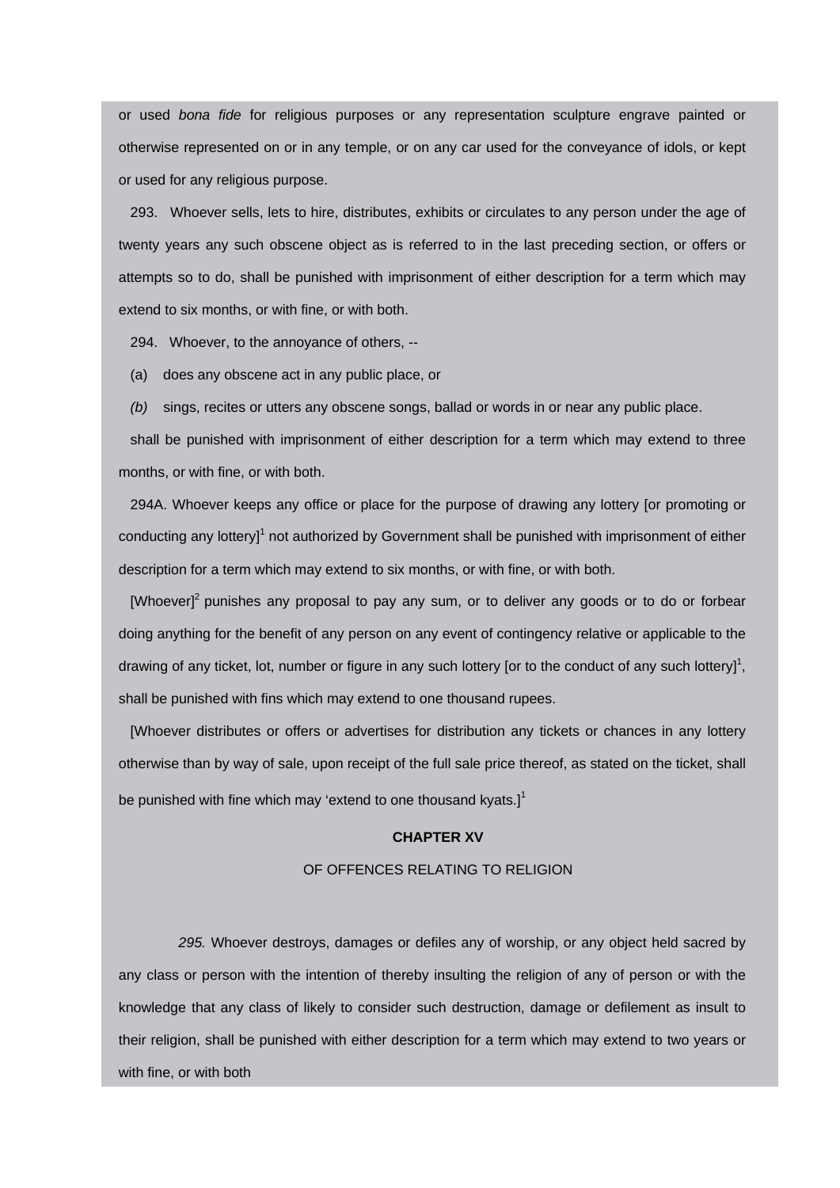or used *bona fide* for religious purposes or any representation sculpture engrave painted or otherwise represented on or in any temple, or on any car used for the conveyance of idols, or kept or used for any religious purpose.

293. Whoever sells, lets to hire, distributes, exhibits or circulates to any person under the age of twenty years any such obscene object as is referred to in the last preceding section, or offers or attempts so to do, shall be punished with imprisonment of either description for a term which may extend to six months, or with fine, or with both.

294. Whoever, to the annoyance of others, --

(a) does any obscene act in any public place, or

*(b)* sings, recites or utters any obscene songs, ballad or words in or near any public place.

shall be punished with imprisonment of either description for a term which may extend to three months, or with fine, or with both.

294A. Whoever keeps any office or place for the purpose of drawing any lottery [or promoting or conducting any lottery][1] not authorized by Government shall be punished with imprisonment of either description for a term which may extend to six months, or with fine, or with both.

[Whoever][2] punishes any proposal to pay any sum, or to deliver any goods or to do or forbear doing anything for the benefit of any person on any event of contingency relative or applicable to the drawing of any ticket, lot, number or figure in any such lottery [or to the conduct of any such lottery][1], shall be punished with fins which may extend to one thousand rupees.

[Whoever distributes or offers or advertises for distribution any tickets or chances in any lottery otherwise than by way of sale, upon receipt of the full sale price thereof, as stated on the ticket, shall be punished with fine which may 'extend to one thousand kyats.][1]

## CHAPTER XV

### OF OFFENCES RELATING TO RELIGION

*295.* Whoever destroys, damages or defiles any of worship, or any object held sacred by any class or person with the intention of thereby insulting the religion of any of person or with the knowledge that any class of likely to consider such destruction, damage or defilement as insult to their religion, shall be punished with either description for a term which may extend to two years or with fine, or with both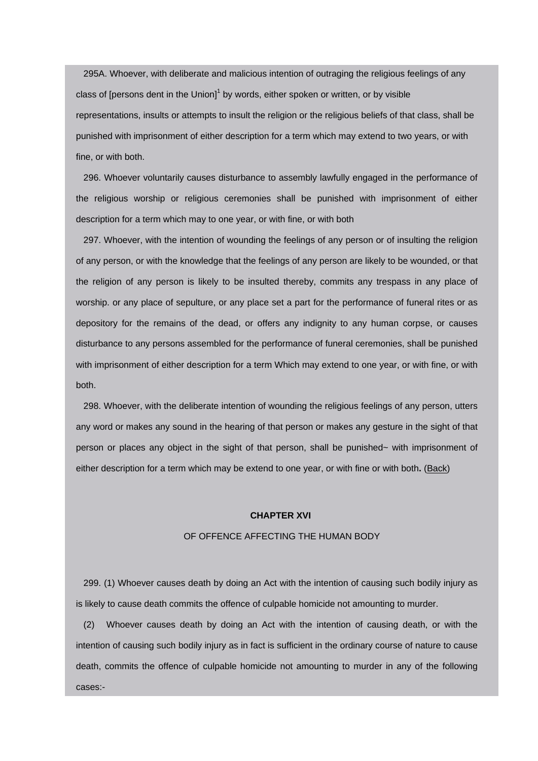295A. Whoever, with deliberate and malicious intention of outraging the religious feelings of any class of [persons dent in the Union][1] by words, either spoken or written, or by visible representations, insults or attempts to insult the religion or the religious beliefs of that class, shall be punished with imprisonment of either description for a term which may extend to two years, or with fine, or with both.

296. Whoever voluntarily causes disturbance to assembly lawfully engaged in the performance of the religious worship or religious ceremonies shall be punished with imprisonment of either description for a term which may to one year, or with fine, or with both

297. Whoever, with the intention of wounding the feelings of any person or of insulting the religion of any person, or with the knowledge that the feelings of any person are likely to be wounded, or that the religion of any person is likely to be insulted thereby, commits any trespass in any place of worship. or any place of sepulture, or any place set a part for the performance of funeral rites or as depository for the remains of the dead, or offers any indignity to any human corpse, or causes disturbance to any persons assembled for the performance of funeral ceremonies, shall be punished with imprisonment of either description for a term Which may extend to one year, or with fine, or with both.

298. Whoever, with the deliberate intention of wounding the religious feelings of any person, utters any word or makes any sound in the hearing of that person or makes any gesture in the sight of that person or places any object in the sight of that person, shall be punished~ with imprisonment of either description for a term which may be extend to one year, or with fine or with both**.** (Back)

## CHAPTER XVI

OF OFFENCE AFFECTING THE HUMAN BODY

299. (1) Whoever causes death by doing an Act with the intention of causing such bodily injury as is likely to cause death commits the offence of culpable homicide not amounting to murder.

(2) Whoever causes death by doing an Act with the intention of causing death, or with the intention of causing such bodily injury as in fact is sufficient in the ordinary course of nature to cause death, commits the offence of culpable homicide not amounting to murder in any of the following cases:-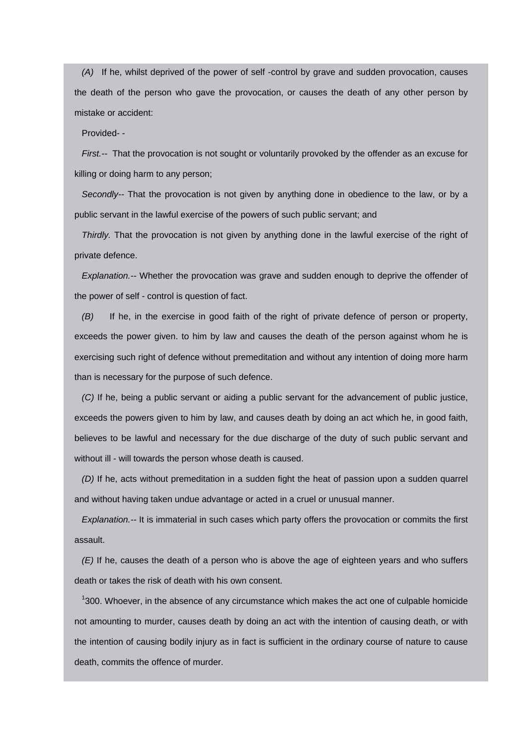*(A)* If he, whilst deprived of the power of self -control by grave and sudden provocation, causes the death of the person who gave the provocation, or causes the death of any other person by mistake or accident:

Provided- -

*First.*-- That the provocation is not sought or voluntarily provoked by the offender as an excuse for killing or doing harm to any person;

*Secondly*-- That the provocation is not given by anything done in obedience to the law, or by a public servant in the lawful exercise of the powers of such public servant; and

*Thirdly.* That the provocation is not given by anything done in the lawful exercise of the right of private defence.

*Explanation.*-- Whether the provocation was grave and sudden enough to deprive the offender of the power of self - control is question of fact.

*(B)* If he, in the exercise in good faith of the right of private defence of person or property, exceeds the power given. to him by law and causes the death of the person against whom he is exercising such right of defence without premeditation and without any intention of doing more harm than is necessary for the purpose of such defence.

*(C)* If he, being a public servant or aiding a public servant for the advancement of public justice, exceeds the powers given to him by law, and causes death by doing an act which he, in good faith, believes to be lawful and necessary for the due discharge of the duty of such public servant and without ill - will towards the person whose death is caused.

*(D)* If he, acts without premeditation in a sudden fight the heat of passion upon a sudden quarrel and without having taken undue advantage or acted in a cruel or unusual manner.

*Explanation.*-- It is immaterial in such cases which party offers the provocation or commits the first assault.

*(E)* If he, causes the death of a person who is above the age of eighteen years and who suffers death or takes the risk of death with his own consent.

[1]300. Whoever, in the absence of any circumstance which makes the act one of culpable homicide not amounting to murder, causes death by doing an act with the intention of causing death, or with the intention of causing bodily injury as in fact is sufficient in the ordinary course of nature to cause death, commits the offence of murder.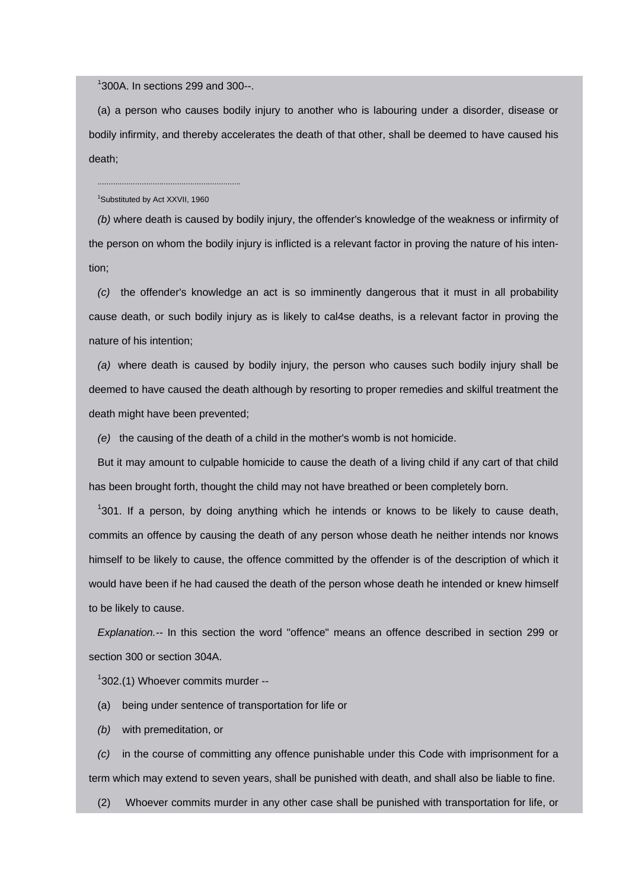[1]300A. In sections 299 and 300--.

(a) a person who causes bodily injury to another who is labouring under a disorder, disease or bodily infirmity, and thereby accelerates the death of that other, shall be deemed to have caused his death;

..................................................................

[1]Substituted by Act XXVII, 1960

*(b)* where death is caused by bodily injury, the offender's knowledge of the weakness or infirmity of the person on whom the bodily injury is inflicted is a relevant factor in proving the nature of his intention;

*(c)* the offender's knowledge an act is so imminently dangerous that it must in all probability cause death, or such bodily injury as is likely to cal4se deaths, is a relevant factor in proving the nature of his intention;

*(a)* where death is caused by bodily injury, the person who causes such bodily injury shall be deemed to have caused the death although by resorting to proper remedies and skilful treatment the death might have been prevented;

*(e)* the causing of the death of a child in the mother's womb is not homicide.

But it may amount to culpable homicide to cause the death of a living child if any cart of that child has been brought forth, thought the child may not have breathed or been completely born.

[1]301. If a person, by doing anything which he intends or knows to be likely to cause death, commits an offence by causing the death of any person whose death he neither intends nor knows himself to be likely to cause, the offence committed by the offender is of the description of which it would have been if he had caused the death of the person whose death he intended or knew himself to be likely to cause.

*Explanation.*-- In this section the word "offence" means an offence described in section 299 or section 300 or section 304A.

[1]302.(1) Whoever commits murder --

(a) being under sentence of transportation for life or

*(b)* with premeditation, or

*(c)* in the course of committing any offence punishable under this Code with imprisonment for a term which may extend to seven years, shall be punished with death, and shall also be liable to fine.

(2) Whoever commits murder in any other case shall be punished with transportation for life, or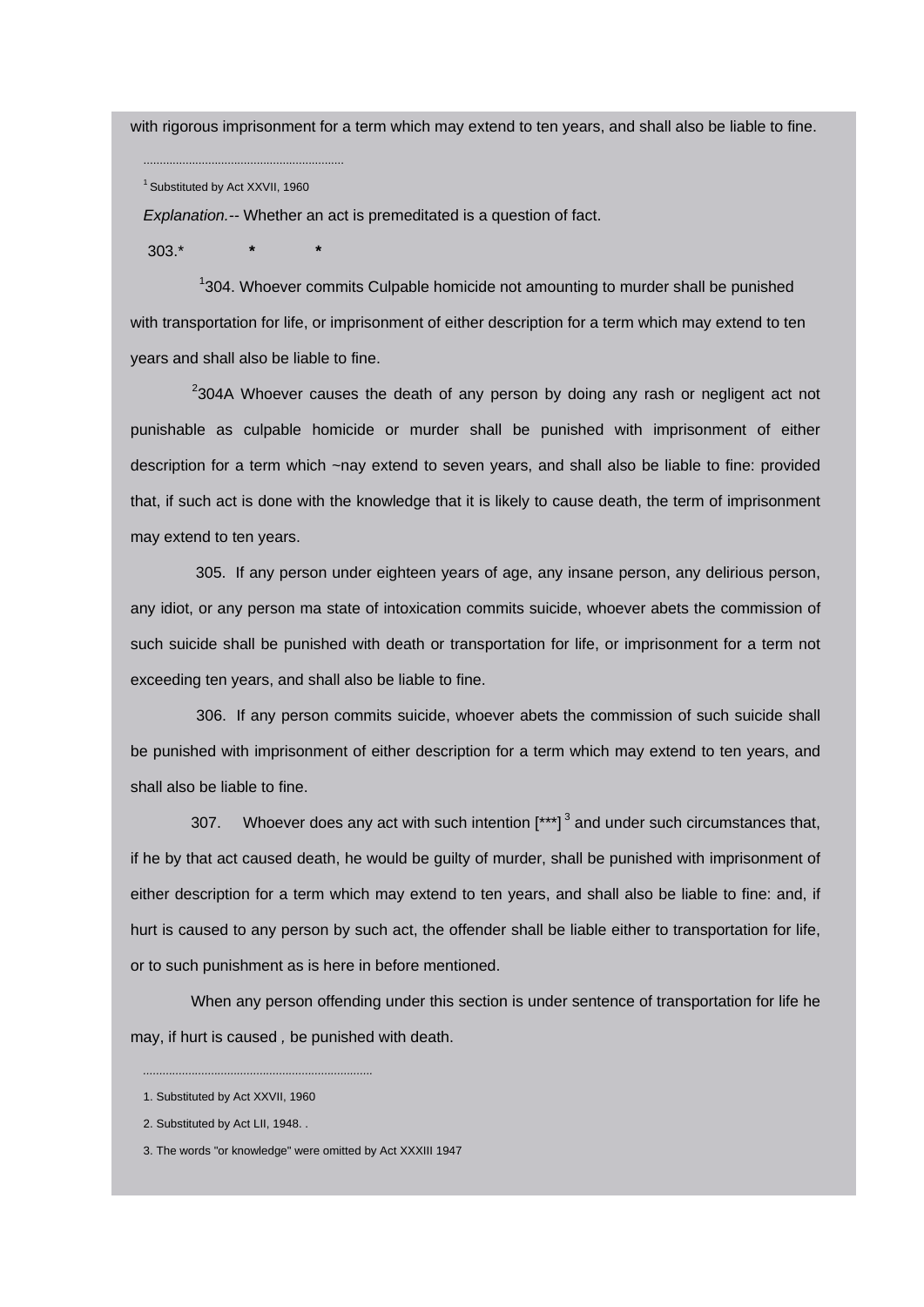with rigorous imprisonment for a term which may extend to ten years, and shall also be liable to fine.

............................................................

[1] Substituted by Act XXVII, 1960

*Explanation.*-- Whether an act is premeditated is a question of fact.

303.* * *

[1]304. Whoever commits Culpable homicide not amounting to murder shall be punished with transportation for life, or imprisonment of either description for a term which may extend to ten years and shall also be liable to fine.

[2]304A Whoever causes the death of any person by doing any rash or negligent act not punishable as culpable homicide or murder shall be punished with imprisonment of either description for a term which ~nay extend to seven years, and shall also be liable to fine: provided that, if such act is done with the knowledge that it is likely to cause death, the term of imprisonment may extend to ten years.

305. If any person under eighteen years of age, any insane person, any delirious person, any idiot, or any person ma state of intoxication commits suicide, whoever abets the commission of such suicide shall be punished with death or transportation for life, or imprisonment for a term not exceeding ten years, and shall also be liable to fine.

306. If any person commits suicide, whoever abets the commission of such suicide shall be punished with imprisonment of either description for a term which may extend to ten years, and shall also be liable to fine.

307. Whoever does any act with such intention [***] [3] and under such circumstances that, if he by that act caused death, he would be guilty of murder, shall be punished with imprisonment of either description for a term which may extend to ten years, and shall also be liable to fine: and, if hurt is caused to any person by such act, the offender shall be liable either to transportation for life, or to such punishment as is here in before mentioned.

When any person offending under this section is under sentence of transportation for life he may, if hurt is caused , be punished with death.

....................................................................

1. Substituted by Act XXVII, 1960

2. Substituted by Act LII, 1948. .

3. The words "or knowledge" were omitted by Act XXXIII 1947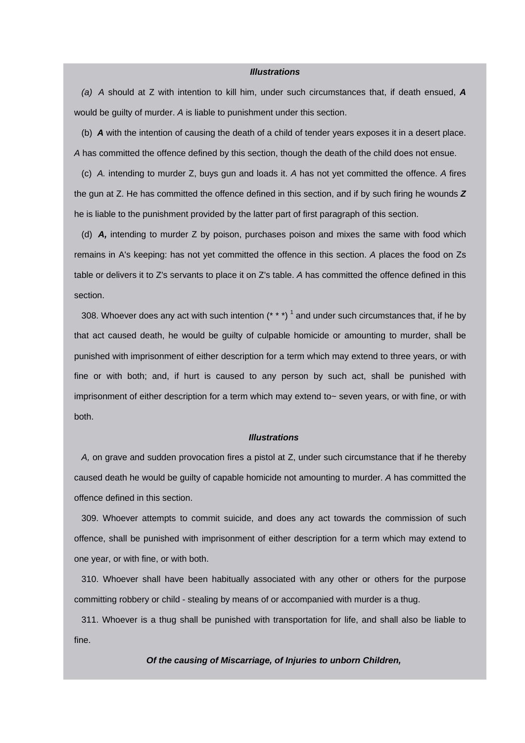***Illustrations***

*(a)* *A* should at Z with intention to kill him, under such circumstances that, if death ensued, ***A*** would be guilty of murder. *A* is liable to punishment under this section.

(b) ***A*** with the intention of causing the death of a child of tender years exposes it in a desert place. *A* has committed the offence defined by this section, though the death of the child does not ensue.

(c) *A.* intending to murder Z, buys gun and loads it. *A* has not yet committed the offence. *A* fires the gun at Z. He has committed the offence defined in this section, and if by such firing he wounds ***Z*** he is liable to the punishment provided by the latter part of first paragraph of this section.

(d) ***A,*** intending to murder Z by poison, purchases poison and mixes the same with food which remains in A's keeping: has not yet committed the offence in this section. *A* places the food on Zs table or delivers it to Z's servants to place it on Z's table. *A* has committed the offence defined in this section.

308. Whoever does any act with such intention (* * *) [1] and under such circumstances that, if he by that act caused death, he would be guilty of culpable homicide or amounting to murder, shall be punished with imprisonment of either description for a term which may extend to three years, or with fine or with both; and, if hurt is caused to any person by such act, shall be punished with imprisonment of either description for a term which may extend to~ seven years, or with fine, or with both.

***Illustrations***

*A,* on grave and sudden provocation fires a pistol at Z, under such circumstance that if he thereby caused death he would be guilty of capable homicide not amounting to murder. *A* has committed the offence defined in this section.

309. Whoever attempts to commit suicide, and does any act towards the commission of such offence, shall be punished with imprisonment of either description for a term which may extend to one year, or with fine, or with both.

310. Whoever shall have been habitually associated with any other or others for the purpose committing robbery or child - stealing by means of or accompanied with murder is a thug.

311. Whoever is a thug shall be punished with transportation for life, and shall also be liable to fine.

***Of the causing of Miscarriage, of Injuries to unborn Children,***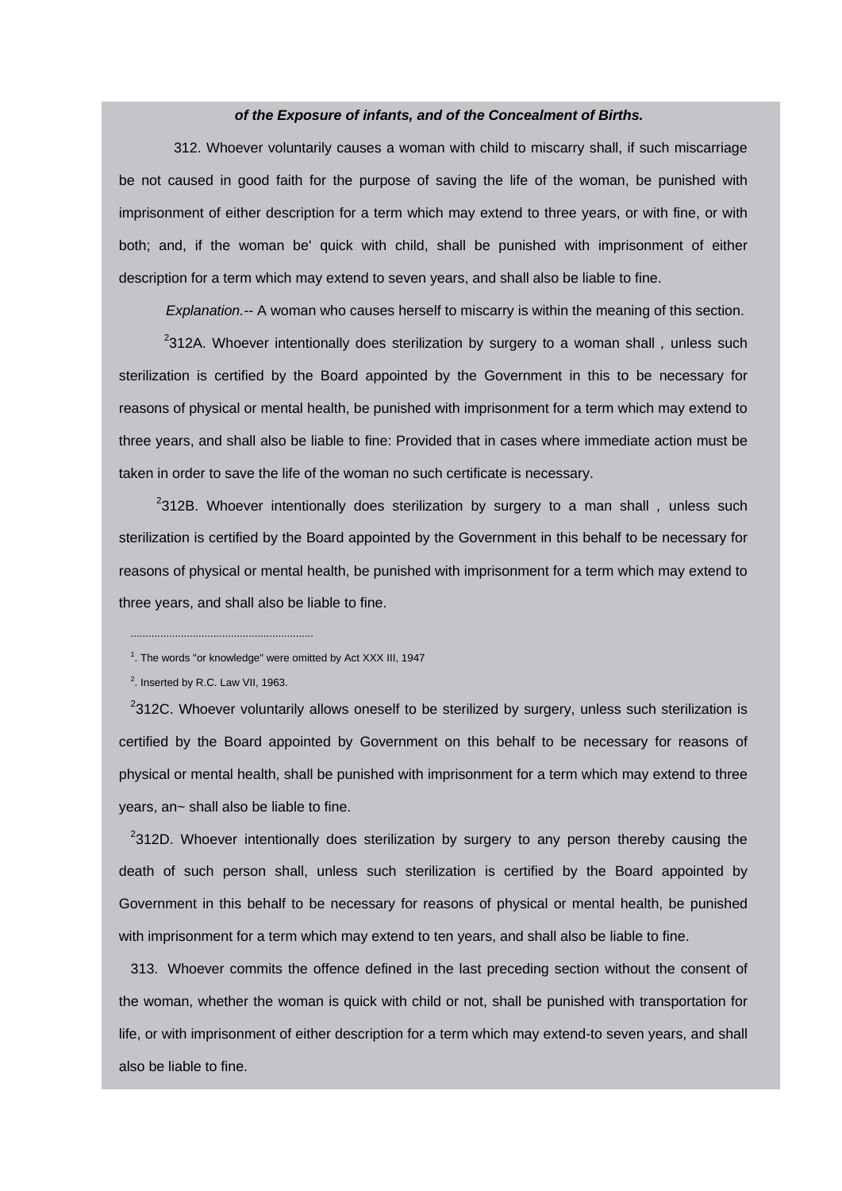***of the Exposure of infants, and of the Concealment of Births.***

312. Whoever voluntarily causes a woman with child to miscarry shall, if such miscarriage be not caused in good faith for the purpose of saving the life of the woman, be punished with imprisonment of either description for a term which may extend to three years, or with fine, or with both; and, if the woman be' quick with child, shall be punished with imprisonment of either description for a term which may extend to seven years, and shall also be liable to fine.

*Explanation.*-- A woman who causes herself to miscarry is within the meaning of this section.

[2]312A. Whoever intentionally does sterilization by surgery to a woman shall , unless such sterilization is certified by the Board appointed by the Government in this to be necessary for reasons of physical or mental health, be punished with imprisonment for a term which may extend to three years, and shall also be liable to fine: Provided that in cases where immediate action must be taken in order to save the life of the woman no such certificate is necessary.

[2]312B. Whoever intentionally does sterilization by surgery to a man shall , unless such sterilization is certified by the Board appointed by the Government in this behalf to be necessary for reasons of physical or mental health, be punished with imprisonment for a term which may extend to three years, and shall also be liable to fine.

............................................................

[1]. The words "or knowledge" were omitted by Act XXX III, 1947

[2]. Inserted by R.C. Law VII, 1963.

[2]312C. Whoever voluntarily allows oneself to be sterilized by surgery, unless such sterilization is certified by the Board appointed by Government on this behalf to be necessary for reasons of physical or mental health, shall be punished with imprisonment for a term which may extend to three years, an~ shall also be liable to fine.

[2]312D. Whoever intentionally does sterilization by surgery to any person thereby causing the death of such person shall, unless such sterilization is certified by the Board appointed by Government in this behalf to be necessary for reasons of physical or mental health, be punished with imprisonment for a term which may extend to ten years, and shall also be liable to fine.

313. Whoever commits the offence defined in the last preceding section without the consent of the woman, whether the woman is quick with child or not, shall be punished with transportation for life, or with imprisonment of either description for a term which may extend-to seven years, and shall also be liable to fine.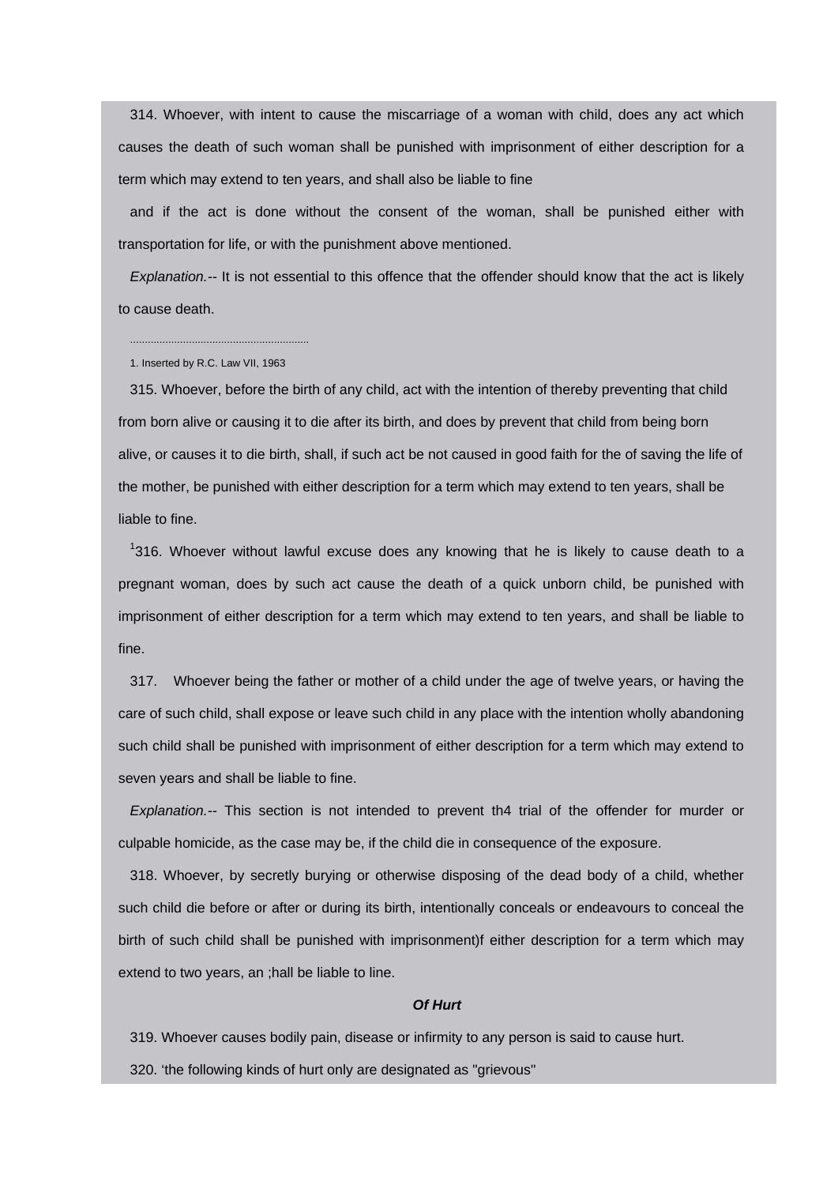314. Whoever, with intent to cause the miscarriage of a woman with child, does any act which causes the death of such woman shall be punished with imprisonment of either description for a term which may extend to ten years, and shall also be liable to fine

and if the act is done without the consent of the woman, shall be punished either with transportation for life, or with the punishment above mentioned.

*Explanation.*-- It is not essential to this offence that the offender should know that the act is likely to cause death.

............................................................

1. Inserted by R.C. Law VII, 1963

315. Whoever, before the birth of any child, act with the intention of thereby preventing that child from born alive or causing it to die after its birth, and does by prevent that child from being born alive, or causes it to die birth, shall, if such act be not caused in good faith for the of saving the life of the mother, be punished with either description for a term which may extend to ten years, shall be liable to fine.

[1]316. Whoever without lawful excuse does any knowing that he is likely to cause death to a pregnant woman, does by such act cause the death of a quick unborn child, be punished with imprisonment of either description for a term which may extend to ten years, and shall be liable to fine.

317. Whoever being the father or mother of a child under the age of twelve years, or having the care of such child, shall expose or leave such child in any place with the intention wholly abandoning such child shall be punished with imprisonment of either description for a term which may extend to seven years and shall be liable to fine.

*Explanation.*-- This section is not intended to prevent th4 trial of the offender for murder or culpable homicide, as the case may be, if the child die in consequence of the exposure.

318. Whoever, by secretly burying or otherwise disposing of the dead body of a child, whether such child die before or after or during its birth, intentionally conceals or endeavours to conceal the birth of such child shall be punished with imprisonment)f either description for a term which may extend to two years, an ;hall be liable to line.

***Of Hurt***

319. Whoever causes bodily pain, disease or infirmity to any person is said to cause hurt.

320. 'the following kinds of hurt only are designated as "grievous"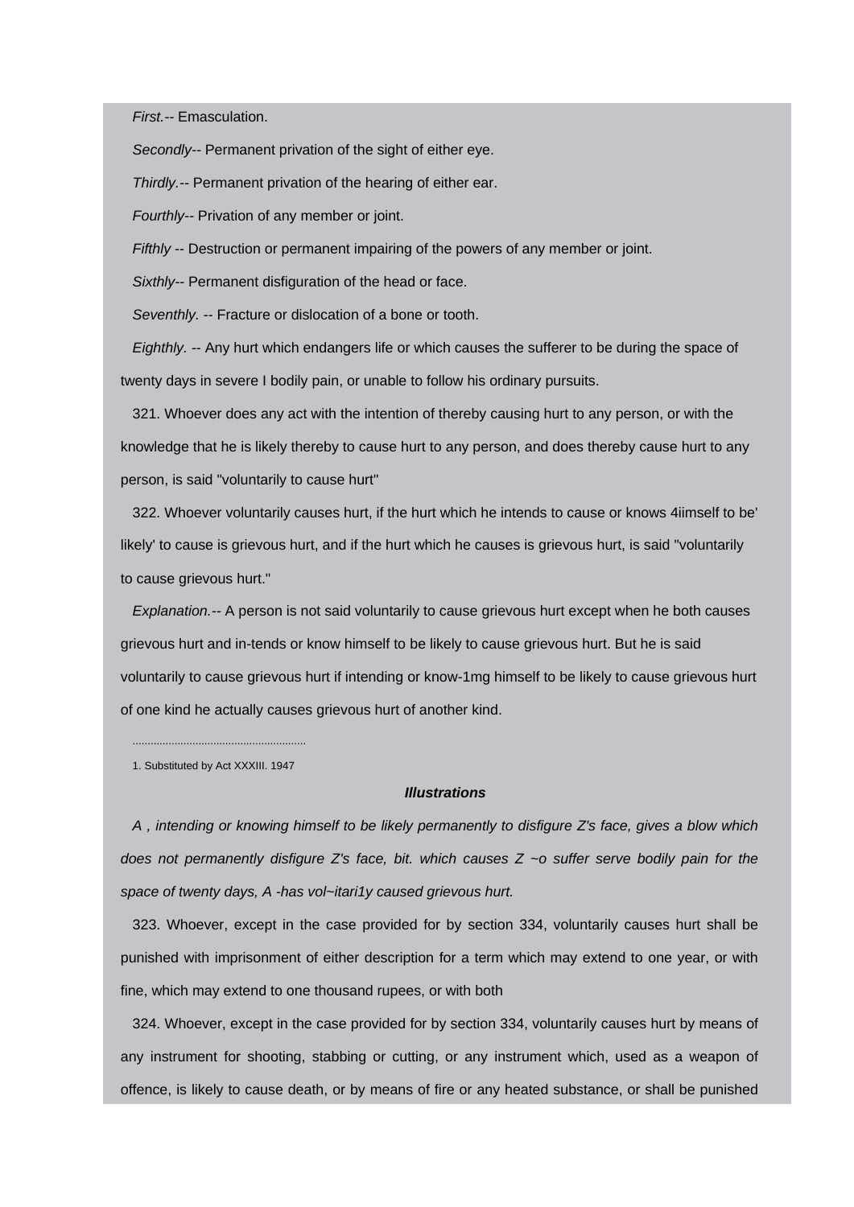*First.*-- Emasculation.

*Secondly*-- Permanent privation of the sight of either eye.

*Thirdly.*-- Permanent privation of the hearing of either ear.

*Fourthly*-- Privation of any member or joint.

*Fifthly* -- Destruction or permanent impairing of the powers of any member or joint.

*Sixthly*-- Permanent disfiguration of the head or face.

*Seventhly.* -- Fracture or dislocation of a bone or tooth.

*Eighthly.* -- Any hurt which endangers life or which causes the sufferer to be during the space of twenty days in severe I bodily pain, or unable to follow his ordinary pursuits.

321. Whoever does any act with the intention of thereby causing hurt to any person, or with the knowledge that he is likely thereby to cause hurt to any person, and does thereby cause hurt to any person, is said "voluntarily to cause hurt"

322. Whoever voluntarily causes hurt, if the hurt which he intends to cause or knows 4iimself to be' likely' to cause is grievous hurt, and if the hurt which he causes is grievous hurt, is said "voluntarily to cause grievous hurt."

*Explanation.*-- A person is not said voluntarily to cause grievous hurt except when he both causes grievous hurt and in-tends or know himself to be likely to cause grievous hurt. But he is said voluntarily to cause grievous hurt if intending or know-1mg himself to be likely to cause grievous hurt of one kind he actually causes grievous hurt of another kind.

.........................................................

1. Substituted by Act XXXIII. 1947

***Illustrations***

*A , intending or knowing himself to be likely permanently to disfigure Z's face, gives a blow which does not permanently disfigure Z's face, bit. which causes Z ~o suffer serve bodily pain for the space of twenty days, A -has vol~itari1y caused grievous hurt.*

323. Whoever, except in the case provided for by section 334, voluntarily causes hurt shall be punished with imprisonment of either description for a term which may extend to one year, or with fine, which may extend to one thousand rupees, or with both

324. Whoever, except in the case provided for by section 334, voluntarily causes hurt by means of any instrument for shooting, stabbing or cutting, or any instrument which, used as a weapon of offence, is likely to cause death, or by means of fire or any heated substance, or shall be punished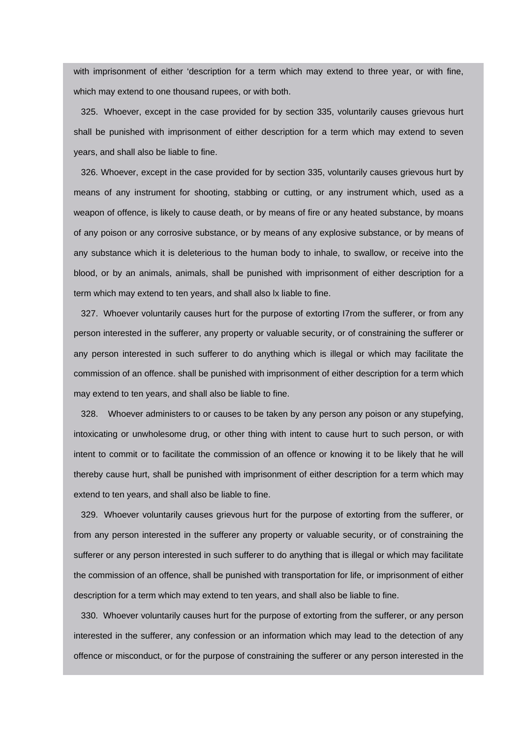with imprisonment of either ‘description for a term which may extend to three year, or with fine, which may extend to one thousand rupees, or with both.

325. Whoever, except in the case provided for by section 335, voluntarily causes grievous hurt shall be punished with imprisonment of either description for a term which may extend to seven years, and shall also be liable to fine.

326. Whoever, except in the case provided for by section 335, voluntarily causes grievous hurt by means of any instrument for shooting, stabbing or cutting, or any instrument which, used as a weapon of offence, is likely to cause death, or by means of fire or any heated substance, by moans of any poison or any corrosive substance, or by means of any explosive substance, or by means of any substance which it is deleterious to the human body to inhale, to swallow, or receive into the blood, or by an animals, animals, shall be punished with imprisonment of either description for a term which may extend to ten years, and shall also lx liable to fine.

327. Whoever voluntarily causes hurt for the purpose of extorting I7rom the sufferer, or from any person interested in the sufferer, any property or valuable security, or of constraining the sufferer or any person interested in such sufferer to do anything which is illegal or which may facilitate the commission of an offence. shall be punished with imprisonment of either description for a term which may extend to ten years, and shall also be liable to fine.

328. Whoever administers to or causes to be taken by any person any poison or any stupefying, intoxicating or unwholesome drug, or other thing with intent to cause hurt to such person, or with intent to commit or to facilitate the commission of an offence or knowing it to be likely that he will thereby cause hurt, shall be punished with imprisonment of either description for a term which may extend to ten years, and shall also be liable to fine.

329. Whoever voluntarily causes grievous hurt for the purpose of extorting from the sufferer, or from any person interested in the sufferer any property or valuable security, or of constraining the sufferer or any person interested in such sufferer to do anything that is illegal or which may facilitate the commission of an offence, shall be punished with transportation for life, or imprisonment of either description for a term which may extend to ten years, and shall also be liable to fine.

330. Whoever voluntarily causes hurt for the purpose of extorting from the sufferer, or any person interested in the sufferer, any confession or an information which may lead to the detection of any offence or misconduct, or for the purpose of constraining the sufferer or any person interested in the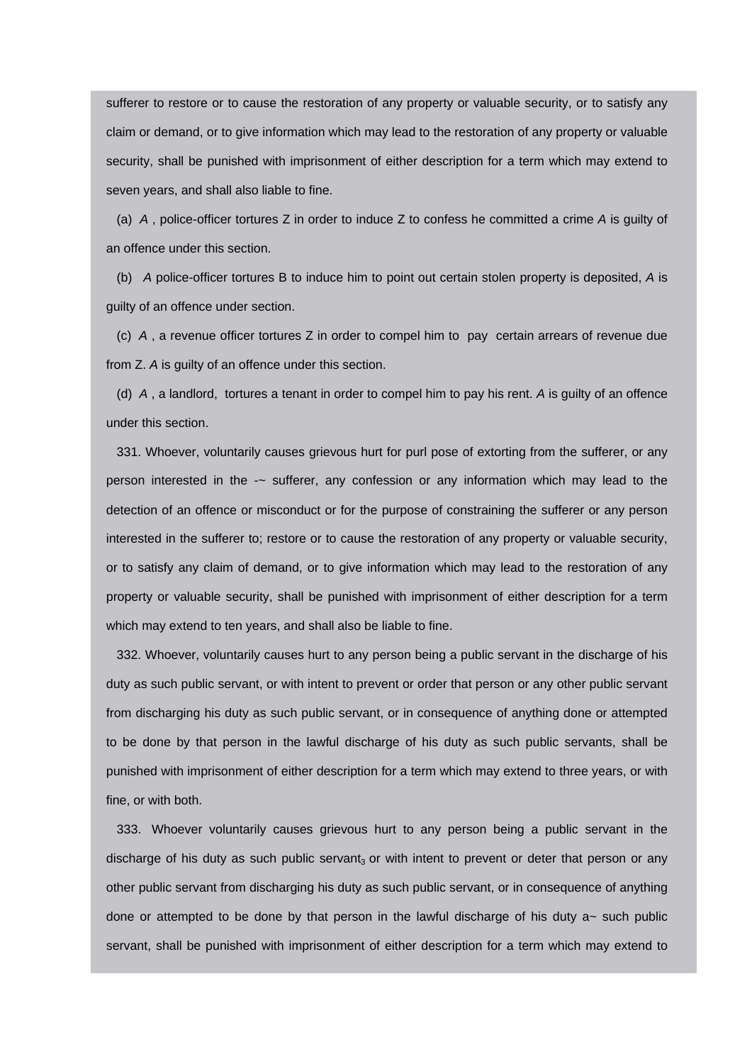sufferer to restore or to cause the restoration of any property or valuable security, or to satisfy any claim or demand, or to give information which may lead to the restoration of any property or valuable security, shall be punished with imprisonment of either description for a term which may extend to seven years, and shall also liable to fine.

(a) *A* , police-officer tortures Z in order to induce Z to confess he committed a crime *A* is guilty of an offence under this section.

(b) *A* police-officer tortures B to induce him to point out certain stolen property is deposited, *A* is guilty of an offence under section.

(c) *A* , a revenue officer tortures Z in order to compel him to pay certain arrears of revenue due from Z. *A* is guilty of an offence under this section.

(d) *A* , a landlord, tortures a tenant in order to compel him to pay his rent. *A* is guilty of an offence under this section.

331. Whoever, voluntarily causes grievous hurt for purl pose of extorting from the sufferer, or any person interested in the -~ sufferer, any confession or any information which may lead to the detection of an offence or misconduct or for the purpose of constraining the sufferer or any person interested in the sufferer to; restore or to cause the restoration of any property or valuable security, or to satisfy any claim of demand, or to give information which may lead to the restoration of any property or valuable security, shall be punished with imprisonment of either description for a term which may extend to ten years, and shall also be liable to fine.

332. Whoever, voluntarily causes hurt to any person being a public servant in the discharge of his duty as such public servant, or with intent to prevent or order that person or any other public servant from discharging his duty as such public servant, or in consequence of anything done or attempted to be done by that person in the lawful discharge of his duty as such public servants, shall be punished with imprisonment of either description for a term which may extend to three years, or with fine, or with both.

333. Whoever voluntarily causes grievous hurt to any person being a public servant in the discharge of his duty as such public servant$_3$ or with intent to prevent or deter that person or any other public servant from discharging his duty as such public servant, or in consequence of anything done or attempted to be done by that person in the lawful discharge of his duty a~ such public servant, shall be punished with imprisonment of either description for a term which may extend to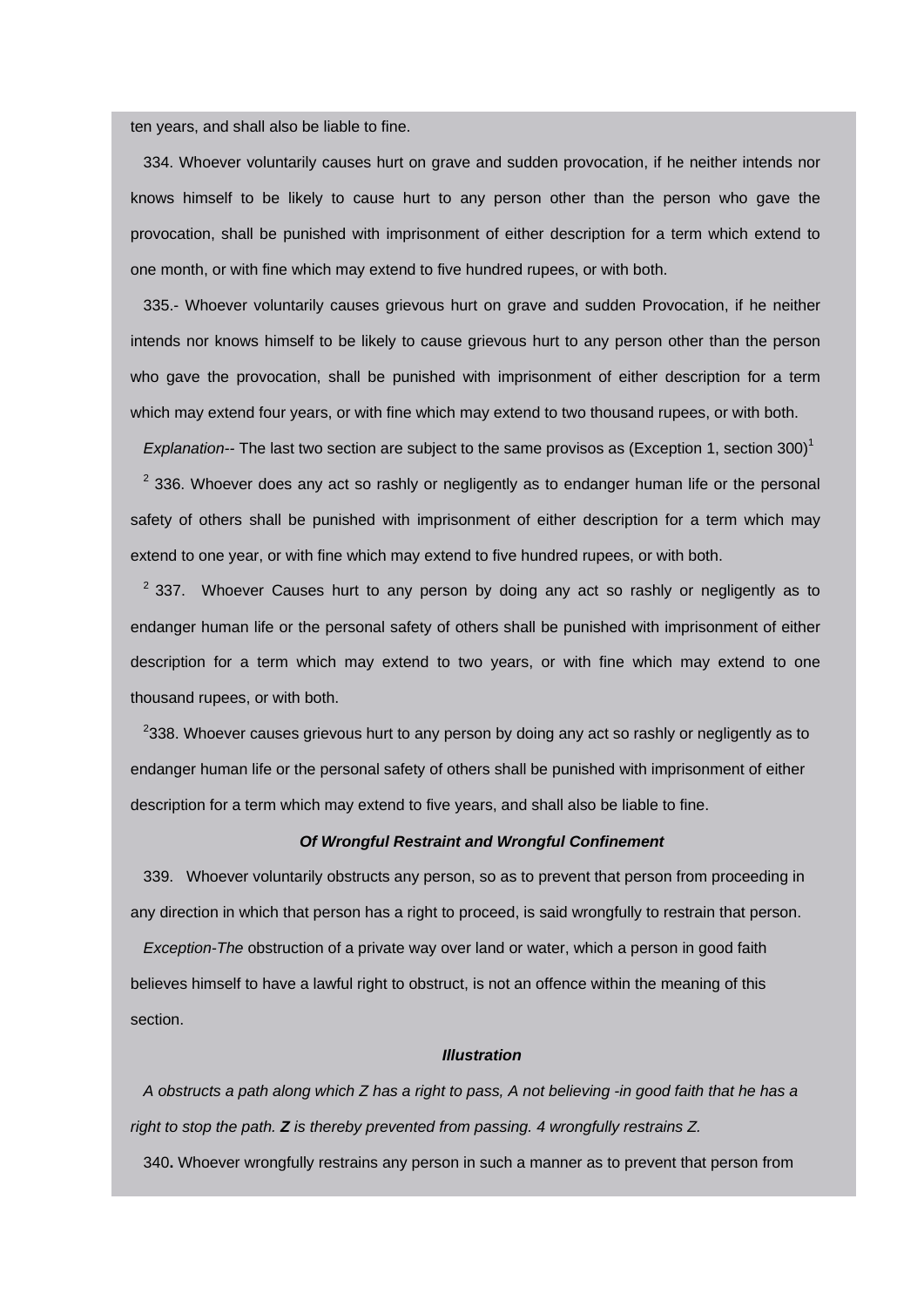ten years, and shall also be liable to fine.

334. Whoever voluntarily causes hurt on grave and sudden provocation, if he neither intends nor knows himself to be likely to cause hurt to any person other than the person who gave the provocation, shall be punished with imprisonment of either description for a term which extend to one month, or with fine which may extend to five hundred rupees, or with both.

335.- Whoever voluntarily causes grievous hurt on grave and sudden Provocation, if he neither intends nor knows himself to be likely to cause grievous hurt to any person other than the person who gave the provocation, shall be punished with imprisonment of either description for a term which may extend four years, or with fine which may extend to two thousand rupees, or with both.

*Explanation*-- The last two section are subject to the same provisos as (Exception 1, section 300)[1]

[2] 336. Whoever does any act so rashly or negligently as to endanger human life or the personal safety of others shall be punished with imprisonment of either description for a term which may extend to one year, or with fine which may extend to five hundred rupees, or with both.

[2] 337. Whoever Causes hurt to any person by doing any act so rashly or negligently as to endanger human life or the personal safety of others shall be punished with imprisonment of either description for a term which may extend to two years, or with fine which may extend to one thousand rupees, or with both.

[2]338. Whoever causes grievous hurt to any person by doing any act so rashly or negligently as to endanger human life or the personal safety of others shall be punished with imprisonment of either description for a term which may extend to five years, and shall also be liable to fine.

### *Of Wrongful Restraint and Wrongful Confinement*

339. Whoever voluntarily obstructs any person, so as to prevent that person from proceeding in any direction in which that person has a right to proceed, is said wrongfully to restrain that person.

*Exception-The* obstruction of a private way over land or water, which a person in good faith believes himself to have a lawful right to obstruct, is not an offence within the meaning of this section.

#### *Illustration*

*A obstructs a path along which Z has a right to pass, A not believing -in good faith that he has a right to stop the path.* ***Z*** *is thereby prevented from passing. 4 wrongfully restrains Z.*

340**.** Whoever wrongfully restrains any person in such a manner as to prevent that person from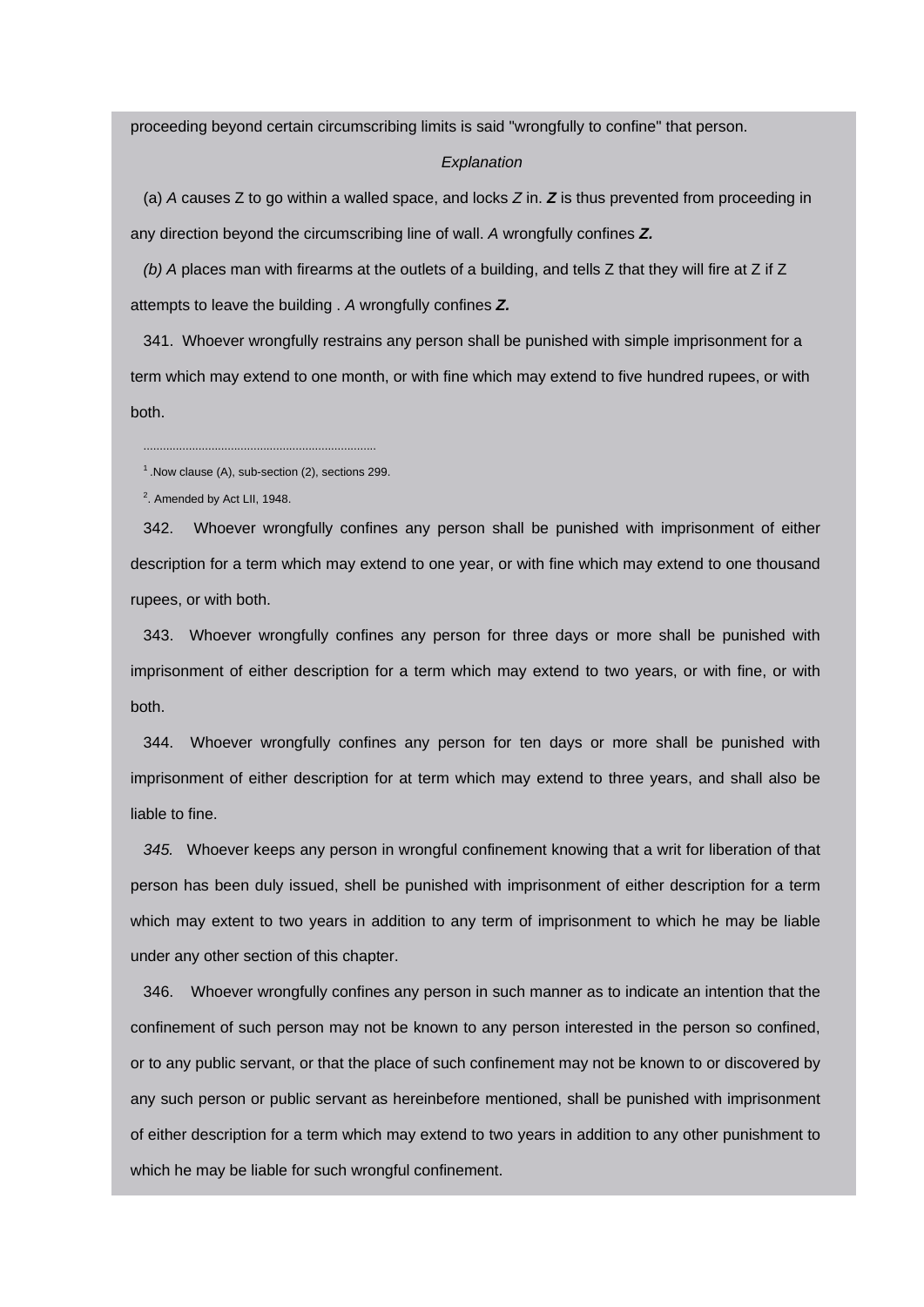proceeding beyond certain circumscribing limits is said "wrongfully to confine" that person.

*Explanation*

(a) *A* causes Z to go within a walled space, and locks *Z* in. ***Z*** is thus prevented from proceeding in any direction beyond the circumscribing line of wall. *A* wrongfully confines ***Z.***

*(b) A* places man with firearms at the outlets of a building, and tells Z that they will fire at Z if Z attempts to leave the building . *A* wrongfully confines ***Z.***

341. Whoever wrongfully restrains any person shall be punished with simple imprisonment for a term which may extend to one month, or with fine which may extend to five hundred rupees, or with both.

.......................................................................

[1] .Now clause (A), sub-section (2), sections 299.

[2]. Amended by Act LII, 1948.

342. Whoever wrongfully confines any person shall be punished with imprisonment of either description for a term which may extend to one year, or with fine which may extend to one thousand rupees, or with both.

343. Whoever wrongfully confines any person for three days or more shall be punished with imprisonment of either description for a term which may extend to two years, or with fine, or with both.

344. Whoever wrongfully confines any person for ten days or more shall be punished with imprisonment of either description for at term which may extend to three years, and shall also be liable to fine.

*345.* Whoever keeps any person in wrongful confinement knowing that a writ for liberation of that person has been duly issued, shell be punished with imprisonment of either description for a term which may extent to two years in addition to any term of imprisonment to which he may be liable under any other section of this chapter.

346. Whoever wrongfully confines any person in such manner as to indicate an intention that the confinement of such person may not be known to any person interested in the person so confined, or to any public servant, or that the place of such confinement may not be known to or discovered by any such person or public servant as hereinbefore mentioned, shall be punished with imprisonment of either description for a term which may extend to two years in addition to any other punishment to which he may be liable for such wrongful confinement.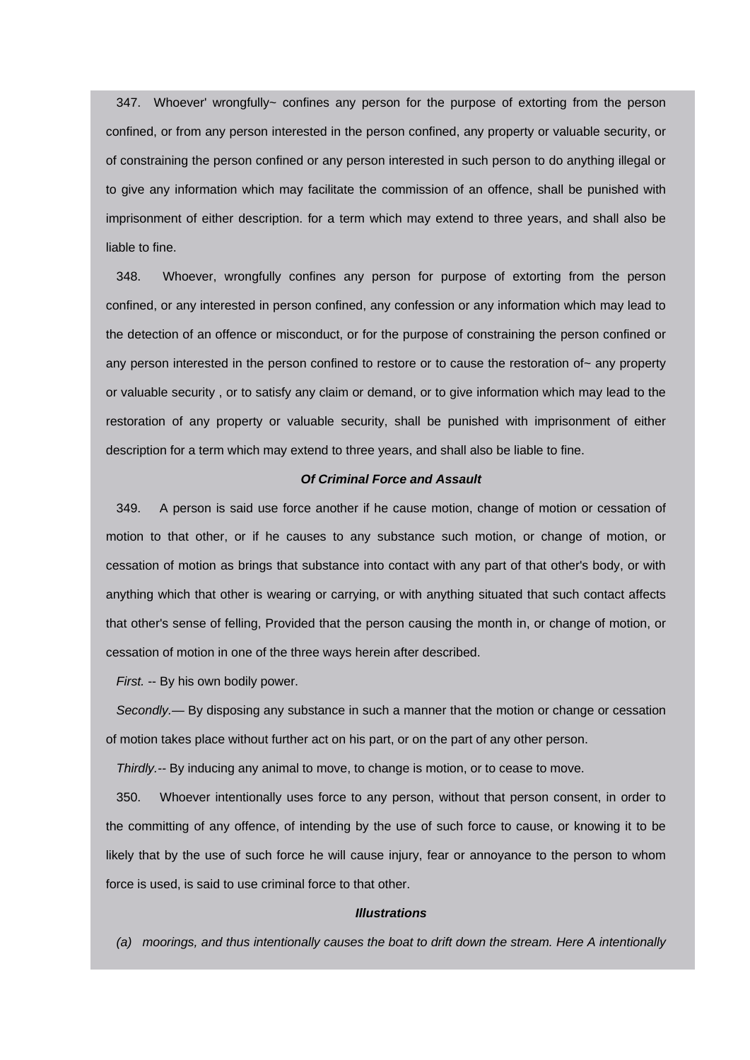347. Whoever' wrongfully~ confines any person for the purpose of extorting from the person confined, or from any person interested in the person confined, any property or valuable security, or of constraining the person confined or any person interested in such person to do anything illegal or to give any information which may facilitate the commission of an offence, shall be punished with imprisonment of either description. for a term which may extend to three years, and shall also be liable to fine.

348. Whoever, wrongfully confines any person for purpose of extorting from the person confined, or any interested in person confined, any confession or any information which may lead to the detection of an offence or misconduct, or for the purpose of constraining the person confined or any person interested in the person confined to restore or to cause the restoration of~ any property or valuable security , or to satisfy any claim or demand, or to give information which may lead to the restoration of any property or valuable security, shall be punished with imprisonment of either description for a term which may extend to three years, and shall also be liable to fine.

***Of Criminal Force and Assault***

349. A person is said use force another if he cause motion, change of motion or cessation of motion to that other, or if he causes to any substance such motion, or change of motion, or cessation of motion as brings that substance into contact with any part of that other's body, or with anything which that other is wearing or carrying, or with anything situated that such contact affects that other's sense of felling, Provided that the person causing the month in, or change of motion, or cessation of motion in one of the three ways herein after described.

*First.* -- By his own bodily power.

*Secondly.*— By disposing any substance in such a manner that the motion or change or cessation of motion takes place without further act on his part, or on the part of any other person.

*Thirdly.*-- By inducing any animal to move, to change is motion, or to cease to move.

350. Whoever intentionally uses force to any person, without that person consent, in order to the committing of any offence, of intending by the use of such force to cause, or knowing it to be likely that by the use of such force he will cause injury, fear or annoyance to the person to whom force is used, is said to use criminal force to that other.

***Illustrations***

*(a) moorings, and thus intentionally causes the boat to drift down the stream. Here A intentionally*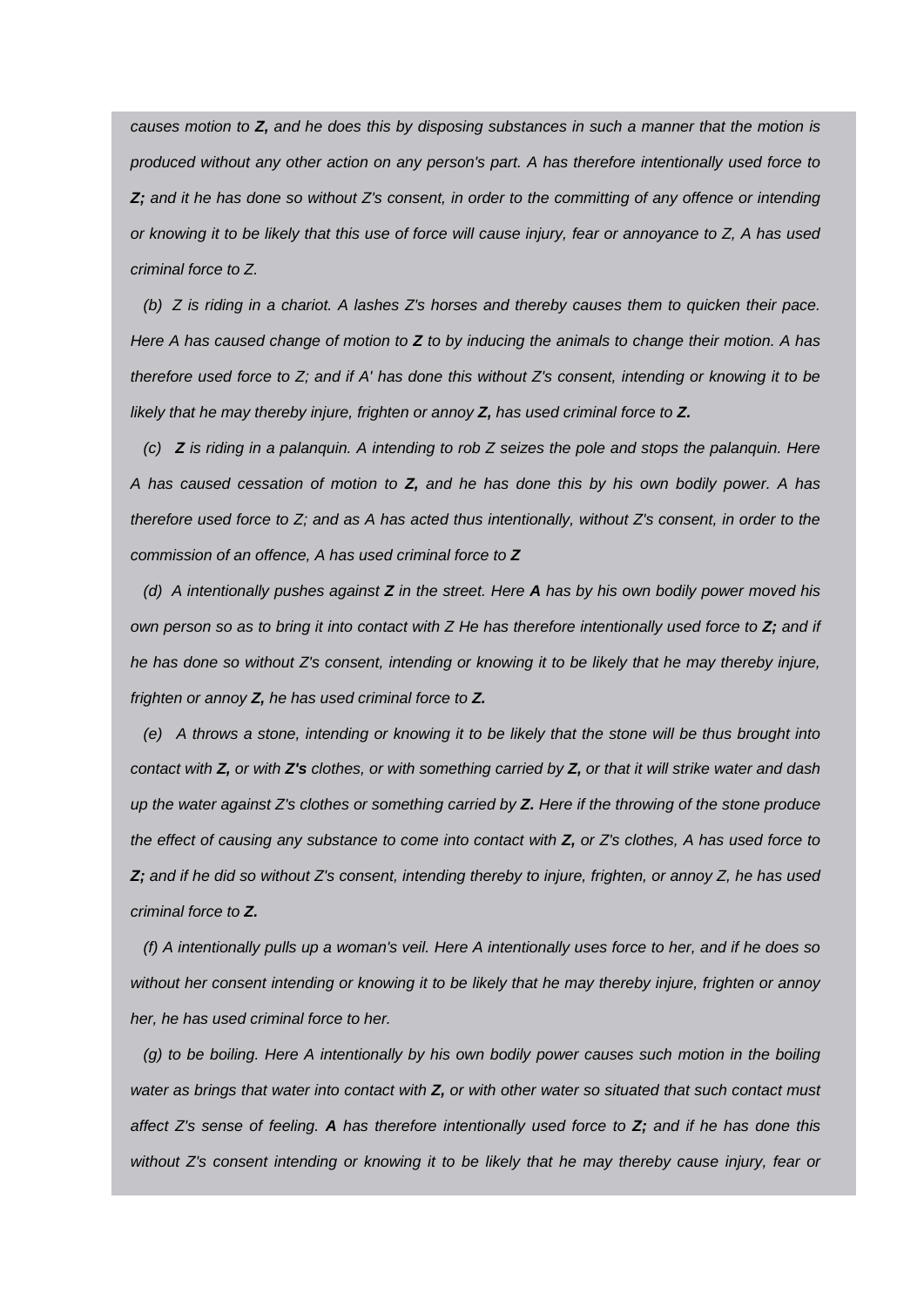*causes motion to **Z,** and he does this by disposing substances in such a manner that the motion is produced without any other action on any person's part. A has therefore intentionally used force to **Z;** and it he has done so without Z's consent, in order to the committing of any offence or intending or knowing it to be likely that this use of force will cause injury, fear or annoyance to Z, A has used criminal force to Z.*

*(b) Z is riding in a chariot. A lashes Z's horses and thereby causes them to quicken their pace. Here A has caused change of motion to **Z** to by inducing the animals to change their motion. A has therefore used force to Z; and if A' has done this without Z's consent, intending or knowing it to be likely that he may thereby injure, frighten or annoy **Z,** has used criminal force to **Z.***

*(c) **Z** is riding in a palanquin. A intending to rob Z seizes the pole and stops the palanquin. Here A has caused cessation of motion to **Z,** and he has done this by his own bodily power. A has therefore used force to Z; and as A has acted thus intentionally, without Z's consent, in order to the commission of an offence, A has used criminal force to **Z***

*(d) A intentionally pushes against **Z** in the street. Here **A** has by his own bodily power moved his own person so as to bring it into contact with Z He has therefore intentionally used force to **Z;** and if he has done so without Z's consent, intending or knowing it to be likely that he may thereby injure, frighten or annoy **Z,** he has used criminal force to **Z.***

*(e) A throws a stone, intending or knowing it to be likely that the stone will be thus brought into contact with **Z,** or with **Z's** clothes, or with something carried by **Z,** or that it will strike water and dash up the water against Z's clothes or something carried by **Z.** Here if the throwing of the stone produce the effect of causing any substance to come into contact with **Z,** or Z's clothes, A has used force to **Z;** and if he did so without Z's consent, intending thereby to injure, frighten, or annoy Z, he has used criminal force to **Z.***

*(f) A intentionally pulls up a woman's veil. Here A intentionally uses force to her, and if he does so without her consent intending or knowing it to be likely that he may thereby injure, frighten or annoy her, he has used criminal force to her.*

*(g) to be boiling. Here A intentionally by his own bodily power causes such motion in the boiling water as brings that water into contact with **Z,** or with other water so situated that such contact must affect Z's sense of feeling. **A** has therefore intentionally used force to **Z;** and if he has done this without Z's consent intending or knowing it to be likely that he may thereby cause injury, fear or*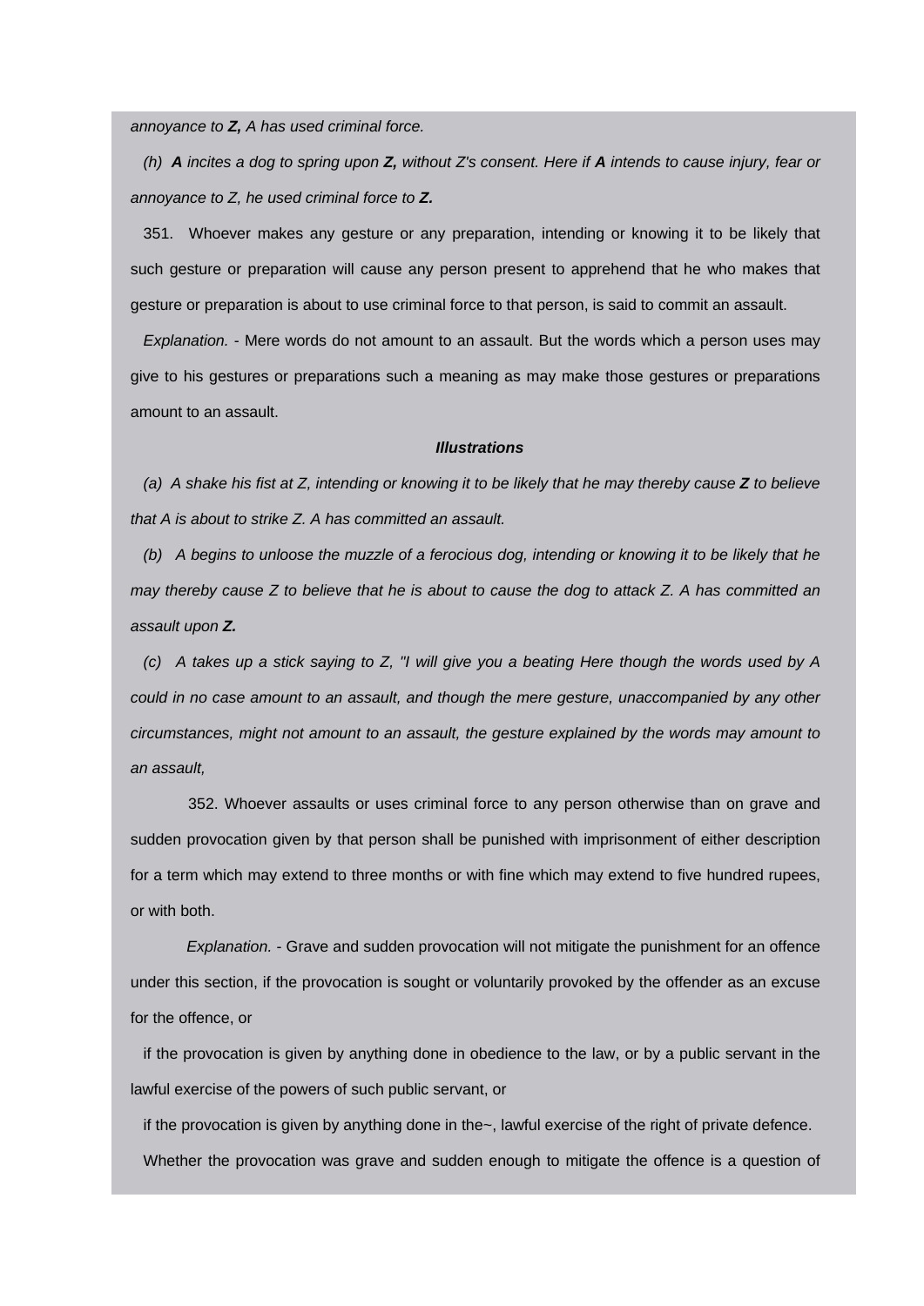*annoyance to **Z,** A has used criminal force.*

*(h) **A** incites a dog to spring upon **Z,** without Z's consent. Here if **A** intends to cause injury, fear or annoyance to Z, he used criminal force to **Z.***

351. Whoever makes any gesture or any preparation, intending or knowing it to be likely that such gesture or preparation will cause any person present to apprehend that he who makes that gesture or preparation is about to use criminal force to that person, is said to commit an assault.

*Explanation.* - Mere words do not amount to an assault. But the words which a person uses may give to his gestures or preparations such a meaning as may make those gestures or preparations amount to an assault.

***Illustrations***

*(a) A shake his fist at Z, intending or knowing it to be likely that he may thereby cause **Z** to believe that A is about to strike Z. A has committed an assault.*

*(b) A begins to unloose the muzzle of a ferocious dog, intending or knowing it to be likely that he may thereby cause Z to believe that he is about to cause the dog to attack Z. A has committed an assault upon **Z.***

*(c) A takes up a stick saying to Z, "I will give you a beating Here though the words used by A could in no case amount to an assault, and though the mere gesture, unaccompanied by any other circumstances, might not amount to an assault, the gesture explained by the words may amount to an assault,*

352. Whoever assaults or uses criminal force to any person otherwise than on grave and sudden provocation given by that person shall be punished with imprisonment of either description for a term which may extend to three months or with fine which may extend to five hundred rupees, or with both.

*Explanation.* - Grave and sudden provocation will not mitigate the punishment for an offence under this section, if the provocation is sought or voluntarily provoked by the offender as an excuse for the offence, or

if the provocation is given by anything done in obedience to the law, or by a public servant in the lawful exercise of the powers of such public servant, or

if the provocation is given by anything done in the~, lawful exercise of the right of private defence.

Whether the provocation was grave and sudden enough to mitigate the offence is a question of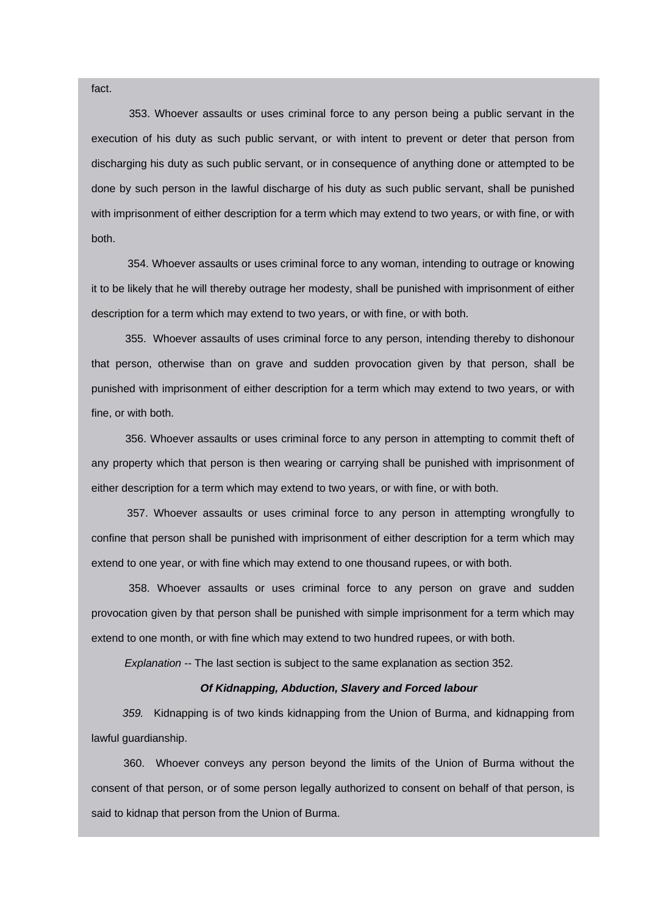fact.

353. Whoever assaults or uses criminal force to any person being a public servant in the execution of his duty as such public servant, or with intent to prevent or deter that person from discharging his duty as such public servant, or in consequence of anything done or attempted to be done by such person in the lawful discharge of his duty as such public servant, shall be punished with imprisonment of either description for a term which may extend to two years, or with fine, or with both.

354. Whoever assaults or uses criminal force to any woman, intending to outrage or knowing it to be likely that he will thereby outrage her modesty, shall be punished with imprisonment of either description for a term which may extend to two years, or with fine, or with both.

355. Whoever assaults of uses criminal force to any person, intending thereby to dishonour that person, otherwise than on grave and sudden provocation given by that person, shall be punished with imprisonment of either description for a term which may extend to two years, or with fine, or with both.

356. Whoever assaults or uses criminal force to any person in attempting to commit theft of any property which that person is then wearing or carrying shall be punished with imprisonment of either description for a term which may extend to two years, or with fine, or with both.

357. Whoever assaults or uses criminal force to any person in attempting wrongfully to confine that person shall be punished with imprisonment of either description for a term which may extend to one year, or with fine which may extend to one thousand rupees, or with both.

358. Whoever assaults or uses criminal force to any person on grave and sudden provocation given by that person shall be punished with simple imprisonment for a term which may extend to one month, or with fine which may extend to two hundred rupees, or with both.

*Explanation* -- The last section is subject to the same explanation as section 352.

### ***Of Kidnapping, Abduction, Slavery and Forced labour***

*359.* Kidnapping is of two kinds kidnapping from the Union of Burma, and kidnapping from lawful guardianship.

360. Whoever conveys any person beyond the limits of the Union of Burma without the consent of that person, or of some person legally authorized to consent on behalf of that person, is said to kidnap that person from the Union of Burma.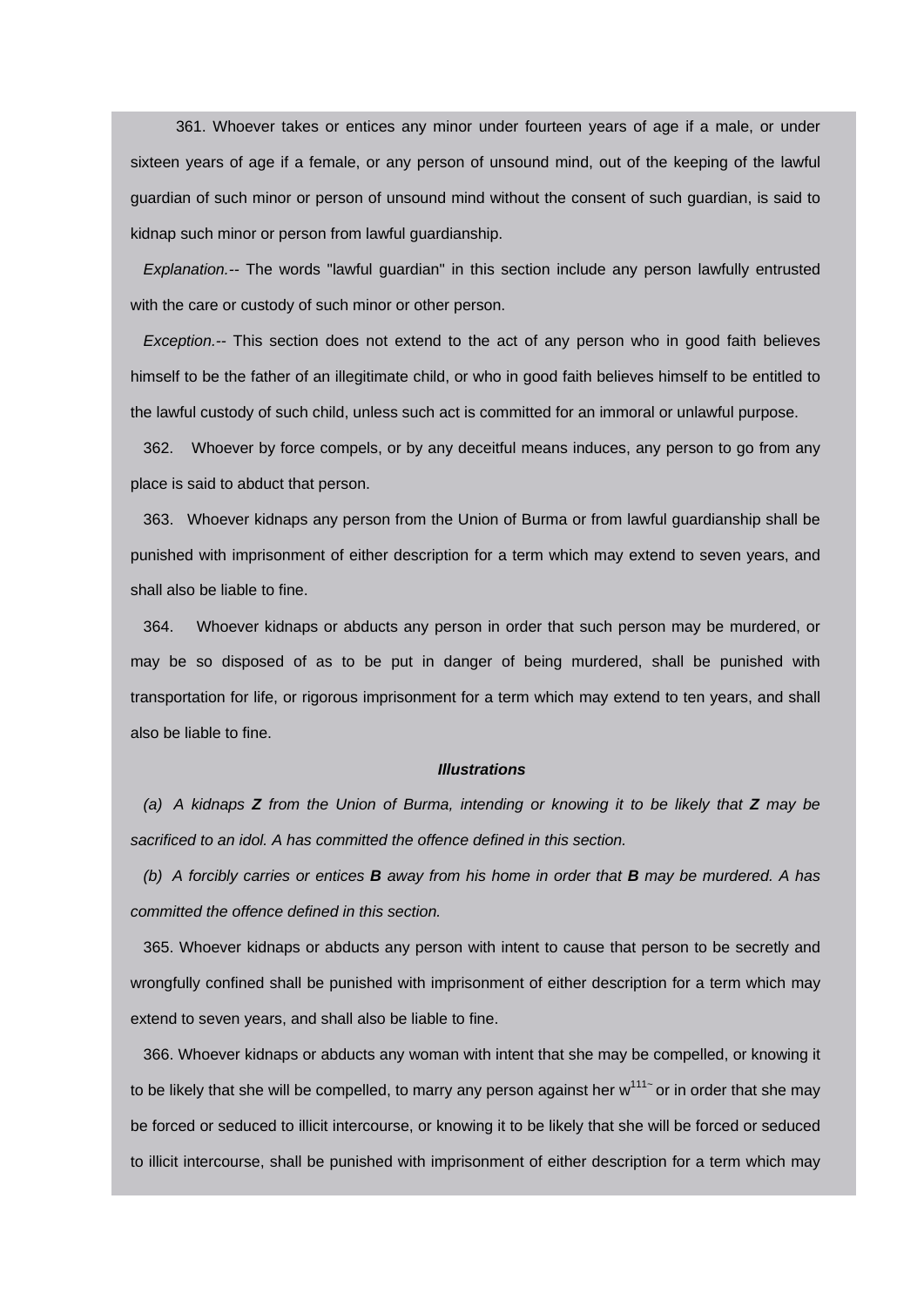361. Whoever takes or entices any minor under fourteen years of age if a male, or under sixteen years of age if a female, or any person of unsound mind, out of the keeping of the lawful guardian of such minor or person of unsound mind without the consent of such guardian, is said to kidnap such minor or person from lawful guardianship.

*Explanation.*-- The words "lawful guardian" in this section include any person lawfully entrusted with the care or custody of such minor or other person.

*Exception.*-- This section does not extend to the act of any person who in good faith believes himself to be the father of an illegitimate child, or who in good faith believes himself to be entitled to the lawful custody of such child, unless such act is committed for an immoral or unlawful purpose.

362. Whoever by force compels, or by any deceitful means induces, any person to go from any place is said to abduct that person.

363. Whoever kidnaps any person from the Union of Burma or from lawful guardianship shall be punished with imprisonment of either description for a term which may extend to seven years, and shall also be liable to fine.

364. Whoever kidnaps or abducts any person in order that such person may be murdered, or may be so disposed of as to be put in danger of being murdered, shall be punished with transportation for life, or rigorous imprisonment for a term which may extend to ten years, and shall also be liable to fine.

***Illustrations***

*(a) A kidnaps* ***Z*** *from the Union of Burma, intending or knowing it to be likely that* ***Z*** *may be sacrificed to an idol. A has committed the offence defined in this section.*

*(b) A forcibly carries or entices* ***B*** *away from his home in order that* ***B*** *may be murdered. A has committed the offence defined in this section.*

365. Whoever kidnaps or abducts any person with intent to cause that person to be secretly and wrongfully confined shall be punished with imprisonment of either description for a term which may extend to seven years, and shall also be liable to fine.

366. Whoever kidnaps or abducts any woman with intent that she may be compelled, or knowing it to be likely that she will be compelled, to marry any person against her w[111~] or in order that she may be forced or seduced to illicit intercourse, or knowing it to be likely that she will be forced or seduced to illicit intercourse, shall be punished with imprisonment of either description for a term which may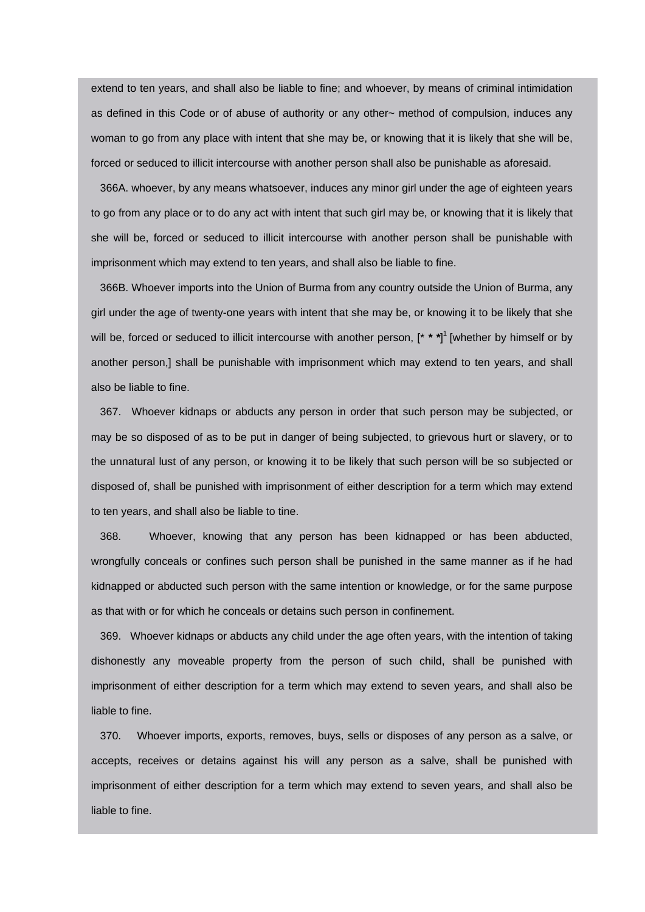extend to ten years, and shall also be liable to fine; and whoever, by means of criminal intimidation as defined in this Code or of abuse of authority or any other~ method of compulsion, induces any woman to go from any place with intent that she may be, or knowing that it is likely that she will be, forced or seduced to illicit intercourse with another person shall also be punishable as aforesaid.

366A. whoever, by any means whatsoever, induces any minor girl under the age of eighteen years to go from any place or to do any act with intent that such girl may be, or knowing that it is likely that she will be, forced or seduced to illicit intercourse with another person shall be punishable with imprisonment which may extend to ten years, and shall also be liable to fine.

366B. Whoever imports into the Union of Burma from any country outside the Union of Burma, any girl under the age of twenty-one years with intent that she may be, or knowing it to be likely that she will be, forced or seduced to illicit intercourse with another person, [* * *][1] [whether by himself or by another person,] shall be punishable with imprisonment which may extend to ten years, and shall also be liable to fine.

367. Whoever kidnaps or abducts any person in order that such person may be subjected, or may be so disposed of as to be put in danger of being subjected, to grievous hurt or slavery, or to the unnatural lust of any person, or knowing it to be likely that such person will be so subjected or disposed of, shall be punished with imprisonment of either description for a term which may extend to ten years, and shall also be liable to tine.

368. Whoever, knowing that any person has been kidnapped or has been abducted, wrongfully conceals or confines such person shall be punished in the same manner as if he had kidnapped or abducted such person with the same intention or knowledge, or for the same purpose as that with or for which he conceals or detains such person in confinement.

369. Whoever kidnaps or abducts any child under the age often years, with the intention of taking dishonestly any moveable property from the person of such child, shall be punished with imprisonment of either description for a term which may extend to seven years, and shall also be liable to fine.

370. Whoever imports, exports, removes, buys, sells or disposes of any person as a salve, or accepts, receives or detains against his will any person as a salve, shall be punished with imprisonment of either description for a term which may extend to seven years, and shall also be liable to fine.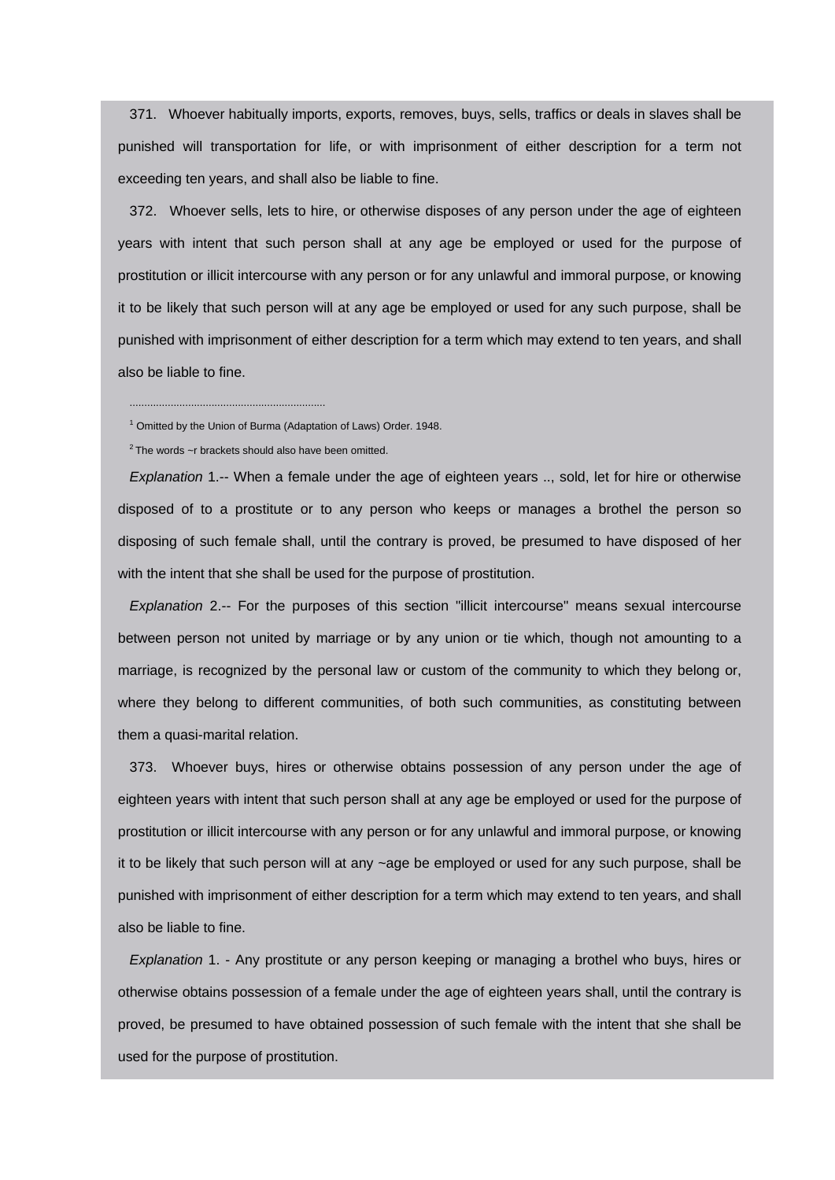371. Whoever habitually imports, exports, removes, buys, sells, traffics or deals in slaves shall be punished will transportation for life, or with imprisonment of either description for a term not exceeding ten years, and shall also be liable to fine.

372. Whoever sells, lets to hire, or otherwise disposes of any person under the age of eighteen years with intent that such person shall at any age be employed or used for the purpose of prostitution or illicit intercourse with any person or for any unlawful and immoral purpose, or knowing it to be likely that such person will at any age be employed or used for any such purpose, shall be punished with imprisonment of either description for a term which may extend to ten years, and shall also be liable to fine.

...................................................................

[1] Omitted by the Union of Burma (Adaptation of Laws) Order. 1948.

[2] The words ~r brackets should also have been omitted.

*Explanation* 1.-- When a female under the age of eighteen years .., sold, let for hire or otherwise disposed of to a prostitute or to any person who keeps or manages a brothel the person so disposing of such female shall, until the contrary is proved, be presumed to have disposed of her with the intent that she shall be used for the purpose of prostitution.

*Explanation* 2.-- For the purposes of this section "illicit intercourse" means sexual intercourse between person not united by marriage or by any union or tie which, though not amounting to a marriage, is recognized by the personal law or custom of the community to which they belong or, where they belong to different communities, of both such communities, as constituting between them a quasi-marital relation.

373. Whoever buys, hires or otherwise obtains possession of any person under the age of eighteen years with intent that such person shall at any age be employed or used for the purpose of prostitution or illicit intercourse with any person or for any unlawful and immoral purpose, or knowing it to be likely that such person will at any ~age be employed or used for any such purpose, shall be punished with imprisonment of either description for a term which may extend to ten years, and shall also be liable to fine.

*Explanation* 1. - Any prostitute or any person keeping or managing a brothel who buys, hires or otherwise obtains possession of a female under the age of eighteen years shall, until the contrary is proved, be presumed to have obtained possession of such female with the intent that she shall be used for the purpose of prostitution.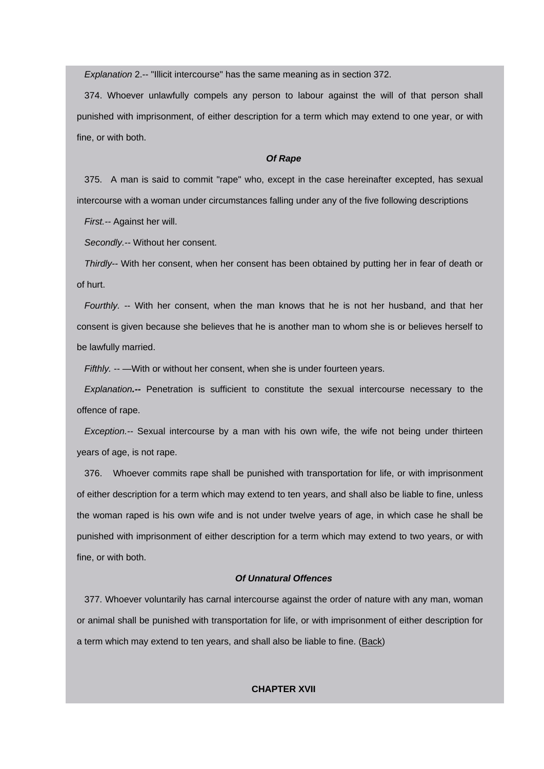*Explanation* 2.-- "Illicit intercourse" has the same meaning as in section 372.

374. Whoever unlawfully compels any person to labour against the will of that person shall punished with imprisonment, of either description for a term which may extend to one year, or with fine, or with both.

### ***Of Rape***

375. A man is said to commit "rape" who, except in the case hereinafter excepted, has sexual intercourse with a woman under circumstances falling under any of the five following descriptions

*First.*-- Against her will.

*Secondly.*-- Without her consent.

*Thirdly*-- With her consent, when her consent has been obtained by putting her in fear of death or of hurt.

*Fourthly.* -- With her consent, when the man knows that he is not her husband, and that her consent is given because she believes that he is another man to whom she is or believes herself to be lawfully married.

*Fifthly.* -- —With or without her consent, when she is under fourteen years.

*Explanation***.--** Penetration is sufficient to constitute the sexual intercourse necessary to the offence of rape.

*Exception.*-- Sexual intercourse by a man with his own wife, the wife not being under thirteen years of age, is not rape.

376. Whoever commits rape shall be punished with transportation for life, or with imprisonment of either description for a term which may extend to ten years, and shall also be liable to fine, unless the woman raped is his own wife and is not under twelve years of age, in which case he shall be punished with imprisonment of either description for a term which may extend to two years, or with fine, or with both.

### ***Of Unnatural Offences***

377. Whoever voluntarily has carnal intercourse against the order of nature with any man, woman or animal shall be punished with transportation for life, or with imprisonment of either description for a term which may extend to ten years, and shall also be liable to fine. (Back)

## CHAPTER XVII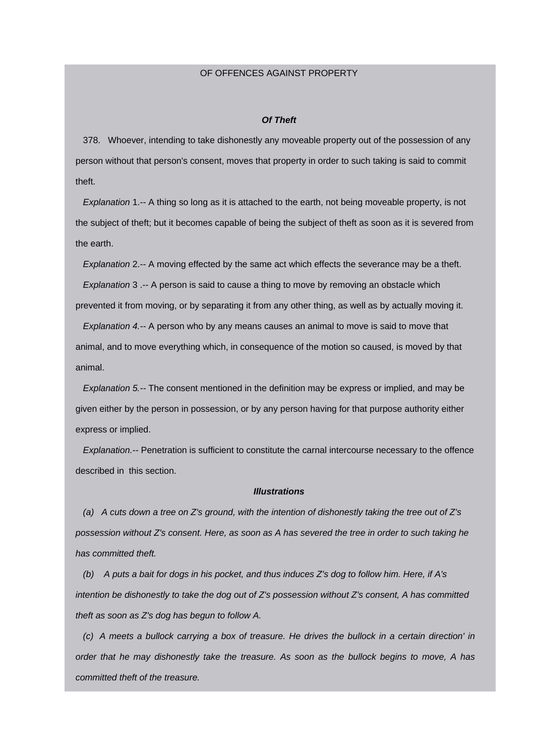OF OFFENCES AGAINST PROPERTY

***Of Theft***

378. Whoever, intending to take dishonestly any moveable property out of the possession of any person without that person's consent, moves that property in order to such taking is said to commit theft.

*Explanation* 1.-- A thing so long as it is attached to the earth, not being moveable property, is not the subject of theft; but it becomes capable of being the subject of theft as soon as it is severed from the earth.

*Explanation* 2.-- A moving effected by the same act which effects the severance may be a theft.

*Explanation* 3 .-- A person is said to cause a thing to move by removing an obstacle which prevented it from moving, or by separating it from any other thing, as well as by actually moving it.

*Explanation 4.--* A person who by any means causes an animal to move is said to move that animal, and to move everything which, in consequence of the motion so caused, is moved by that animal.

*Explanation 5.--* The consent mentioned in the definition may be express or implied, and may be given either by the person in possession, or by any person having for that purpose authority either express or implied.

*Explanation.--* Penetration is sufficient to constitute the carnal intercourse necessary to the offence described in this section.

***Illustrations***

*(a) A cuts down a tree on Z's ground, with the intention of dishonestly taking the tree out of Z's possession without Z's consent. Here, as soon as A has severed the tree in order to such taking he has committed theft.*

*(b) A puts a bait for dogs in his pocket, and thus induces Z's dog to follow him. Here, if A's intention be dishonestly to take the dog out of Z's possession without Z's consent, A has committed theft as soon as Z's dog has begun to follow A.*

*(c) A meets a bullock carrying a box of treasure. He drives the bullock in a certain direction' in order that he may dishonestly take the treasure. As soon as the bullock begins to move, A has committed theft of the treasure.*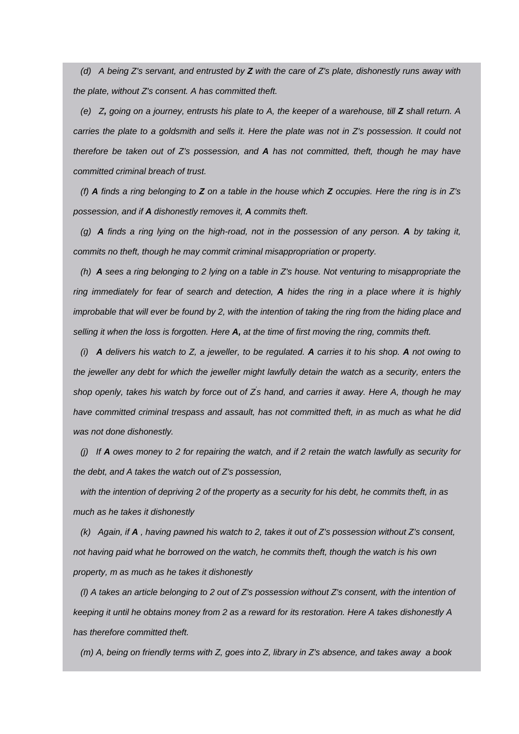*(d) A being Z's servant, and entrusted by **Z** with the care of Z's plate, dishonestly runs away with the plate, without Z's consent. A has committed theft.*

*(e) Z**,** going on a journey, entrusts his plate to A, the keeper of a warehouse, till **Z** shall return. A carries the plate to a goldsmith and sells it. Here the plate was not in Z's possession. It could not therefore be taken out of Z's possession, and **A** has not committed, theft, though he may have committed criminal breach of trust.*

*(f) **A** finds a ring belonging to **Z** on a table in the house which **Z** occupies. Here the ring is in Z's possession, and if **A** dishonestly removes it, **A** commits theft.*

*(g) **A** finds a ring lying on the high-road, not in the possession of any person. **A** by taking it, commits no theft, though he may commit criminal misappropriation or property.*

*(h) **A** sees a ring belonging to 2 lying on a table in Z's house. Not venturing to misappropriate the ring immediately for fear of search and detection, **A** hides the ring in a place where it is highly improbable that will ever be found by 2, with the intention of taking the ring from the hiding place and selling it when the loss is forgotten. Here **A,** at the time of first moving the ring, commits theft.*

*(i) **A** delivers his watch to Z, a jeweller, to be regulated. **A** carries it to his shop. **A** not owing to the jeweller any debt for which the jeweller might lawfully detain the watch as a security, enters the shop openly, takes his watch by force out of Z's hand, and carries it away. Here A, though he may have committed criminal trespass and assault, has not committed theft, in as much as what he did was not done dishonestly.*

*(j) If **A** owes money to 2 for repairing the watch, and if 2 retain the watch lawfully as security for the debt, and A takes the watch out of Z's possession,*

*with the intention of depriving 2 of the property as a security for his debt, he commits theft, in as much as he takes it dishonestly*

*(k) Again, if **A** , having pawned his watch to 2, takes it out of Z's possession without Z's consent, not having paid what he borrowed on the watch, he commits theft, though the watch is his own property, m as much as he takes it dishonestly*

*(l) A takes an article belonging to 2 out of Z's possession without Z's consent, with the intention of keeping it until he obtains money from 2 as a reward for its restoration. Here A takes dishonestly A has therefore committed theft.*

*(m) A, being on friendly terms with Z, goes into Z, library in Z's absence, and takes away a book*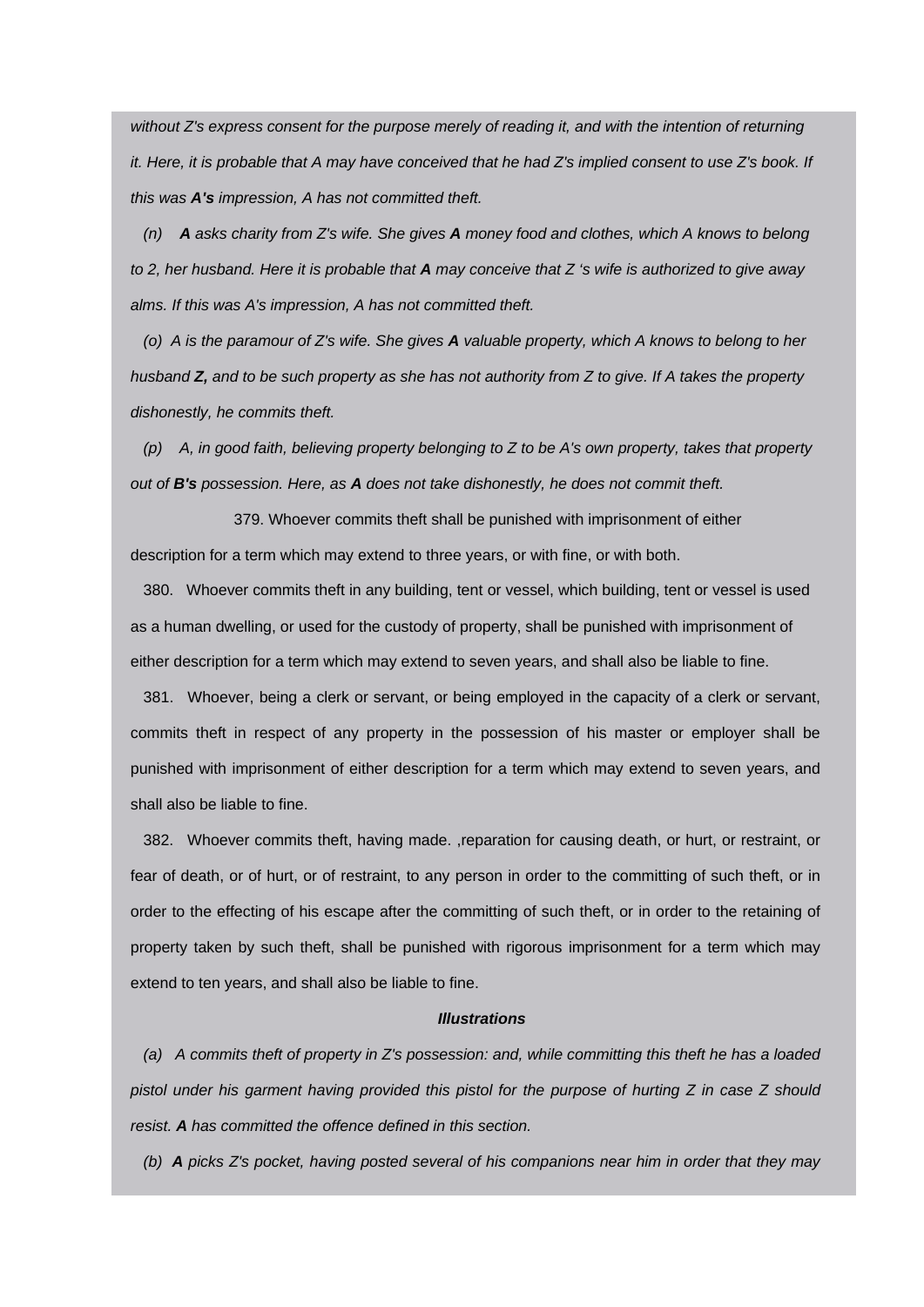*without Z's express consent for the purpose merely of reading it, and with the intention of returning it. Here, it is probable that A may have conceived that he had Z's implied consent to use Z's book. If this was* ***A's*** *impression, A has not committed theft.*

*(n)* ***A*** *asks charity from Z's wife. She gives* ***A*** *money food and clothes, which A knows to belong to 2, her husband. Here it is probable that* ***A*** *may conceive that Z 's wife is authorized to give away alms. If this was A's impression, A has not committed theft.*

*(o) A is the paramour of Z's wife. She gives* ***A*** *valuable property, which A knows to belong to her husband* ***Z,*** *and to be such property as she has not authority from Z to give. If A takes the property dishonestly, he commits theft.*

*(p) A, in good faith, believing property belonging to Z to be A's own property, takes that property out of* ***B's*** *possession. Here, as* ***A*** *does not take dishonestly, he does not commit theft.*

379. Whoever commits theft shall be punished with imprisonment of either description for a term which may extend to three years, or with fine, or with both.

380. Whoever commits theft in any building, tent or vessel, which building, tent or vessel is used as a human dwelling, or used for the custody of property, shall be punished with imprisonment of either description for a term which may extend to seven years, and shall also be liable to fine.

381. Whoever, being a clerk or servant, or being employed in the capacity of a clerk or servant, commits theft in respect of any property in the possession of his master or employer shall be punished with imprisonment of either description for a term which may extend to seven years, and shall also be liable to fine.

382. Whoever commits theft, having made. ,reparation for causing death, or hurt, or restraint, or fear of death, or of hurt, or of restraint, to any person in order to the committing of such theft, or in order to the effecting of his escape after the committing of such theft, or in order to the retaining of property taken by such theft, shall be punished with rigorous imprisonment for a term which may extend to ten years, and shall also be liable to fine.

***Illustrations***

*(a) A commits theft of property in Z's possession: and, while committing this theft he has a loaded pistol under his garment having provided this pistol for the purpose of hurting Z in case Z should resist.* ***A*** *has committed the offence defined in this section.*

*(b)* ***A*** *picks Z's pocket, having posted several of his companions near him in order that they may*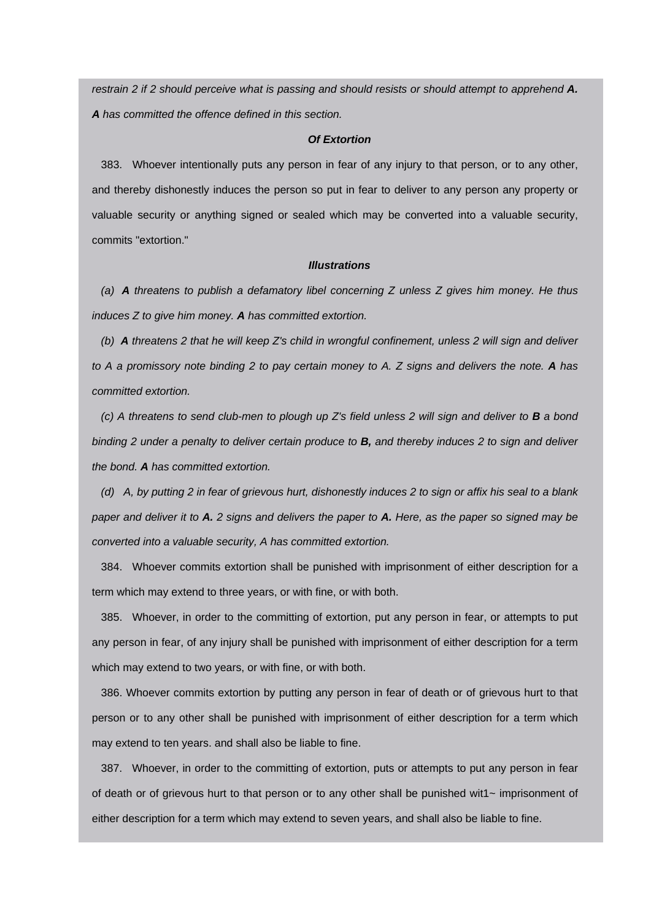*restrain 2 if 2 should perceive what is passing and should resists or should attempt to apprehend **A.** **A** has committed the offence defined in this section.*

***Of Extortion***

383. Whoever intentionally puts any person in fear of any injury to that person, or to any other, and thereby dishonestly induces the person so put in fear to deliver to any person any property or valuable security or anything signed or sealed which may be converted into a valuable security, commits "extortion."

***Illustrations***

*(a) **A** threatens to publish a defamatory libel concerning Z unless Z gives him money. He thus induces Z to give him money. **A** has committed extortion.*

*(b) **A** threatens 2 that he will keep Z's child in wrongful confinement, unless 2 will sign and deliver to A a promissory note binding 2 to pay certain money to A. Z signs and delivers the note. **A** has committed extortion.*

*(c) A threatens to send club-men to plough up Z's field unless 2 will sign and deliver to **B** a bond binding 2 under a penalty to deliver certain produce to **B,** and thereby induces 2 to sign and deliver the bond. **A** has committed extortion.*

*(d) A, by putting 2 in fear of grievous hurt, dishonestly induces 2 to sign or affix his seal to a blank paper and deliver it to **A.** 2 signs and delivers the paper to **A.** Here, as the paper so signed may be converted into a valuable security, A has committed extortion.*

384. Whoever commits extortion shall be punished with imprisonment of either description for a term which may extend to three years, or with fine, or with both.

385. Whoever, in order to the committing of extortion, put any person in fear, or attempts to put any person in fear, of any injury shall be punished with imprisonment of either description for a term which may extend to two years, or with fine, or with both.

386. Whoever commits extortion by putting any person in fear of death or of grievous hurt to that person or to any other shall be punished with imprisonment of either description for a term which may extend to ten years. and shall also be liable to fine.

387. Whoever, in order to the committing of extortion, puts or attempts to put any person in fear of death or of grievous hurt to that person or to any other shall be punished wit1~ imprisonment of either description for a term which may extend to seven years, and shall also be liable to fine.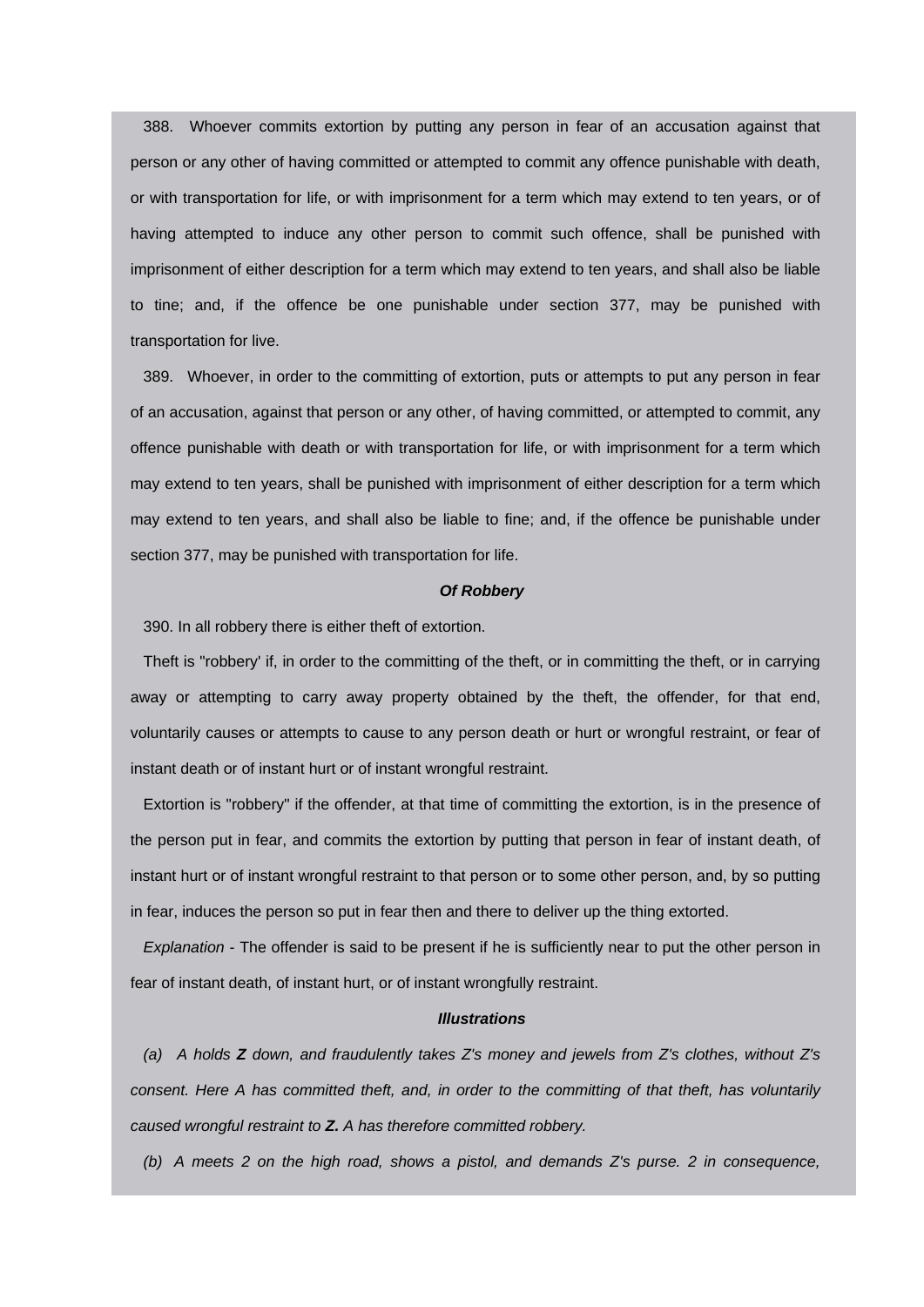388. Whoever commits extortion by putting any person in fear of an accusation against that person or any other of having committed or attempted to commit any offence punishable with death, or with transportation for life, or with imprisonment for a term which may extend to ten years, or of having attempted to induce any other person to commit such offence, shall be punished with imprisonment of either description for a term which may extend to ten years, and shall also be liable to tine; and, if the offence be one punishable under section 377, may be punished with transportation for live.

389. Whoever, in order to the committing of extortion, puts or attempts to put any person in fear of an accusation, against that person or any other, of having committed, or attempted to commit, any offence punishable with death or with transportation for life, or with imprisonment for a term which may extend to ten years, shall be punished with imprisonment of either description for a term which may extend to ten years, and shall also be liable to fine; and, if the offence be punishable under section 377, may be punished with transportation for life.

***Of Robbery***

390. In all robbery there is either theft of extortion.

Theft is "robbery' if, in order to the committing of the theft, or in committing the theft, or in carrying away or attempting to carry away property obtained by the theft, the offender, for that end, voluntarily causes or attempts to cause to any person death or hurt or wrongful restraint, or fear of instant death or of instant hurt or of instant wrongful restraint.

Extortion is "robbery" if the offender, at that time of committing the extortion, is in the presence of the person put in fear, and commits the extortion by putting that person in fear of instant death, of instant hurt or of instant wrongful restraint to that person or to some other person, and, by so putting in fear, induces the person so put in fear then and there to deliver up the thing extorted.

*Explanation* - The offender is said to be present if he is sufficiently near to put the other person in fear of instant death, of instant hurt, or of instant wrongfully restraint.

***Illustrations***

*(a) A holds **Z** down, and fraudulently takes Z's money and jewels from Z's clothes, without Z's consent. Here A has committed theft, and, in order to the committing of that theft, has voluntarily caused wrongful restraint to **Z.** A has therefore committed robbery.*

*(b) A meets 2 on the high road, shows a pistol, and demands Z's purse. 2 in consequence,*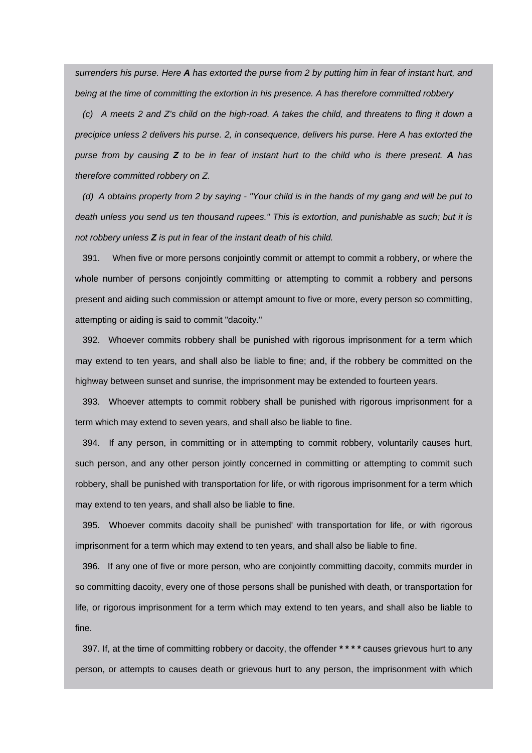*surrenders his purse. Here **A** has extorted the purse from 2 by putting him in fear of instant hurt, and being at the time of committing the extortion in his presence. A has therefore committed robbery*

*(c) A meets 2 and Z's child on the high-road. A takes the child, and threatens to fling it down a precipice unless 2 delivers his purse. 2, in consequence, delivers his purse. Here A has extorted the purse from by causing **Z** to be in fear of instant hurt to the child who is there present. **A** has therefore committed robbery on Z.*

*(d) A obtains property from 2 by saying - "Your child is in the hands of my gang and will be put to death unless you send us ten thousand rupees." This is extortion, and punishable as such; but it is not robbery unless **Z** is put in fear of the instant death of his child.*

391. When five or more persons conjointly commit or attempt to commit a robbery, or where the whole number of persons conjointly committing or attempting to commit a robbery and persons present and aiding such commission or attempt amount to five or more, every person so committing, attempting or aiding is said to commit "dacoity."

392. Whoever commits robbery shall be punished with rigorous imprisonment for a term which may extend to ten years, and shall also be liable to fine; and, if the robbery be committed on the highway between sunset and sunrise, the imprisonment may be extended to fourteen years.

393. Whoever attempts to commit robbery shall be punished with rigorous imprisonment for a term which may extend to seven years, and shall also be liable to fine.

394. If any person, in committing or in attempting to commit robbery, voluntarily causes hurt, such person, and any other person jointly concerned in committing or attempting to commit such robbery, shall be punished with transportation for life, or with rigorous imprisonment for a term which may extend to ten years, and shall also be liable to fine.

395. Whoever commits dacoity shall be punished' with transportation for life, or with rigorous imprisonment for a term which may extend to ten years, and shall also be liable to fine.

396. If any one of five or more person, who are conjointly committing dacoity, commits murder in so committing dacoity, every one of those persons shall be punished with death, or transportation for life, or rigorous imprisonment for a term which may extend to ten years, and shall also be liable to fine.

397. If, at the time of committing robbery or dacoity, the offender **\* \* \* \*** causes grievous hurt to any person, or attempts to causes death or grievous hurt to any person, the imprisonment with which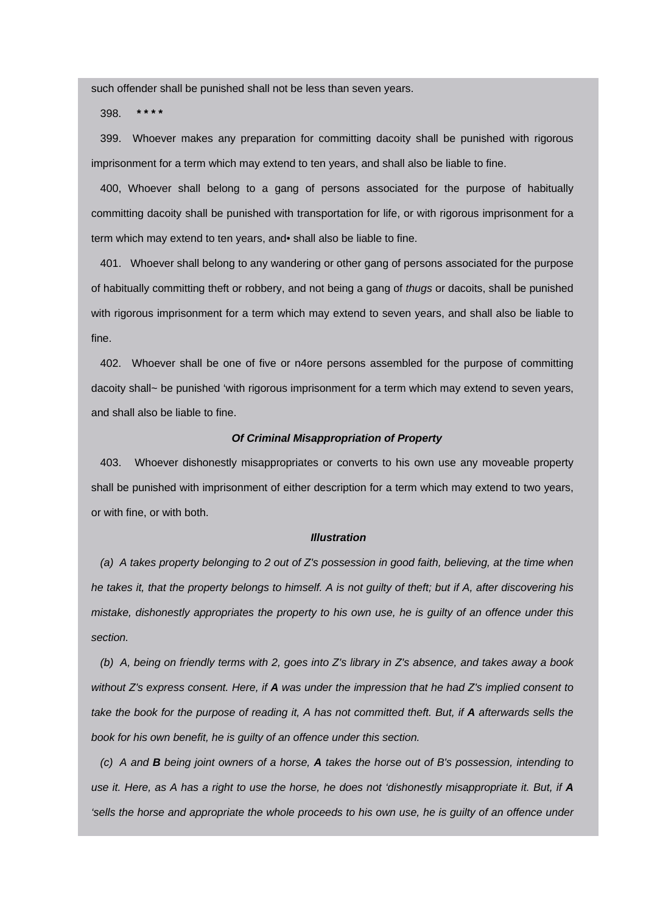such offender shall be punished shall not be less than seven years.

398. **\* \* \* \***

399. Whoever makes any preparation for committing dacoity shall be punished with rigorous imprisonment for a term which may extend to ten years, and shall also be liable to fine.

400, Whoever shall belong to a gang of persons associated for the purpose of habitually committing dacoity shall be punished with transportation for life, or with rigorous imprisonment for a term which may extend to ten years, and• shall also be liable to fine.

401. Whoever shall belong to any wandering or other gang of persons associated for the purpose of habitually committing theft or robbery, and not being a gang of *thugs* or dacoits, shall be punished with rigorous imprisonment for a term which may extend to seven years, and shall also be liable to fine.

402. Whoever shall be one of five or n4ore persons assembled for the purpose of committing dacoity shall~ be punished 'with rigorous imprisonment for a term which may extend to seven years, and shall also be liable to fine.

***Of Criminal Misappropriation of Property***

403. Whoever dishonestly misappropriates or converts to his own use any moveable property shall be punished with imprisonment of either description for a term which may extend to two years, or with fine, or with both.

***Illustration***

*(a) A takes property belonging to 2 out of Z's possession in good faith, believing, at the time when he takes it, that the property belongs to himself. A is not guilty of theft; but if A, after discovering his mistake, dishonestly appropriates the property to his own use, he is guilty of an offence under this section.*

*(b) A, being on friendly terms with 2, goes into Z's library in Z's absence, and takes away a book without Z's express consent. Here, if **A** was under the impression that he had Z's implied consent to take the book for the purpose of reading it, A has not committed theft. But, if **A** afterwards sells the book for his own benefit, he is guilty of an offence under this section.*

*(c) A and **B** being joint owners of a horse, **A** takes the horse out of B's possession, intending to use it. Here, as A has a right to use the horse, he does not 'dishonestly misappropriate it. But, if **A** 'sells the horse and appropriate the whole proceeds to his own use, he is guilty of an offence under*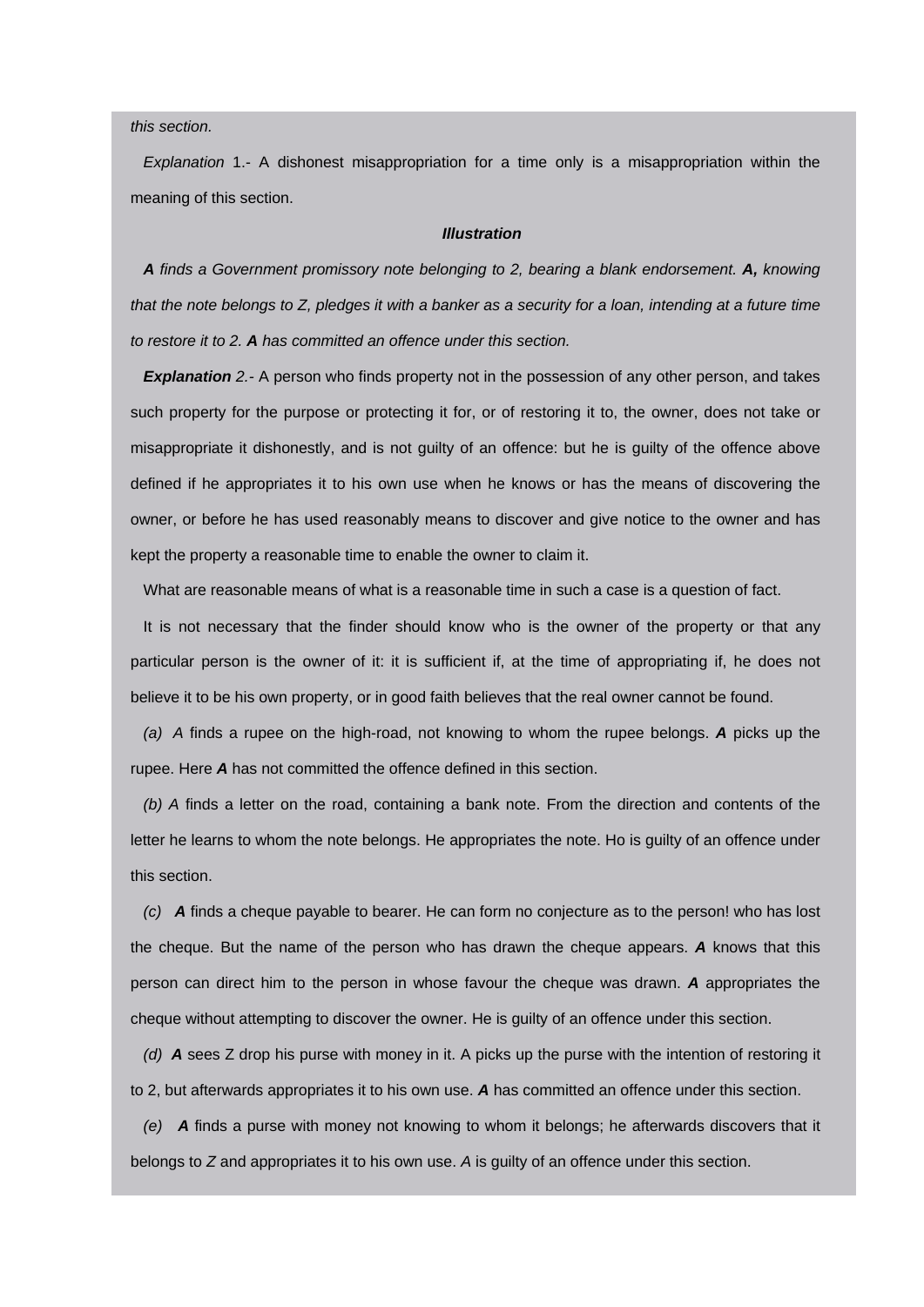*this section.*

*Explanation* 1.- A dishonest misappropriation for a time only is a misappropriation within the meaning of this section.

***Illustration***

***A** finds a Government promissory note belonging to 2, bearing a blank endorsement. **A,** knowing that the note belongs to Z, pledges it with a banker as a security for a loan, intending at a future time to restore it to 2. **A** has committed an offence under this section.*

***Explanation** 2.-* A person who finds property not in the possession of any other person, and takes such property for the purpose or protecting it for, or of restoring it to, the owner, does not take or misappropriate it dishonestly, and is not guilty of an offence: but he is guilty of the offence above defined if he appropriates it to his own use when he knows or has the means of discovering the owner, or before he has used reasonably means to discover and give notice to the owner and has kept the property a reasonable time to enable the owner to claim it.

What are reasonable means of what is a reasonable time in such a case is a question of fact.

It is not necessary that the finder should know who is the owner of the property or that any particular person is the owner of it: it is sufficient if, at the time of appropriating if, he does not believe it to be his own property, or in good faith believes that the real owner cannot be found.

*(a) A* finds a rupee on the high-road, not knowing to whom the rupee belongs. ***A*** picks up the rupee. Here ***A*** has not committed the offence defined in this section.

*(b) A* finds a letter on the road, containing a bank note. From the direction and contents of the letter he learns to whom the note belongs. He appropriates the note. Ho is guilty of an offence under this section.

*(c)* ***A*** finds a cheque payable to bearer. He can form no conjecture as to the person! who has lost the cheque. But the name of the person who has drawn the cheque appears. ***A*** knows that this person can direct him to the person in whose favour the cheque was drawn. ***A*** appropriates the cheque without attempting to discover the owner. He is guilty of an offence under this section.

*(d)* ***A*** sees Z drop his purse with money in it. A picks up the purse with the intention of restoring it to 2, but afterwards appropriates it to his own use. ***A*** has committed an offence under this section.

*(e)* ***A*** finds a purse with money not knowing to whom it belongs; he afterwards discovers that it belongs to *Z* and appropriates it to his own use. *A* is guilty of an offence under this section.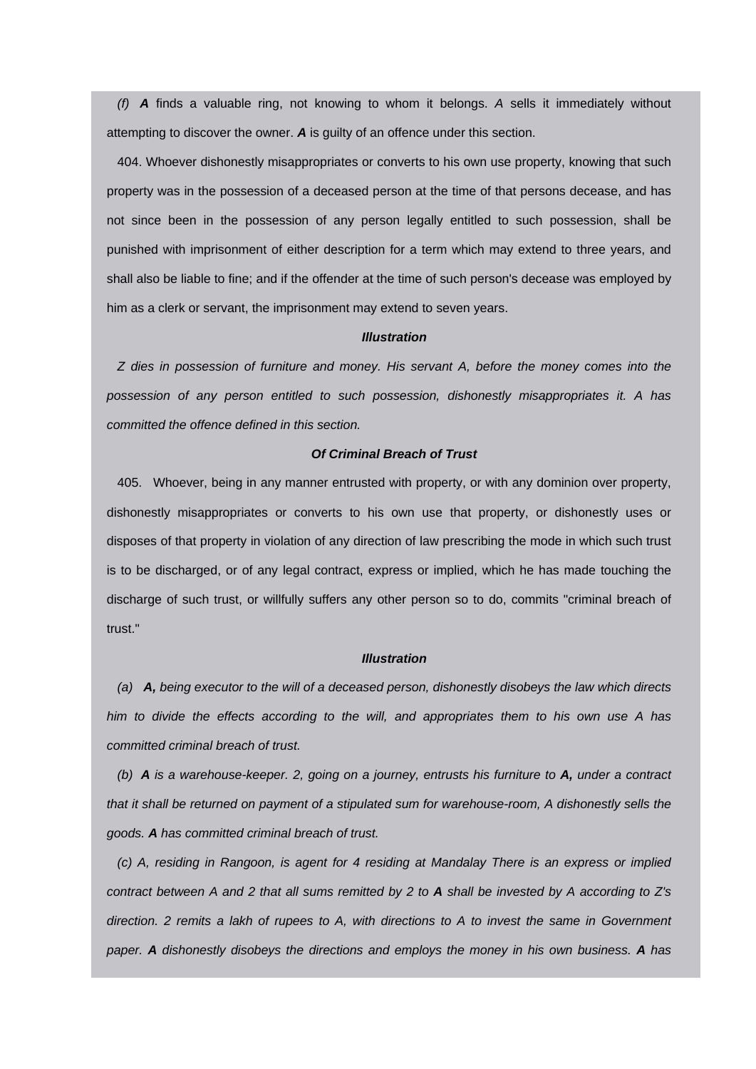*(f)* ***A*** finds a valuable ring, not knowing to whom it belongs. *A* sells it immediately without attempting to discover the owner. ***A*** is guilty of an offence under this section.

404. Whoever dishonestly misappropriates or converts to his own use property, knowing that such property was in the possession of a deceased person at the time of that persons decease, and has not since been in the possession of any person legally entitled to such possession, shall be punished with imprisonment of either description for a term which may extend to three years, and shall also be liable to fine; and if the offender at the time of such person's decease was employed by him as a clerk or servant, the imprisonment may extend to seven years.

***Illustration***

*Z dies in possession of furniture and money. His servant A, before the money comes into the possession of any person entitled to such possession, dishonestly misappropriates it. A has committed the offence defined in this section.*

***Of Criminal Breach of Trust***

405. Whoever, being in any manner entrusted with property, or with any dominion over property, dishonestly misappropriates or converts to his own use that property, or dishonestly uses or disposes of that property in violation of any direction of law prescribing the mode in which such trust is to be discharged, or of any legal contract, express or implied, which he has made touching the discharge of such trust, or willfully suffers any other person so to do, commits "criminal breach of trust."

***Illustration***

*(a)* ***A,*** *being executor to the will of a deceased person, dishonestly disobeys the law which directs him to divide the effects according to the will, and appropriates them to his own use A has committed criminal breach of trust.*

*(b)* ***A*** *is a warehouse-keeper. 2, going on a journey, entrusts his furniture to* ***A,*** *under a contract that it shall be returned on payment of a stipulated sum for warehouse-room, A dishonestly sells the goods.* ***A*** *has committed criminal breach of trust.*

*(c) A, residing in Rangoon, is agent for 4 residing at Mandalay There is an express or implied contract between A and 2 that all sums remitted by 2 to* ***A*** *shall be invested by A according to Z's direction. 2 remits a lakh of rupees to A, with directions to A to invest the same in Government paper.* ***A*** *dishonestly disobeys the directions and employs the money in his own business.* ***A*** *has*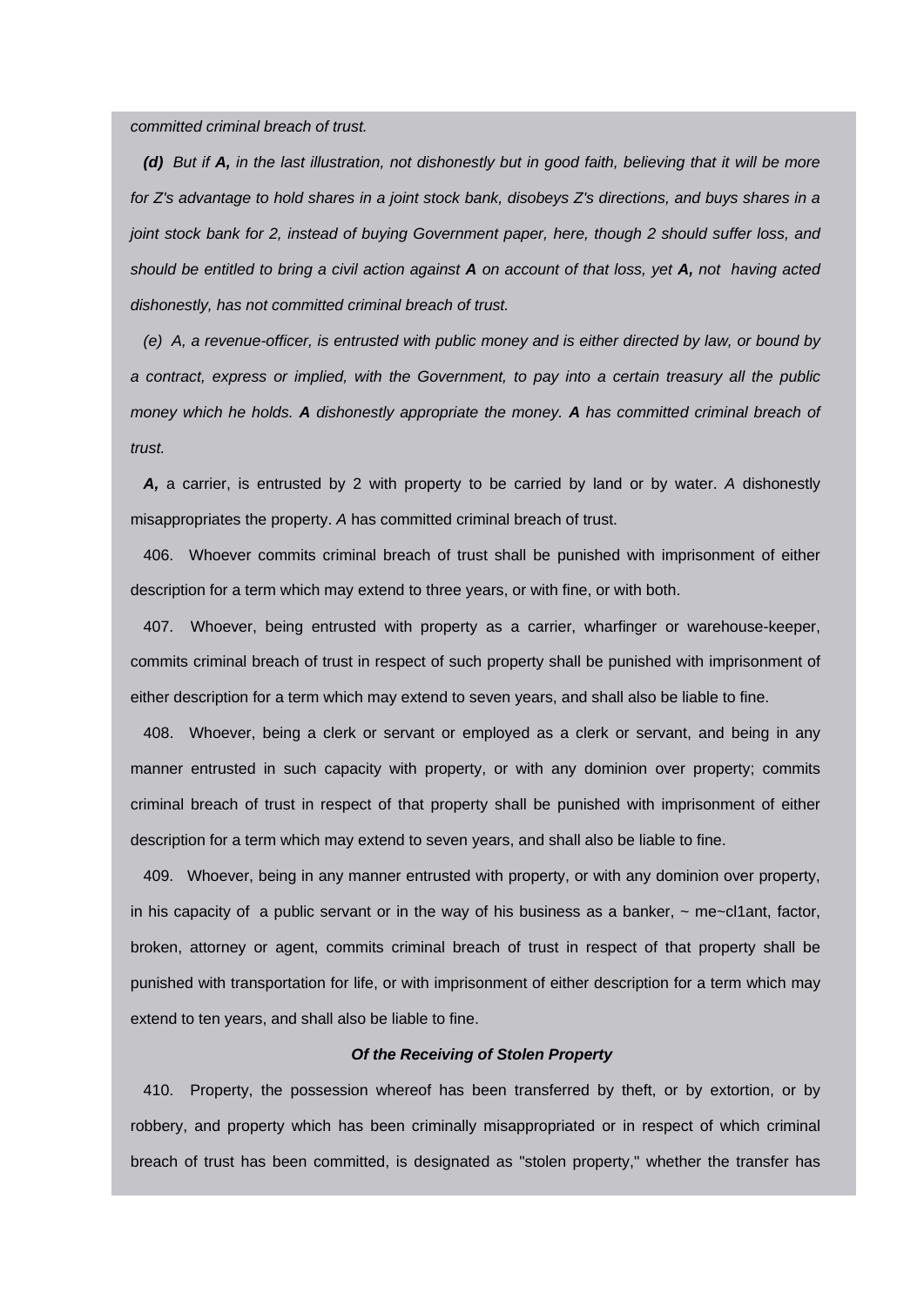*committed criminal breach of trust.*

***(d)*** *But if **A,** in the last illustration, not dishonestly but in good faith, believing that it will be more for Z's advantage to hold shares in a joint stock bank, disobeys Z's directions, and buys shares in a joint stock bank for 2, instead of buying Government paper, here, though 2 should suffer loss, and should be entitled to bring a civil action against **A** on account of that loss, yet **A,** not having acted dishonestly, has not committed criminal breach of trust.*

*(e) A, a revenue-officer, is entrusted with public money and is either directed by law, or bound by a contract, express or implied, with the Government, to pay into a certain treasury all the public money which he holds. **A** dishonestly appropriate the money. **A** has committed criminal breach of trust.*

***A,*** a carrier, is entrusted by 2 with property to be carried by land or by water. *A* dishonestly misappropriates the property. *A* has committed criminal breach of trust.

406. Whoever commits criminal breach of trust shall be punished with imprisonment of either description for a term which may extend to three years, or with fine, or with both.

407. Whoever, being entrusted with property as a carrier, wharfinger or warehouse-keeper, commits criminal breach of trust in respect of such property shall be punished with imprisonment of either description for a term which may extend to seven years, and shall also be liable to fine.

408. Whoever, being a clerk or servant or employed as a clerk or servant, and being in any manner entrusted in such capacity with property, or with any dominion over property; commits criminal breach of trust in respect of that property shall be punished with imprisonment of either description for a term which may extend to seven years, and shall also be liable to fine.

409. Whoever, being in any manner entrusted with property, or with any dominion over property, in his capacity of a public servant or in the way of his business as a banker, ~ me~cl1ant, factor, broken, attorney or agent, commits criminal breach of trust in respect of that property shall be punished with transportation for life, or with imprisonment of either description for a term which may extend to ten years, and shall also be liable to fine.

### *Of the Receiving of Stolen Property*

410. Property, the possession whereof has been transferred by theft, or by extortion, or by robbery, and property which has been criminally misappropriated or in respect of which criminal breach of trust has been committed, is designated as "stolen property," whether the transfer has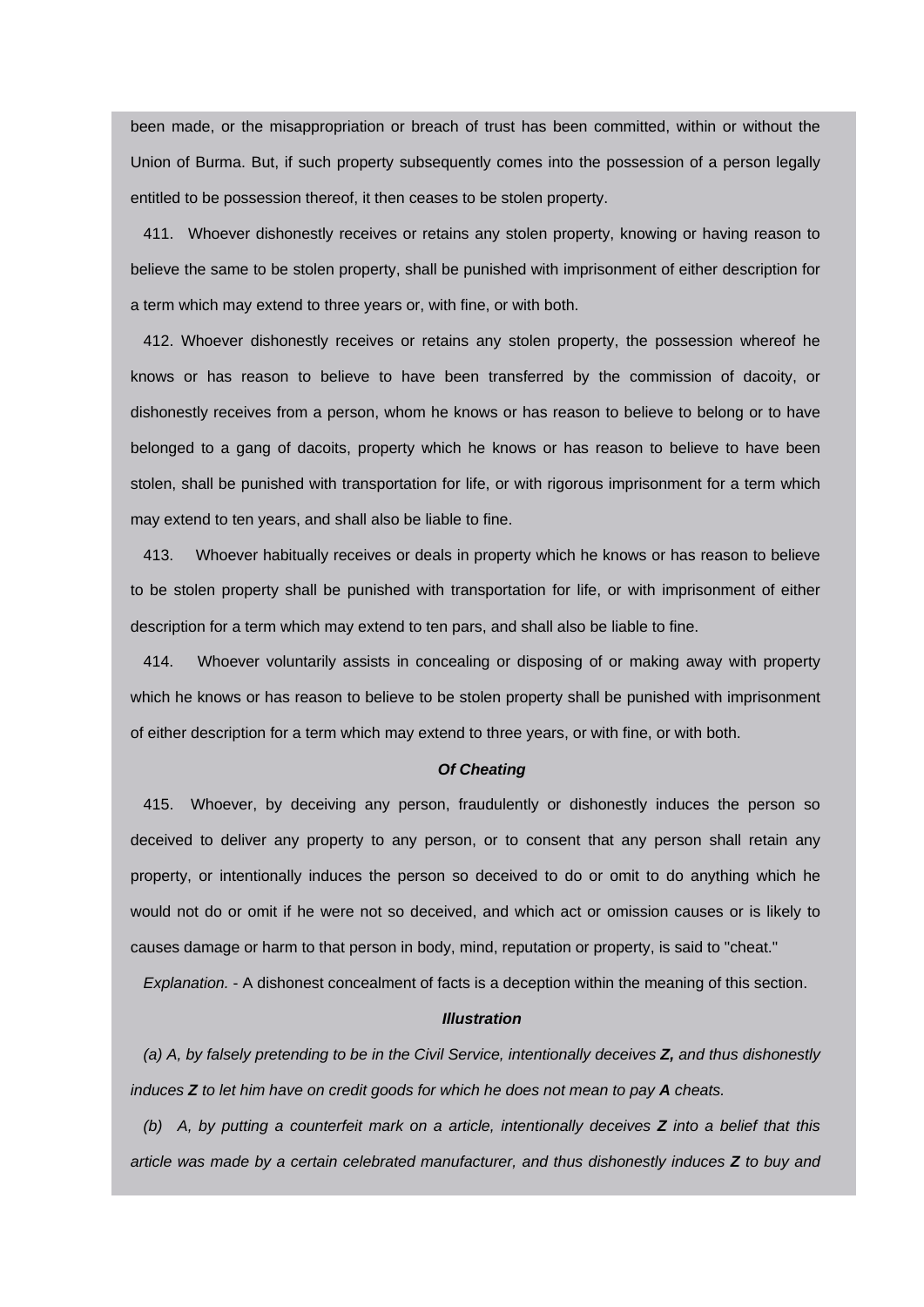been made, or the misappropriation or breach of trust has been committed, within or without the Union of Burma. But, if such property subsequently comes into the possession of a person legally entitled to be possession thereof, it then ceases to be stolen property.

411. Whoever dishonestly receives or retains any stolen property, knowing or having reason to believe the same to be stolen property, shall be punished with imprisonment of either description for a term which may extend to three years or, with fine, or with both.

412. Whoever dishonestly receives or retains any stolen property, the possession whereof he knows or has reason to believe to have been transferred by the commission of dacoity, or dishonestly receives from a person, whom he knows or has reason to believe to belong or to have belonged to a gang of dacoits, property which he knows or has reason to believe to have been stolen, shall be punished with transportation for life, or with rigorous imprisonment for a term which may extend to ten years, and shall also be liable to fine.

413. Whoever habitually receives or deals in property which he knows or has reason to believe to be stolen property shall be punished with transportation for life, or with imprisonment of either description for a term which may extend to ten pars, and shall also be liable to fine.

414. Whoever voluntarily assists in concealing or disposing of or making away with property which he knows or has reason to believe to be stolen property shall be punished with imprisonment of either description for a term which may extend to three years, or with fine, or with both.

### *Of Cheating*

415. Whoever, by deceiving any person, fraudulently or dishonestly induces the person so deceived to deliver any property to any person, or to consent that any person shall retain any property, or intentionally induces the person so deceived to do or omit to do anything which he would not do or omit if he were not so deceived, and which act or omission causes or is likely to causes damage or harm to that person in body, mind, reputation or property, is said to "cheat."

*Explanation.* - A dishonest concealment of facts is a deception within the meaning of this section.

#### *Illustration*

*(a) A, by falsely pretending to be in the Civil Service, intentionally deceives* ***Z,*** *and thus dishonestly induces* ***Z*** *to let him have on credit goods for which he does not mean to pay* ***A*** *cheats.*

*(b) A, by putting a counterfeit mark on a article, intentionally deceives* ***Z*** *into a belief that this article was made by a certain celebrated manufacturer, and thus dishonestly induces* ***Z*** *to buy and*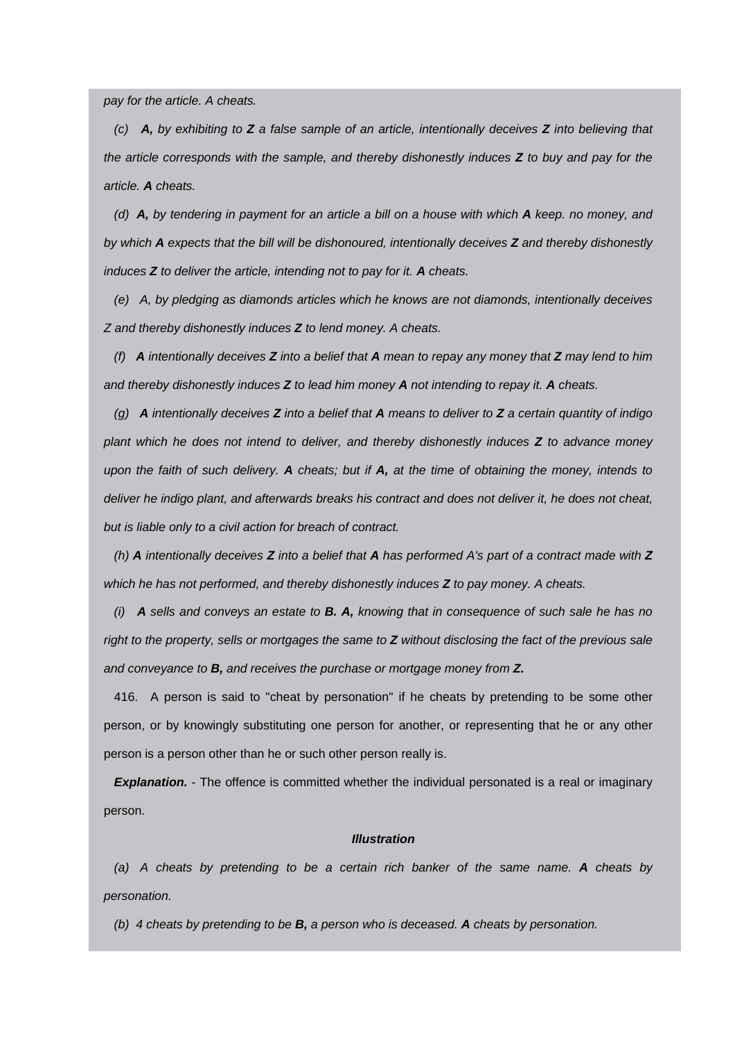*pay for the article. A cheats.*

*(c) **A,** by exhibiting to **Z** a false sample of an article, intentionally deceives **Z** into believing that the article corresponds with the sample, and thereby dishonestly induces **Z** to buy and pay for the article. **A** cheats.*

*(d) **A,** by tendering in payment for an article a bill on a house with which **A** keep. no money, and by which **A** expects that the bill will be dishonoured, intentionally deceives **Z** and thereby dishonestly induces **Z** to deliver the article, intending not to pay for it. **A** cheats.*

*(e) A, by pledging as diamonds articles which he knows are not diamonds, intentionally deceives Z and thereby dishonestly induces **Z** to lend money. A cheats.*

*(f) **A** intentionally deceives **Z** into a belief that **A** mean to repay any money that **Z** may lend to him and thereby dishonestly induces **Z** to lead him money **A** not intending to repay it. **A** cheats.*

*(g) **A** intentionally deceives **Z** into a belief that **A** means to deliver to **Z** a certain quantity of indigo plant which he does not intend to deliver, and thereby dishonestly induces **Z** to advance money upon the faith of such delivery. **A** cheats; but if **A,** at the time of obtaining the money, intends to deliver he indigo plant, and afterwards breaks his contract and does not deliver it, he does not cheat, but is liable only to a civil action for breach of contract.*

*(h) **A** intentionally deceives **Z** into a belief that **A** has performed A's part of a contract made with **Z** which he has not performed, and thereby dishonestly induces **Z** to pay money. A cheats.*

*(i) **A** sells and conveys an estate to **B. A,** knowing that in consequence of such sale he has no right to the property, sells or mortgages the same to **Z** without disclosing the fact of the previous sale and conveyance to **B,** and receives the purchase or mortgage money from **Z.***

416. A person is said to "cheat by personation" if he cheats by pretending to be some other person, or by knowingly substituting one person for another, or representing that he or any other person is a person other than he or such other person really is.

***Explanation.*** - The offence is committed whether the individual personated is a real or imaginary person.

***Illustration***

*(a) A cheats by pretending to be a certain rich banker of the same name. **A** cheats by personation.*

*(b) 4 cheats by pretending to be **B,** a person who is deceased. **A** cheats by personation.*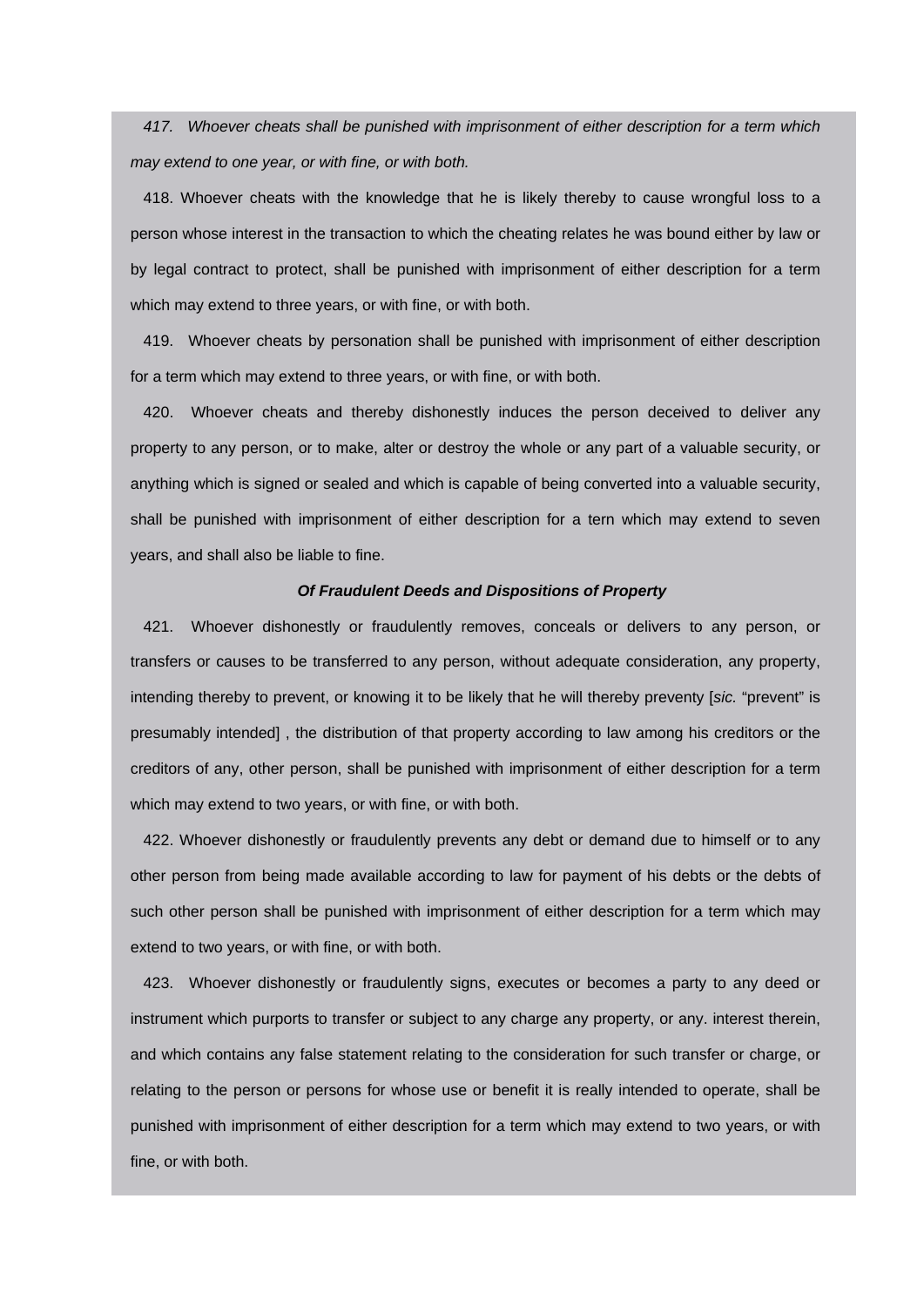*417. Whoever cheats shall be punished with imprisonment of either description for a term which may extend to one year, or with fine, or with both.*

418. Whoever cheats with the knowledge that he is likely thereby to cause wrongful loss to a person whose interest in the transaction to which the cheating relates he was bound either by law or by legal contract to protect, shall be punished with imprisonment of either description for a term which may extend to three years, or with fine, or with both.

419. Whoever cheats by personation shall be punished with imprisonment of either description for a term which may extend to three years, or with fine, or with both.

420. Whoever cheats and thereby dishonestly induces the person deceived to deliver any property to any person, or to make, alter or destroy the whole or any part of a valuable security, or anything which is signed or sealed and which is capable of being converted into a valuable security, shall be punished with imprisonment of either description for a tern which may extend to seven years, and shall also be liable to fine.

### *Of Fraudulent Deeds and Dispositions of Property*

421. Whoever dishonestly or fraudulently removes, conceals or delivers to any person, or transfers or causes to be transferred to any person, without adequate consideration, any property, intending thereby to prevent, or knowing it to be likely that he will thereby preventy [*sic.* "prevent" is presumably intended] , the distribution of that property according to law among his creditors or the creditors of any, other person, shall be punished with imprisonment of either description for a term which may extend to two years, or with fine, or with both.

422. Whoever dishonestly or fraudulently prevents any debt or demand due to himself or to any other person from being made available according to law for payment of his debts or the debts of such other person shall be punished with imprisonment of either description for a term which may extend to two years, or with fine, or with both.

423. Whoever dishonestly or fraudulently signs, executes or becomes a party to any deed or instrument which purports to transfer or subject to any charge any property, or any. interest therein, and which contains any false statement relating to the consideration for such transfer or charge, or relating to the person or persons for whose use or benefit it is really intended to operate, shall be punished with imprisonment of either description for a term which may extend to two years, or with fine, or with both.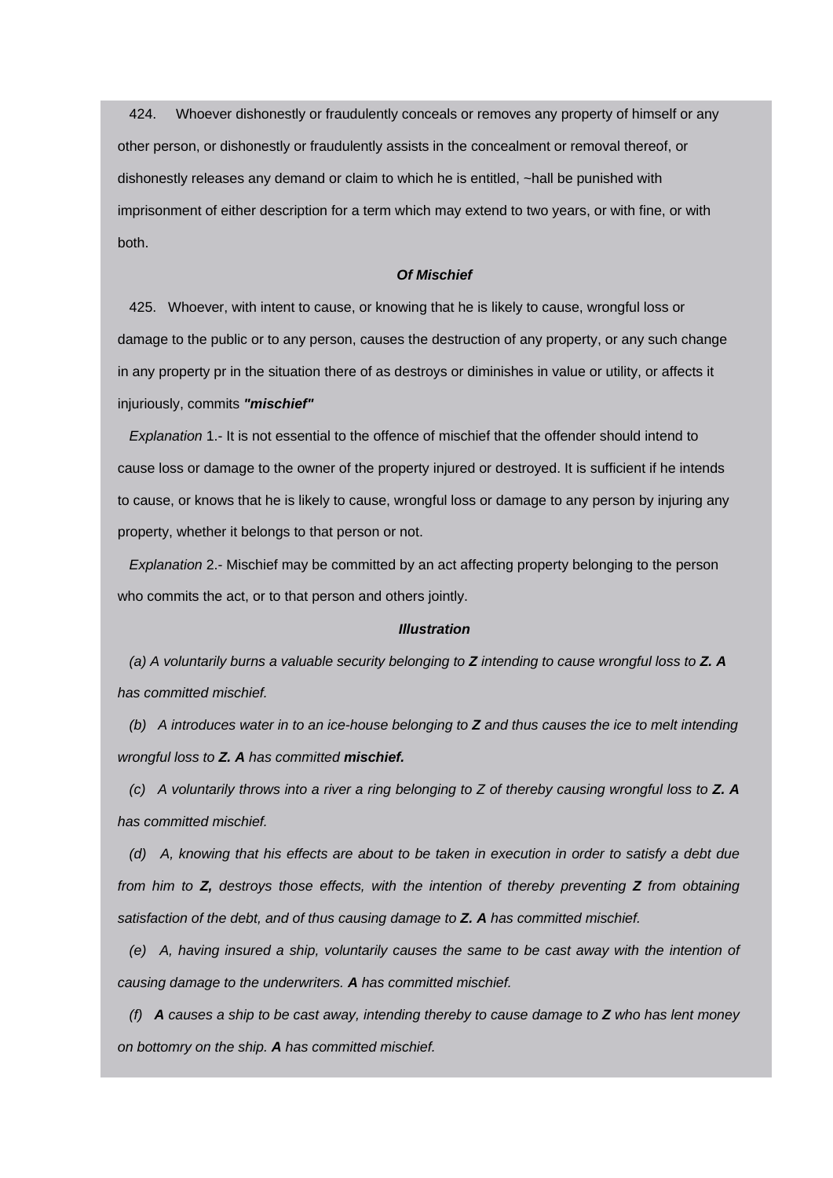424. Whoever dishonestly or fraudulently conceals or removes any property of himself or any other person, or dishonestly or fraudulently assists in the concealment or removal thereof, or dishonestly releases any demand or claim to which he is entitled, ~hall be punished with imprisonment of either description for a term which may extend to two years, or with fine, or with both.

### *Of Mischief*

425. Whoever, with intent to cause, or knowing that he is likely to cause, wrongful loss or damage to the public or to any person, causes the destruction of any property, or any such change in any property pr in the situation there of as destroys or diminishes in value or utility, or affects it injuriously, commits ***"mischief"***

*Explanation* 1.- It is not essential to the offence of mischief that the offender should intend to cause loss or damage to the owner of the property injured or destroyed. It is sufficient if he intends to cause, or knows that he is likely to cause, wrongful loss or damage to any person by injuring any property, whether it belongs to that person or not.

*Explanation* 2.- Mischief may be committed by an act affecting property belonging to the person who commits the act, or to that person and others jointly.

### *Illustration*

*(a) A voluntarily burns a valuable security belonging to **Z** intending to cause wrongful loss to **Z. A** has committed mischief.*

*(b) A introduces water in to an ice-house belonging to **Z** and thus causes the ice to melt intending wrongful loss to **Z. A** has committed **mischief.***

*(c) A voluntarily throws into a river a ring belonging to Z of thereby causing wrongful loss to **Z. A** has committed mischief.*

*(d) A, knowing that his effects are about to be taken in execution in order to satisfy a debt due from him to **Z,** destroys those effects, with the intention of thereby preventing **Z** from obtaining satisfaction of the debt, and of thus causing damage to **Z. A** has committed mischief.*

*(e) A, having insured a ship, voluntarily causes the same to be cast away with the intention of causing damage to the underwriters. **A** has committed mischief.*

*(f) **A** causes a ship to be cast away, intending thereby to cause damage to **Z** who has lent money on bottomry on the ship. **A** has committed mischief.*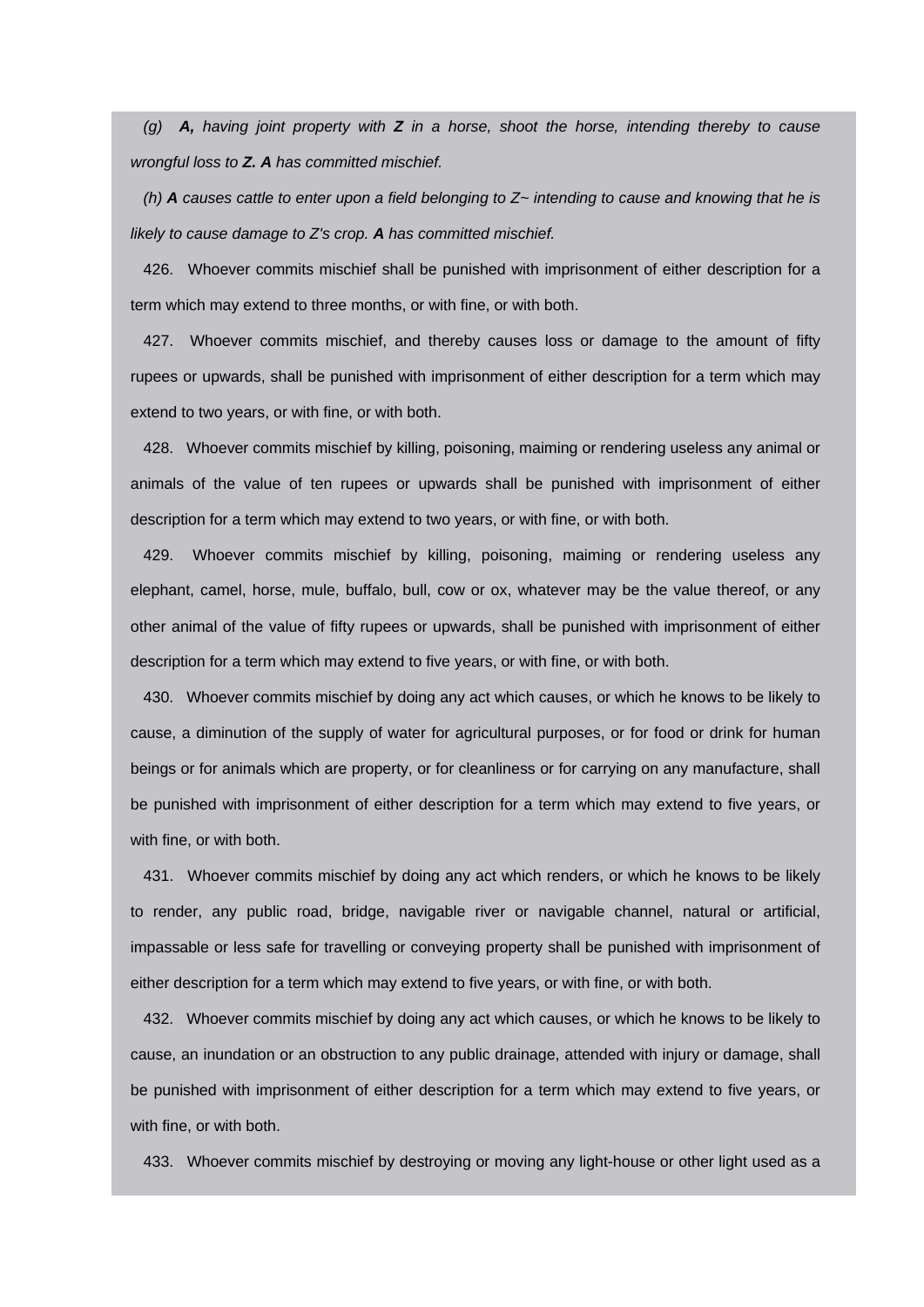*(g) **A,** having joint property with **Z** in a horse, shoot the horse, intending thereby to cause wrongful loss to **Z. A** has committed mischief.*

*(h) **A** causes cattle to enter upon a field belonging to Z~ intending to cause and knowing that he is likely to cause damage to Z's crop. **A** has committed mischief.*

426. Whoever commits mischief shall be punished with imprisonment of either description for a term which may extend to three months, or with fine, or with both.

427. Whoever commits mischief, and thereby causes loss or damage to the amount of fifty rupees or upwards, shall be punished with imprisonment of either description for a term which may extend to two years, or with fine, or with both.

428. Whoever commits mischief by killing, poisoning, maiming or rendering useless any animal or animals of the value of ten rupees or upwards shall be punished with imprisonment of either description for a term which may extend to two years, or with fine, or with both.

429. Whoever commits mischief by killing, poisoning, maiming or rendering useless any elephant, camel, horse, mule, buffalo, bull, cow or ox, whatever may be the value thereof, or any other animal of the value of fifty rupees or upwards, shall be punished with imprisonment of either description for a term which may extend to five years, or with fine, or with both.

430. Whoever commits mischief by doing any act which causes, or which he knows to be likely to cause, a diminution of the supply of water for agricultural purposes, or for food or drink for human beings or for animals which are property, or for cleanliness or for carrying on any manufacture, shall be punished with imprisonment of either description for a term which may extend to five years, or with fine, or with both.

431. Whoever commits mischief by doing any act which renders, or which he knows to be likely to render, any public road, bridge, navigable river or navigable channel, natural or artificial, impassable or less safe for travelling or conveying property shall be punished with imprisonment of either description for a term which may extend to five years, or with fine, or with both.

432. Whoever commits mischief by doing any act which causes, or which he knows to be likely to cause, an inundation or an obstruction to any public drainage, attended with injury or damage, shall be punished with imprisonment of either description for a term which may extend to five years, or with fine, or with both.

433. Whoever commits mischief by destroying or moving any light-house or other light used as a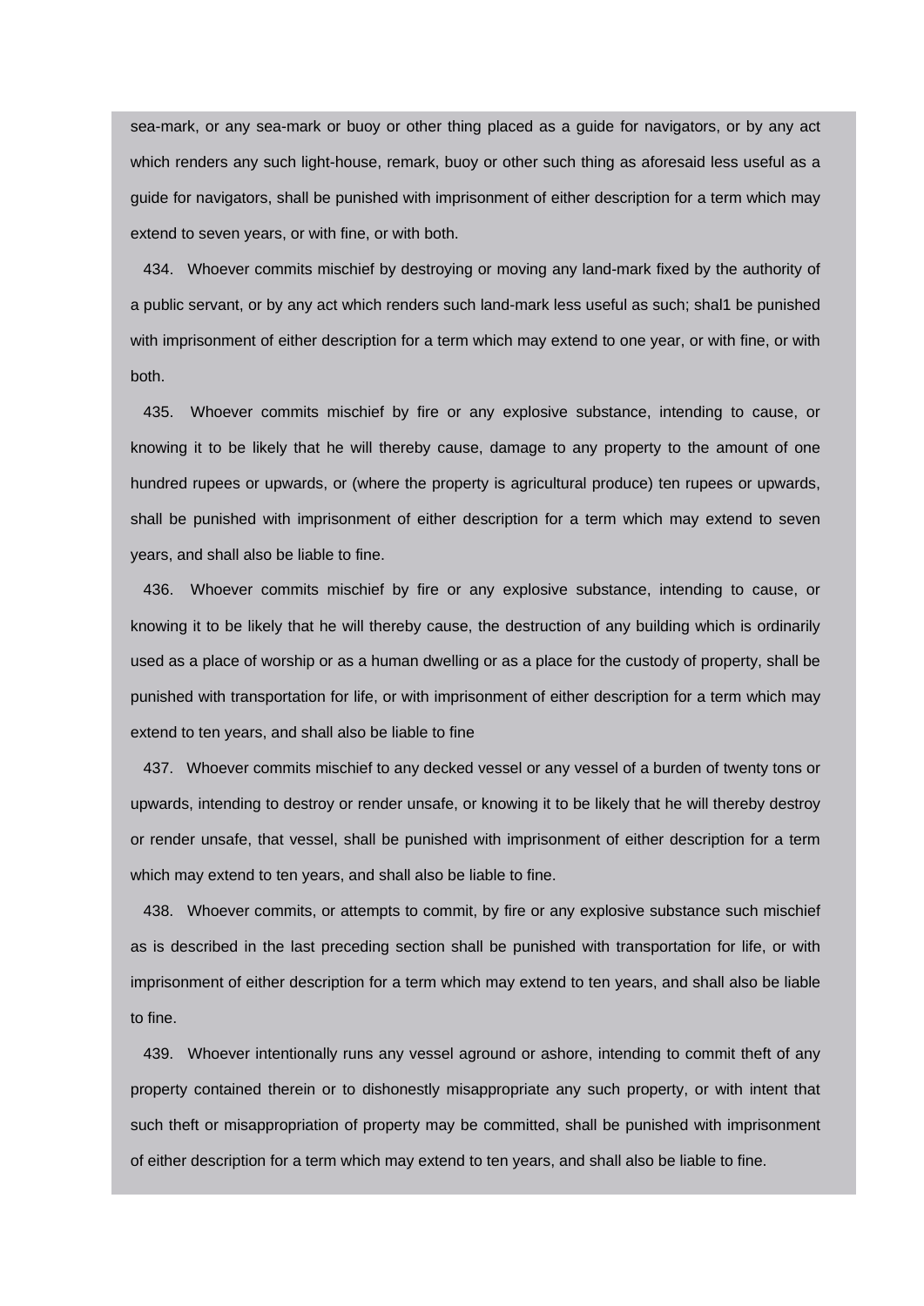sea-mark, or any sea-mark or buoy or other thing placed as a guide for navigators, or by any act which renders any such light-house, remark, buoy or other such thing as aforesaid less useful as a guide for navigators, shall be punished with imprisonment of either description for a term which may extend to seven years, or with fine, or with both.

434. Whoever commits mischief by destroying or moving any land-mark fixed by the authority of a public servant, or by any act which renders such land-mark less useful as such; shal1 be punished with imprisonment of either description for a term which may extend to one year, or with fine, or with both.

435. Whoever commits mischief by fire or any explosive substance, intending to cause, or knowing it to be likely that he will thereby cause, damage to any property to the amount of one hundred rupees or upwards, or (where the property is agricultural produce) ten rupees or upwards, shall be punished with imprisonment of either description for a term which may extend to seven years, and shall also be liable to fine.

436. Whoever commits mischief by fire or any explosive substance, intending to cause, or knowing it to be likely that he will thereby cause, the destruction of any building which is ordinarily used as a place of worship or as a human dwelling or as a place for the custody of property, shall be punished with transportation for life, or with imprisonment of either description for a term which may extend to ten years, and shall also be liable to fine

437. Whoever commits mischief to any decked vessel or any vessel of a burden of twenty tons or upwards, intending to destroy or render unsafe, or knowing it to be likely that he will thereby destroy or render unsafe, that vessel, shall be punished with imprisonment of either description for a term which may extend to ten years, and shall also be liable to fine.

438. Whoever commits, or attempts to commit, by fire or any explosive substance such mischief as is described in the last preceding section shall be punished with transportation for life, or with imprisonment of either description for a term which may extend to ten years, and shall also be liable to fine.

439. Whoever intentionally runs any vessel aground or ashore, intending to commit theft of any property contained therein or to dishonestly misappropriate any such property, or with intent that such theft or misappropriation of property may be committed, shall be punished with imprisonment of either description for a term which may extend to ten years, and shall also be liable to fine.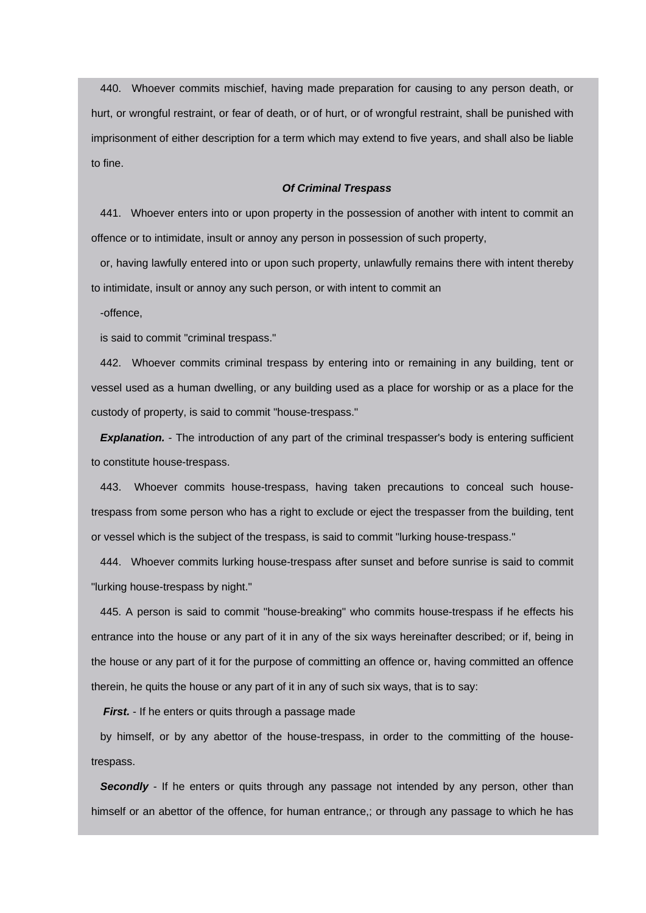440. Whoever commits mischief, having made preparation for causing to any person death, or hurt, or wrongful restraint, or fear of death, or of hurt, or of wrongful restraint, shall be punished with imprisonment of either description for a term which may extend to five years, and shall also be liable to fine.

### *Of Criminal Trespass*

441. Whoever enters into or upon property in the possession of another with intent to commit an offence or to intimidate, insult or annoy any person in possession of such property,

or, having lawfully entered into or upon such property, unlawfully remains there with intent thereby to intimidate, insult or annoy any such person, or with intent to commit an

-offence,

is said to commit "criminal trespass."

442. Whoever commits criminal trespass by entering into or remaining in any building, tent or vessel used as a human dwelling, or any building used as a place for worship or as a place for the custody of property, is said to commit "house-trespass."

***Explanation.*** - The introduction of any part of the criminal trespasser's body is entering sufficient to constitute house-trespass.

443. Whoever commits house-trespass, having taken precautions to conceal such house-trespass from some person who has a right to exclude or eject the trespasser from the building, tent or vessel which is the subject of the trespass, is said to commit "lurking house-trespass."

444. Whoever commits lurking house-trespass after sunset and before sunrise is said to commit "lurking house-trespass by night."

445. A person is said to commit "house-breaking" who commits house-trespass if he effects his entrance into the house or any part of it in any of the six ways hereinafter described; or if, being in the house or any part of it for the purpose of committing an offence or, having committed an offence therein, he quits the house or any part of it in any of such six ways, that is to say:

***First.*** - If he enters or quits through a passage made

by himself, or by any abettor of the house-trespass, in order to the committing of the house-trespass.

***Secondly*** - If he enters or quits through any passage not intended by any person, other than himself or an abettor of the offence, for human entrance,; or through any passage to which he has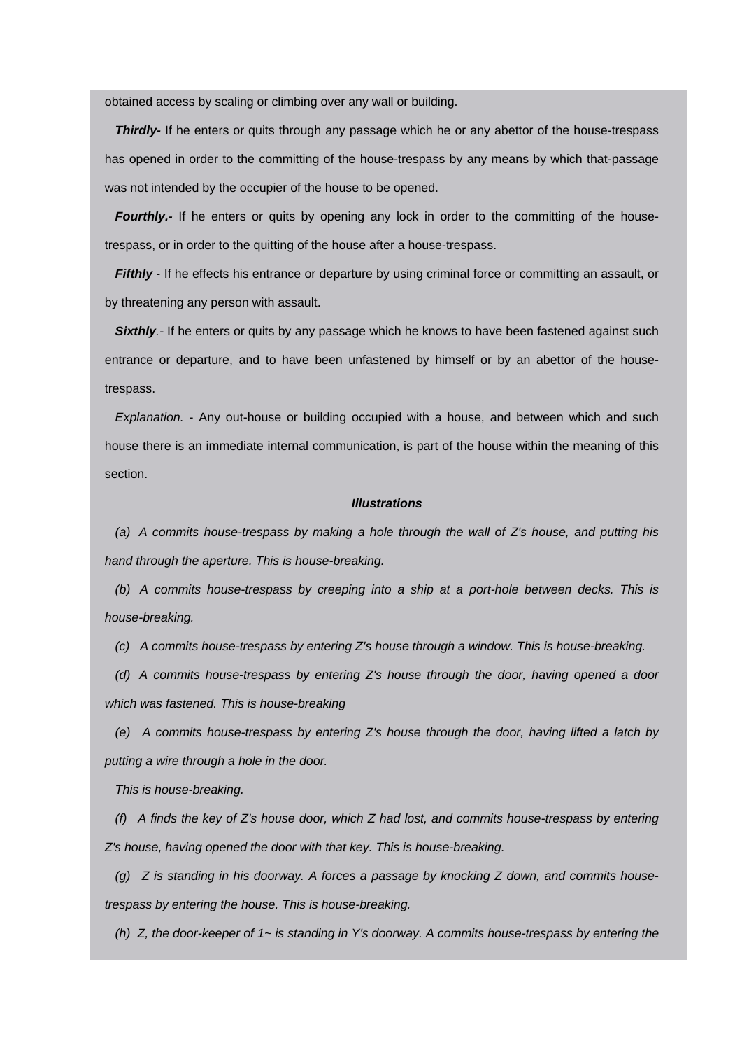obtained access by scaling or climbing over any wall or building.

***Thirdly-*** If he enters or quits through any passage which he or any abettor of the house-trespass has opened in order to the committing of the house-trespass by any means by which that-passage was not intended by the occupier of the house to be opened.

***Fourthly.-*** If he enters or quits by opening any lock in order to the committing of the house-trespass, or in order to the quitting of the house after a house-trespass.

***Fifthly*** - If he effects his entrance or departure by using criminal force or committing an assault, or by threatening any person with assault.

***Sixthly***.- If he enters or quits by any passage which he knows to have been fastened against such entrance or departure, and to have been unfastened by himself or by an abettor of the house-trespass.

*Explanation.* - Any out-house or building occupied with a house, and between which and such house there is an immediate internal communication, is part of the house within the meaning of this section.

***Illustrations***

*(a) A commits house-trespass by making a hole through the wall of Z's house, and putting his hand through the aperture. This is house-breaking.*

*(b) A commits house-trespass by creeping into a ship at a port-hole between decks. This is house-breaking.*

*(c) A commits house-trespass by entering Z's house through a window. This is house-breaking.*

*(d) A commits house-trespass by entering Z's house through the door, having opened a door which was fastened. This is house-breaking*

*(e) A commits house-trespass by entering Z's house through the door, having lifted a latch by putting a wire through a hole in the door.*

*This is house-breaking.*

*(f) A finds the key of Z's house door, which Z had lost, and commits house-trespass by entering Z's house, having opened the door with that key. This is house-breaking.*

*(g) Z is standing in his doorway. A forces a passage by knocking Z down, and commits house-trespass by entering the house. This is house-breaking.*

*(h) Z, the door-keeper of 1~ is standing in Y's doorway. A commits house-trespass by entering the*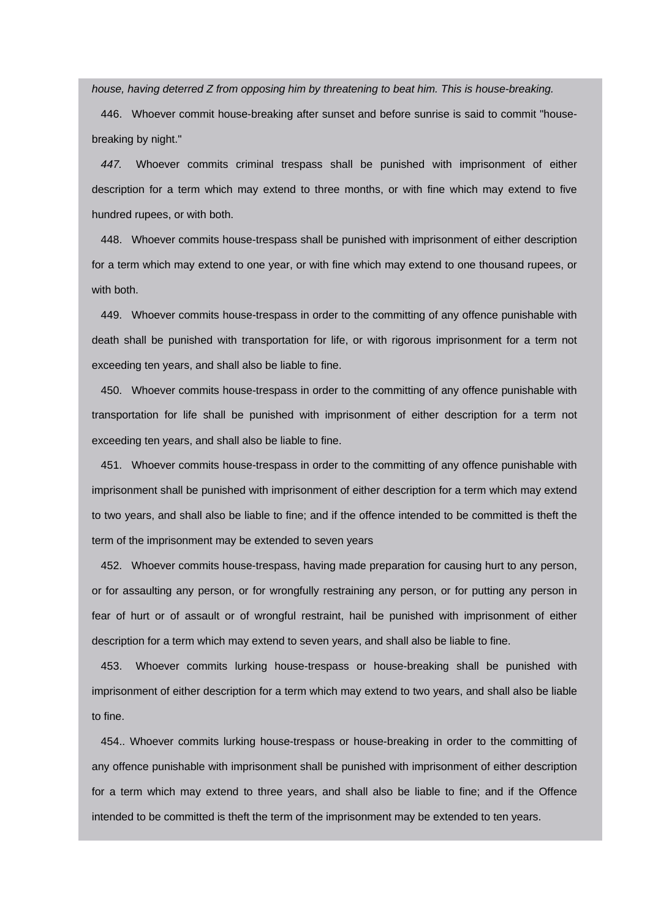*house, having deterred Z from opposing him by threatening to beat him. This is house-breaking.*

446. Whoever commit house-breaking after sunset and before sunrise is said to commit "house-breaking by night."

*447.* Whoever commits criminal trespass shall be punished with imprisonment of either description for a term which may extend to three months, or with fine which may extend to five hundred rupees, or with both.

448. Whoever commits house-trespass shall be punished with imprisonment of either description for a term which may extend to one year, or with fine which may extend to one thousand rupees, or with both.

449. Whoever commits house-trespass in order to the committing of any offence punishable with death shall be punished with transportation for life, or with rigorous imprisonment for a term not exceeding ten years, and shall also be liable to fine.

450. Whoever commits house-trespass in order to the committing of any offence punishable with transportation for life shall be punished with imprisonment of either description for a term not exceeding ten years, and shall also be liable to fine.

451. Whoever commits house-trespass in order to the committing of any offence punishable with imprisonment shall be punished with imprisonment of either description for a term which may extend to two years, and shall also be liable to fine; and if the offence intended to be committed is theft the term of the imprisonment may be extended to seven years

452. Whoever commits house-trespass, having made preparation for causing hurt to any person, or for assaulting any person, or for wrongfully restraining any person, or for putting any person in fear of hurt or of assault or of wrongful restraint, hail be punished with imprisonment of either description for a term which may extend to seven years, and shall also be liable to fine.

453. Whoever commits lurking house-trespass or house-breaking shall be punished with imprisonment of either description for a term which may extend to two years, and shall also be liable to fine.

454.. Whoever commits lurking house-trespass or house-breaking in order to the committing of any offence punishable with imprisonment shall be punished with imprisonment of either description for a term which may extend to three years, and shall also be liable to fine; and if the Offence intended to be committed is theft the term of the imprisonment may be extended to ten years.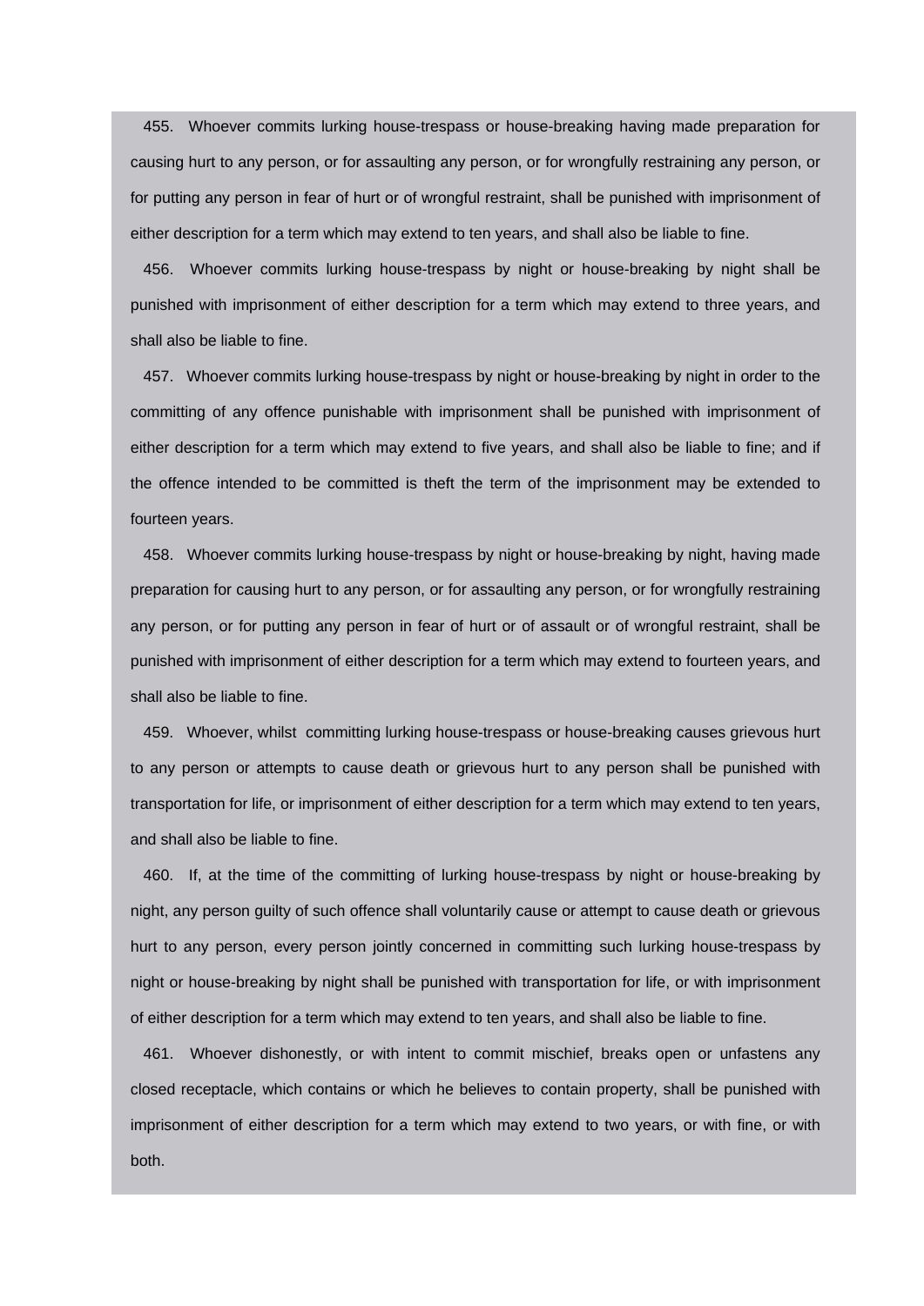455. Whoever commits lurking house-trespass or house-breaking having made preparation for causing hurt to any person, or for assaulting any person, or for wrongfully restraining any person, or for putting any person in fear of hurt or of wrongful restraint, shall be punished with imprisonment of either description for a term which may extend to ten years, and shall also be liable to fine.

456. Whoever commits lurking house-trespass by night or house-breaking by night shall be punished with imprisonment of either description for a term which may extend to three years, and shall also be liable to fine.

457. Whoever commits lurking house-trespass by night or house-breaking by night in order to the committing of any offence punishable with imprisonment shall be punished with imprisonment of either description for a term which may extend to five years, and shall also be liable to fine; and if the offence intended to be committed is theft the term of the imprisonment may be extended to fourteen years.

458. Whoever commits lurking house-trespass by night or house-breaking by night, having made preparation for causing hurt to any person, or for assaulting any person, or for wrongfully restraining any person, or for putting any person in fear of hurt or of assault or of wrongful restraint, shall be punished with imprisonment of either description for a term which may extend to fourteen years, and shall also be liable to fine.

459. Whoever, whilst committing lurking house-trespass or house-breaking causes grievous hurt to any person or attempts to cause death or grievous hurt to any person shall be punished with transportation for life, or imprisonment of either description for a term which may extend to ten years, and shall also be liable to fine.

460. If, at the time of the committing of lurking house-trespass by night or house-breaking by night, any person guilty of such offence shall voluntarily cause or attempt to cause death or grievous hurt to any person, every person jointly concerned in committing such lurking house-trespass by night or house-breaking by night shall be punished with transportation for life, or with imprisonment of either description for a term which may extend to ten years, and shall also be liable to fine.

461. Whoever dishonestly, or with intent to commit mischief, breaks open or unfastens any closed receptacle, which contains or which he believes to contain property, shall be punished with imprisonment of either description for a term which may extend to two years, or with fine, or with both.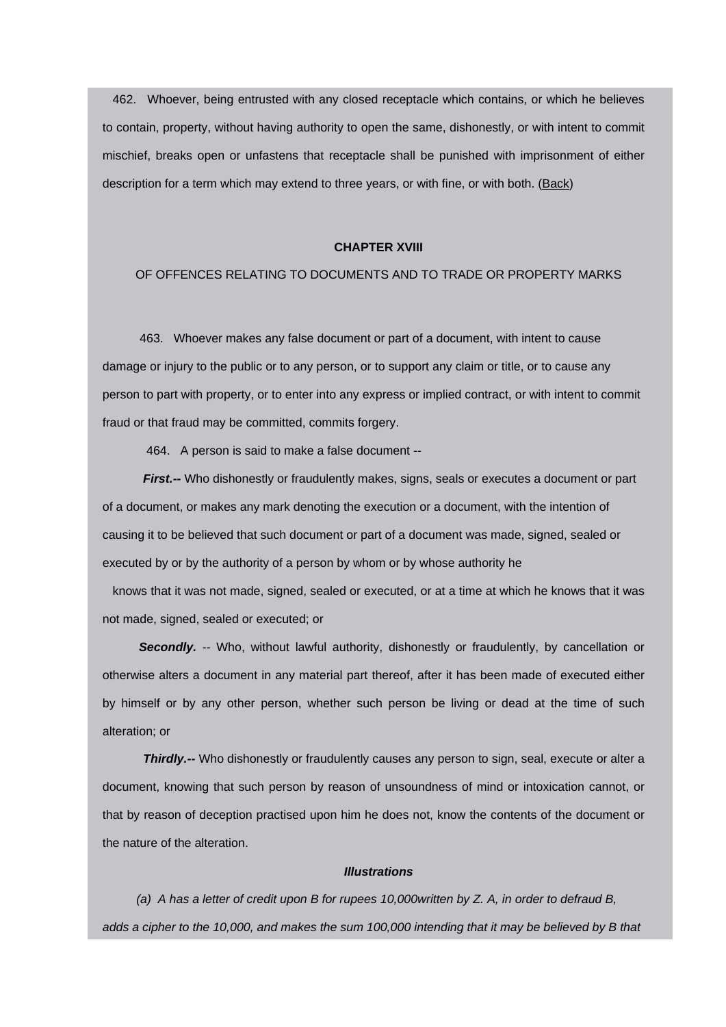462. Whoever, being entrusted with any closed receptacle which contains, or which he believes to contain, property, without having authority to open the same, dishonestly, or with intent to commit mischief, breaks open or unfastens that receptacle shall be punished with imprisonment of either description for a term which may extend to three years, or with fine, or with both. (Back)

## CHAPTER XVIII

OF OFFENCES RELATING TO DOCUMENTS AND TO TRADE OR PROPERTY MARKS

463. Whoever makes any false document or part of a document, with intent to cause damage or injury to the public or to any person, or to support any claim or title, or to cause any person to part with property, or to enter into any express or implied contract, or with intent to commit fraud or that fraud may be committed, commits forgery.

464. A person is said to make a false document --

***First.--*** Who dishonestly or fraudulently makes, signs, seals or executes a document or part of a document, or makes any mark denoting the execution or a document, with the intention of causing it to be believed that such document or part of a document was made, signed, sealed or executed by or by the authority of a person by whom or by whose authority he knows that it was not made, signed, sealed or executed, or at a time at which he knows that it was not made, signed, sealed or executed; or

***Secondly.*** -- Who, without lawful authority, dishonestly or fraudulently, by cancellation or otherwise alters a document in any material part thereof, after it has been made of executed either by himself or by any other person, whether such person be living or dead at the time of such alteration; or

***Thirdly.--*** Who dishonestly or fraudulently causes any person to sign, seal, execute or alter a document, knowing that such person by reason of unsoundness of mind or intoxication cannot, or that by reason of deception practised upon him he does not, know the contents of the document or the nature of the alteration.

***Illustrations***

*(a) A has a letter of credit upon B for rupees 10,000written by Z. A, in order to defraud B, adds a cipher to the 10,000, and makes the sum 100,000 intending that it may be believed by B that*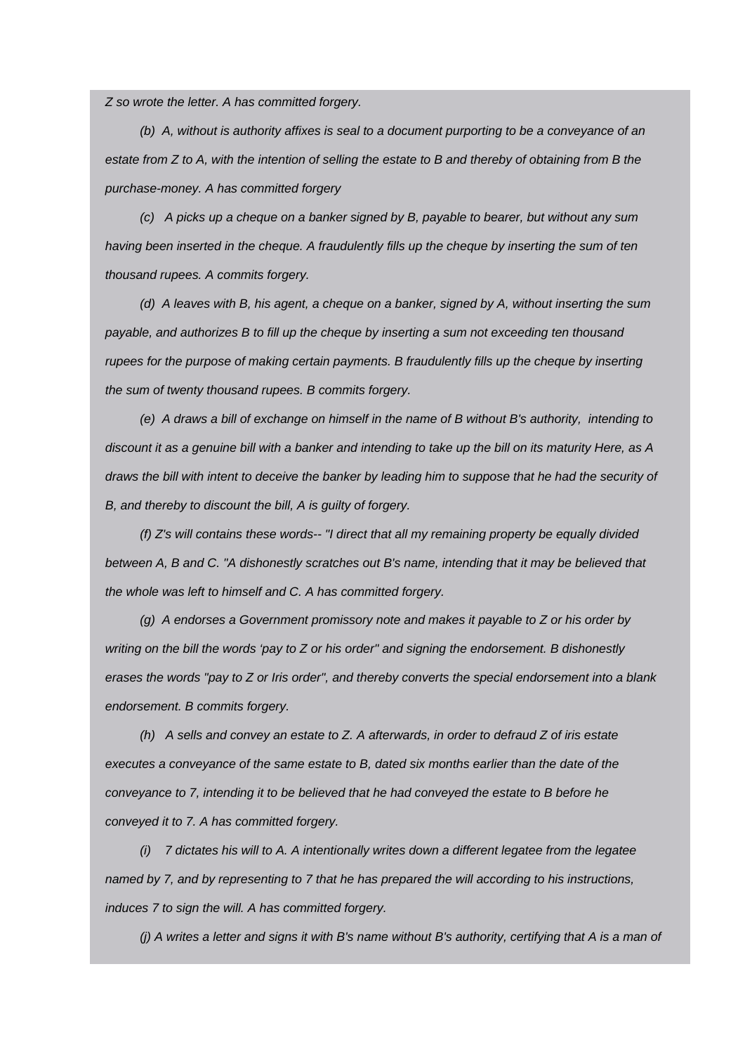*Z so wrote the letter. A has committed forgery.*

*(b) A, without is authority affixes is seal to a document purporting to be a conveyance of an estate from Z to A, with the intention of selling the estate to B and thereby of obtaining from B the purchase-money. A has committed forgery*

*(c) A picks up a cheque on a banker signed by B, payable to bearer, but without any sum having been inserted in the cheque. A fraudulently fills up the cheque by inserting the sum of ten thousand rupees. A commits forgery.*

*(d) A leaves with B, his agent, a cheque on a banker, signed by A, without inserting the sum payable, and authorizes B to fill up the cheque by inserting a sum not exceeding ten thousand rupees for the purpose of making certain payments. B fraudulently fills up the cheque by inserting the sum of twenty thousand rupees. B commits forgery.*

*(e) A draws a bill of exchange on himself in the name of B without B's authority, intending to discount it as a genuine bill with a banker and intending to take up the bill on its maturity Here, as A draws the bill with intent to deceive the banker by leading him to suppose that he had the security of B, and thereby to discount the bill, A is guilty of forgery.*

*(f) Z's will contains these words-- "I direct that all my remaining property be equally divided between A, B and C. "A dishonestly scratches out B's name, intending that it may be believed that the whole was left to himself and C. A has committed forgery.*

*(g) A endorses a Government promissory note and makes it payable to Z or his order by writing on the bill the words 'pay to Z or his order" and signing the endorsement. B dishonestly erases the words "pay to Z or Iris order", and thereby converts the special endorsement into a blank endorsement. B commits forgery.*

*(h) A sells and convey an estate to Z. A afterwards, in order to defraud Z of iris estate executes a conveyance of the same estate to B, dated six months earlier than the date of the conveyance to 7, intending it to be believed that he had conveyed the estate to B before he conveyed it to 7. A has committed forgery.*

*(i) 7 dictates his will to A. A intentionally writes down a different legatee from the legatee named by 7, and by representing to 7 that he has prepared the will according to his instructions, induces 7 to sign the will. A has committed forgery.*

*(j) A writes a letter and signs it with B's name without B's authority, certifying that A is a man of*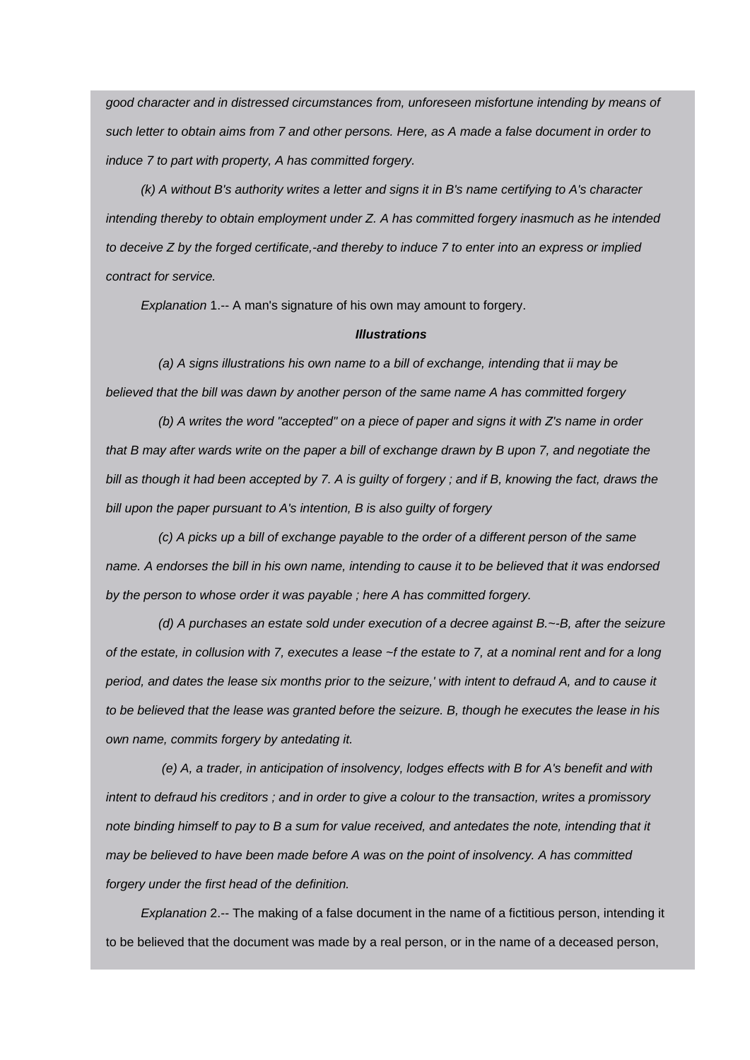*good character and in distressed circumstances from, unforeseen misfortune intending by means of such letter to obtain aims from 7 and other persons. Here, as A made a false document in order to induce 7 to part with property, A has committed forgery.*

*(k) A without B's authority writes a letter and signs it in B's name certifying to A's character intending thereby to obtain employment under Z. A has committed forgery inasmuch as he intended to deceive Z by the forged certificate,-and thereby to induce 7 to enter into an express or implied contract for service.*

*Explanation* 1.-- A man's signature of his own may amount to forgery.

***Illustrations***

*(a) A signs illustrations his own name to a bill of exchange, intending that ii may be believed that the bill was dawn by another person of the same name A has committed forgery*

*(b) A writes the word "accepted" on a piece of paper and signs it with Z's name in order that B may after wards write on the paper a bill of exchange drawn by B upon 7, and negotiate the bill as though it had been accepted by 7. A is guilty of forgery ; and if B, knowing the fact, draws the bill upon the paper pursuant to A's intention, B is also guilty of forgery*

*(c) A picks up a bill of exchange payable to the order of a different person of the same name. A endorses the bill in his own name, intending to cause it to be believed that it was endorsed by the person to whose order it was payable ; here A has committed forgery.*

*(d) A purchases an estate sold under execution of a decree against B.~-B, after the seizure of the estate, in collusion with 7, executes a lease ~f the estate to 7, at a nominal rent and for a long period, and dates the lease six months prior to the seizure,' with intent to defraud A, and to cause it to be believed that the lease was granted before the seizure. B, though he executes the lease in his own name, commits forgery by antedating it.*

*(e) A, a trader, in anticipation of insolvency, lodges effects with B for A's benefit and with intent to defraud his creditors ; and in order to give a colour to the transaction, writes a promissory note binding himself to pay to B a sum for value received, and antedates the note, intending that it may be believed to have been made before A was on the point of insolvency. A has committed forgery under the first head of the definition.*

*Explanation* 2.-- The making of a false document in the name of a fictitious person, intending it to be believed that the document was made by a real person, or in the name of a deceased person,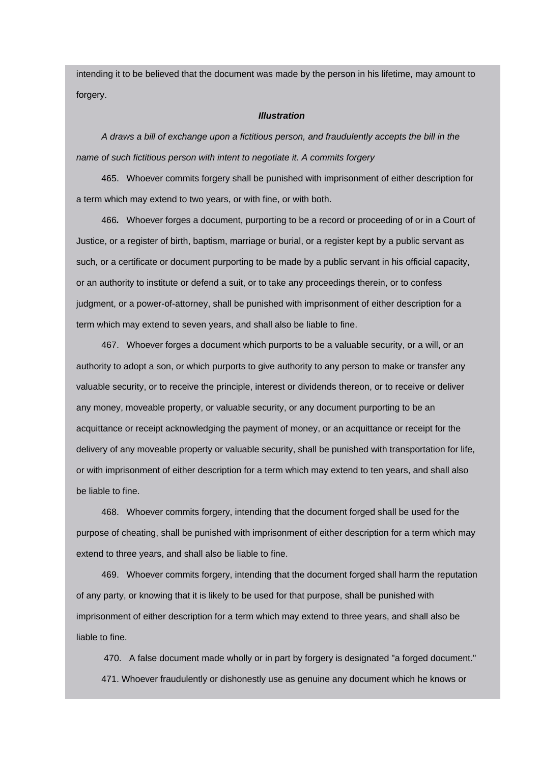intending it to be believed that the document was made by the person in his lifetime, may amount to forgery.

***Illustration***

*A draws a bill of exchange upon a fictitious person, and fraudulently accepts the bill in the name of such fictitious person with intent to negotiate it. A commits forgery*

465. Whoever commits forgery shall be punished with imprisonment of either description for a term which may extend to two years, or with fine, or with both.

466. Whoever forges a document, purporting to be a record or proceeding of or in a Court of Justice, or a register of birth, baptism, marriage or burial, or a register kept by a public servant as such, or a certificate or document purporting to be made by a public servant in his official capacity, or an authority to institute or defend a suit, or to take any proceedings therein, or to confess judgment, or a power-of-attorney, shall be punished with imprisonment of either description for a term which may extend to seven years, and shall also be liable to fine.

467. Whoever forges a document which purports to be a valuable security, or a will, or an authority to adopt a son, or which purports to give authority to any person to make or transfer any valuable security, or to receive the principle, interest or dividends thereon, or to receive or deliver any money, moveable property, or valuable security, or any document purporting to be an acquittance or receipt acknowledging the payment of money, or an acquittance or receipt for the delivery of any moveable property or valuable security, shall be punished with transportation for life, or with imprisonment of either description for a term which may extend to ten years, and shall also be liable to fine.

468. Whoever commits forgery, intending that the document forged shall be used for the purpose of cheating, shall be punished with imprisonment of either description for a term which may extend to three years, and shall also be liable to fine.

469. Whoever commits forgery, intending that the document forged shall harm the reputation of any party, or knowing that it is likely to be used for that purpose, shall be punished with imprisonment of either description for a term which may extend to three years, and shall also be liable to fine.

470. A false document made wholly or in part by forgery is designated "a forged document."

471. Whoever fraudulently or dishonestly use as genuine any document which he knows or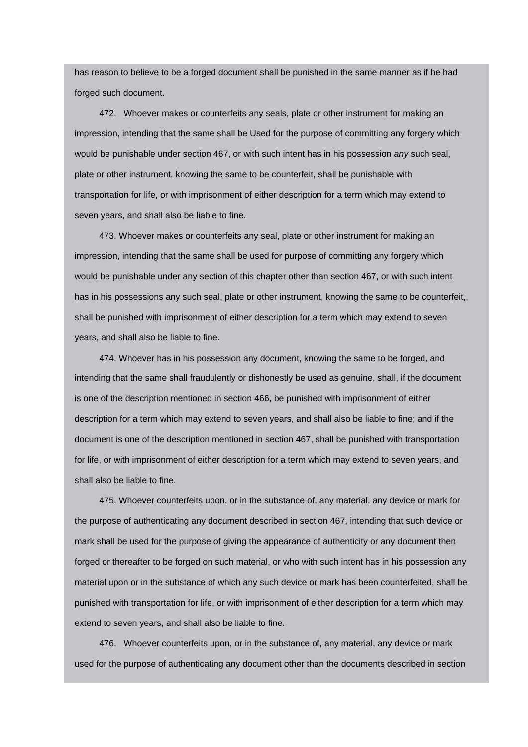has reason to believe to be a forged document shall be punished in the same manner as if he had forged such document.

472. Whoever makes or counterfeits any seals, plate or other instrument for making an impression, intending that the same shall be Used for the purpose of committing any forgery which would be punishable under section 467, or with such intent has in his possession *any* such seal, plate or other instrument, knowing the same to be counterfeit, shall be punishable with transportation for life, or with imprisonment of either description for a term which may extend to seven years, and shall also be liable to fine.

473. Whoever makes or counterfeits any seal, plate or other instrument for making an impression, intending that the same shall be used for purpose of committing any forgery which would be punishable under any section of this chapter other than section 467, or with such intent has in his possessions any such seal, plate or other instrument, knowing the same to be counterfeit,, shall be punished with imprisonment of either description for a term which may extend to seven years, and shall also be liable to fine.

474. Whoever has in his possession any document, knowing the same to be forged, and intending that the same shall fraudulently or dishonestly be used as genuine, shall, if the document is one of the description mentioned in section 466, be punished with imprisonment of either description for a term which may extend to seven years, and shall also be liable to fine; and if the document is one of the description mentioned in section 467, shall be punished with transportation for life, or with imprisonment of either description for a term which may extend to seven years, and shall also be liable to fine.

475. Whoever counterfeits upon, or in the substance of, any material, any device or mark for the purpose of authenticating any document described in section 467, intending that such device or mark shall be used for the purpose of giving the appearance of authenticity or any document then forged or thereafter to be forged on such material, or who with such intent has in his possession any material upon or in the substance of which any such device or mark has been counterfeited, shall be punished with transportation for life, or with imprisonment of either description for a term which may extend to seven years, and shall also be liable to fine.

476. Whoever counterfeits upon, or in the substance of, any material, any device or mark used for the purpose of authenticating any document other than the documents described in section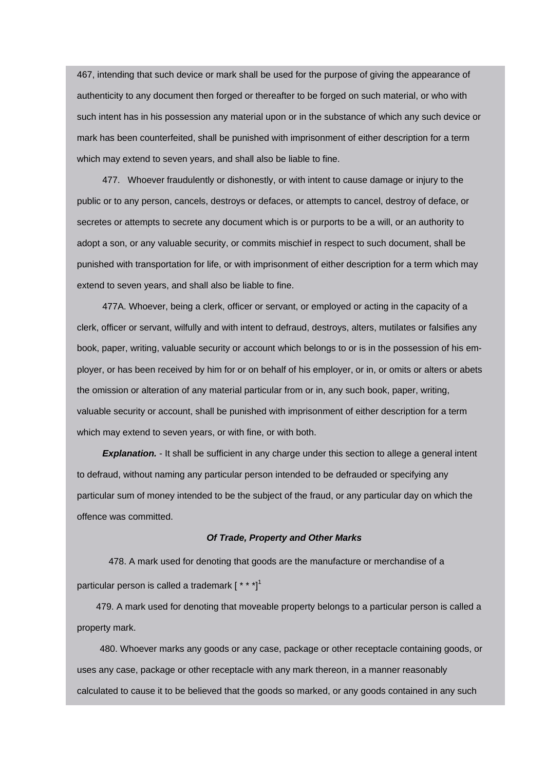467, intending that such device or mark shall be used for the purpose of giving the appearance of authenticity to any document then forged or thereafter to be forged on such material, or who with such intent has in his possession any material upon or in the substance of which any such device or mark has been counterfeited, shall be punished with imprisonment of either description for a term which may extend to seven years, and shall also be liable to fine.

477. Whoever fraudulently or dishonestly, or with intent to cause damage or injury to the public or to any person, cancels, destroys or defaces, or attempts to cancel, destroy of deface, or secretes or attempts to secrete any document which is or purports to be a will, or an authority to adopt a son, or any valuable security, or commits mischief in respect to such document, shall be punished with transportation for life, or with imprisonment of either description for a term which may extend to seven years, and shall also be liable to fine.

477A. Whoever, being a clerk, officer or servant, or employed or acting in the capacity of a clerk, officer or servant, wilfully and with intent to defraud, destroys, alters, mutilates or falsifies any book, paper, writing, valuable security or account which belongs to or is in the possession of his employer, or has been received by him for or on behalf of his employer, or in, or omits or alters or abets the omission or alteration of any material particular from or in, any such book, paper, writing, valuable security or account, shall be punished with imprisonment of either description for a term which may extend to seven years, or with fine, or with both.

***Explanation.*** - It shall be sufficient in any charge under this section to allege a general intent to defraud, without naming any particular person intended to be defrauded or specifying any particular sum of money intended to be the subject of the fraud, or any particular day on which the offence was committed.

***Of Trade, Property and Other Marks***

478. A mark used for denoting that goods are the manufacture or merchandise of a particular person is called a trademark [ * * *][1]

479. A mark used for denoting that moveable property belongs to a particular person is called a property mark.

480. Whoever marks any goods or any case, package or other receptacle containing goods, or uses any case, package or other receptacle with any mark thereon, in a manner reasonably calculated to cause it to be believed that the goods so marked, or any goods contained in any such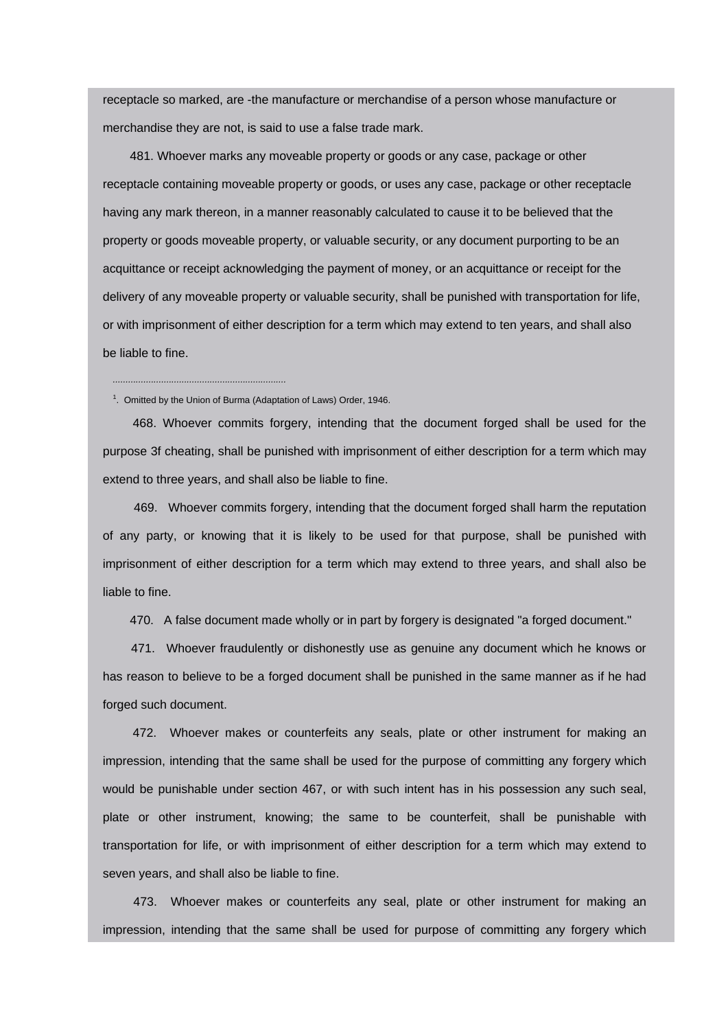receptacle so marked, are -the manufacture or merchandise of a person whose manufacture or merchandise they are not, is said to use a false trade mark.

481. Whoever marks any moveable property or goods or any case, package or other receptacle containing moveable property or goods, or uses any case, package or other receptacle having any mark thereon, in a manner reasonably calculated to cause it to be believed that the property or goods moveable property, or valuable security, or any document purporting to be an acquittance or receipt acknowledging the payment of money, or an acquittance or receipt for the delivery of any moveable property or valuable security, shall be punished with transportation for life, or with imprisonment of either description for a term which may extend to ten years, and shall also be liable to fine.

..................................................................

[1]. Omitted by the Union of Burma (Adaptation of Laws) Order, 1946.

468. Whoever commits forgery, intending that the document forged shall be used for the purpose 3f cheating, shall be punished with imprisonment of either description for a term which may extend to three years, and shall also be liable to fine.

469. Whoever commits forgery, intending that the document forged shall harm the reputation of any party, or knowing that it is likely to be used for that purpose, shall be punished with imprisonment of either description for a term which may extend to three years, and shall also be liable to fine.

470. A false document made wholly or in part by forgery is designated "a forged document."

471. Whoever fraudulently or dishonestly use as genuine any document which he knows or has reason to believe to be a forged document shall be punished in the same manner as if he had forged such document.

472. Whoever makes or counterfeits any seals, plate or other instrument for making an impression, intending that the same shall be used for the purpose of committing any forgery which would be punishable under section 467, or with such intent has in his possession any such seal, plate or other instrument, knowing; the same to be counterfeit, shall be punishable with transportation for life, or with imprisonment of either description for a term which may extend to seven years, and shall also be liable to fine.

473. Whoever makes or counterfeits any seal, plate or other instrument for making an impression, intending that the same shall be used for purpose of committing any forgery which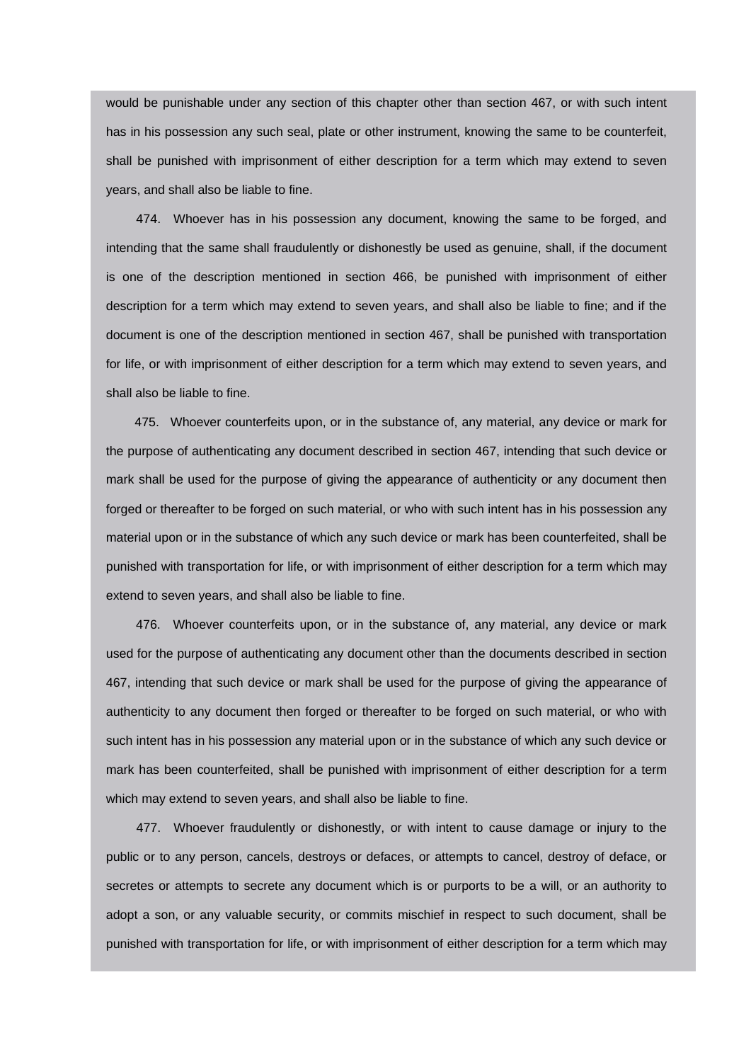would be punishable under any section of this chapter other than section 467, or with such intent has in his possession any such seal, plate or other instrument, knowing the same to be counterfeit, shall be punished with imprisonment of either description for a term which may extend to seven years, and shall also be liable to fine.

474. Whoever has in his possession any document, knowing the same to be forged, and intending that the same shall fraudulently or dishonestly be used as genuine, shall, if the document is one of the description mentioned in section 466, be punished with imprisonment of either description for a term which may extend to seven years, and shall also be liable to fine; and if the document is one of the description mentioned in section 467, shall be punished with transportation for life, or with imprisonment of either description for a term which may extend to seven years, and shall also be liable to fine.

475. Whoever counterfeits upon, or in the substance of, any material, any device or mark for the purpose of authenticating any document described in section 467, intending that such device or mark shall be used for the purpose of giving the appearance of authenticity or any document then forged or thereafter to be forged on such material, or who with such intent has in his possession any material upon or in the substance of which any such device or mark has been counterfeited, shall be punished with transportation for life, or with imprisonment of either description for a term which may extend to seven years, and shall also be liable to fine.

476. Whoever counterfeits upon, or in the substance of, any material, any device or mark used for the purpose of authenticating any document other than the documents described in section 467, intending that such device or mark shall be used for the purpose of giving the appearance of authenticity to any document then forged or thereafter to be forged on such material, or who with such intent has in his possession any material upon or in the substance of which any such device or mark has been counterfeited, shall be punished with imprisonment of either description for a term which may extend to seven years, and shall also be liable to fine.

477. Whoever fraudulently or dishonestly, or with intent to cause damage or injury to the public or to any person, cancels, destroys or defaces, or attempts to cancel, destroy of deface, or secretes or attempts to secrete any document which is or purports to be a will, or an authority to adopt a son, or any valuable security, or commits mischief in respect to such document, shall be punished with transportation for life, or with imprisonment of either description for a term which may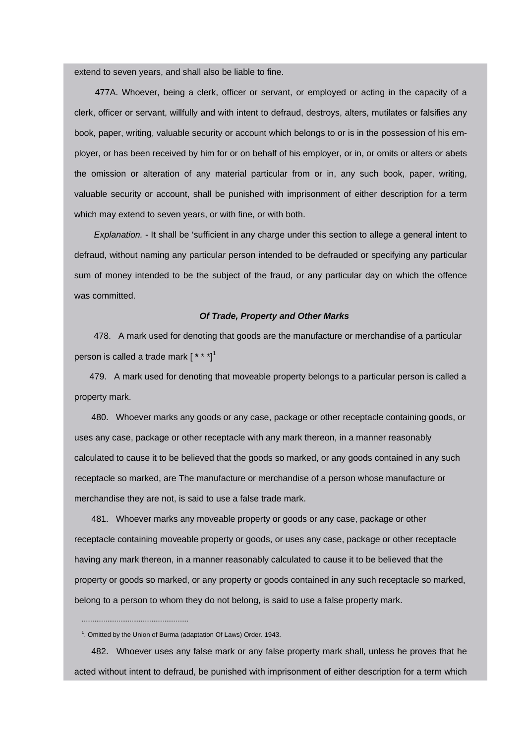extend to seven years, and shall also be liable to fine.

477A. Whoever, being a clerk, officer or servant, or employed or acting in the capacity of a clerk, officer or servant, willfully and with intent to defraud, destroys, alters, mutilates or falsifies any book, paper, writing, valuable security or account which belongs to or is in the possession of his employer, or has been received by him for or on behalf of his employer, or in, or omits or alters or abets the omission or alteration of any material particular from or in, any such book, paper, writing, valuable security or account, shall be punished with imprisonment of either description for a term which may extend to seven years, or with fine, or with both.

*Explanation.* - It shall be 'sufficient in any charge under this section to allege a general intent to defraud, without naming any particular person intended to be defrauded or specifying any particular sum of money intended to be the subject of the fraud, or any particular day on which the offence was committed.

***Of Trade, Property and Other Marks***

478. A mark used for denoting that goods are the manufacture or merchandise of a particular person is called a trade mark [ * * *][1]

479. A mark used for denoting that moveable property belongs to a particular person is called a property mark.

480. Whoever marks any goods or any case, package or other receptacle containing goods, or uses any case, package or other receptacle with any mark thereon, in a manner reasonably calculated to cause it to be believed that the goods so marked, or any goods contained in any such receptacle so marked, are The manufacture or merchandise of a person whose manufacture or merchandise they are not, is said to use a false trade mark.

481. Whoever marks any moveable property or goods or any case, package or other receptacle containing moveable property or goods, or uses any case, package or other receptacle having any mark thereon, in a manner reasonably calculated to cause it to be believed that the property or goods so marked, or any property or goods contained in any such receptacle so marked, belong to a person to whom they do not belong, is said to use a false property mark.

[1]. Omitted by the Union of Burma (adaptation Of Laws) Order. 1943.

482. Whoever uses any false mark or any false property mark shall, unless he proves that he acted without intent to defraud, be punished with imprisonment of either description for a term which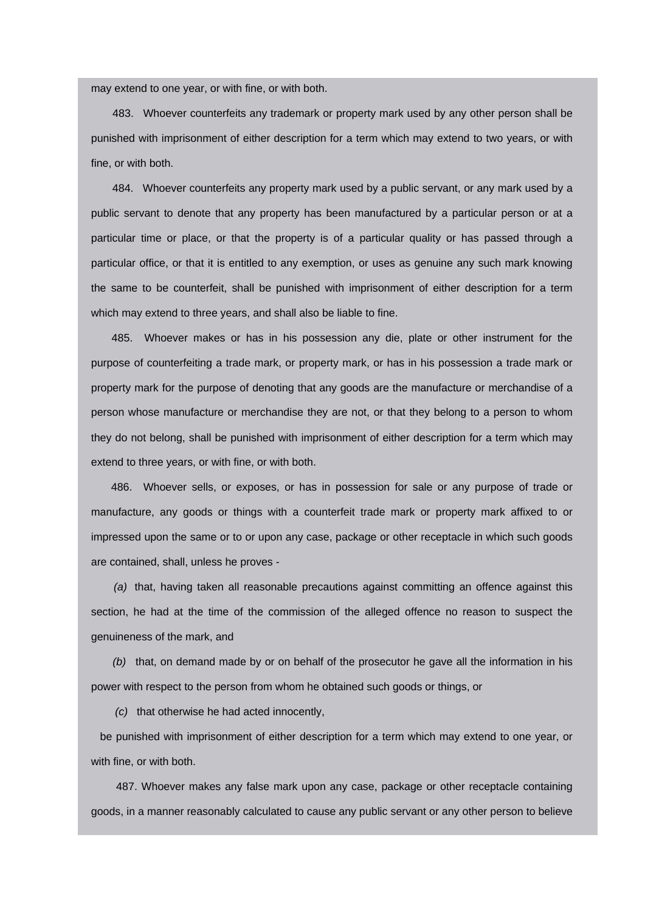may extend to one year, or with fine, or with both.

483. Whoever counterfeits any trademark or property mark used by any other person shall be punished with imprisonment of either description for a term which may extend to two years, or with fine, or with both.

484. Whoever counterfeits any property mark used by a public servant, or any mark used by a public servant to denote that any property has been manufactured by a particular person or at a particular time or place, or that the property is of a particular quality or has passed through a particular office, or that it is entitled to any exemption, or uses as genuine any such mark knowing the same to be counterfeit, shall be punished with imprisonment of either description for a term which may extend to three years, and shall also be liable to fine.

485. Whoever makes or has in his possession any die, plate or other instrument for the purpose of counterfeiting a trade mark, or property mark, or has in his possession a trade mark or property mark for the purpose of denoting that any goods are the manufacture or merchandise of a person whose manufacture or merchandise they are not, or that they belong to a person to whom they do not belong, shall be punished with imprisonment of either description for a term which may extend to three years, or with fine, or with both.

486. Whoever sells, or exposes, or has in possession for sale or any purpose of trade or manufacture, any goods or things with a counterfeit trade mark or property mark affixed to or impressed upon the same or to or upon any case, package or other receptacle in which such goods are contained, shall, unless he proves -

*(a)* that, having taken all reasonable precautions against committing an offence against this section, he had at the time of the commission of the alleged offence no reason to suspect the genuineness of the mark, and

*(b)* that, on demand made by or on behalf of the prosecutor he gave all the information in his power with respect to the person from whom he obtained such goods or things, or

*(c)* that otherwise he had acted innocently,

be punished with imprisonment of either description for a term which may extend to one year, or with fine, or with both.

487. Whoever makes any false mark upon any case, package or other receptacle containing goods, in a manner reasonably calculated to cause any public servant or any other person to believe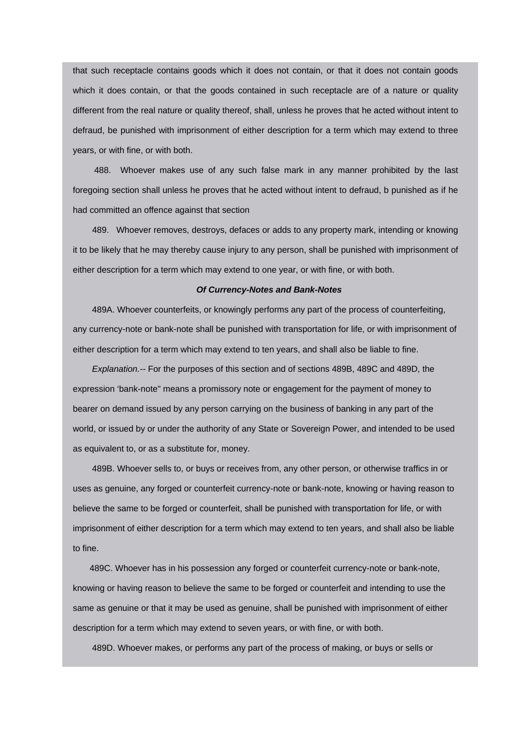that such receptacle contains goods which it does not contain, or that it does not contain goods which it does contain, or that the goods contained in such receptacle are of a nature or quality different from the real nature or quality thereof, shall, unless he proves that he acted without intent to defraud, be punished with imprisonment of either description for a term which may extend to three years, or with fine, or with both.

488. Whoever makes use of any such false mark in any manner prohibited by the last foregoing section shall unless he proves that he acted without intent to defraud, b punished as if he had committed an offence against that section

489. Whoever removes, destroys, defaces or adds to any property mark, intending or knowing it to be likely that he may thereby cause injury to any person, shall be punished with imprisonment of either description for a term which may extend to one year, or with fine, or with both.

***Of Currency-Notes and Bank-Notes***

489A. Whoever counterfeits, or knowingly performs any part of the process of counterfeiting, any currency-note or bank-note shall be punished with transportation for life, or with imprisonment of either description for a term which may extend to ten years, and shall also be liable to fine.

*Explanation.*-- For the purposes of this section and of sections 489B, 489C and 489D, the expression ‘bank-note" means a promissory note or engagement for the payment of money to bearer on demand issued by any person carrying on the business of banking in any part of the world, or issued by or under the authority of any State or Sovereign Power, and intended to be used as equivalent to, or as a substitute for, money.

489B. Whoever sells to, or buys or receives from, any other person, or otherwise traffics in or uses as genuine, any forged or counterfeit currency-note or bank-note, knowing or having reason to believe the same to be forged or counterfeit, shall be punished with transportation for life, or with imprisonment of either description for a term which may extend to ten years, and shall also be liable to fine.

489C. Whoever has in his possession any forged or counterfeit currency-note or bank-note, knowing or having reason to believe the same to be forged or counterfeit and intending to use the same as genuine or that it may be used as genuine, shall be punished with imprisonment of either description for a term which may extend to seven years, or with fine, or with both.

489D. Whoever makes, or performs any part of the process of making, or buys or sells or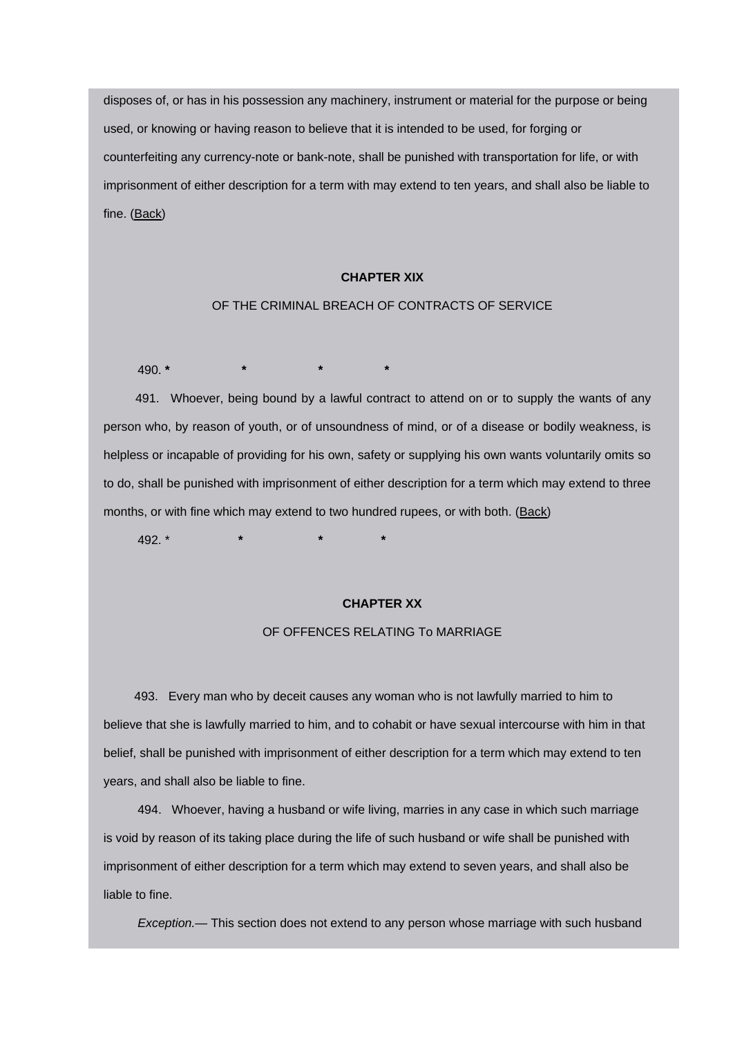disposes of, or has in his possession any machinery, instrument or material for the purpose or being used, or knowing or having reason to believe that it is intended to be used, for forging or counterfeiting any currency-note or bank-note, shall be punished with transportation for life, or with imprisonment of either description for a term with may extend to ten years, and shall also be liable to fine. (Back)

## CHAPTER XIX

OF THE CRIMINAL BREACH OF CONTRACTS OF SERVICE

490. **\*** **\*** **\*** **\***

491. Whoever, being bound by a lawful contract to attend on or to supply the wants of any person who, by reason of youth, or of unsoundness of mind, or of a disease or bodily weakness, is helpless or incapable of providing for his own, safety or supplying his own wants voluntarily omits so to do, shall be punished with imprisonment of either description for a term which may extend to three months, or with fine which may extend to two hundred rupees, or with both. (Back)

492. * **\*** **\*** **\***

## CHAPTER XX

OF OFFENCES RELATING To MARRIAGE

493. Every man who by deceit causes any woman who is not lawfully married to him to believe that she is lawfully married to him, and to cohabit or have sexual intercourse with him in that belief, shall be punished with imprisonment of either description for a term which may extend to ten years, and shall also be liable to fine.

494. Whoever, having a husband or wife living, marries in any case in which such marriage is void by reason of its taking place during the life of such husband or wife shall be punished with imprisonment of either description for a term which may extend to seven years, and shall also be liable to fine.

*Exception.*— This section does not extend to any person whose marriage with such husband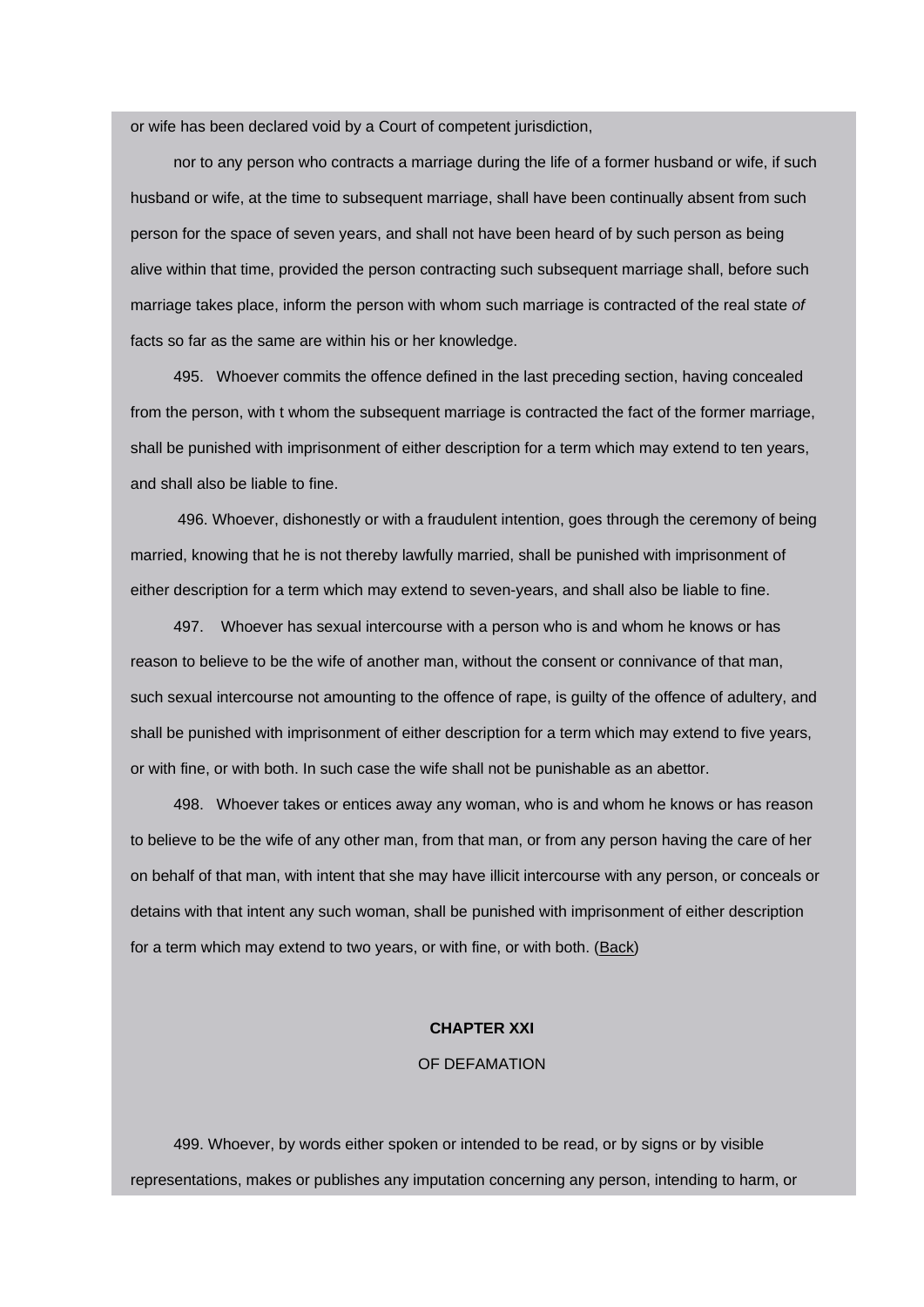or wife has been declared void by a Court of competent jurisdiction,

nor to any person who contracts a marriage during the life of a former husband or wife, if such husband or wife, at the time to subsequent marriage, shall have been continually absent from such person for the space of seven years, and shall not have been heard of by such person as being alive within that time, provided the person contracting such subsequent marriage shall, before such marriage takes place, inform the person with whom such marriage is contracted of the real state *of* facts so far as the same are within his or her knowledge.

495. Whoever commits the offence defined in the last preceding section, having concealed from the person, with t whom the subsequent marriage is contracted the fact of the former marriage, shall be punished with imprisonment of either description for a term which may extend to ten years, and shall also be liable to fine.

496. Whoever, dishonestly or with a fraudulent intention, goes through the ceremony of being married, knowing that he is not thereby lawfully married, shall be punished with imprisonment of either description for a term which may extend to seven-years, and shall also be liable to fine.

497. Whoever has sexual intercourse with a person who is and whom he knows or has reason to believe to be the wife of another man, without the consent or connivance of that man, such sexual intercourse not amounting to the offence of rape, is guilty of the offence of adultery, and shall be punished with imprisonment of either description for a term which may extend to five years, or with fine, or with both. In such case the wife shall not be punishable as an abettor.

498. Whoever takes or entices away any woman, who is and whom he knows or has reason to believe to be the wife of any other man, from that man, or from any person having the care of her on behalf of that man, with intent that she may have illicit intercourse with any person, or conceals or detains with that intent any such woman, shall be punished with imprisonment of either description for a term which may extend to two years, or with fine, or with both. (Back)

## CHAPTER XXI

### OF DEFAMATION

499. Whoever, by words either spoken or intended to be read, or by signs or by visible representations, makes or publishes any imputation concerning any person, intending to harm, or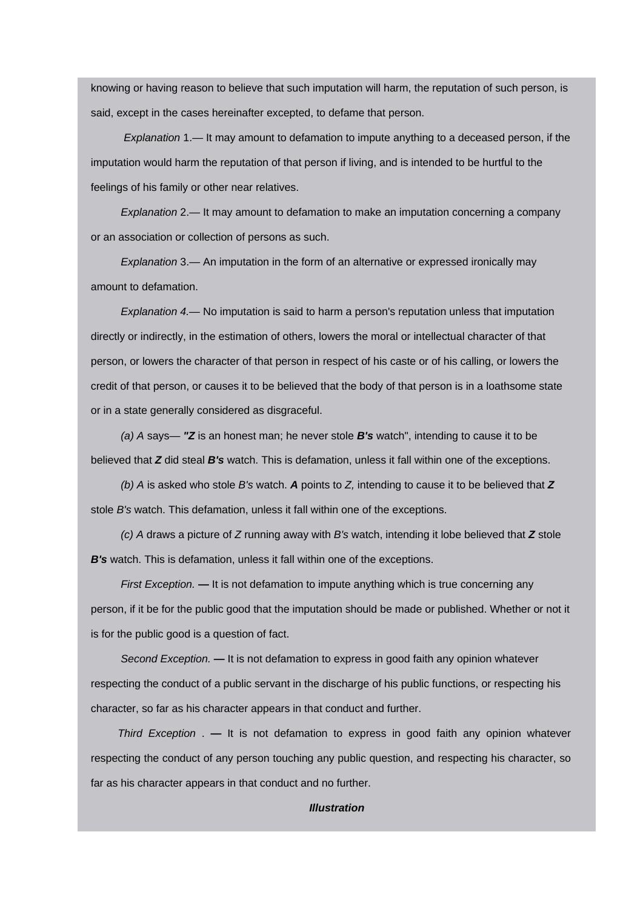knowing or having reason to believe that such imputation will harm, the reputation of such person, is said, except in the cases hereinafter excepted, to defame that person.

*Explanation* 1.— It may amount to defamation to impute anything to a deceased person, if the imputation would harm the reputation of that person if living, and is intended to be hurtful to the feelings of his family or other near relatives.

*Explanation* 2.— It may amount to defamation to make an imputation concerning a company or an association or collection of persons as such.

*Explanation* 3.— An imputation in the form of an alternative or expressed ironically may amount to defamation.

*Explanation 4.*— No imputation is said to harm a person's reputation unless that imputation directly or indirectly, in the estimation of others, lowers the moral or intellectual character of that person, or lowers the character of that person in respect of his caste or of his calling, or lowers the credit of that person, or causes it to be believed that the body of that person is in a loathsome state or in a state generally considered as disgraceful.

*(a) A* says— ***"Z*** is an honest man; he never stole ***B's*** watch", intending to cause it to be believed that ***Z*** did steal ***B's*** watch. This is defamation, unless it fall within one of the exceptions.

*(b) A* is asked who stole *B's* watch. ***A*** points to *Z,* intending to cause it to be believed that ***Z*** stole *B's* watch. This defamation, unless it fall within one of the exceptions.

*(c) A* draws a picture of *Z* running away with *B's* watch, intending it lobe believed that ***Z*** stole ***B's*** watch. This is defamation, unless it fall within one of the exceptions.

*First Exception.* **—** It is not defamation to impute anything which is true concerning any person, if it be for the public good that the imputation should be made or published. Whether or not it is for the public good is a question of fact.

*Second Exception.* **—** It is not defamation to express in good faith any opinion whatever respecting the conduct of a public servant in the discharge of his public functions, or respecting his character, so far as his character appears in that conduct and further.

*Third Exception* . **—** It is not defamation to express in good faith any opinion whatever respecting the conduct of any person touching any public question, and respecting his character, so far as his character appears in that conduct and no further.

***Illustration***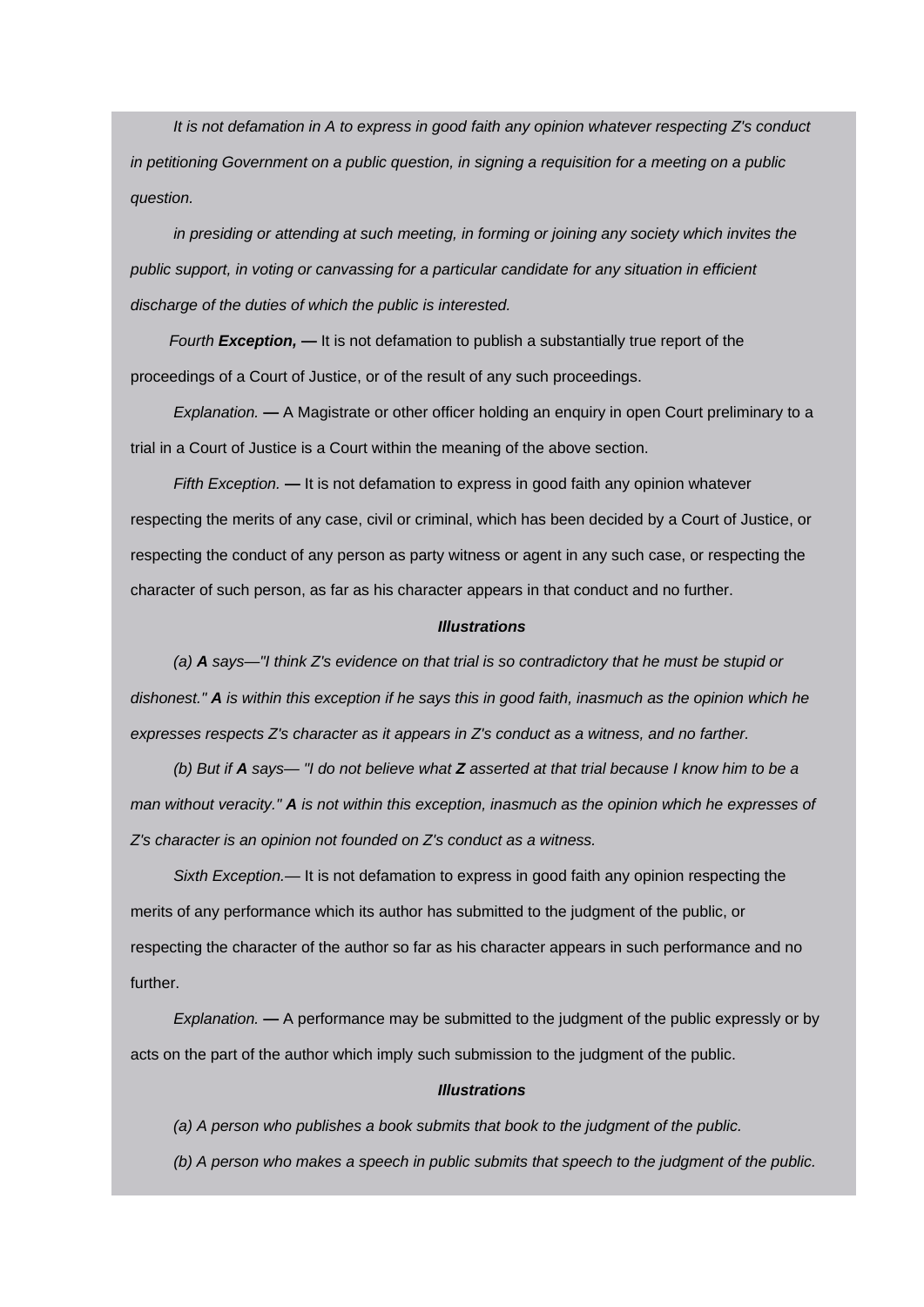*It is not defamation in A to express in good faith any opinion whatever respecting Z's conduct in petitioning Government on a public question, in signing a requisition for a meeting on a public question.*

*in presiding or attending at such meeting, in forming or joining any society which invites the public support, in voting or canvassing for a particular candidate for any situation in efficient discharge of the duties of which the public is interested.*

*Fourth* ***Exception, —*** It is not defamation to publish a substantially true report of the proceedings of a Court of Justice, or of the result of any such proceedings.

*Explanation.* **—** A Magistrate or other officer holding an enquiry in open Court preliminary to a trial in a Court of Justice is a Court within the meaning of the above section.

*Fifth Exception.* **—** It is not defamation to express in good faith any opinion whatever respecting the merits of any case, civil or criminal, which has been decided by a Court of Justice, or respecting the conduct of any person as party witness or agent in any such case, or respecting the character of such person, as far as his character appears in that conduct and no further.

***Illustrations***

*(a)* ***A*** *says—"I think Z's evidence on that trial is so contradictory that he must be stupid or dishonest."* ***A*** *is within this exception if he says this in good faith, inasmuch as the opinion which he expresses respects Z's character as it appears in Z's conduct as a witness, and no farther.*

*(b) But if* ***A*** *says— "I do not believe what* ***Z*** *asserted at that trial because I know him to be a man without veracity."* ***A*** *is not within this exception, inasmuch as the opinion which he expresses of Z's character is an opinion not founded on Z's conduct as a witness.*

*Sixth Exception.*— It is not defamation to express in good faith any opinion respecting the merits of any performance which its author has submitted to the judgment of the public, or respecting the character of the author so far as his character appears in such performance and no further.

*Explanation.* **—** A performance may be submitted to the judgment of the public expressly or by acts on the part of the author which imply such submission to the judgment of the public.

***Illustrations***

*(a) A person who publishes a book submits that book to the judgment of the public.*

*(b) A person who makes a speech in public submits that speech to the judgment of the public.*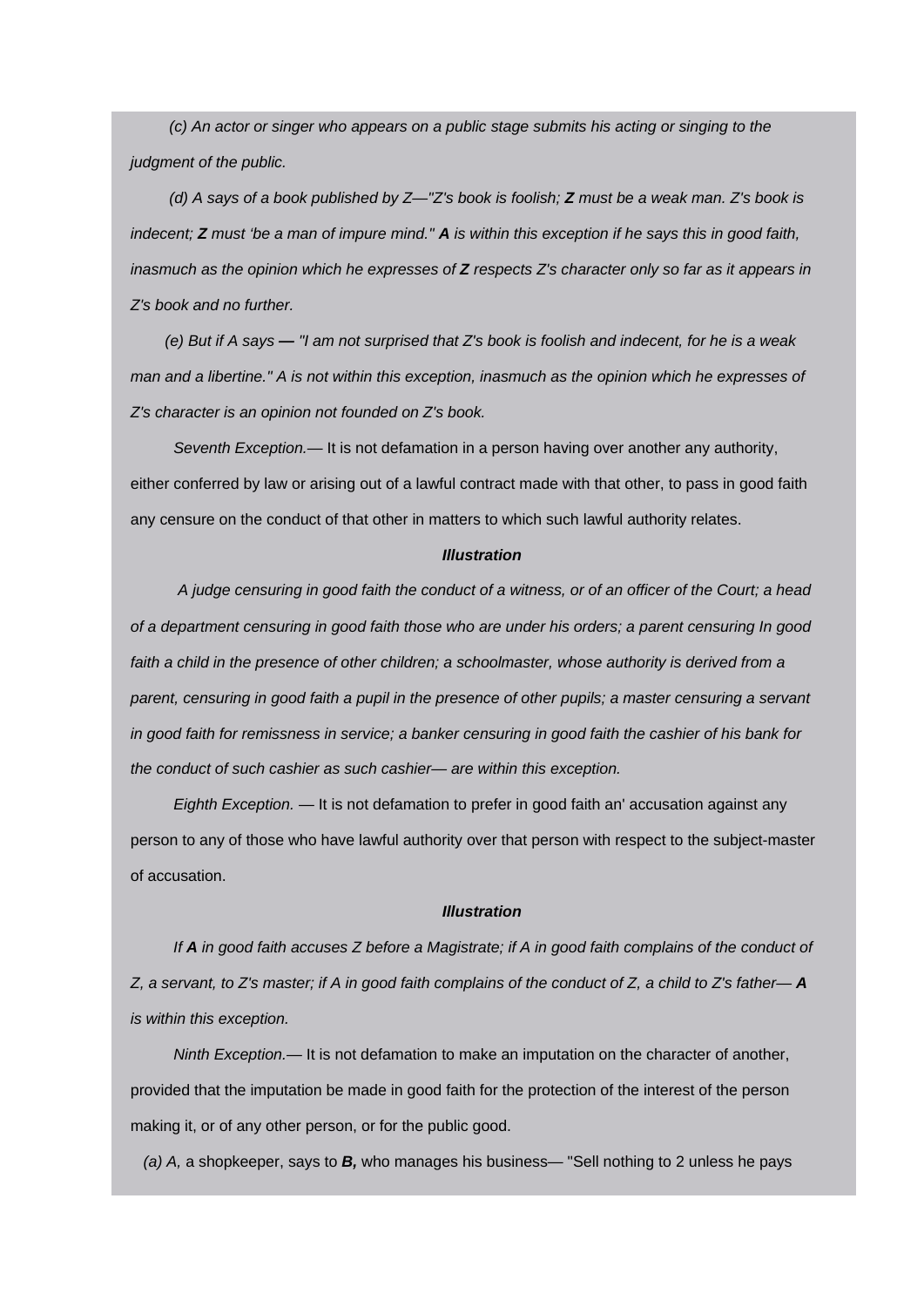*(c) An actor or singer who appears on a public stage submits his acting or singing to the judgment of the public.*

*(d) A says of a book published by Z—"Z's book is foolish;* ***Z*** *must be a weak man. Z's book is indecent;* ***Z*** *must 'be a man of impure mind."* ***A*** *is within this exception if he says this in good faith, inasmuch as the opinion which he expresses of* ***Z*** *respects Z's character only so far as it appears in Z's book and no further.*

*(e) But if A says* **—** *"I am not surprised that Z's book is foolish and indecent, for he is a weak man and a libertine." A is not within this exception, inasmuch as the opinion which he expresses of Z's character is an opinion not founded on Z's book.*

*Seventh Exception.*— It is not defamation in a person having over another any authority, either conferred by law or arising out of a lawful contract made with that other, to pass in good faith any censure on the conduct of that other in matters to which such lawful authority relates.

***Illustration***

*A judge censuring in good faith the conduct of a witness, or of an officer of the Court; a head of a department censuring in good faith those who are under his orders; a parent censuring In good faith a child in the presence of other children; a schoolmaster, whose authority is derived from a parent, censuring in good faith a pupil in the presence of other pupils; a master censuring a servant in good faith for remissness in service; a banker censuring in good faith the cashier of his bank for the conduct of such cashier as such cashier— are within this exception.*

*Eighth Exception.* — It is not defamation to prefer in good faith an' accusation against any person to any of those who have lawful authority over that person with respect to the subject-master of accusation.

***Illustration***

*If* ***A*** *in good faith accuses Z before a Magistrate; if A in good faith complains of the conduct of Z, a servant, to Z's master; if A in good faith complains of the conduct of Z, a child to Z's father—* ***A*** *is within this exception.*

*Ninth Exception.*— It is not defamation to make an imputation on the character of another, provided that the imputation be made in good faith for the protection of the interest of the person making it, or of any other person, or for the public good.

*(a) A,* a shopkeeper, says to ***B,*** who manages his business— "Sell nothing to 2 unless he pays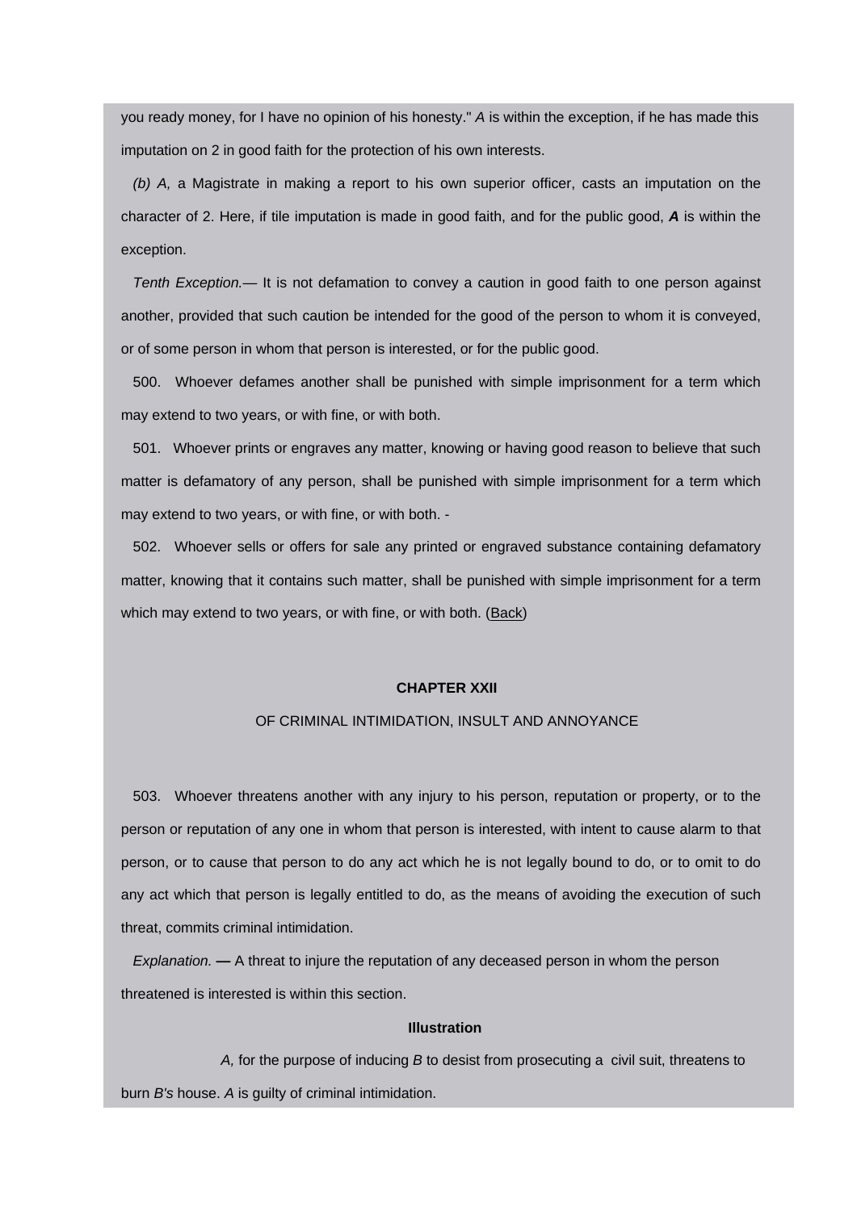you ready money, for I have no opinion of his honesty." *A* is within the exception, if he has made this imputation on 2 in good faith for the protection of his own interests.

*(b) A,* a Magistrate in making a report to his own superior officer, casts an imputation on the character of 2. Here, if tile imputation is made in good faith, and for the public good, ***A*** is within the exception.

*Tenth Exception.*— It is not defamation to convey a caution in good faith to one person against another, provided that such caution be intended for the good of the person to whom it is conveyed, or of some person in whom that person is interested, or for the public good.

500. Whoever defames another shall be punished with simple imprisonment for a term which may extend to two years, or with fine, or with both.

501. Whoever prints or engraves any matter, knowing or having good reason to believe that such matter is defamatory of any person, shall be punished with simple imprisonment for a term which may extend to two years, or with fine, or with both. -

502. Whoever sells or offers for sale any printed or engraved substance containing defamatory matter, knowing that it contains such matter, shall be punished with simple imprisonment for a term which may extend to two years, or with fine, or with both. (Back)

## CHAPTER XXII

### OF CRIMINAL INTIMIDATION, INSULT AND ANNOYANCE

503. Whoever threatens another with any injury to his person, reputation or property, or to the person or reputation of any one in whom that person is interested, with intent to cause alarm to that person, or to cause that person to do any act which he is not legally bound to do, or to omit to do any act which that person is legally entitled to do, as the means of avoiding the execution of such threat, commits criminal intimidation.

*Explanation.* **—** A threat to injure the reputation of any deceased person in whom the person threatened is interested is within this section.

**Illustration**

*A,* for the purpose of inducing *B* to desist from prosecuting a civil suit, threatens to burn *B's* house. *A* is guilty of criminal intimidation.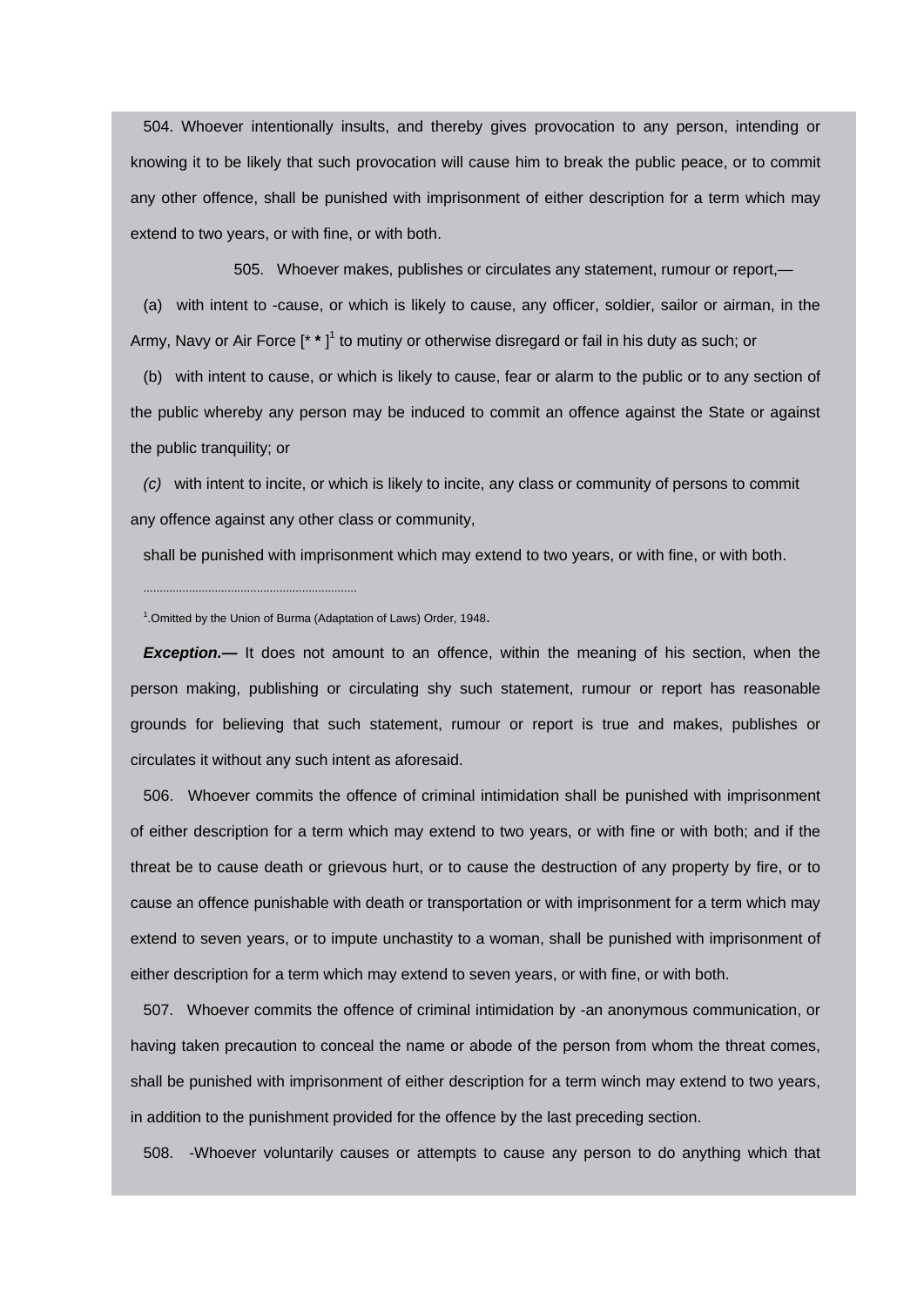504. Whoever intentionally insults, and thereby gives provocation to any person, intending or knowing it to be likely that such provocation will cause him to break the public peace, or to commit any other offence, shall be punished with imprisonment of either description for a term which may extend to two years, or with fine, or with both.

505. Whoever makes, publishes or circulates any statement, rumour or report,—

(a) with intent to -cause, or which is likely to cause, any officer, soldier, sailor or airman, in the Army, Navy or Air Force [* * ][1] to mutiny or otherwise disregard or fail in his duty as such; or

(b) with intent to cause, or which is likely to cause, fear or alarm to the public or to any section of the public whereby any person may be induced to commit an offence against the State or against the public tranquility; or

*(c)* with intent to incite, or which is likely to incite, any class or community of persons to commit any offence against any other class or community,

shall be punished with imprisonment which may extend to two years, or with fine, or with both.

[1].Omitted by the Union of Burma (Adaptation of Laws) Order, 1948.

***Exception.—*** It does not amount to an offence, within the meaning of his section, when the person making, publishing or circulating shy such statement, rumour or report has reasonable grounds for believing that such statement, rumour or report is true and makes, publishes or circulates it without any such intent as aforesaid.

506. Whoever commits the offence of criminal intimidation shall be punished with imprisonment of either description for a term which may extend to two years, or with fine or with both; and if the threat be to cause death or grievous hurt, or to cause the destruction of any property by fire, or to cause an offence punishable with death or transportation or with imprisonment for a term which may extend to seven years, or to impute unchastity to a woman, shall be punished with imprisonment of either description for a term which may extend to seven years, or with fine, or with both.

507. Whoever commits the offence of criminal intimidation by -an anonymous communication, or having taken precaution to conceal the name or abode of the person from whom the threat comes, shall be punished with imprisonment of either description for a term winch may extend to two years, in addition to the punishment provided for the offence by the last preceding section.

508. -Whoever voluntarily causes or attempts to cause any person to do anything which that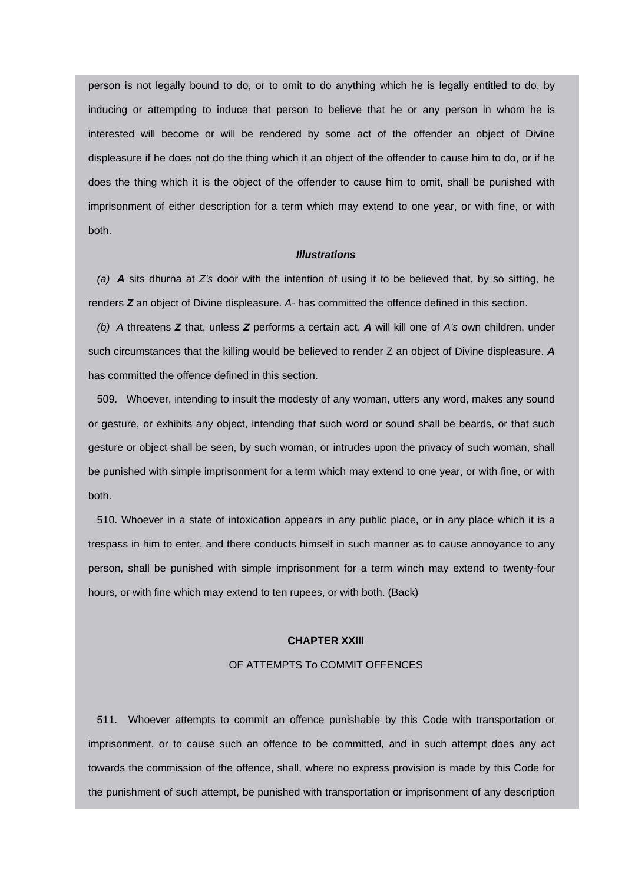person is not legally bound to do, or to omit to do anything which he is legally entitled to do, by inducing or attempting to induce that person to believe that he or any person in whom he is interested will become or will be rendered by some act of the offender an object of Divine displeasure if he does not do the thing which it an object of the offender to cause him to do, or if he does the thing which it is the object of the offender to cause him to omit, shall be punished with imprisonment of either description for a term which may extend to one year, or with fine, or with both.

***Illustrations***

*(a)* ***A*** sits dhurna at *Z's* door with the intention of using it to be believed that, by so sitting, he renders ***Z*** an object of Divine displeasure. *A*- has committed the offence defined in this section.

*(b)* *A* threatens ***Z*** that, unless ***Z*** performs a certain act, ***A*** will kill one of *A's* own children, under such circumstances that the killing would be believed to render Z an object of Divine displeasure. ***A*** has committed the offence defined in this section.

509. Whoever, intending to insult the modesty of any woman, utters any word, makes any sound or gesture, or exhibits any object, intending that such word or sound shall be beards, or that such gesture or object shall be seen, by such woman, or intrudes upon the privacy of such woman, shall be punished with simple imprisonment for a term which may extend to one year, or with fine, or with both.

510. Whoever in a state of intoxication appears in any public place, or in any place which it is a trespass in him to enter, and there conducts himself in such manner as to cause annoyance to any person, shall be punished with simple imprisonment for a term winch may extend to twenty-four hours, or with fine which may extend to ten rupees, or with both. (Back)

## CHAPTER XXIII

OF ATTEMPTS To COMMIT OFFENCES

511. Whoever attempts to commit an offence punishable by this Code with transportation or imprisonment, or to cause such an offence to be committed, and in such attempt does any act towards the commission of the offence, shall, where no express provision is made by this Code for the punishment of such attempt, be punished with transportation or imprisonment of any description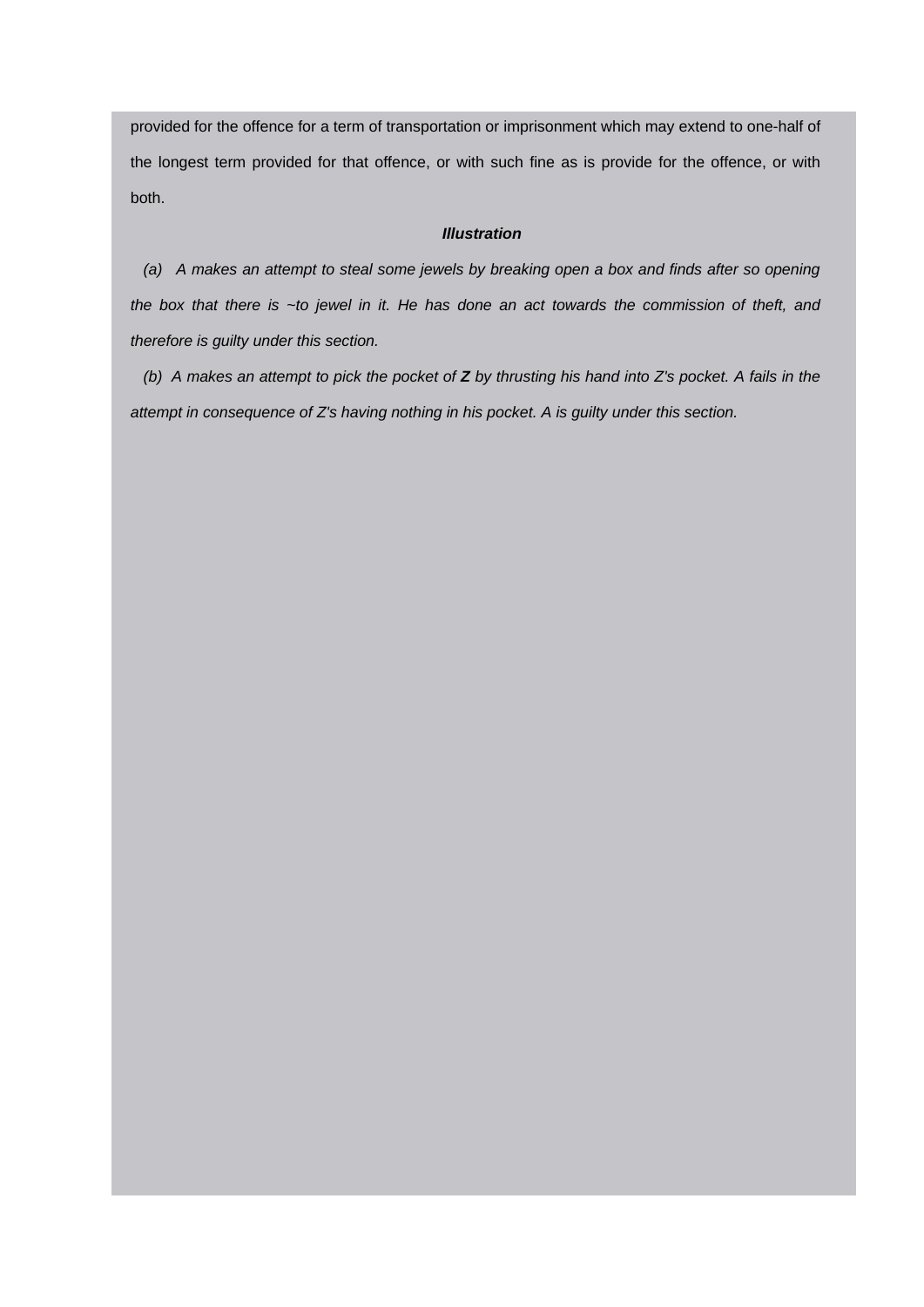provided for the offence for a term of transportation or imprisonment which may extend to one-half of the longest term provided for that offence, or with such fine as is provide for the offence, or with both.

***Illustration***

*(a) A makes an attempt to steal some jewels by breaking open a box and finds after so opening the box that there is ~to jewel in it. He has done an act towards the commission of theft, and therefore is guilty under this section.*

*(b) A makes an attempt to pick the pocket of **Z** by thrusting his hand into Z's pocket. A fails in the attempt in consequence of Z's having nothing in his pocket. A is guilty under this section.*